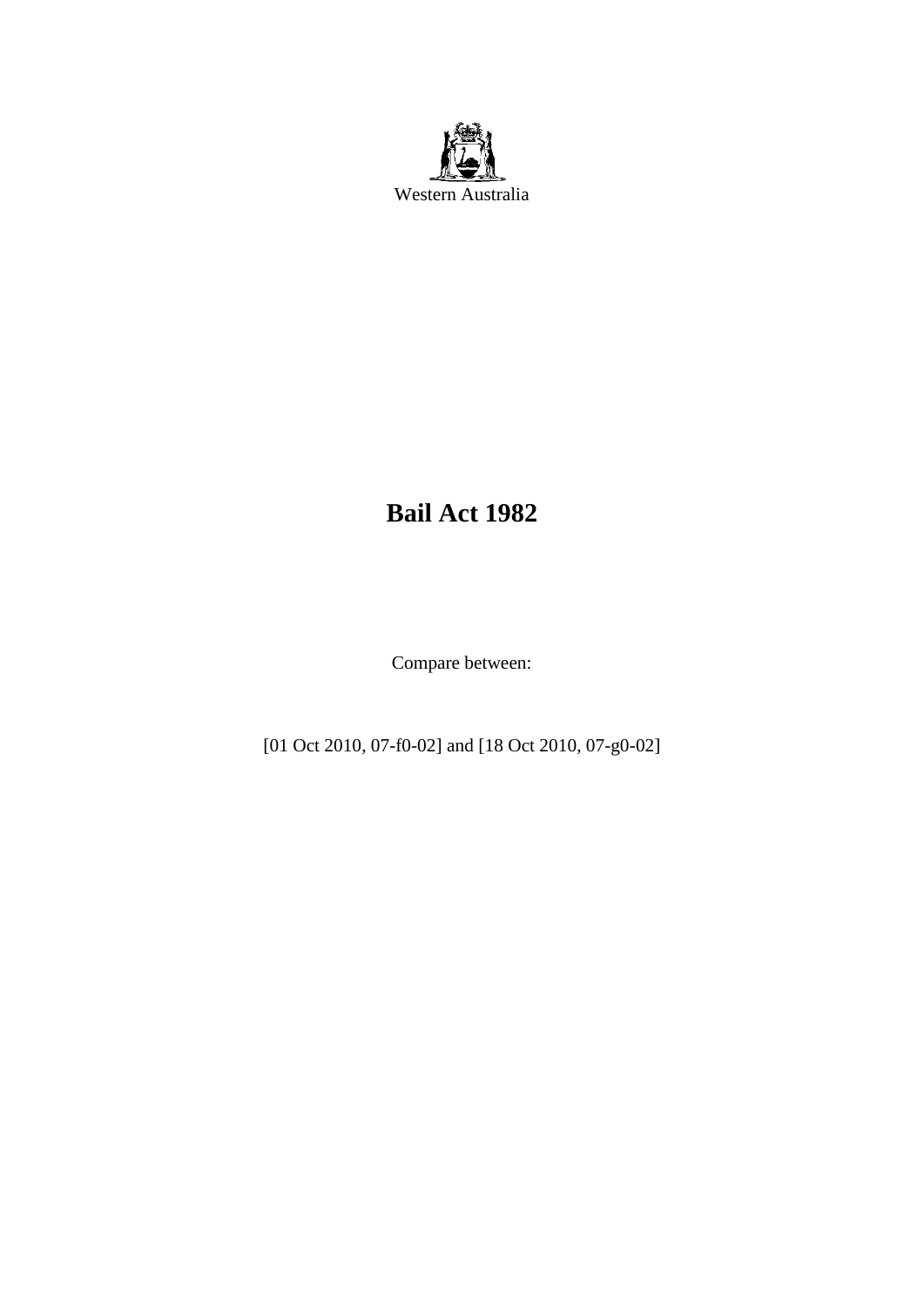Western Australia

# Bail Act 1982

Compare between:

[01 Oct 2010, 07-f0-02] and [18 Oct 2010, 07-g0-02]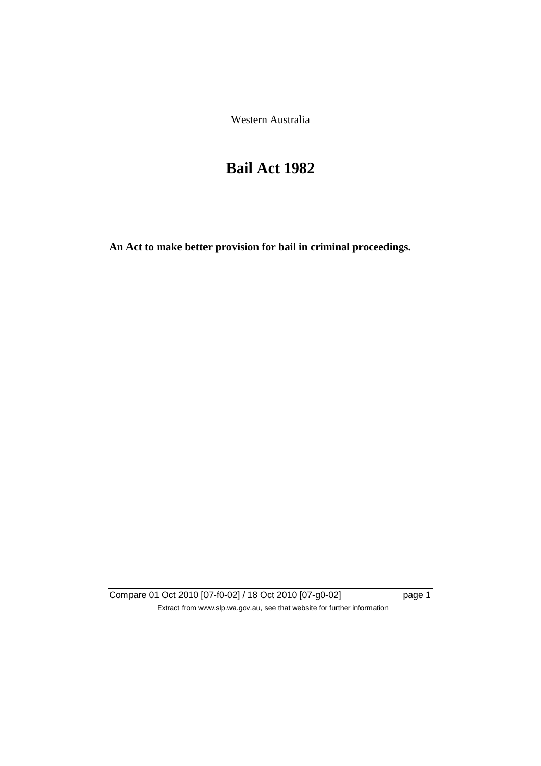Western Australia

# Bail Act 1982

**An Act to make better provision for bail in criminal proceedings.**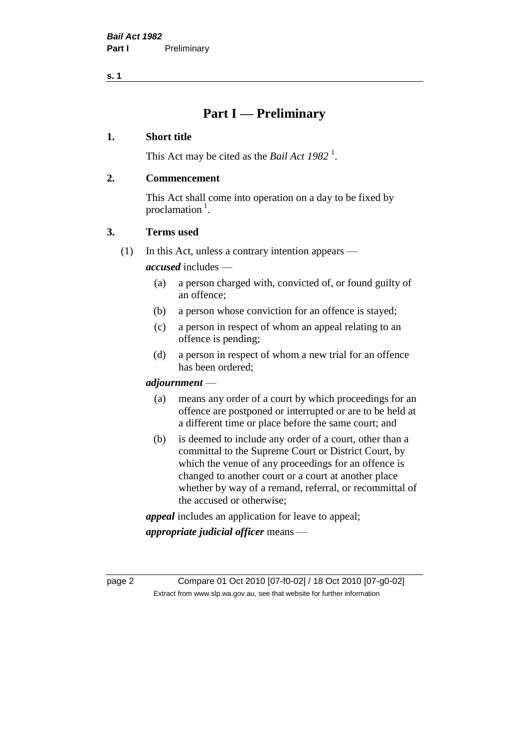# Part I — Preliminary

## 1. Short title

This Act may be cited as the *Bail Act 1982* [1].

## 2. Commencement

This Act shall come into operation on a day to be fixed by proclamation [1].

## 3. Terms used

(1) In this Act, unless a contrary intention appears —

***accused*** includes —

- (a) a person charged with, convicted of, or found guilty of an offence;
- (b) a person whose conviction for an offence is stayed;
- (c) a person in respect of whom an appeal relating to an offence is pending;
- (d) a person in respect of whom a new trial for an offence has been ordered;

***adjournment*** —

- (a) means any order of a court by which proceedings for an offence are postponed or interrupted or are to be held at a different time or place before the same court; and
- (b) is deemed to include any order of a court, other than a committal to the Supreme Court or District Court, by which the venue of any proceedings for an offence is changed to another court or a court at another place whether by way of a remand, referral, or recommittal of the accused or otherwise;

***appeal*** includes an application for leave to appeal;

***appropriate judicial officer*** means —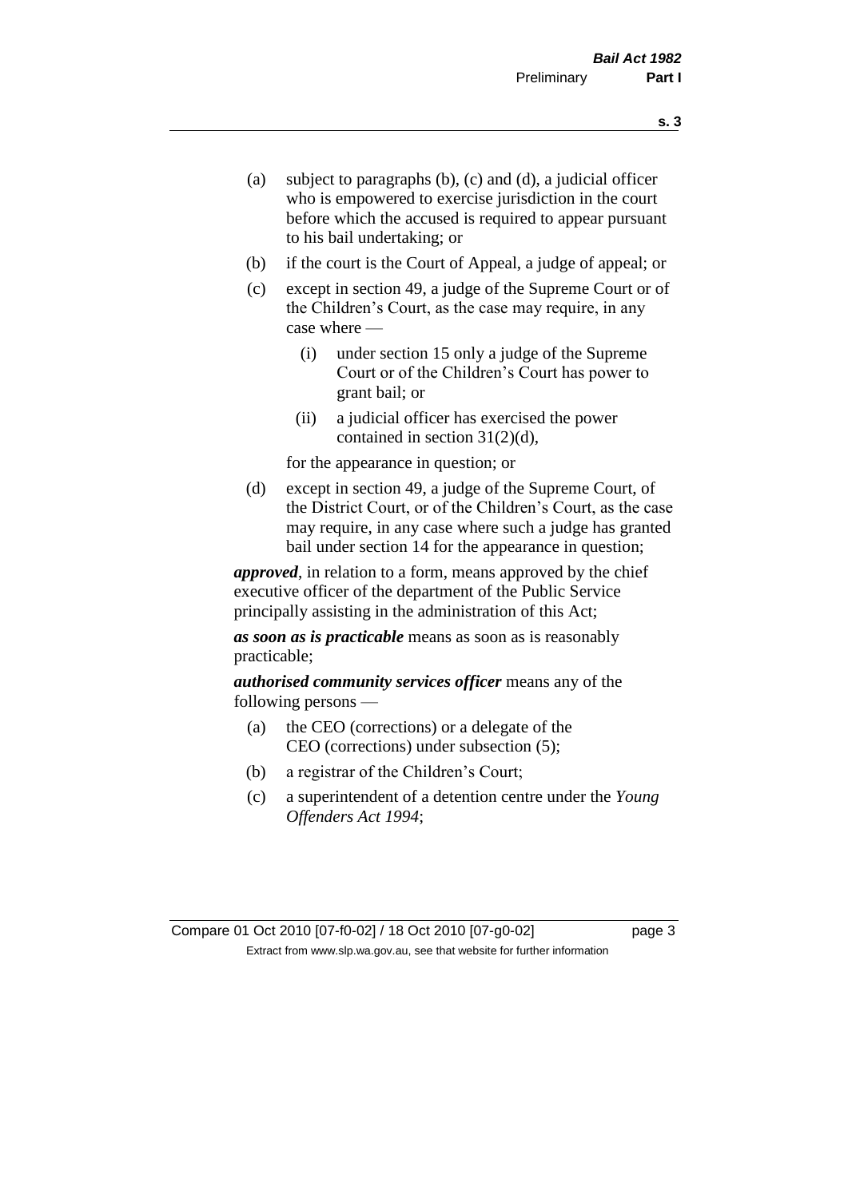- (a) subject to paragraphs (b), (c) and (d), a judicial officer who is empowered to exercise jurisdiction in the court before which the accused is required to appear pursuant to his bail undertaking; or
- (b) if the court is the Court of Appeal, a judge of appeal; or
- (c) except in section 49, a judge of the Supreme Court or of the Children's Court, as the case may require, in any case where —
  - (i) under section 15 only a judge of the Supreme Court or of the Children's Court has power to grant bail; or
  - (ii) a judicial officer has exercised the power contained in section 31(2)(d),

  for the appearance in question; or
- (d) except in section 49, a judge of the Supreme Court, of the District Court, or of the Children's Court, as the case may require, in any case where such a judge has granted bail under section 14 for the appearance in question;

***approved***, in relation to a form, means approved by the chief executive officer of the department of the Public Service principally assisting in the administration of this Act;

***as soon as is practicable*** means as soon as is reasonably practicable;

***authorised community services officer*** means any of the following persons —

- (a) the CEO (corrections) or a delegate of the CEO (corrections) under subsection (5);
- (b) a registrar of the Children's Court;
- (c) a superintendent of a detention centre under the *Young Offenders Act 1994*;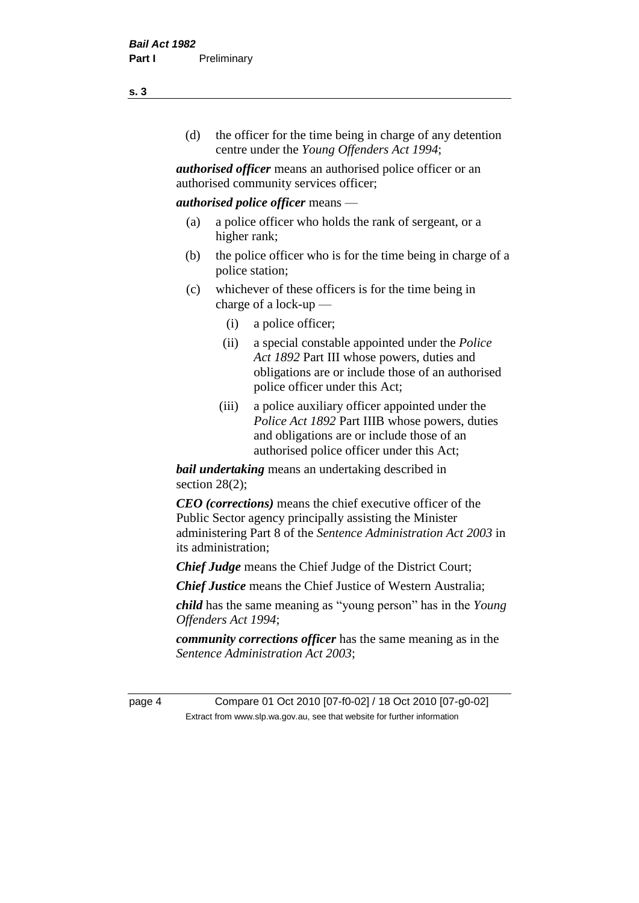(d) the officer for the time being in charge of any detention centre under the *Young Offenders Act 1994*;

***authorised officer*** means an authorised police officer or an authorised community services officer;

***authorised police officer*** means —

(a) a police officer who holds the rank of sergeant, or a higher rank;

(b) the police officer who is for the time being in charge of a police station;

(c) whichever of these officers is for the time being in charge of a lock-up —

(i) a police officer;

(ii) a special constable appointed under the *Police Act 1892* Part III whose powers, duties and obligations are or include those of an authorised police officer under this Act;

(iii) a police auxiliary officer appointed under the *Police Act 1892* Part IIIB whose powers, duties and obligations are or include those of an authorised police officer under this Act;

***bail undertaking*** means an undertaking described in section 28(2);

***CEO (corrections)*** means the chief executive officer of the Public Sector agency principally assisting the Minister administering Part 8 of the *Sentence Administration Act 2003* in its administration;

***Chief Judge*** means the Chief Judge of the District Court;

***Chief Justice*** means the Chief Justice of Western Australia;

***child*** has the same meaning as "young person" has in the *Young Offenders Act 1994*;

***community corrections officer*** has the same meaning as in the *Sentence Administration Act 2003*;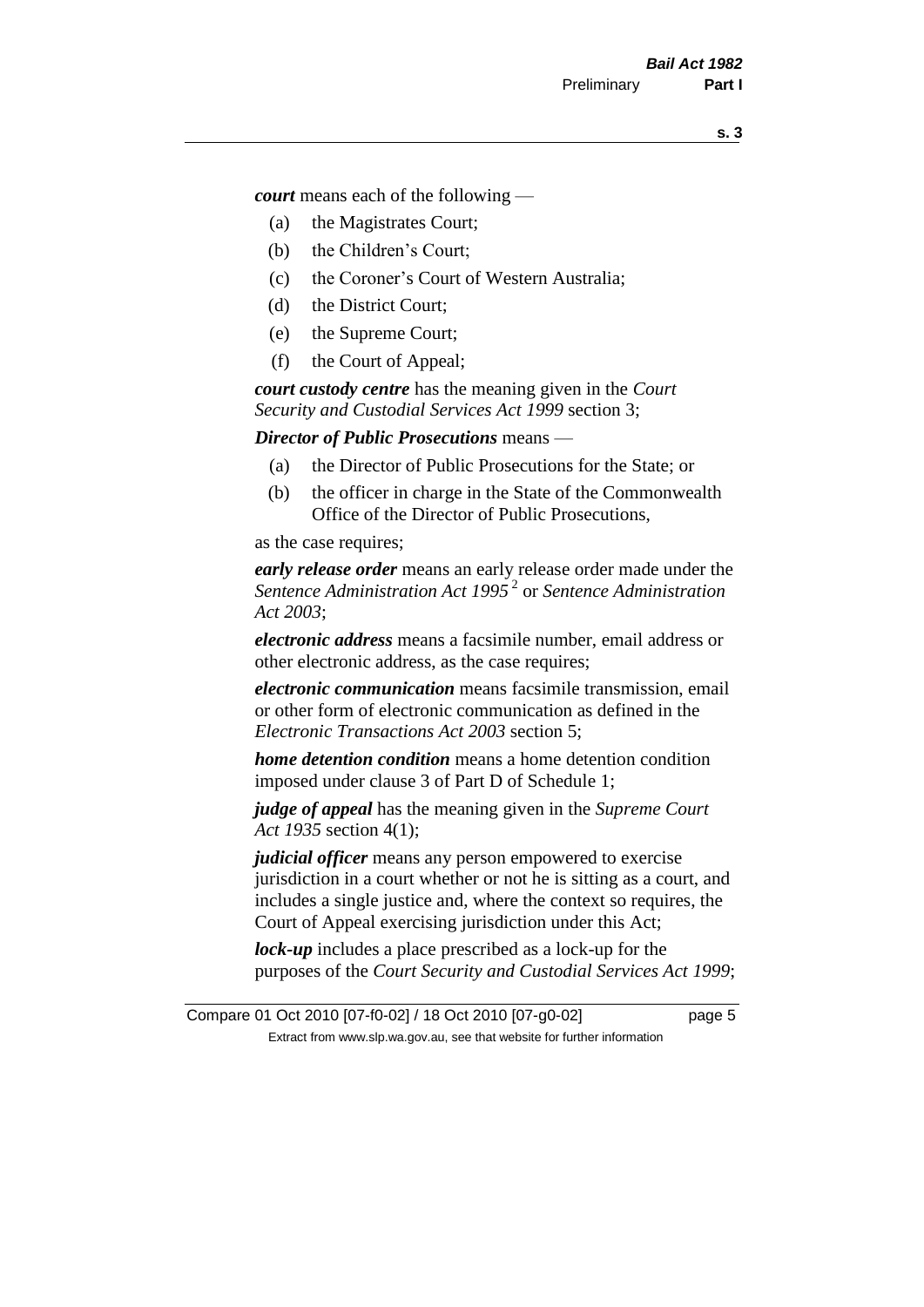***court*** means each of the following —

- (a) the Magistrates Court;
- (b) the Children's Court;
- (c) the Coroner's Court of Western Australia;
- (d) the District Court;
- (e) the Supreme Court;
- (f) the Court of Appeal;

***court custody centre*** has the meaning given in the *Court Security and Custodial Services Act 1999* section 3;

***Director of Public Prosecutions*** means —

- (a) the Director of Public Prosecutions for the State; or
- (b) the officer in charge in the State of the Commonwealth Office of the Director of Public Prosecutions,

as the case requires;

***early release order*** means an early release order made under the *Sentence Administration Act 1995* [2] or *Sentence Administration Act 2003*;

***electronic address*** means a facsimile number, email address or other electronic address, as the case requires;

***electronic communication*** means facsimile transmission, email or other form of electronic communication as defined in the *Electronic Transactions Act 2003* section 5;

***home detention condition*** means a home detention condition imposed under clause 3 of Part D of Schedule 1;

***judge of appeal*** has the meaning given in the *Supreme Court Act 1935* section 4(1);

***judicial officer*** means any person empowered to exercise jurisdiction in a court whether or not he is sitting as a court, and includes a single justice and, where the context so requires, the Court of Appeal exercising jurisdiction under this Act;

***lock-up*** includes a place prescribed as a lock-up for the purposes of the *Court Security and Custodial Services Act 1999*;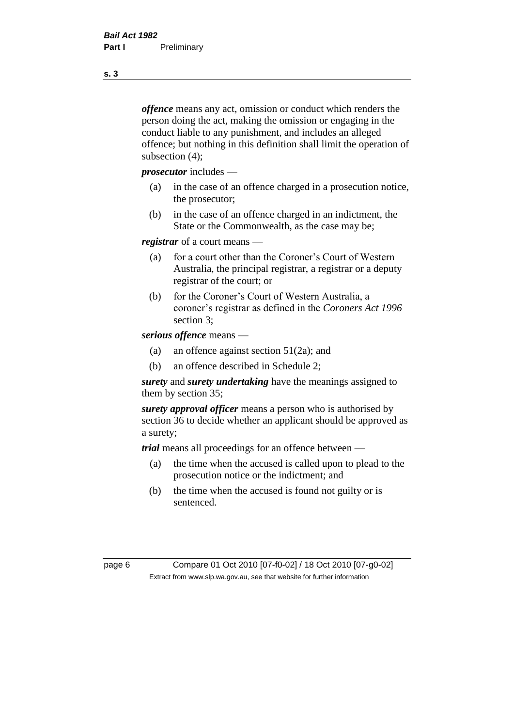***offence*** means any act, omission or conduct which renders the person doing the act, making the omission or engaging in the conduct liable to any punishment, and includes an alleged offence; but nothing in this definition shall limit the operation of subsection (4);

***prosecutor*** includes —

(a) in the case of an offence charged in a prosecution notice, the prosecutor;

(b) in the case of an offence charged in an indictment, the State or the Commonwealth, as the case may be;

***registrar*** of a court means —

(a) for a court other than the Coroner's Court of Western Australia, the principal registrar, a registrar or a deputy registrar of the court; or

(b) for the Coroner's Court of Western Australia, a coroner's registrar as defined in the *Coroners Act 1996* section 3;

***serious offence*** means —

(a) an offence against section 51(2a); and

(b) an offence described in Schedule 2;

***surety*** and ***surety undertaking*** have the meanings assigned to them by section 35;

***surety approval officer*** means a person who is authorised by section 36 to decide whether an applicant should be approved as a surety;

***trial*** means all proceedings for an offence between —

(a) the time when the accused is called upon to plead to the prosecution notice or the indictment; and

(b) the time when the accused is found not guilty or is sentenced.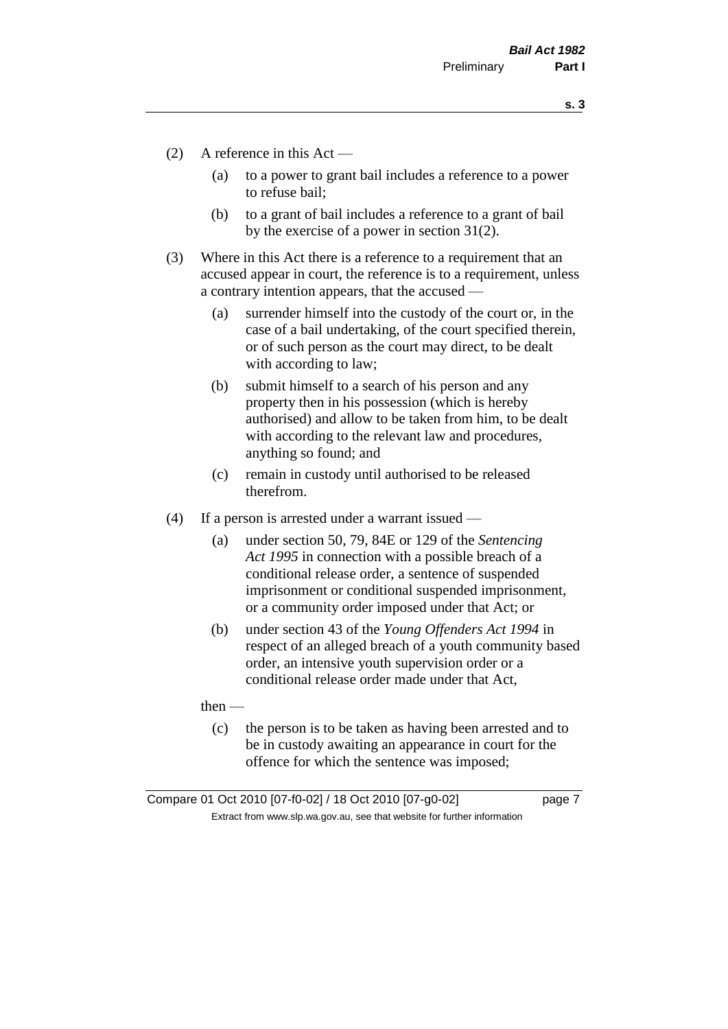(2) A reference in this Act —

(a) to a power to grant bail includes a reference to a power to refuse bail;

(b) to a grant of bail includes a reference to a grant of bail by the exercise of a power in section 31(2).

(3) Where in this Act there is a reference to a requirement that an accused appear in court, the reference is to a requirement, unless a contrary intention appears, that the accused —

(a) surrender himself into the custody of the court or, in the case of a bail undertaking, of the court specified therein, or of such person as the court may direct, to be dealt with according to law;

(b) submit himself to a search of his person and any property then in his possession (which is hereby authorised) and allow to be taken from him, to be dealt with according to the relevant law and procedures, anything so found; and

(c) remain in custody until authorised to be released therefrom.

(4) If a person is arrested under a warrant issued —

(a) under section 50, 79, 84E or 129 of the *Sentencing Act 1995* in connection with a possible breach of a conditional release order, a sentence of suspended imprisonment or conditional suspended imprisonment, or a community order imposed under that Act; or

(b) under section 43 of the *Young Offenders Act 1994* in respect of an alleged breach of a youth community based order, an intensive youth supervision order or a conditional release order made under that Act,

then —

(c) the person is to be taken as having been arrested and to be in custody awaiting an appearance in court for the offence for which the sentence was imposed;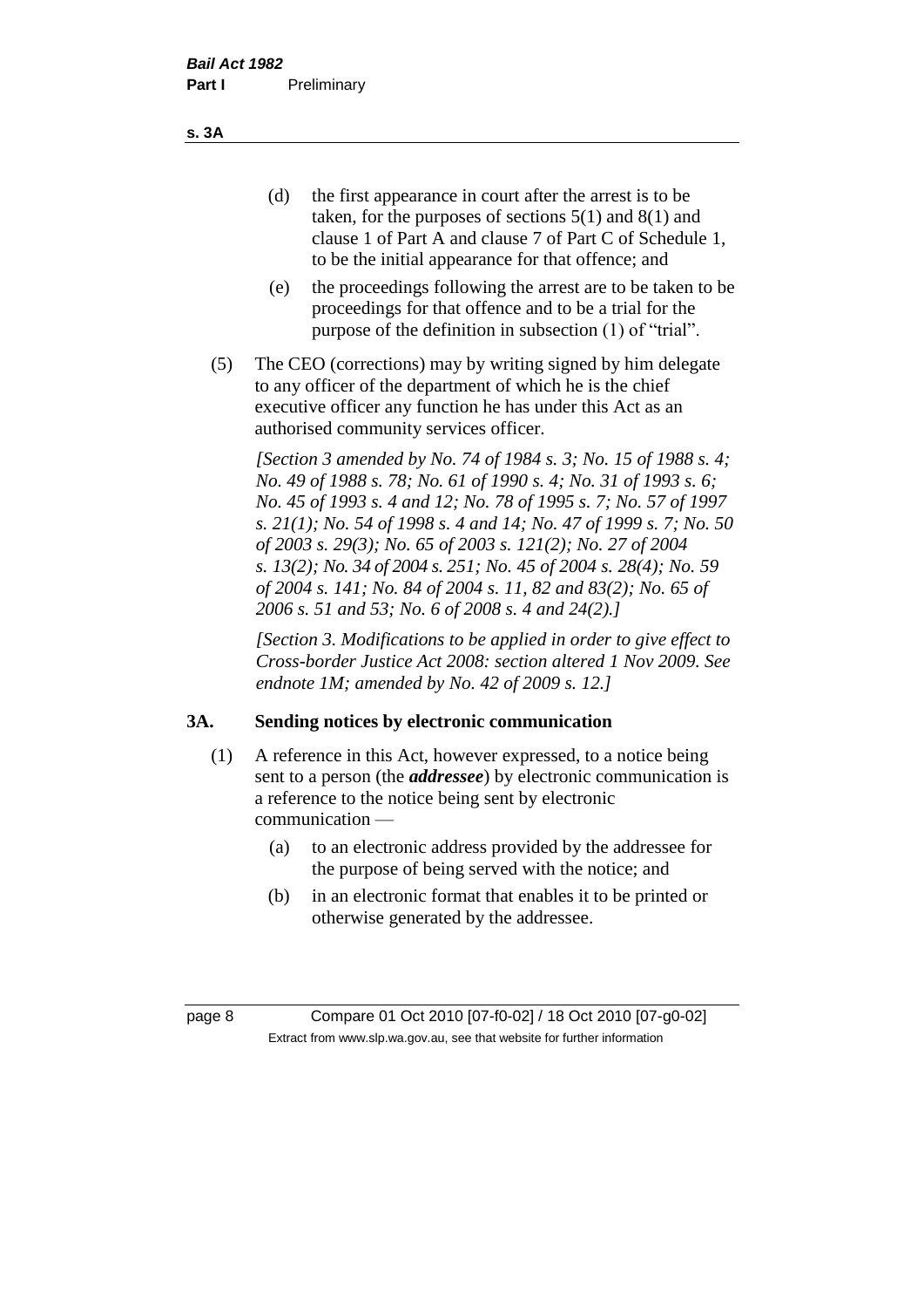(d) the first appearance in court after the arrest is to be taken, for the purposes of sections 5(1) and 8(1) and clause 1 of Part A and clause 7 of Part C of Schedule 1, to be the initial appearance for that offence; and

(e) the proceedings following the arrest are to be taken to be proceedings for that offence and to be a trial for the purpose of the definition in subsection (1) of "trial".

(5) The CEO (corrections) may by writing signed by him delegate to any officer of the department of which he is the chief executive officer any function he has under this Act as an authorised community services officer.

*[Section 3 amended by No. 74 of 1984 s. 3; No. 15 of 1988 s. 4; No. 49 of 1988 s. 78; No. 61 of 1990 s. 4; No. 31 of 1993 s. 6; No. 45 of 1993 s. 4 and 12; No. 78 of 1995 s. 7; No. 57 of 1997 s. 21(1); No. 54 of 1998 s. 4 and 14; No. 47 of 1999 s. 7; No. 50 of 2003 s. 29(3); No. 65 of 2003 s. 121(2); No. 27 of 2004 s. 13(2); No. 34 of 2004 s. 251; No. 45 of 2004 s. 28(4); No. 59 of 2004 s. 141; No. 84 of 2004 s. 11, 82 and 83(2); No. 65 of 2006 s. 51 and 53; No. 6 of 2008 s. 4 and 24(2).]*

*[Section 3. Modifications to be applied in order to give effect to Cross-border Justice Act 2008: section altered 1 Nov 2009. See endnote 1M; amended by No. 42 of 2009 s. 12.]*

## 3A. Sending notices by electronic communication

(1) A reference in this Act, however expressed, to a notice being sent to a person (the ***addressee***) by electronic communication is a reference to the notice being sent by electronic communication —

(a) to an electronic address provided by the addressee for the purpose of being served with the notice; and

(b) in an electronic format that enables it to be printed or otherwise generated by the addressee.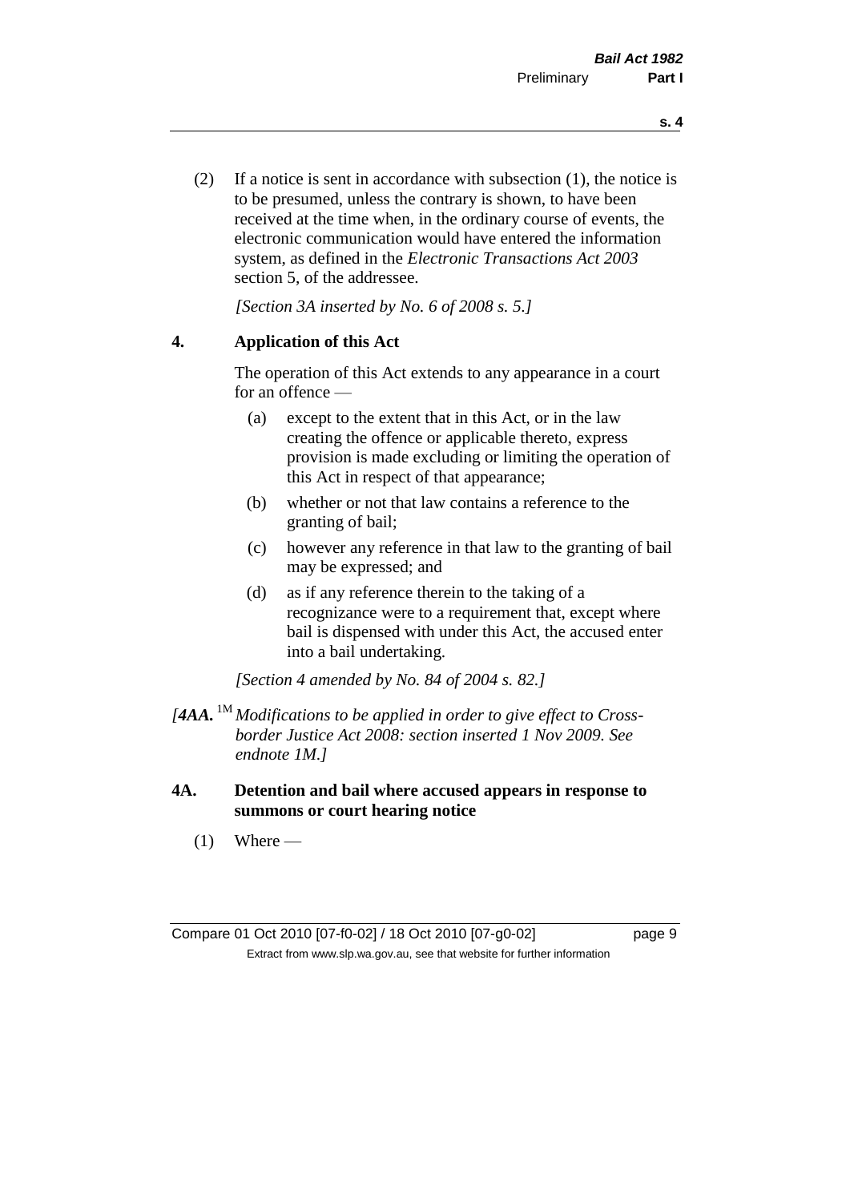(2) If a notice is sent in accordance with subsection (1), the notice is to be presumed, unless the contrary is shown, to have been received at the time when, in the ordinary course of events, the electronic communication would have entered the information system, as defined in the *Electronic Transactions Act 2003* section 5, of the addressee.

*[Section 3A inserted by No. 6 of 2008 s. 5.]*

**4. Application of this Act**

The operation of this Act extends to any appearance in a court for an offence —

(a) except to the extent that in this Act, or in the law creating the offence or applicable thereto, express provision is made excluding or limiting the operation of this Act in respect of that appearance;

(b) whether or not that law contains a reference to the granting of bail;

(c) however any reference in that law to the granting of bail may be expressed; and

(d) as if any reference therein to the taking of a recognizance were to a requirement that, except where bail is dispensed with under this Act, the accused enter into a bail undertaking.

*[Section 4 amended by No. 84 of 2004 s. 82.]*

*[**4AA.** [1M] Modifications to be applied in order to give effect to Cross-border Justice Act 2008: section inserted 1 Nov 2009. See endnote 1M.]*

**4A. Detention and bail where accused appears in response to summons or court hearing notice**

(1) Where —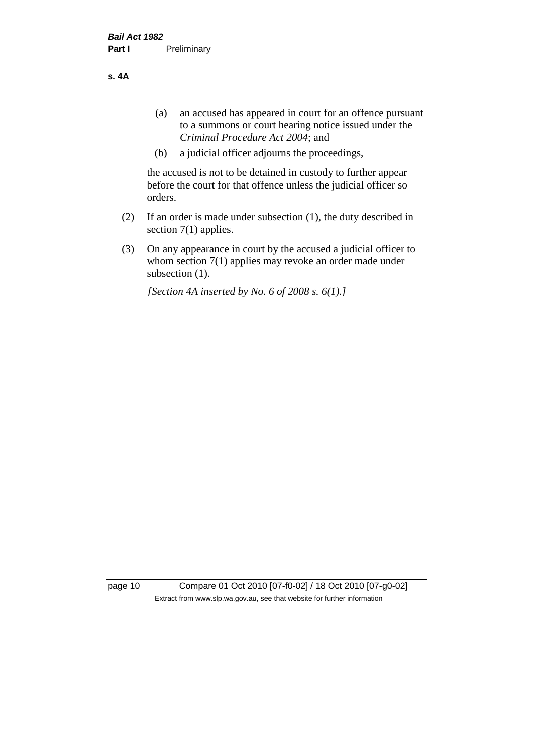(a) an accused has appeared in court for an offence pursuant to a summons or court hearing notice issued under the *Criminal Procedure Act 2004*; and

(b) a judicial officer adjourns the proceedings,

the accused is not to be detained in custody to further appear before the court for that offence unless the judicial officer so orders.

(2) If an order is made under subsection (1), the duty described in section 7(1) applies.

(3) On any appearance in court by the accused a judicial officer to whom section 7(1) applies may revoke an order made under subsection (1).

*[Section 4A inserted by No. 6 of 2008 s. 6(1).]*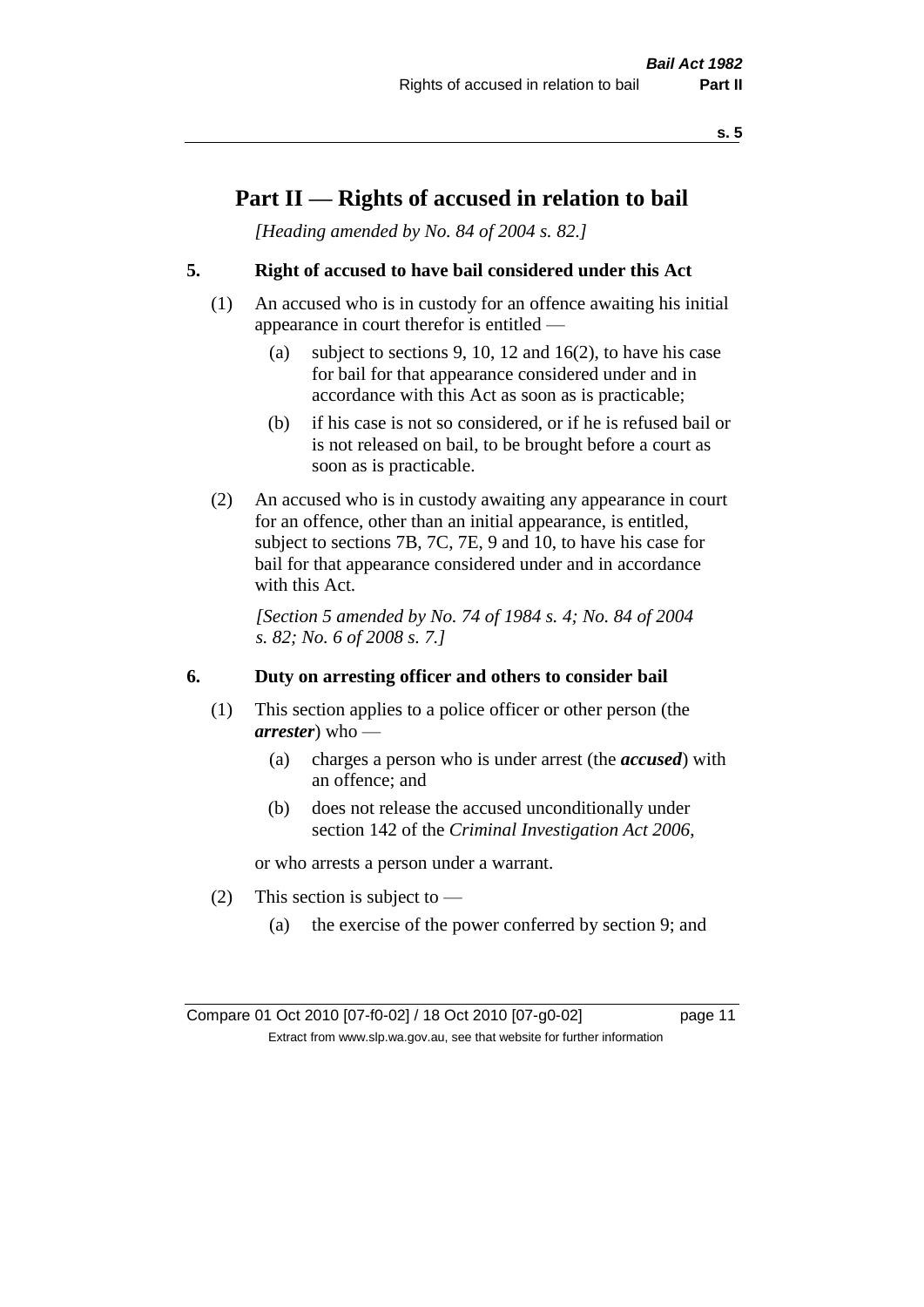# Part II — Rights of accused in relation to bail

*[Heading amended by No. 84 of 2004 s. 82.]*

### 5. Right of accused to have bail considered under this Act

(1) An accused who is in custody for an offence awaiting his initial appearance in court therefor is entitled —

- (a) subject to sections 9, 10, 12 and 16(2), to have his case for bail for that appearance considered under and in accordance with this Act as soon as is practicable;
- (b) if his case is not so considered, or if he is refused bail or is not released on bail, to be brought before a court as soon as is practicable.

(2) An accused who is in custody awaiting any appearance in court for an offence, other than an initial appearance, is entitled, subject to sections 7B, 7C, 7E, 9 and 10, to have his case for bail for that appearance considered under and in accordance with this Act.

*[Section 5 amended by No. 74 of 1984 s. 4; No. 84 of 2004 s. 82; No. 6 of 2008 s. 7.]*

### 6. Duty on arresting officer and others to consider bail

(1) This section applies to a police officer or other person (the ***arrester***) who —

- (a) charges a person who is under arrest (the ***accused***) with an offence; and
- (b) does not release the accused unconditionally under section 142 of the *Criminal Investigation Act 2006*,

or who arrests a person under a warrant.

(2) This section is subject to —

- (a) the exercise of the power conferred by section 9; and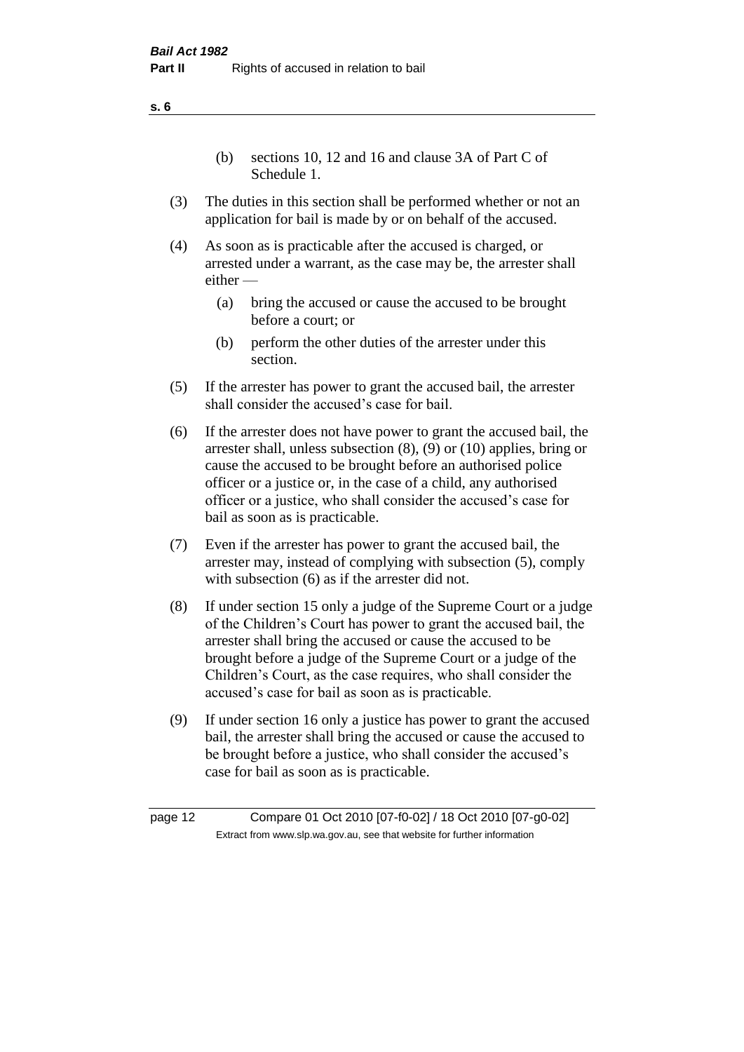(b) sections 10, 12 and 16 and clause 3A of Part C of Schedule 1.

(3) The duties in this section shall be performed whether or not an application for bail is made by or on behalf of the accused.

(4) As soon as is practicable after the accused is charged, or arrested under a warrant, as the case may be, the arrester shall either —

(a) bring the accused or cause the accused to be brought before a court; or

(b) perform the other duties of the arrester under this section.

(5) If the arrester has power to grant the accused bail, the arrester shall consider the accused's case for bail.

(6) If the arrester does not have power to grant the accused bail, the arrester shall, unless subsection (8), (9) or (10) applies, bring or cause the accused to be brought before an authorised police officer or a justice or, in the case of a child, any authorised officer or a justice, who shall consider the accused's case for bail as soon as is practicable.

(7) Even if the arrester has power to grant the accused bail, the arrester may, instead of complying with subsection (5), comply with subsection (6) as if the arrester did not.

(8) If under section 15 only a judge of the Supreme Court or a judge of the Children's Court has power to grant the accused bail, the arrester shall bring the accused or cause the accused to be brought before a judge of the Supreme Court or a judge of the Children's Court, as the case requires, who shall consider the accused's case for bail as soon as is practicable.

(9) If under section 16 only a justice has power to grant the accused bail, the arrester shall bring the accused or cause the accused to be brought before a justice, who shall consider the accused's case for bail as soon as is practicable.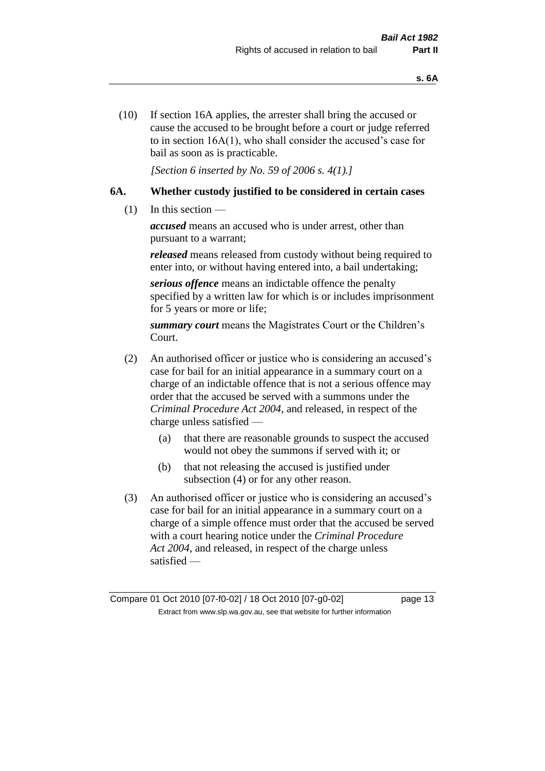(10) If section 16A applies, the arrester shall bring the accused or cause the accused to be brought before a court or judge referred to in section 16A(1), who shall consider the accused's case for bail as soon as is practicable.

*[Section 6 inserted by No. 59 of 2006 s. 4(1).]*

### 6A. Whether custody justified to be considered in certain cases

(1) In this section —

***accused*** means an accused who is under arrest, other than pursuant to a warrant;

***released*** means released from custody without being required to enter into, or without having entered into, a bail undertaking;

***serious offence*** means an indictable offence the penalty specified by a written law for which is or includes imprisonment for 5 years or more or life;

***summary court*** means the Magistrates Court or the Children's Court.

(2) An authorised officer or justice who is considering an accused's case for bail for an initial appearance in a summary court on a charge of an indictable offence that is not a serious offence may order that the accused be served with a summons under the *Criminal Procedure Act 2004*, and released, in respect of the charge unless satisfied —

(a) that there are reasonable grounds to suspect the accused would not obey the summons if served with it; or

(b) that not releasing the accused is justified under subsection (4) or for any other reason.

(3) An authorised officer or justice who is considering an accused's case for bail for an initial appearance in a summary court on a charge of a simple offence must order that the accused be served with a court hearing notice under the *Criminal Procedure Act 2004*, and released, in respect of the charge unless satisfied —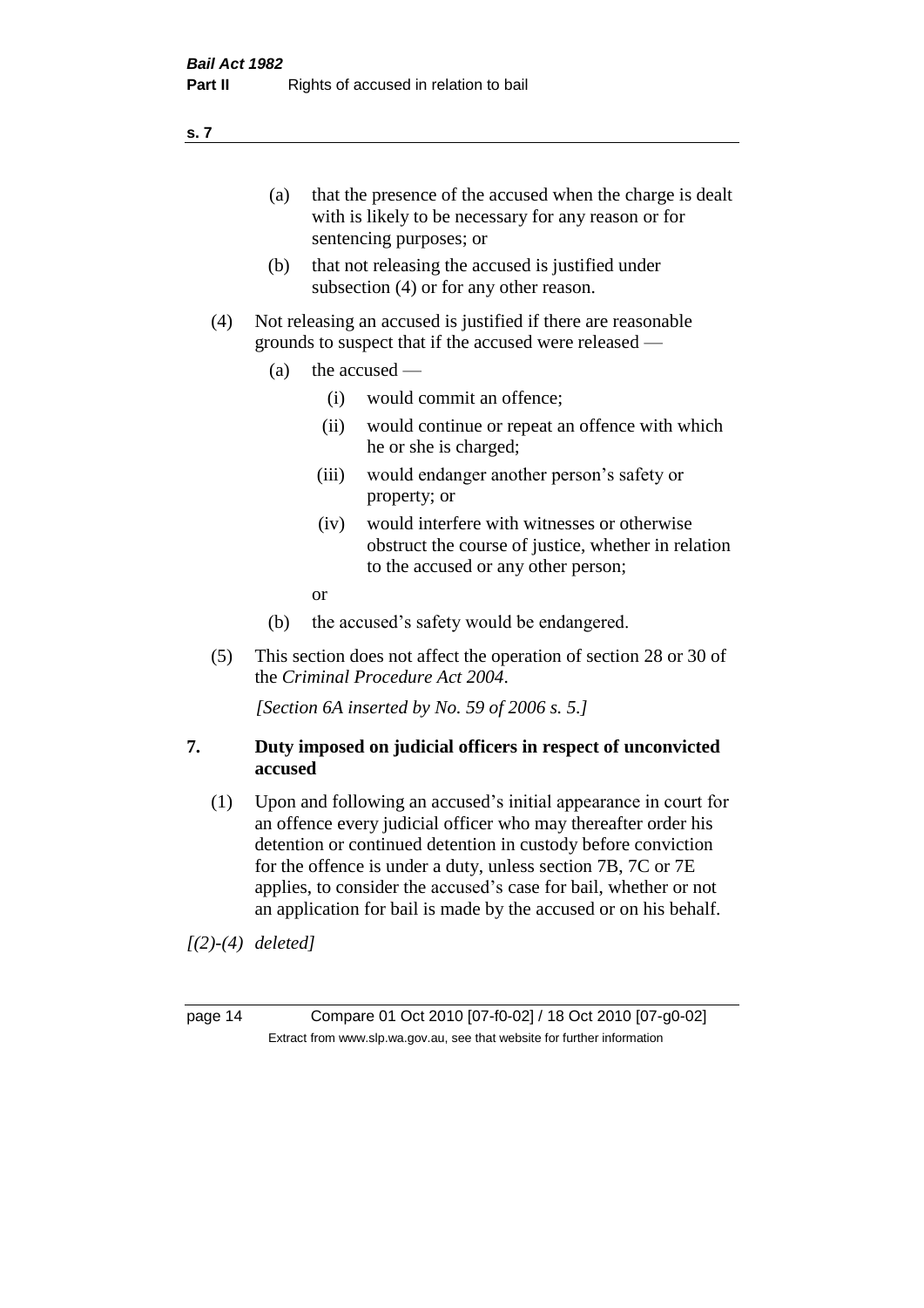(a) that the presence of the accused when the charge is dealt with is likely to be necessary for any reason or for sentencing purposes; or

(b) that not releasing the accused is justified under subsection (4) or for any other reason.

(4) Not releasing an accused is justified if there are reasonable grounds to suspect that if the accused were released —

(a) the accused —

(i) would commit an offence;

(ii) would continue or repeat an offence with which he or she is charged;

(iii) would endanger another person's safety or property; or

(iv) would interfere with witnesses or otherwise obstruct the course of justice, whether in relation to the accused or any other person;

or

(b) the accused's safety would be endangered.

(5) This section does not affect the operation of section 28 or 30 of the *Criminal Procedure Act 2004*.

*[Section 6A inserted by No. 59 of 2006 s. 5.]*

## 7. Duty imposed on judicial officers in respect of unconvicted accused

(1) Upon and following an accused's initial appearance in court for an offence every judicial officer who may thereafter order his detention or continued detention in custody before conviction for the offence is under a duty, unless section 7B, 7C or 7E applies, to consider the accused's case for bail, whether or not an application for bail is made by the accused or on his behalf.

*[(2)-(4) deleted]*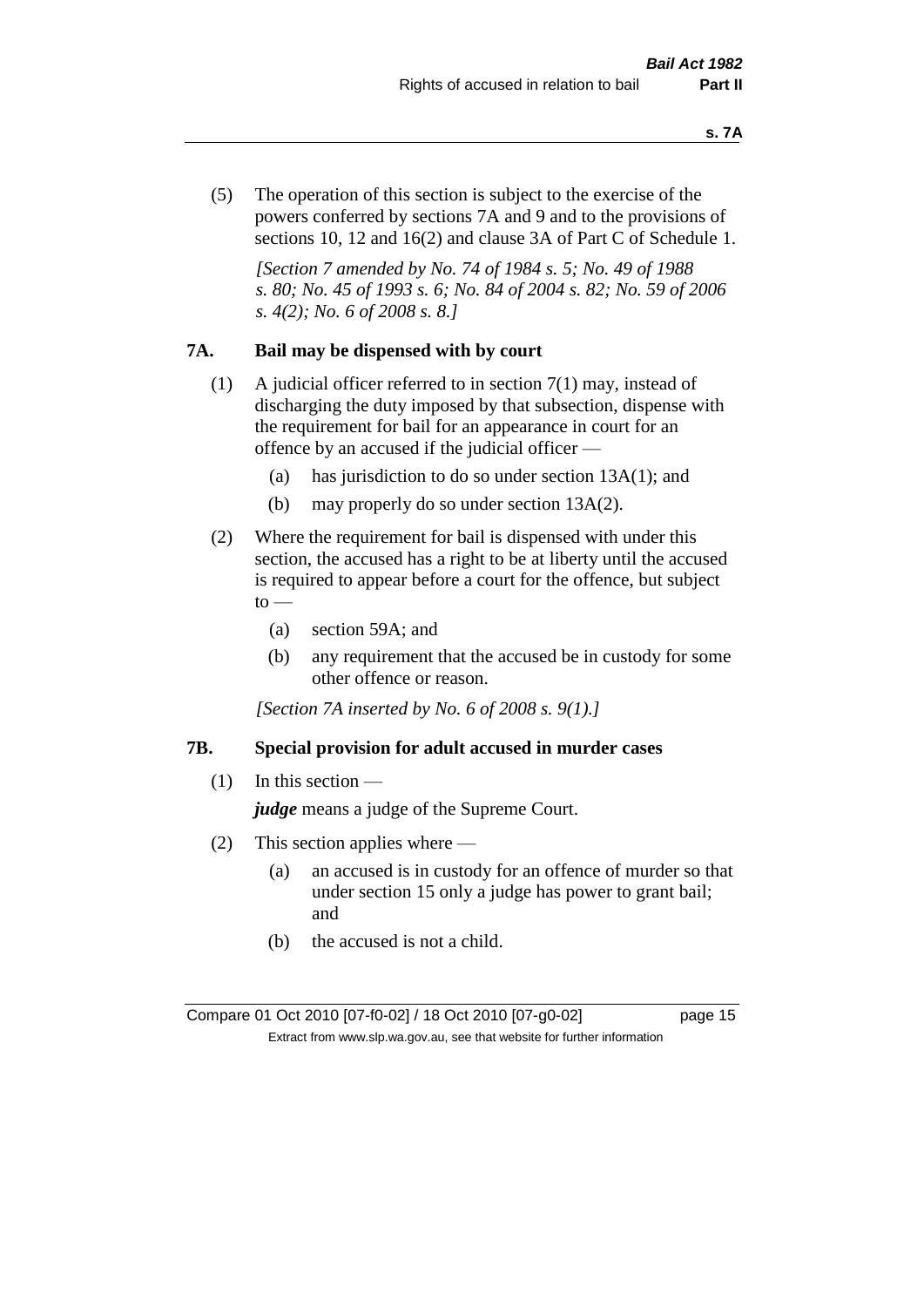(5) The operation of this section is subject to the exercise of the powers conferred by sections 7A and 9 and to the provisions of sections 10, 12 and 16(2) and clause 3A of Part C of Schedule 1.

*[Section 7 amended by No. 74 of 1984 s. 5; No. 49 of 1988 s. 80; No. 45 of 1993 s. 6; No. 84 of 2004 s. 82; No. 59 of 2006 s. 4(2); No. 6 of 2008 s. 8.]*

### 7A. Bail may be dispensed with by court

(1) A judicial officer referred to in section 7(1) may, instead of discharging the duty imposed by that subsection, dispense with the requirement for bail for an appearance in court for an offence by an accused if the judicial officer —

  (a) has jurisdiction to do so under section 13A(1); and

  (b) may properly do so under section 13A(2).

(2) Where the requirement for bail is dispensed with under this section, the accused has a right to be at liberty until the accused is required to appear before a court for the offence, but subject to —

  (a) section 59A; and

  (b) any requirement that the accused be in custody for some other offence or reason.

*[Section 7A inserted by No. 6 of 2008 s. 9(1).]*

### 7B. Special provision for adult accused in murder cases

(1) In this section —

***judge*** means a judge of the Supreme Court.

(2) This section applies where —

  (a) an accused is in custody for an offence of murder so that under section 15 only a judge has power to grant bail; and

  (b) the accused is not a child.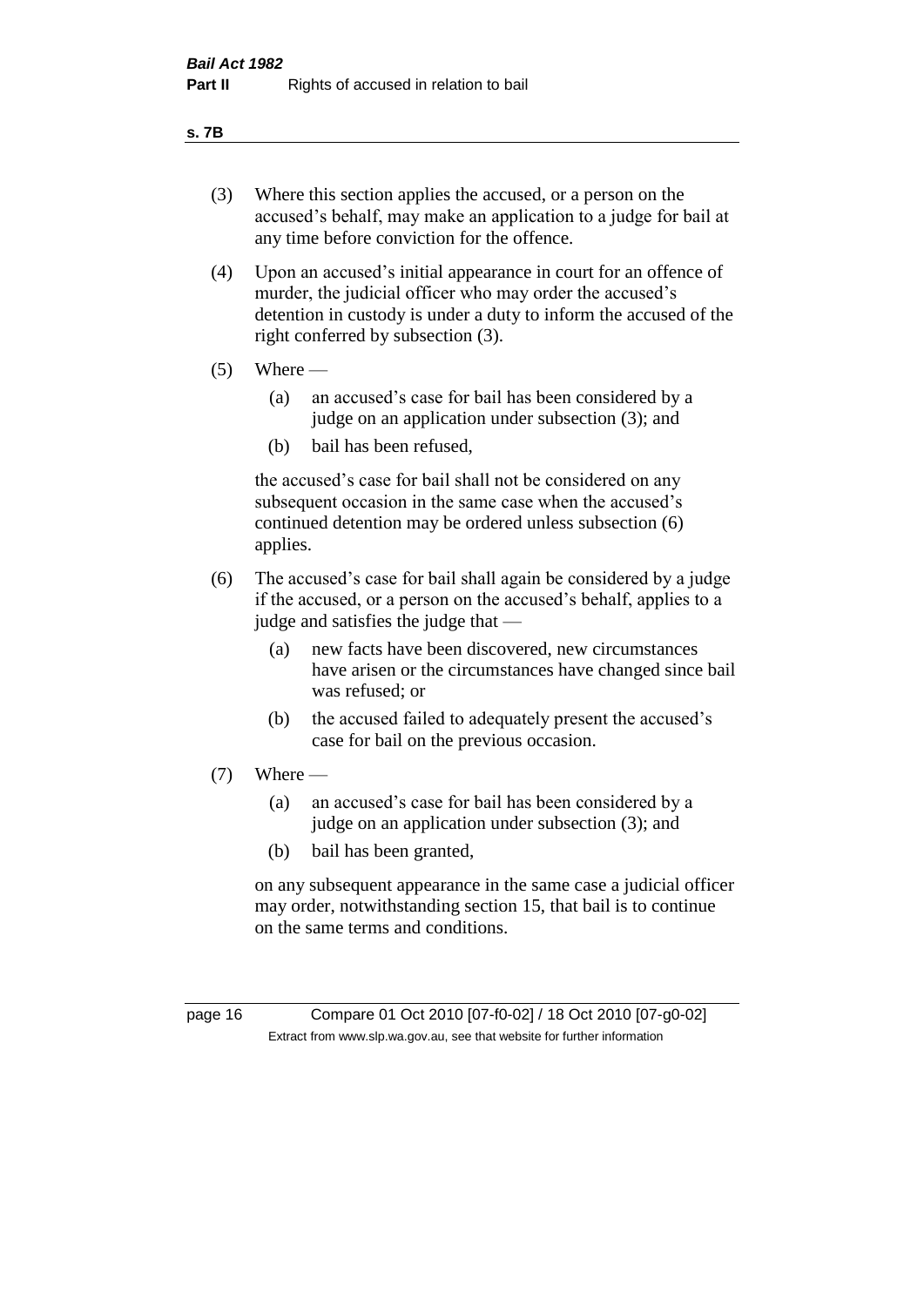(3) Where this section applies the accused, or a person on the accused's behalf, may make an application to a judge for bail at any time before conviction for the offence.

(4) Upon an accused's initial appearance in court for an offence of murder, the judicial officer who may order the accused's detention in custody is under a duty to inform the accused of the right conferred by subsection (3).

(5) Where —

    (a) an accused's case for bail has been considered by a judge on an application under subsection (3); and

    (b) bail has been refused,

    the accused's case for bail shall not be considered on any subsequent occasion in the same case when the accused's continued detention may be ordered unless subsection (6) applies.

(6) The accused's case for bail shall again be considered by a judge if the accused, or a person on the accused's behalf, applies to a judge and satisfies the judge that —

    (a) new facts have been discovered, new circumstances have arisen or the circumstances have changed since bail was refused; or

    (b) the accused failed to adequately present the accused's case for bail on the previous occasion.

(7) Where —

    (a) an accused's case for bail has been considered by a judge on an application under subsection (3); and

    (b) bail has been granted,

    on any subsequent appearance in the same case a judicial officer may order, notwithstanding section 15, that bail is to continue on the same terms and conditions.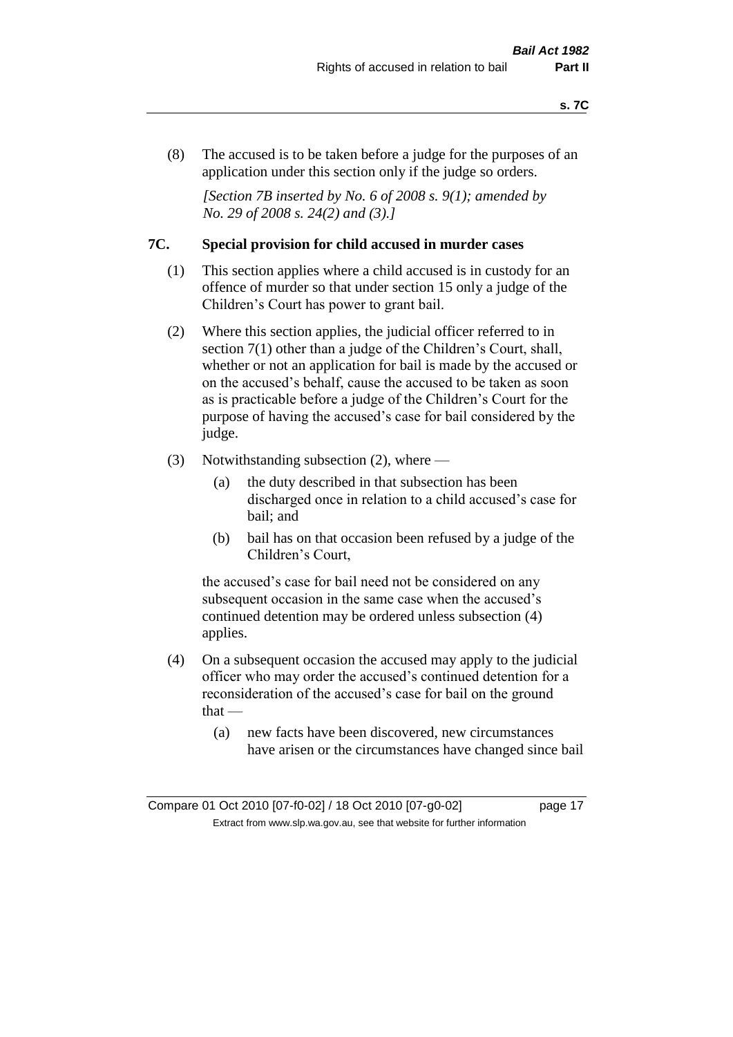(8) The accused is to be taken before a judge for the purposes of an application under this section only if the judge so orders.

*[Section 7B inserted by No. 6 of 2008 s. 9(1); amended by No. 29 of 2008 s. 24(2) and (3).]*

### 7C. Special provision for child accused in murder cases

(1) This section applies where a child accused is in custody for an offence of murder so that under section 15 only a judge of the Children's Court has power to grant bail.

(2) Where this section applies, the judicial officer referred to in section 7(1) other than a judge of the Children's Court, shall, whether or not an application for bail is made by the accused or on the accused's behalf, cause the accused to be taken as soon as is practicable before a judge of the Children's Court for the purpose of having the accused's case for bail considered by the judge.

(3) Notwithstanding subsection (2), where —

- (a) the duty described in that subsection has been discharged once in relation to a child accused's case for bail; and
- (b) bail has on that occasion been refused by a judge of the Children's Court,

the accused's case for bail need not be considered on any subsequent occasion in the same case when the accused's continued detention may be ordered unless subsection (4) applies.

(4) On a subsequent occasion the accused may apply to the judicial officer who may order the accused's continued detention for a reconsideration of the accused's case for bail on the ground that —

- (a) new facts have been discovered, new circumstances have arisen or the circumstances have changed since bail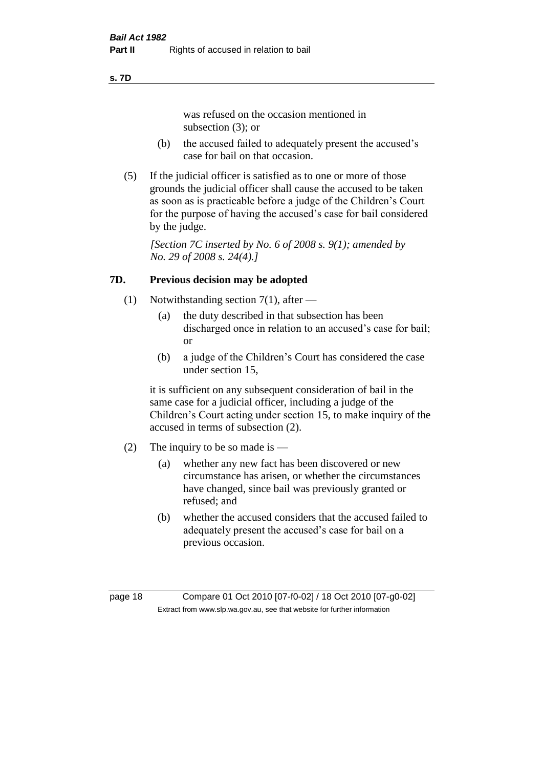was refused on the occasion mentioned in subsection (3); or

(b) the accused failed to adequately present the accused's case for bail on that occasion.

(5) If the judicial officer is satisfied as to one or more of those grounds the judicial officer shall cause the accused to be taken as soon as is practicable before a judge of the Children's Court for the purpose of having the accused's case for bail considered by the judge.

*[Section 7C inserted by No. 6 of 2008 s. 9(1); amended by No. 29 of 2008 s. 24(4).]*

### 7D. Previous decision may be adopted

(1) Notwithstanding section 7(1), after —

(a) the duty described in that subsection has been discharged once in relation to an accused's case for bail; or

(b) a judge of the Children's Court has considered the case under section 15,

it is sufficient on any subsequent consideration of bail in the same case for a judicial officer, including a judge of the Children's Court acting under section 15, to make inquiry of the accused in terms of subsection (2).

(2) The inquiry to be so made is —

(a) whether any new fact has been discovered or new circumstance has arisen, or whether the circumstances have changed, since bail was previously granted or refused; and

(b) whether the accused considers that the accused failed to adequately present the accused's case for bail on a previous occasion.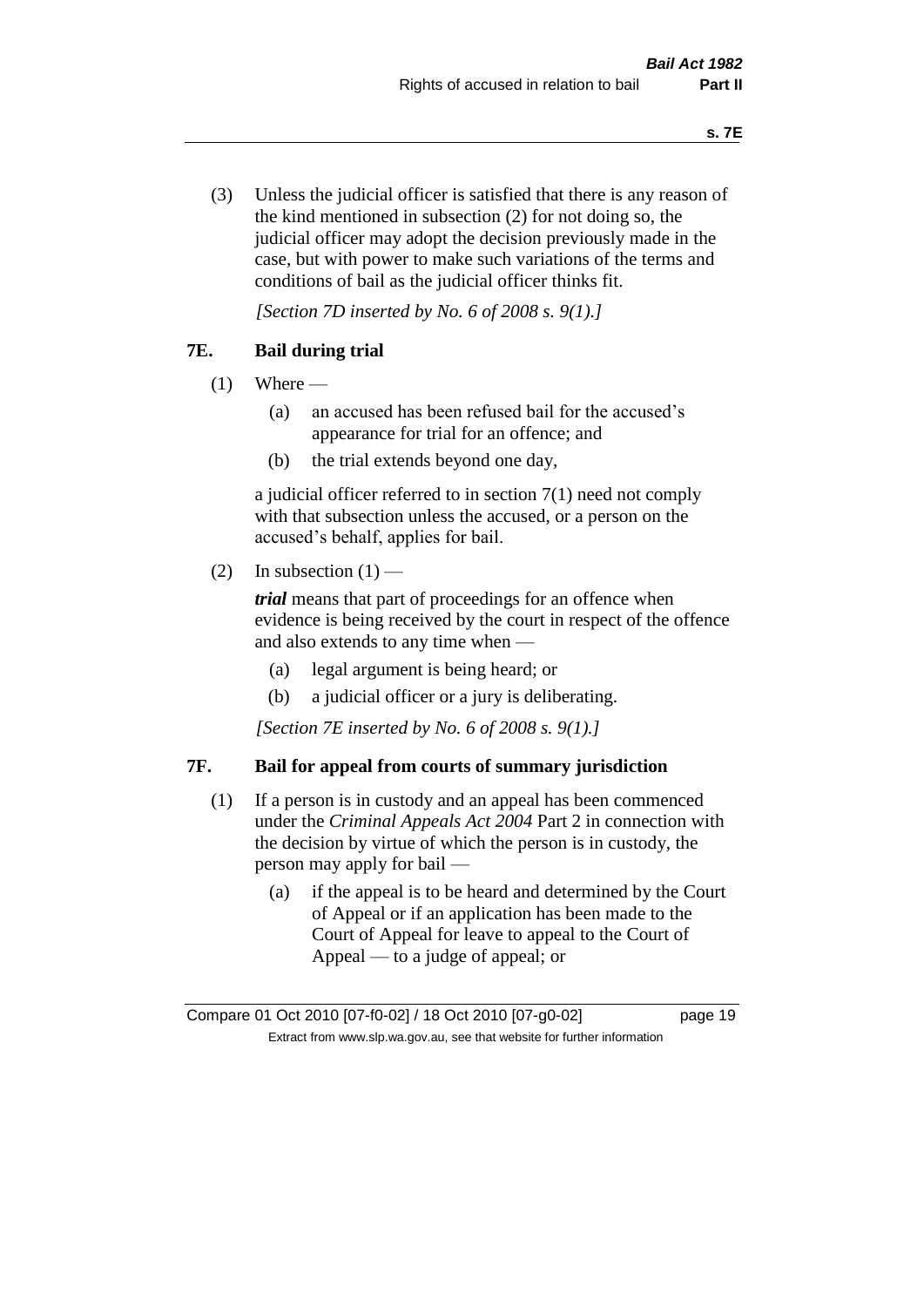(3) Unless the judicial officer is satisfied that there is any reason of the kind mentioned in subsection (2) for not doing so, the judicial officer may adopt the decision previously made in the case, but with power to make such variations of the terms and conditions of bail as the judicial officer thinks fit.

*[Section 7D inserted by No. 6 of 2008 s. 9(1).]*

### 7E. Bail during trial

(1) Where —

(a) an accused has been refused bail for the accused's appearance for trial for an offence; and

(b) the trial extends beyond one day,

a judicial officer referred to in section 7(1) need not comply with that subsection unless the accused, or a person on the accused's behalf, applies for bail.

(2) In subsection (1) —

***trial*** means that part of proceedings for an offence when evidence is being received by the court in respect of the offence and also extends to any time when —

(a) legal argument is being heard; or

(b) a judicial officer or a jury is deliberating.

*[Section 7E inserted by No. 6 of 2008 s. 9(1).]*

### 7F. Bail for appeal from courts of summary jurisdiction

(1) If a person is in custody and an appeal has been commenced under the *Criminal Appeals Act 2004* Part 2 in connection with the decision by virtue of which the person is in custody, the person may apply for bail —

(a) if the appeal is to be heard and determined by the Court of Appeal or if an application has been made to the Court of Appeal for leave to appeal to the Court of Appeal — to a judge of appeal; or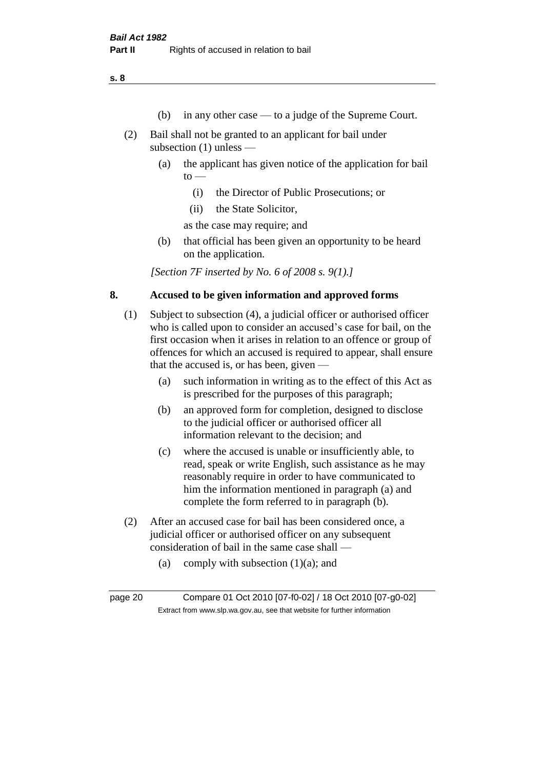(b) in any other case — to a judge of the Supreme Court.

(2) Bail shall not be granted to an applicant for bail under subsection (1) unless —

(a) the applicant has given notice of the application for bail to —

(i) the Director of Public Prosecutions; or

(ii) the State Solicitor,

as the case may require; and

(b) that official has been given an opportunity to be heard on the application.

*[Section 7F inserted by No. 6 of 2008 s. 9(1).]*

## 8. Accused to be given information and approved forms

(1) Subject to subsection (4), a judicial officer or authorised officer who is called upon to consider an accused's case for bail, on the first occasion when it arises in relation to an offence or group of offences for which an accused is required to appear, shall ensure that the accused is, or has been, given —

(a) such information in writing as to the effect of this Act as is prescribed for the purposes of this paragraph;

(b) an approved form for completion, designed to disclose to the judicial officer or authorised officer all information relevant to the decision; and

(c) where the accused is unable or insufficiently able, to read, speak or write English, such assistance as he may reasonably require in order to have communicated to him the information mentioned in paragraph (a) and complete the form referred to in paragraph (b).

(2) After an accused case for bail has been considered once, a judicial officer or authorised officer on any subsequent consideration of bail in the same case shall —

(a) comply with subsection (1)(a); and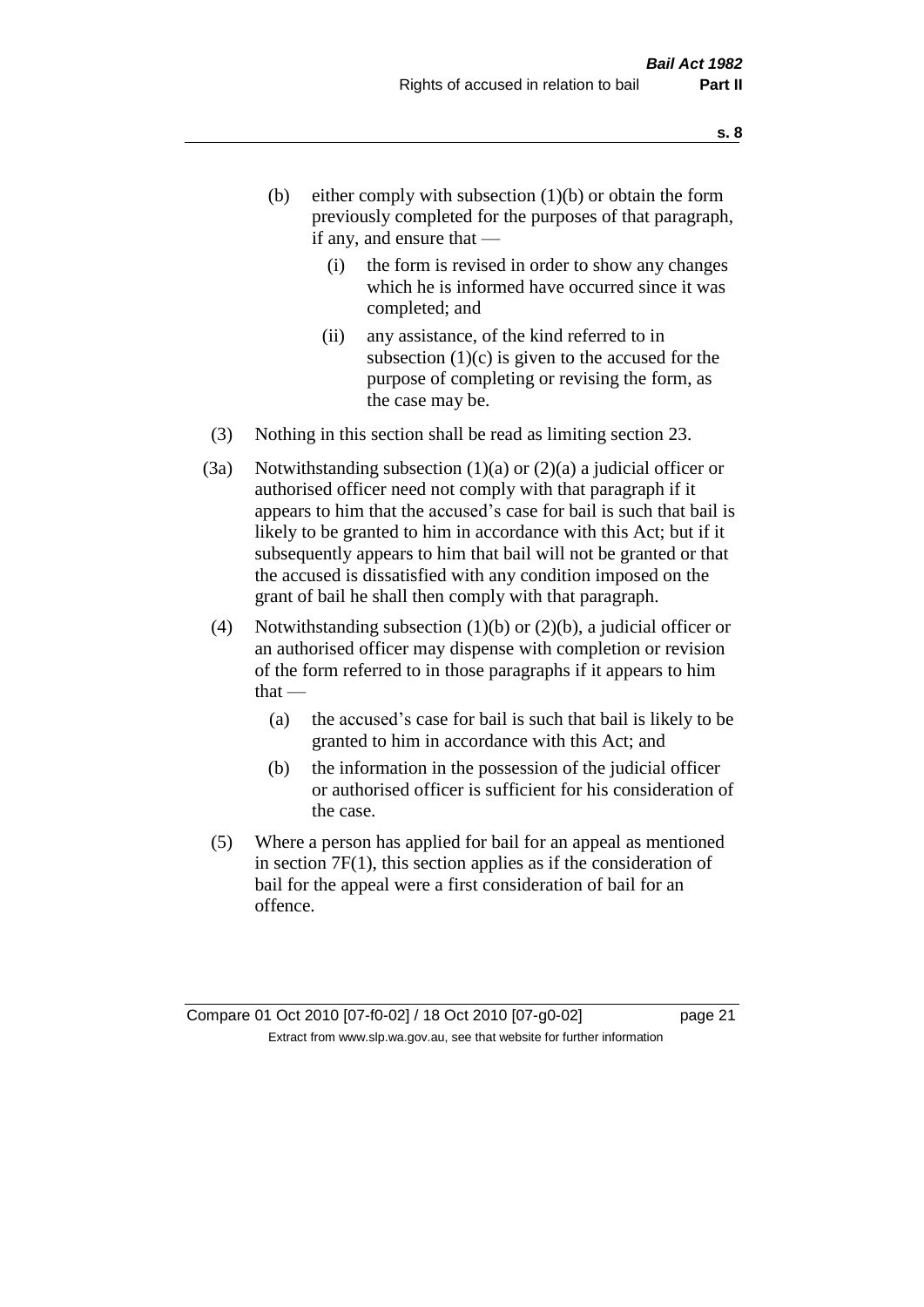(b) either comply with subsection (1)(b) or obtain the form previously completed for the purposes of that paragraph, if any, and ensure that —

  (i) the form is revised in order to show any changes which he is informed have occurred since it was completed; and

  (ii) any assistance, of the kind referred to in subsection (1)(c) is given to the accused for the purpose of completing or revising the form, as the case may be.

(3) Nothing in this section shall be read as limiting section 23.

(3a) Notwithstanding subsection (1)(a) or (2)(a) a judicial officer or authorised officer need not comply with that paragraph if it appears to him that the accused's case for bail is such that bail is likely to be granted to him in accordance with this Act; but if it subsequently appears to him that bail will not be granted or that the accused is dissatisfied with any condition imposed on the grant of bail he shall then comply with that paragraph.

(4) Notwithstanding subsection (1)(b) or (2)(b), a judicial officer or an authorised officer may dispense with completion or revision of the form referred to in those paragraphs if it appears to him that —

  (a) the accused's case for bail is such that bail is likely to be granted to him in accordance with this Act; and

  (b) the information in the possession of the judicial officer or authorised officer is sufficient for his consideration of the case.

(5) Where a person has applied for bail for an appeal as mentioned in section 7F(1), this section applies as if the consideration of bail for the appeal were a first consideration of bail for an offence.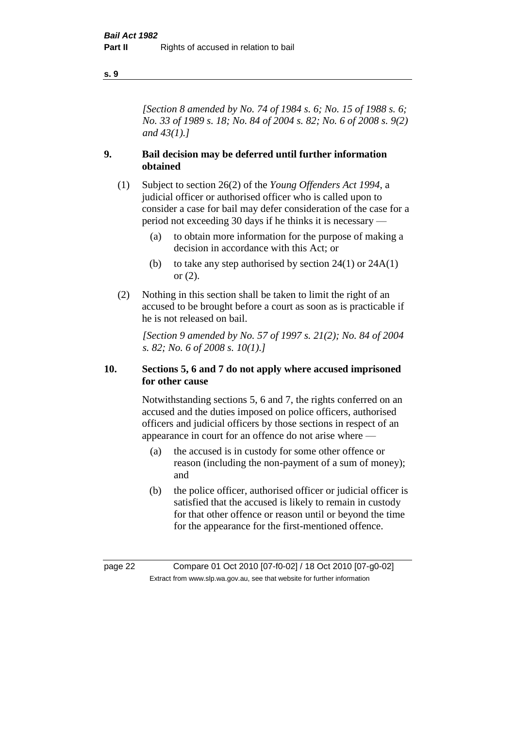*[Section 8 amended by No. 74 of 1984 s. 6; No. 15 of 1988 s. 6; No. 33 of 1989 s. 18; No. 84 of 2004 s. 82; No. 6 of 2008 s. 9(2) and 43(1).]*

## 9. Bail decision may be deferred until further information obtained

(1) Subject to section 26(2) of the *Young Offenders Act 1994*, a judicial officer or authorised officer who is called upon to consider a case for bail may defer consideration of the case for a period not exceeding 30 days if he thinks it is necessary —

- (a) to obtain more information for the purpose of making a decision in accordance with this Act; or
- (b) to take any step authorised by section 24(1) or 24A(1) or (2).

(2) Nothing in this section shall be taken to limit the right of an accused to be brought before a court as soon as is practicable if he is not released on bail.

*[Section 9 amended by No. 57 of 1997 s. 21(2); No. 84 of 2004 s. 82; No. 6 of 2008 s. 10(1).]*

## 10. Sections 5, 6 and 7 do not apply where accused imprisoned for other cause

Notwithstanding sections 5, 6 and 7, the rights conferred on an accused and the duties imposed on police officers, authorised officers and judicial officers by those sections in respect of an appearance in court for an offence do not arise where —

- (a) the accused is in custody for some other offence or reason (including the non-payment of a sum of money); and
- (b) the police officer, authorised officer or judicial officer is satisfied that the accused is likely to remain in custody for that other offence or reason until or beyond the time for the appearance for the first-mentioned offence.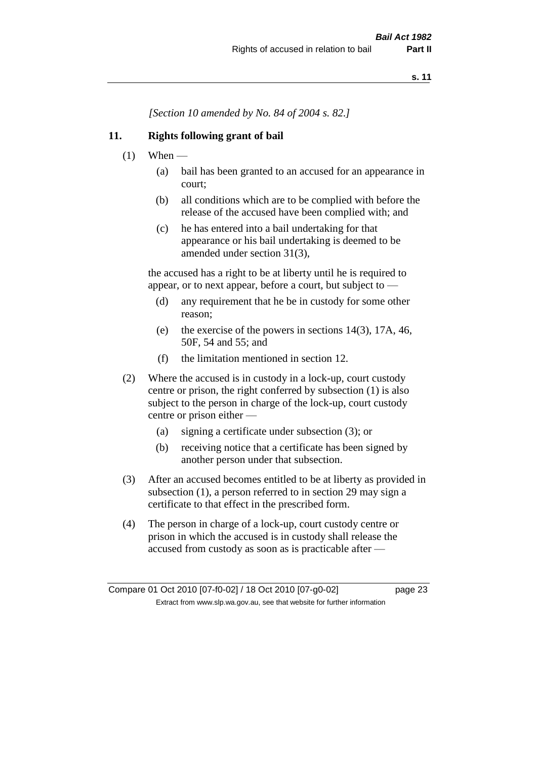*[Section 10 amended by No. 84 of 2004 s. 82.]*

## 11. Rights following grant of bail

(1) When —

(a) bail has been granted to an accused for an appearance in court;

(b) all conditions which are to be complied with before the release of the accused have been complied with; and

(c) he has entered into a bail undertaking for that appearance or his bail undertaking is deemed to be amended under section 31(3),

the accused has a right to be at liberty until he is required to appear, or to next appear, before a court, but subject to —

(d) any requirement that he be in custody for some other reason;

(e) the exercise of the powers in sections 14(3), 17A, 46, 50F, 54 and 55; and

(f) the limitation mentioned in section 12.

(2) Where the accused is in custody in a lock-up, court custody centre or prison, the right conferred by subsection (1) is also subject to the person in charge of the lock-up, court custody centre or prison either —

(a) signing a certificate under subsection (3); or

(b) receiving notice that a certificate has been signed by another person under that subsection.

(3) After an accused becomes entitled to be at liberty as provided in subsection (1), a person referred to in section 29 may sign a certificate to that effect in the prescribed form.

(4) The person in charge of a lock-up, court custody centre or prison in which the accused is in custody shall release the accused from custody as soon as is practicable after —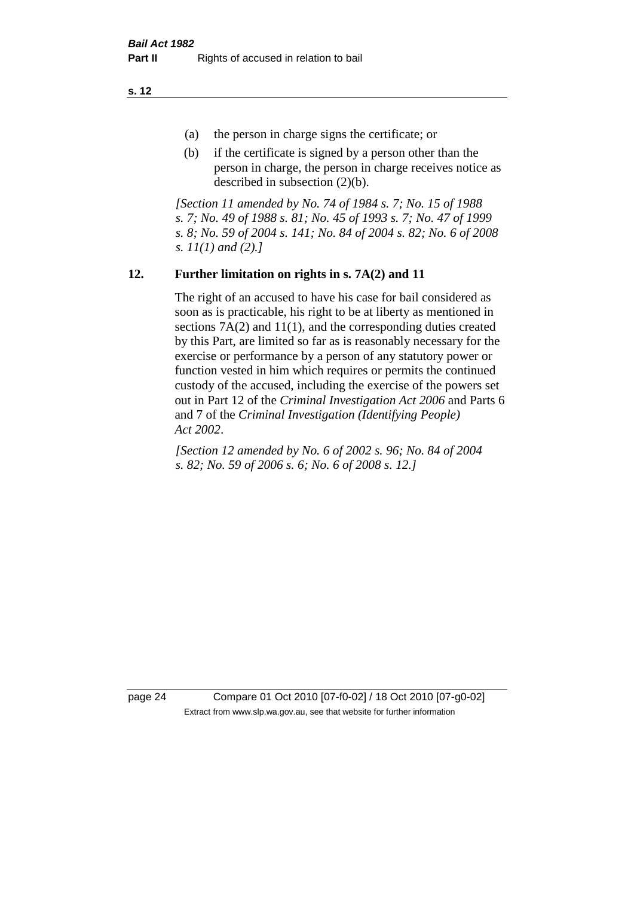(a) the person in charge signs the certificate; or

(b) if the certificate is signed by a person other than the person in charge, the person in charge receives notice as described in subsection (2)(b).

*[Section 11 amended by No. 74 of 1984 s. 7; No. 15 of 1988 s. 7; No. 49 of 1988 s. 81; No. 45 of 1993 s. 7; No. 47 of 1999 s. 8; No. 59 of 2004 s. 141; No. 84 of 2004 s. 82; No. 6 of 2008 s. 11(1) and (2).]*

## 12. Further limitation on rights in s. 7A(2) and 11

The right of an accused to have his case for bail considered as soon as is practicable, his right to be at liberty as mentioned in sections 7A(2) and 11(1), and the corresponding duties created by this Part, are limited so far as is reasonably necessary for the exercise or performance by a person of any statutory power or function vested in him which requires or permits the continued custody of the accused, including the exercise of the powers set out in Part 12 of the *Criminal Investigation Act 2006* and Parts 6 and 7 of the *Criminal Investigation (Identifying People) Act 2002*.

*[Section 12 amended by No. 6 of 2002 s. 96; No. 84 of 2004 s. 82; No. 59 of 2006 s. 6; No. 6 of 2008 s. 12.]*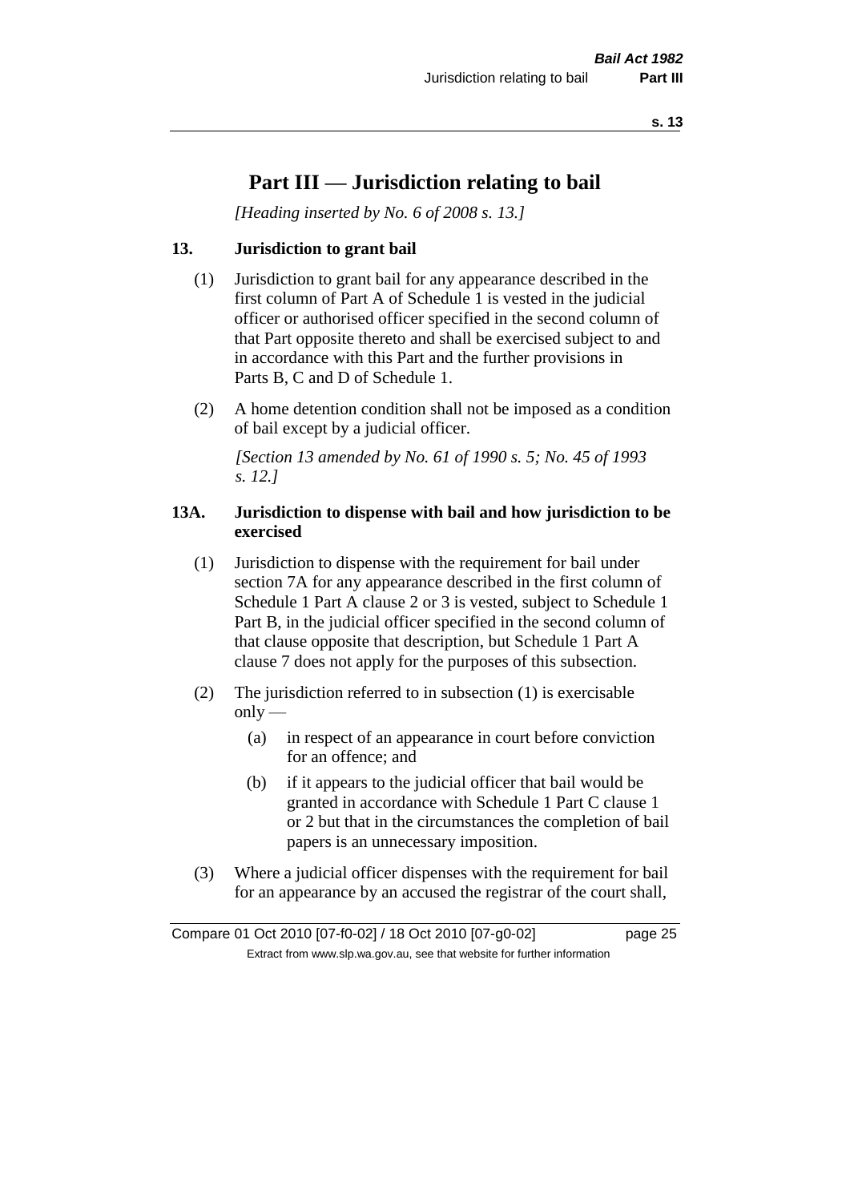# Part III — Jurisdiction relating to bail

*[Heading inserted by No. 6 of 2008 s. 13.]*

### 13. Jurisdiction to grant bail

(1) Jurisdiction to grant bail for any appearance described in the first column of Part A of Schedule 1 is vested in the judicial officer or authorised officer specified in the second column of that Part opposite thereto and shall be exercised subject to and in accordance with this Part and the further provisions in Parts B, C and D of Schedule 1.

(2) A home detention condition shall not be imposed as a condition of bail except by a judicial officer.

*[Section 13 amended by No. 61 of 1990 s. 5; No. 45 of 1993 s. 12.]*

### 13A. Jurisdiction to dispense with bail and how jurisdiction to be exercised

(1) Jurisdiction to dispense with the requirement for bail under section 7A for any appearance described in the first column of Schedule 1 Part A clause 2 or 3 is vested, subject to Schedule 1 Part B, in the judicial officer specified in the second column of that clause opposite that description, but Schedule 1 Part A clause 7 does not apply for the purposes of this subsection.

(2) The jurisdiction referred to in subsection (1) is exercisable only —

(a) in respect of an appearance in court before conviction for an offence; and

(b) if it appears to the judicial officer that bail would be granted in accordance with Schedule 1 Part C clause 1 or 2 but that in the circumstances the completion of bail papers is an unnecessary imposition.

(3) Where a judicial officer dispenses with the requirement for bail for an appearance by an accused the registrar of the court shall,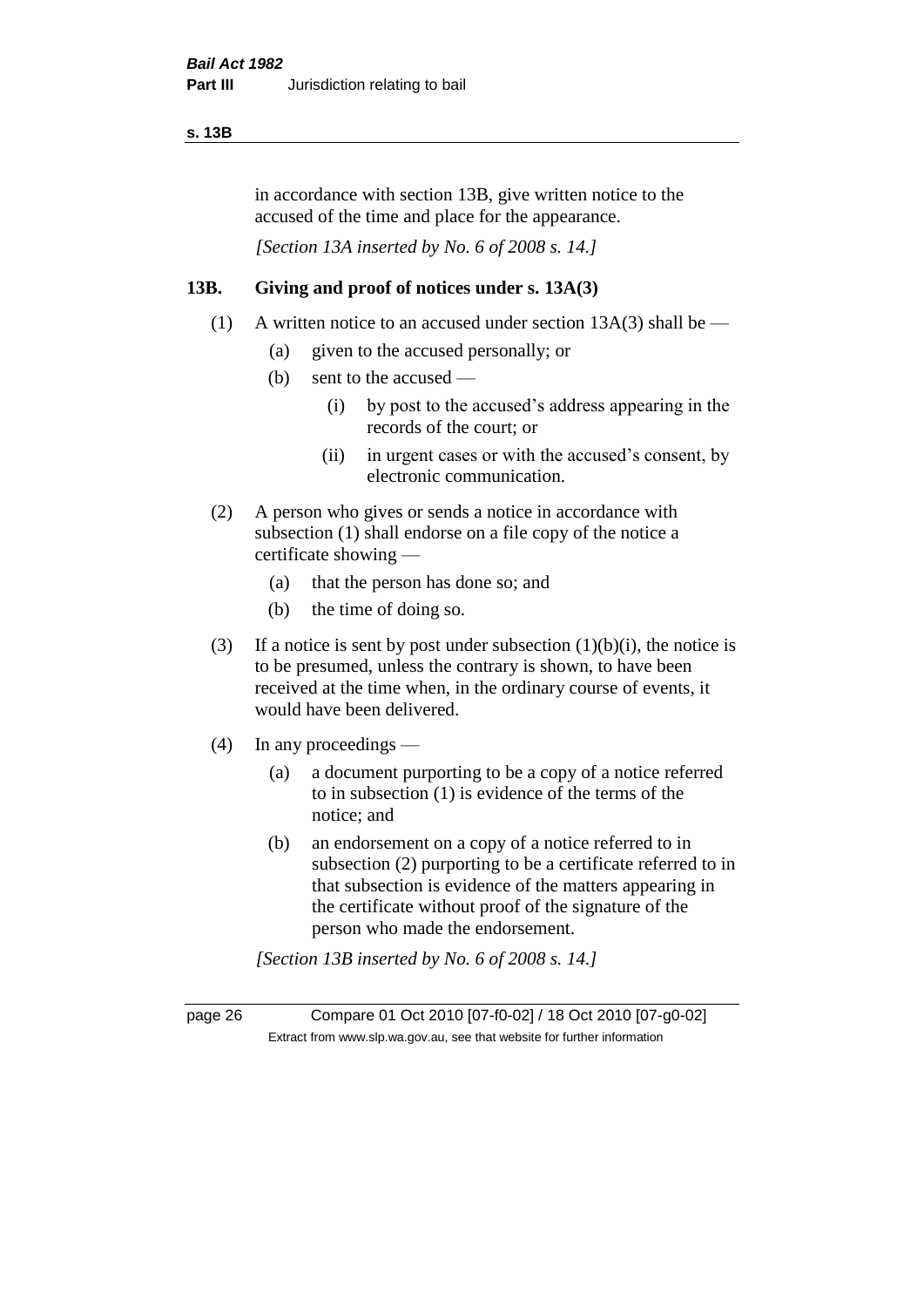in accordance with section 13B, give written notice to the accused of the time and place for the appearance.

*[Section 13A inserted by No. 6 of 2008 s. 14.]*

## 13B. Giving and proof of notices under s. 13A(3)

(1) A written notice to an accused under section 13A(3) shall be —

- (a) given to the accused personally; or
- (b) sent to the accused —
  - (i) by post to the accused's address appearing in the records of the court; or
  - (ii) in urgent cases or with the accused's consent, by electronic communication.

(2) A person who gives or sends a notice in accordance with subsection (1) shall endorse on a file copy of the notice a certificate showing —

- (a) that the person has done so; and
- (b) the time of doing so.

(3) If a notice is sent by post under subsection (1)(b)(i), the notice is to be presumed, unless the contrary is shown, to have been received at the time when, in the ordinary course of events, it would have been delivered.

(4) In any proceedings —

- (a) a document purporting to be a copy of a notice referred to in subsection (1) is evidence of the terms of the notice; and
- (b) an endorsement on a copy of a notice referred to in subsection (2) purporting to be a certificate referred to in that subsection is evidence of the matters appearing in the certificate without proof of the signature of the person who made the endorsement.

*[Section 13B inserted by No. 6 of 2008 s. 14.]*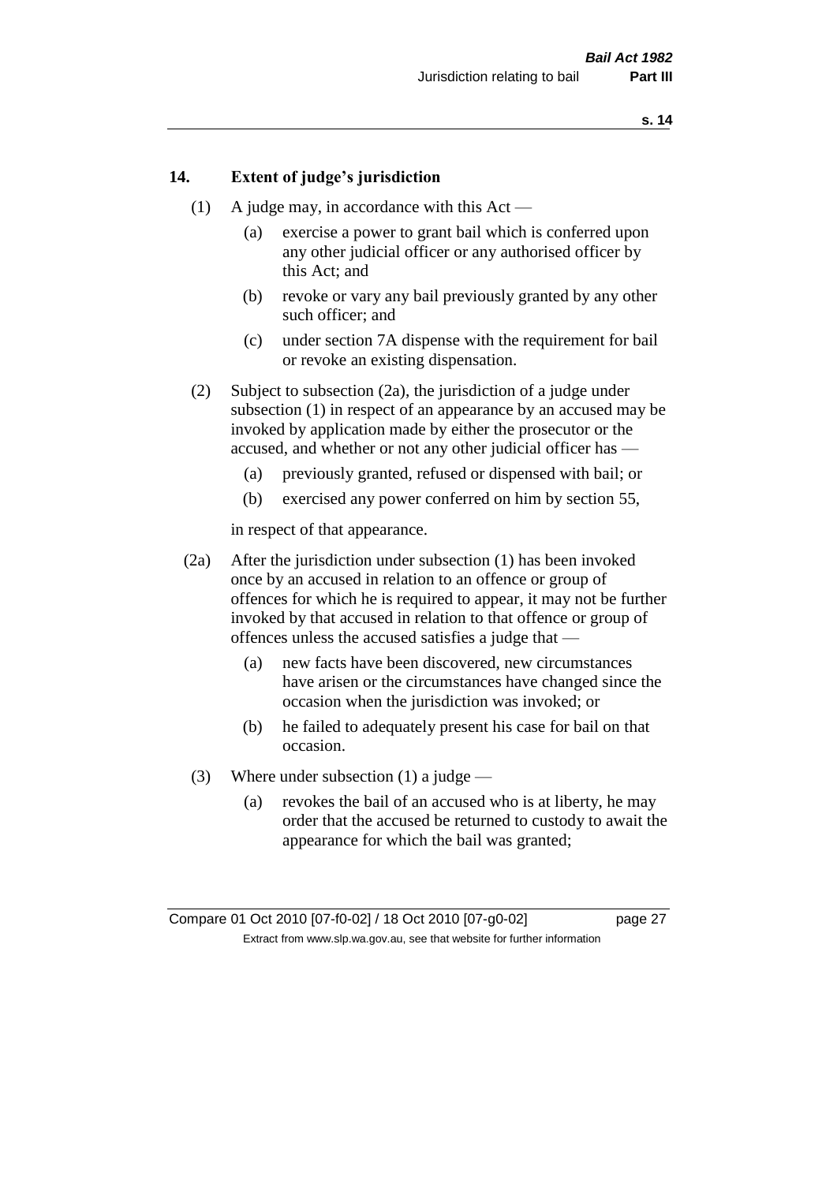## 14. Extent of judge's jurisdiction

(1) A judge may, in accordance with this Act —

(a) exercise a power to grant bail which is conferred upon any other judicial officer or any authorised officer by this Act; and

(b) revoke or vary any bail previously granted by any other such officer; and

(c) under section 7A dispense with the requirement for bail or revoke an existing dispensation.

(2) Subject to subsection (2a), the jurisdiction of a judge under subsection (1) in respect of an appearance by an accused may be invoked by application made by either the prosecutor or the accused, and whether or not any other judicial officer has —

(a) previously granted, refused or dispensed with bail; or

(b) exercised any power conferred on him by section 55,

in respect of that appearance.

(2a) After the jurisdiction under subsection (1) has been invoked once by an accused in relation to an offence or group of offences for which he is required to appear, it may not be further invoked by that accused in relation to that offence or group of offences unless the accused satisfies a judge that —

(a) new facts have been discovered, new circumstances have arisen or the circumstances have changed since the occasion when the jurisdiction was invoked; or

(b) he failed to adequately present his case for bail on that occasion.

(3) Where under subsection (1) a judge —

(a) revokes the bail of an accused who is at liberty, he may order that the accused be returned to custody to await the appearance for which the bail was granted;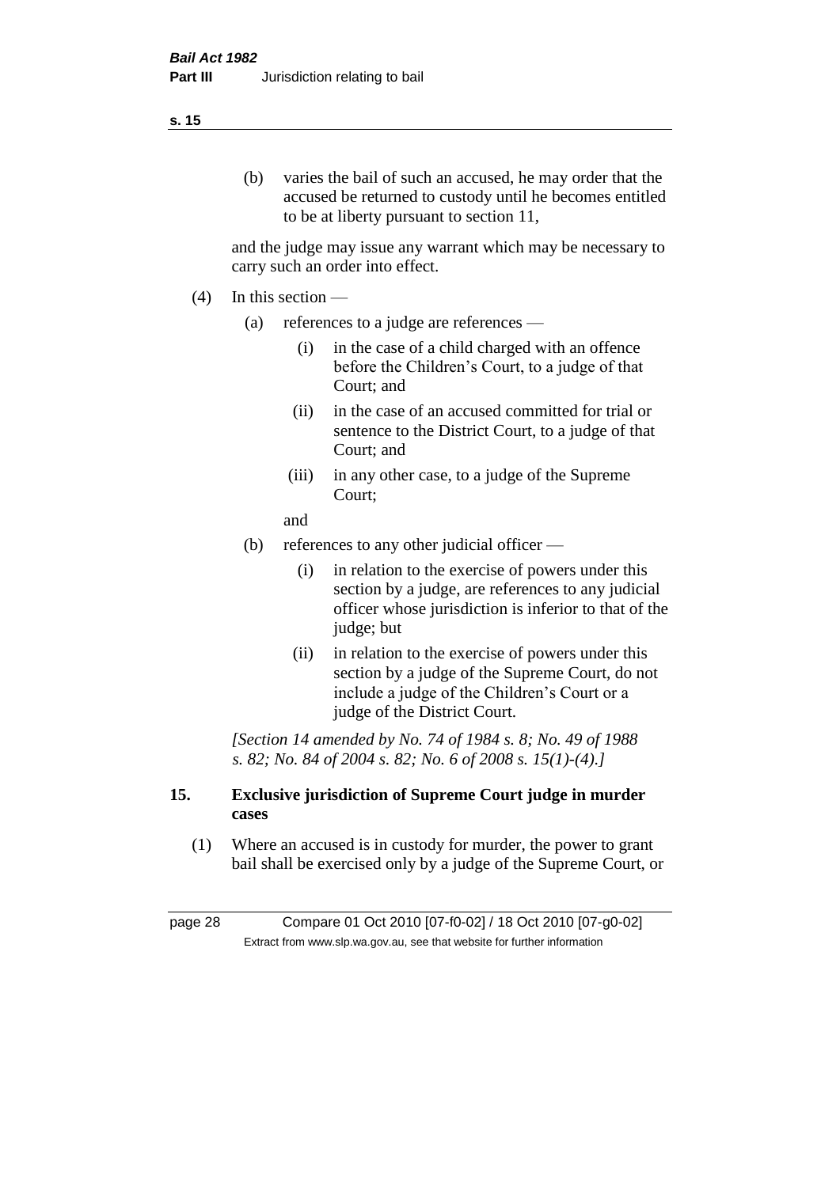(b) varies the bail of such an accused, he may order that the accused be returned to custody until he becomes entitled to be at liberty pursuant to section 11,

and the judge may issue any warrant which may be necessary to carry such an order into effect.

(4) In this section —

(a) references to a judge are references —

(i) in the case of a child charged with an offence before the Children's Court, to a judge of that Court; and

(ii) in the case of an accused committed for trial or sentence to the District Court, to a judge of that Court; and

(iii) in any other case, to a judge of the Supreme Court;

and

(b) references to any other judicial officer —

(i) in relation to the exercise of powers under this section by a judge, are references to any judicial officer whose jurisdiction is inferior to that of the judge; but

(ii) in relation to the exercise of powers under this section by a judge of the Supreme Court, do not include a judge of the Children's Court or a judge of the District Court.

*[Section 14 amended by No. 74 of 1984 s. 8; No. 49 of 1988 s. 82; No. 84 of 2004 s. 82; No. 6 of 2008 s. 15(1)-(4).]*

## 15. Exclusive jurisdiction of Supreme Court judge in murder cases

(1) Where an accused is in custody for murder, the power to grant bail shall be exercised only by a judge of the Supreme Court, or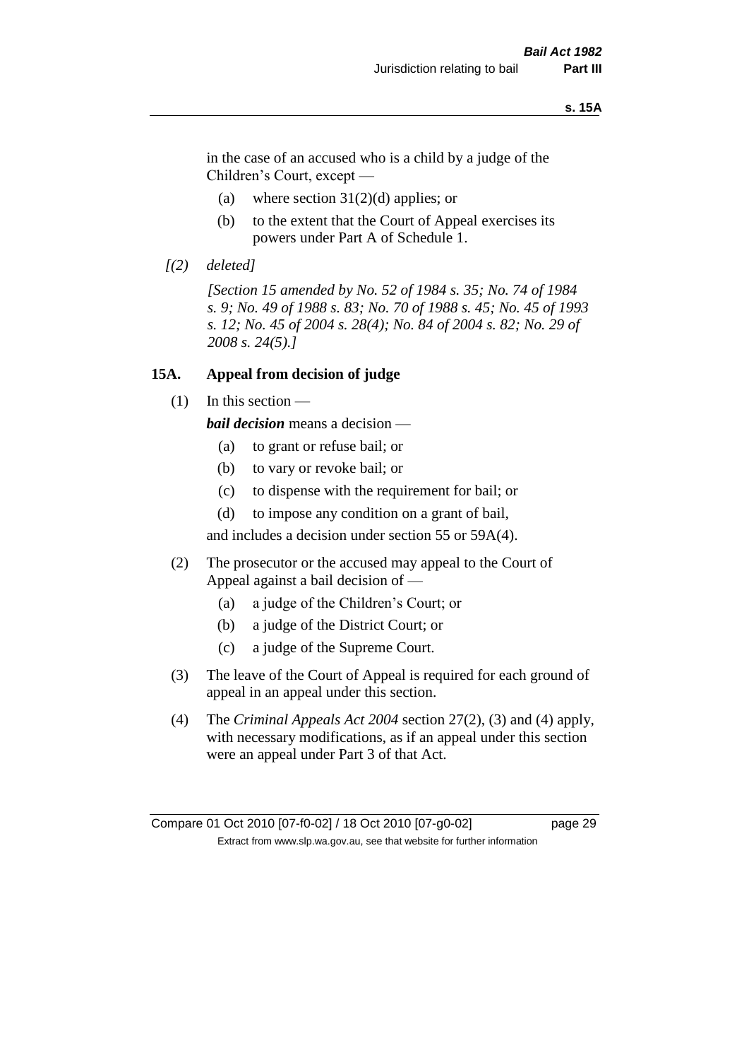in the case of an accused who is a child by a judge of the Children's Court, except —

(a) where section 31(2)(d) applies; or

(b) to the extent that the Court of Appeal exercises its powers under Part A of Schedule 1.

*[(2) deleted]*

*[Section 15 amended by No. 52 of 1984 s. 35; No. 74 of 1984 s. 9; No. 49 of 1988 s. 83; No. 70 of 1988 s. 45; No. 45 of 1993 s. 12; No. 45 of 2004 s. 28(4); No. 84 of 2004 s. 82; No. 29 of 2008 s. 24(5).]*

### 15A. Appeal from decision of judge

(1) In this section —

***bail decision*** means a decision —

(a) to grant or refuse bail; or

(b) to vary or revoke bail; or

(c) to dispense with the requirement for bail; or

(d) to impose any condition on a grant of bail,

and includes a decision under section 55 or 59A(4).

(2) The prosecutor or the accused may appeal to the Court of Appeal against a bail decision of —

(a) a judge of the Children's Court; or

(b) a judge of the District Court; or

(c) a judge of the Supreme Court.

(3) The leave of the Court of Appeal is required for each ground of appeal in an appeal under this section.

(4) The *Criminal Appeals Act 2004* section 27(2), (3) and (4) apply, with necessary modifications, as if an appeal under this section were an appeal under Part 3 of that Act.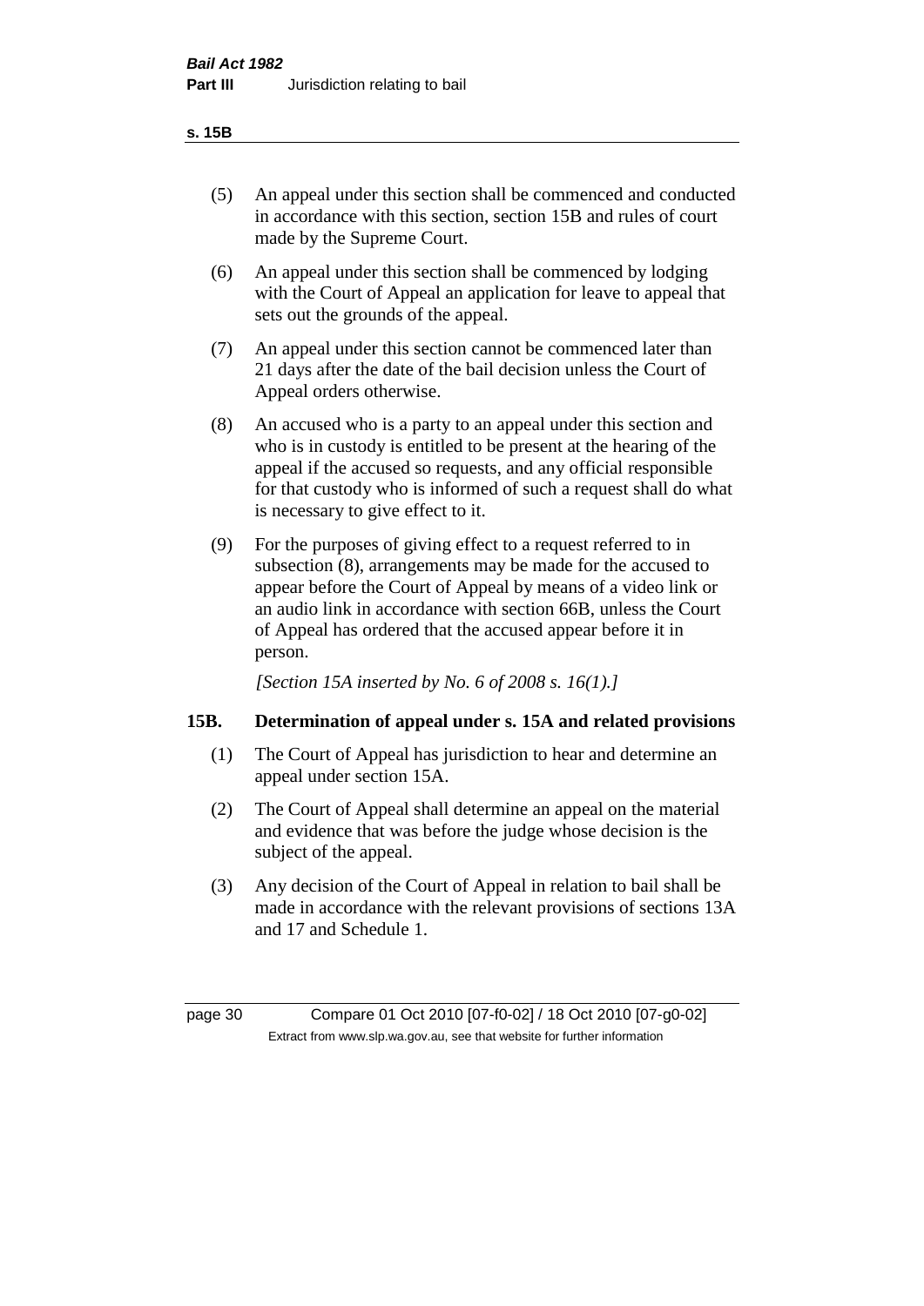(5) An appeal under this section shall be commenced and conducted in accordance with this section, section 15B and rules of court made by the Supreme Court.

(6) An appeal under this section shall be commenced by lodging with the Court of Appeal an application for leave to appeal that sets out the grounds of the appeal.

(7) An appeal under this section cannot be commenced later than 21 days after the date of the bail decision unless the Court of Appeal orders otherwise.

(8) An accused who is a party to an appeal under this section and who is in custody is entitled to be present at the hearing of the appeal if the accused so requests, and any official responsible for that custody who is informed of such a request shall do what is necessary to give effect to it.

(9) For the purposes of giving effect to a request referred to in subsection (8), arrangements may be made for the accused to appear before the Court of Appeal by means of a video link or an audio link in accordance with section 66B, unless the Court of Appeal has ordered that the accused appear before it in person.

*[Section 15A inserted by No. 6 of 2008 s. 16(1).]*

## 15B. Determination of appeal under s. 15A and related provisions

(1) The Court of Appeal has jurisdiction to hear and determine an appeal under section 15A.

(2) The Court of Appeal shall determine an appeal on the material and evidence that was before the judge whose decision is the subject of the appeal.

(3) Any decision of the Court of Appeal in relation to bail shall be made in accordance with the relevant provisions of sections 13A and 17 and Schedule 1.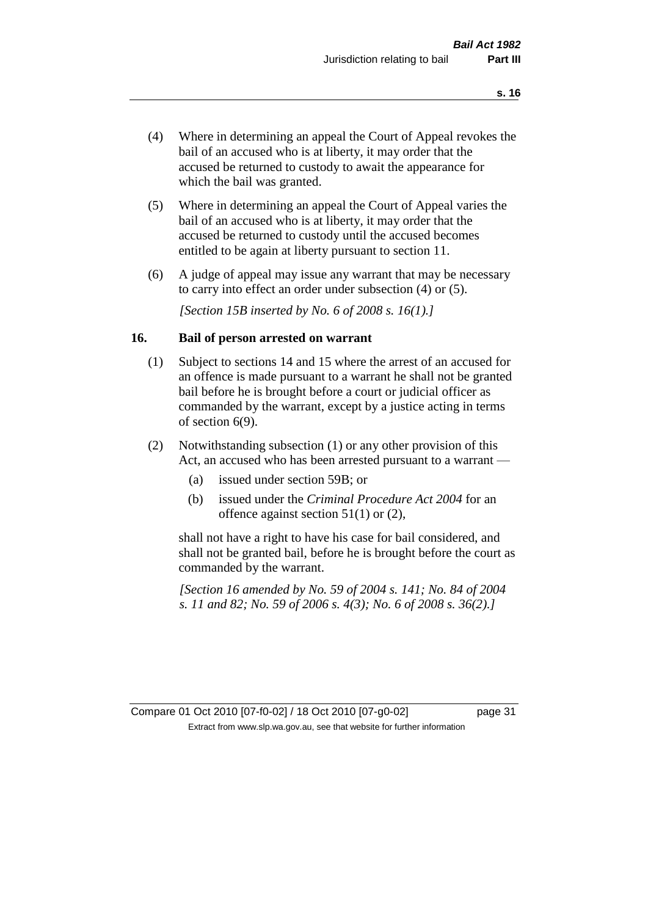(4) Where in determining an appeal the Court of Appeal revokes the bail of an accused who is at liberty, it may order that the accused be returned to custody to await the appearance for which the bail was granted.

(5) Where in determining an appeal the Court of Appeal varies the bail of an accused who is at liberty, it may order that the accused be returned to custody until the accused becomes entitled to be again at liberty pursuant to section 11.

(6) A judge of appeal may issue any warrant that may be necessary to carry into effect an order under subsection (4) or (5).

*[Section 15B inserted by No. 6 of 2008 s. 16(1).]*

## 16. Bail of person arrested on warrant

(1) Subject to sections 14 and 15 where the arrest of an accused for an offence is made pursuant to a warrant he shall not be granted bail before he is brought before a court or judicial officer as commanded by the warrant, except by a justice acting in terms of section 6(9).

(2) Notwithstanding subsection (1) or any other provision of this Act, an accused who has been arrested pursuant to a warrant —

   (a) issued under section 59B; or

   (b) issued under the *Criminal Procedure Act 2004* for an offence against section 51(1) or (2),

shall not have a right to have his case for bail considered, and shall not be granted bail, before he is brought before the court as commanded by the warrant.

*[Section 16 amended by No. 59 of 2004 s. 141; No. 84 of 2004 s. 11 and 82; No. 59 of 2006 s. 4(3); No. 6 of 2008 s. 36(2).]*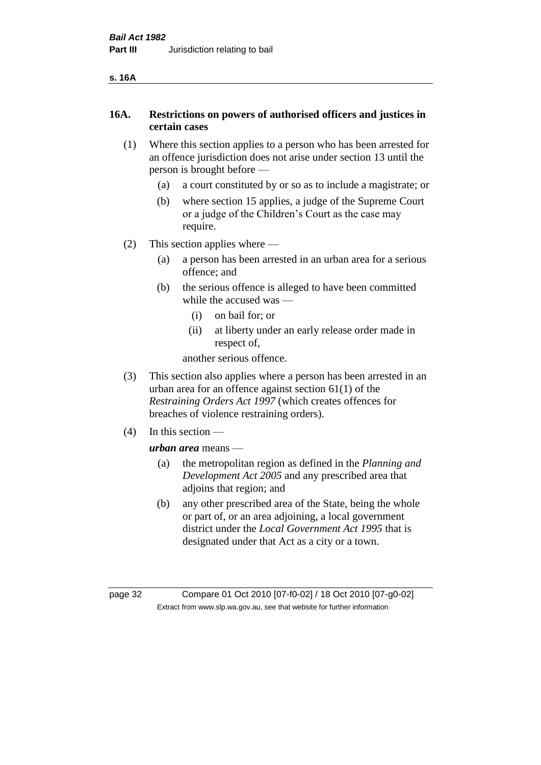## 16A. Restrictions on powers of authorised officers and justices in certain cases

(1) Where this section applies to a person who has been arrested for an offence jurisdiction does not arise under section 13 until the person is brought before —

(a) a court constituted by or so as to include a magistrate; or

(b) where section 15 applies, a judge of the Supreme Court or a judge of the Children's Court as the case may require.

(2) This section applies where —

(a) a person has been arrested in an urban area for a serious offence; and

(b) the serious offence is alleged to have been committed while the accused was —

(i) on bail for; or

(ii) at liberty under an early release order made in respect of,

another serious offence.

(3) This section also applies where a person has been arrested in an urban area for an offence against section 61(1) of the *Restraining Orders Act 1997* (which creates offences for breaches of violence restraining orders).

(4) In this section —

***urban area*** means —

(a) the metropolitan region as defined in the *Planning and Development Act 2005* and any prescribed area that adjoins that region; and

(b) any other prescribed area of the State, being the whole or part of, or an area adjoining, a local government district under the *Local Government Act 1995* that is designated under that Act as a city or a town.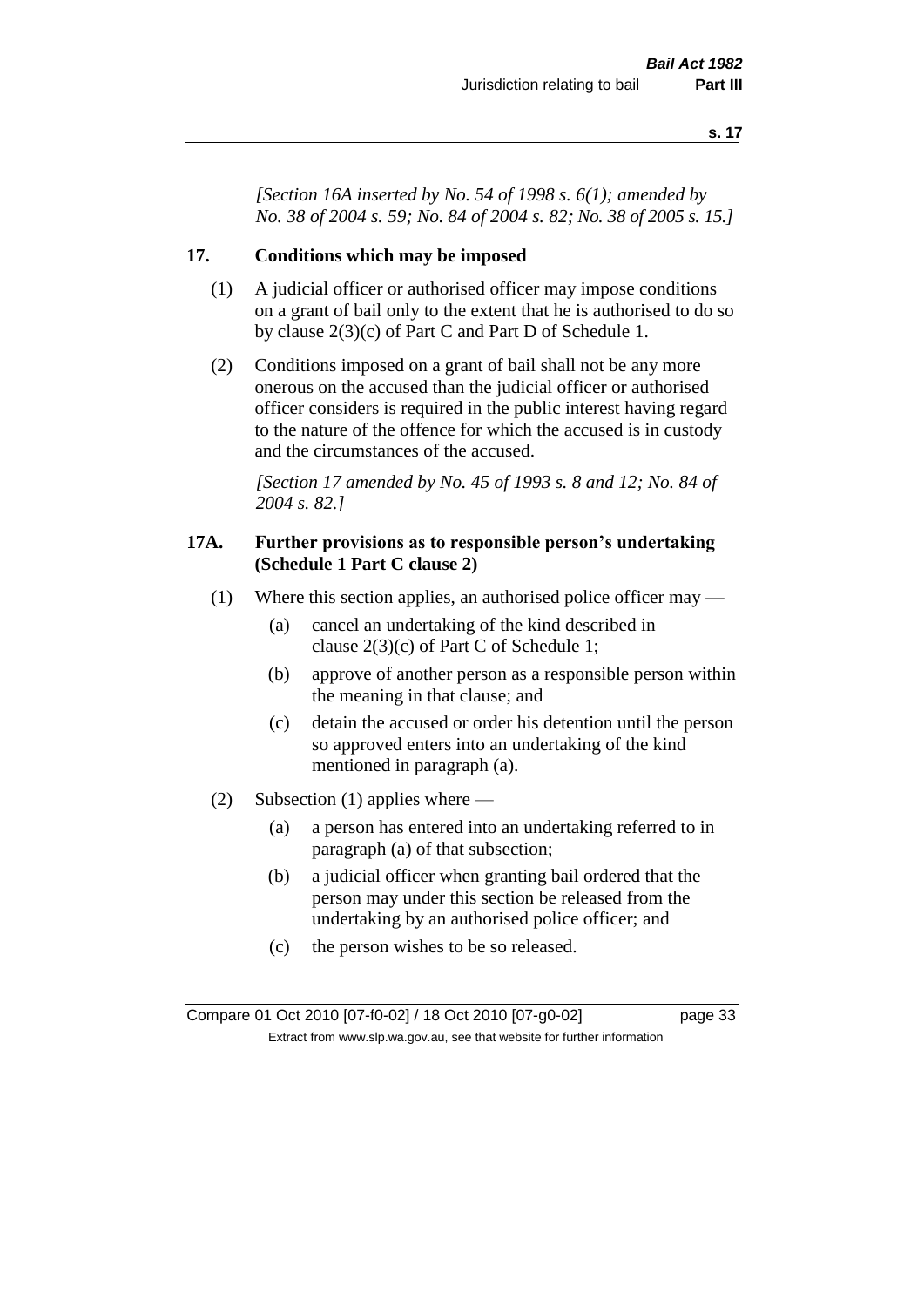*[Section 16A inserted by No. 54 of 1998 s. 6(1); amended by No. 38 of 2004 s. 59; No. 84 of 2004 s. 82; No. 38 of 2005 s. 15.]*

## 17. Conditions which may be imposed

(1) A judicial officer or authorised officer may impose conditions on a grant of bail only to the extent that he is authorised to do so by clause 2(3)(c) of Part C and Part D of Schedule 1.

(2) Conditions imposed on a grant of bail shall not be any more onerous on the accused than the judicial officer or authorised officer considers is required in the public interest having regard to the nature of the offence for which the accused is in custody and the circumstances of the accused.

*[Section 17 amended by No. 45 of 1993 s. 8 and 12; No. 84 of 2004 s. 82.]*

## 17A. Further provisions as to responsible person's undertaking (Schedule 1 Part C clause 2)

(1) Where this section applies, an authorised police officer may —

- (a) cancel an undertaking of the kind described in clause 2(3)(c) of Part C of Schedule 1;
- (b) approve of another person as a responsible person within the meaning in that clause; and
- (c) detain the accused or order his detention until the person so approved enters into an undertaking of the kind mentioned in paragraph (a).

(2) Subsection (1) applies where —

- (a) a person has entered into an undertaking referred to in paragraph (a) of that subsection;
- (b) a judicial officer when granting bail ordered that the person may under this section be released from the undertaking by an authorised police officer; and
- (c) the person wishes to be so released.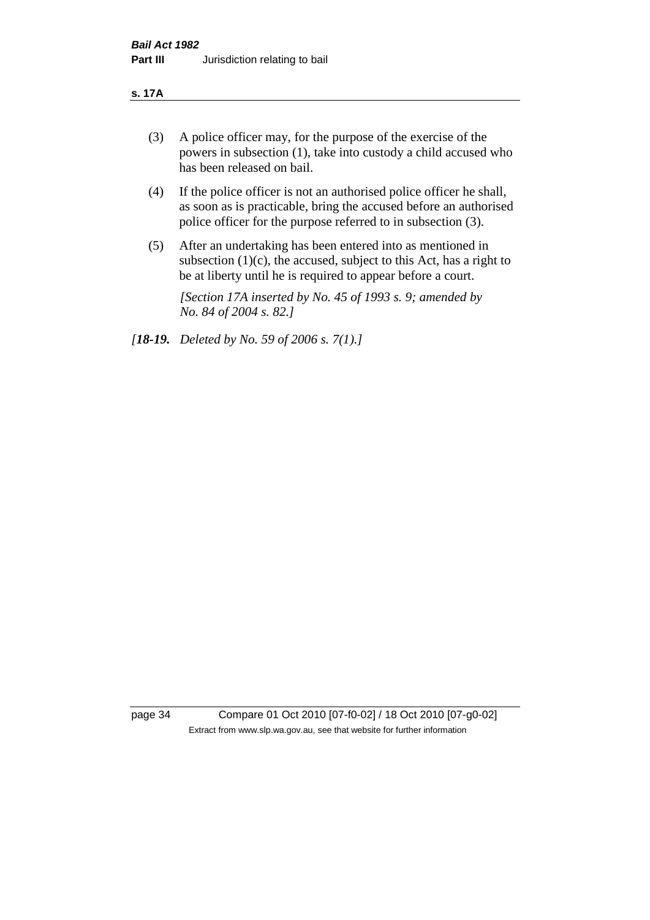(3) A police officer may, for the purpose of the exercise of the powers in subsection (1), take into custody a child accused who has been released on bail.

(4) If the police officer is not an authorised police officer he shall, as soon as is practicable, bring the accused before an authorised police officer for the purpose referred to in subsection (3).

(5) After an undertaking has been entered into as mentioned in subsection (1)(c), the accused, subject to this Act, has a right to be at liberty until he is required to appear before a court.

*[Section 17A inserted by No. 45 of 1993 s. 9; amended by No. 84 of 2004 s. 82.]*

*[**18-19.** Deleted by No. 59 of 2006 s. 7(1).]*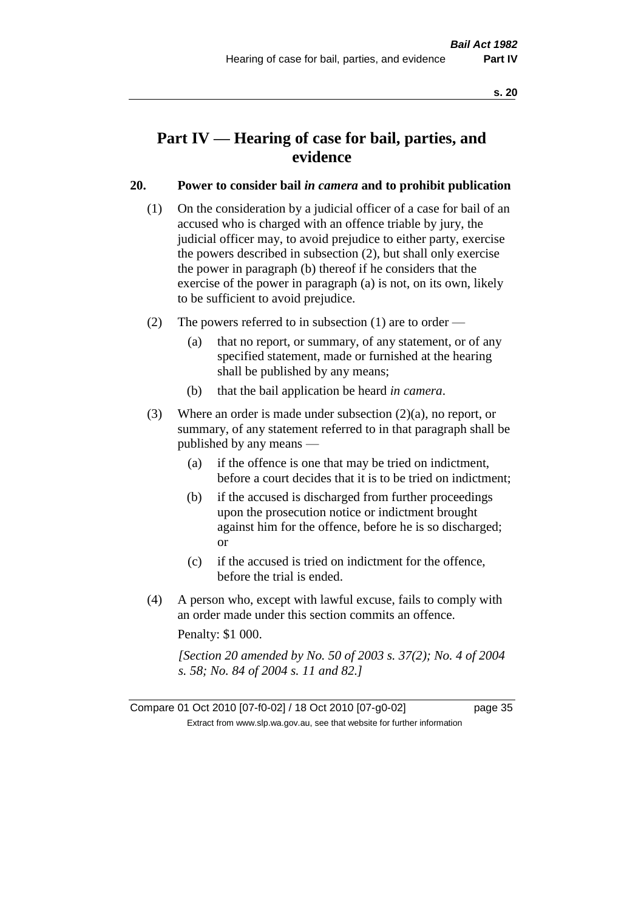# Part IV — Hearing of case for bail, parties, and evidence

## 20. Power to consider bail *in camera* and to prohibit publication

(1) On the consideration by a judicial officer of a case for bail of an accused who is charged with an offence triable by jury, the judicial officer may, to avoid prejudice to either party, exercise the powers described in subsection (2), but shall only exercise the power in paragraph (b) thereof if he considers that the exercise of the power in paragraph (a) is not, on its own, likely to be sufficient to avoid prejudice.

(2) The powers referred to in subsection (1) are to order —

- (a) that no report, or summary, of any statement, or of any specified statement, made or furnished at the hearing shall be published by any means;
- (b) that the bail application be heard *in camera*.

(3) Where an order is made under subsection (2)(a), no report, or summary, of any statement referred to in that paragraph shall be published by any means —

- (a) if the offence is one that may be tried on indictment, before a court decides that it is to be tried on indictment;
- (b) if the accused is discharged from further proceedings upon the prosecution notice or indictment brought against him for the offence, before he is so discharged; or
- (c) if the accused is tried on indictment for the offence, before the trial is ended.

(4) A person who, except with lawful excuse, fails to comply with an order made under this section commits an offence.

Penalty: $1 000.

*[Section 20 amended by No. 50 of 2003 s. 37(2); No. 4 of 2004 s. 58; No. 84 of 2004 s. 11 and 82.]*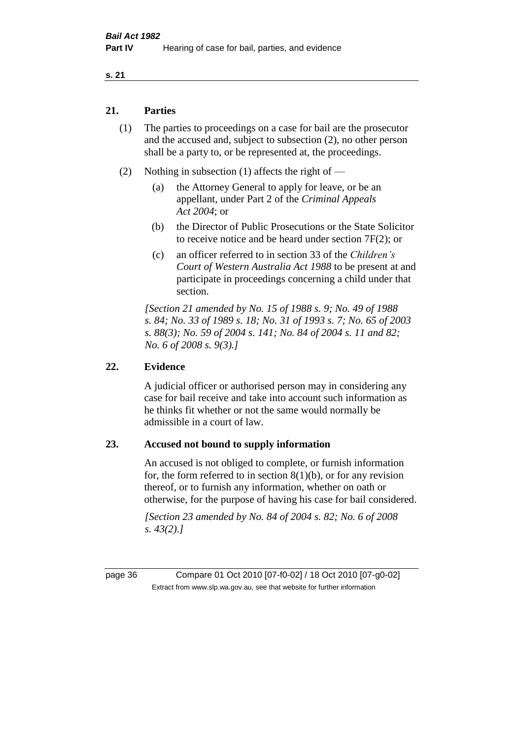## 21. Parties

(1) The parties to proceedings on a case for bail are the prosecutor and the accused and, subject to subsection (2), no other person shall be a party to, or be represented at, the proceedings.

(2) Nothing in subsection (1) affects the right of —

- (a) the Attorney General to apply for leave, or be an appellant, under Part 2 of the *Criminal Appeals Act 2004*; or
- (b) the Director of Public Prosecutions or the State Solicitor to receive notice and be heard under section 7F(2); or
- (c) an officer referred to in section 33 of the *Children's Court of Western Australia Act 1988* to be present at and participate in proceedings concerning a child under that section.

*[Section 21 amended by No. 15 of 1988 s. 9; No. 49 of 1988 s. 84; No. 33 of 1989 s. 18; No. 31 of 1993 s. 7; No. 65 of 2003 s. 88(3); No. 59 of 2004 s. 141; No. 84 of 2004 s. 11 and 82; No. 6 of 2008 s. 9(3).]*

## 22. Evidence

A judicial officer or authorised person may in considering any case for bail receive and take into account such information as he thinks fit whether or not the same would normally be admissible in a court of law.

## 23. Accused not bound to supply information

An accused is not obliged to complete, or furnish information for, the form referred to in section 8(1)(b), or for any revision thereof, or to furnish any information, whether on oath or otherwise, for the purpose of having his case for bail considered.

*[Section 23 amended by No. 84 of 2004 s. 82; No. 6 of 2008 s. 43(2).]*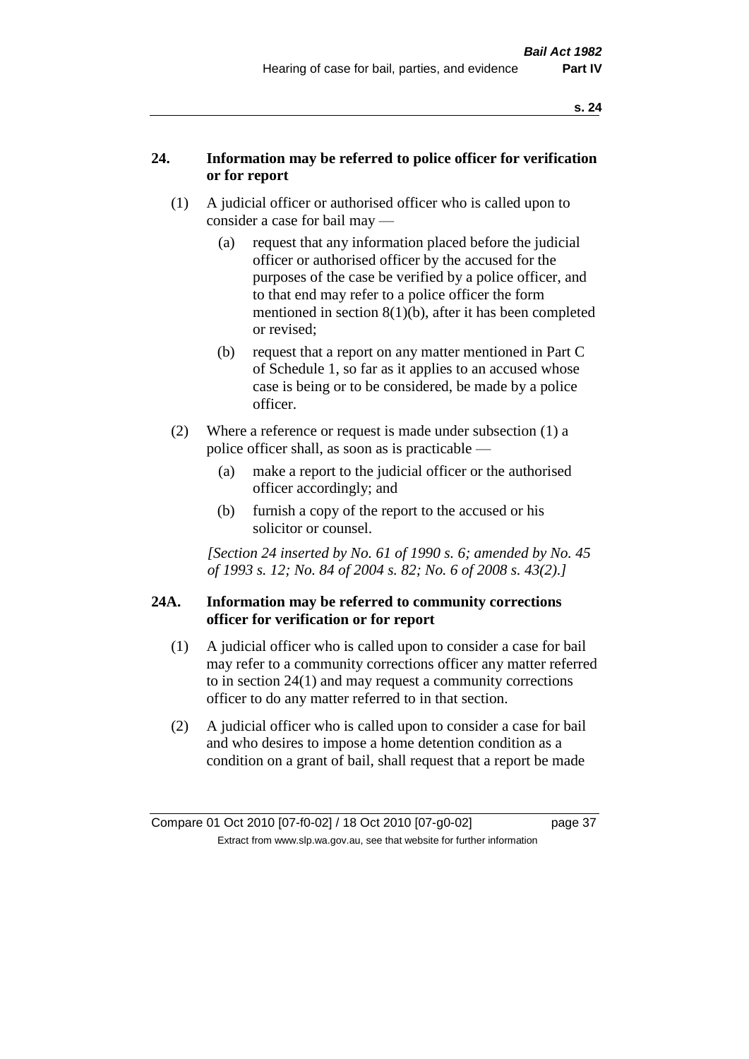**24. Information may be referred to police officer for verification or for report**

(1) A judicial officer or authorised officer who is called upon to consider a case for bail may —

(a) request that any information placed before the judicial officer or authorised officer by the accused for the purposes of the case be verified by a police officer, and to that end may refer to a police officer the form mentioned in section 8(1)(b), after it has been completed or revised;

(b) request that a report on any matter mentioned in Part C of Schedule 1, so far as it applies to an accused whose case is being or to be considered, be made by a police officer.

(2) Where a reference or request is made under subsection (1) a police officer shall, as soon as is practicable —

(a) make a report to the judicial officer or the authorised officer accordingly; and

(b) furnish a copy of the report to the accused or his solicitor or counsel.

*[Section 24 inserted by No. 61 of 1990 s. 6; amended by No. 45 of 1993 s. 12; No. 84 of 2004 s. 82; No. 6 of 2008 s. 43(2).]*

**24A. Information may be referred to community corrections officer for verification or for report**

(1) A judicial officer who is called upon to consider a case for bail may refer to a community corrections officer any matter referred to in section 24(1) and may request a community corrections officer to do any matter referred to in that section.

(2) A judicial officer who is called upon to consider a case for bail and who desires to impose a home detention condition as a condition on a grant of bail, shall request that a report be made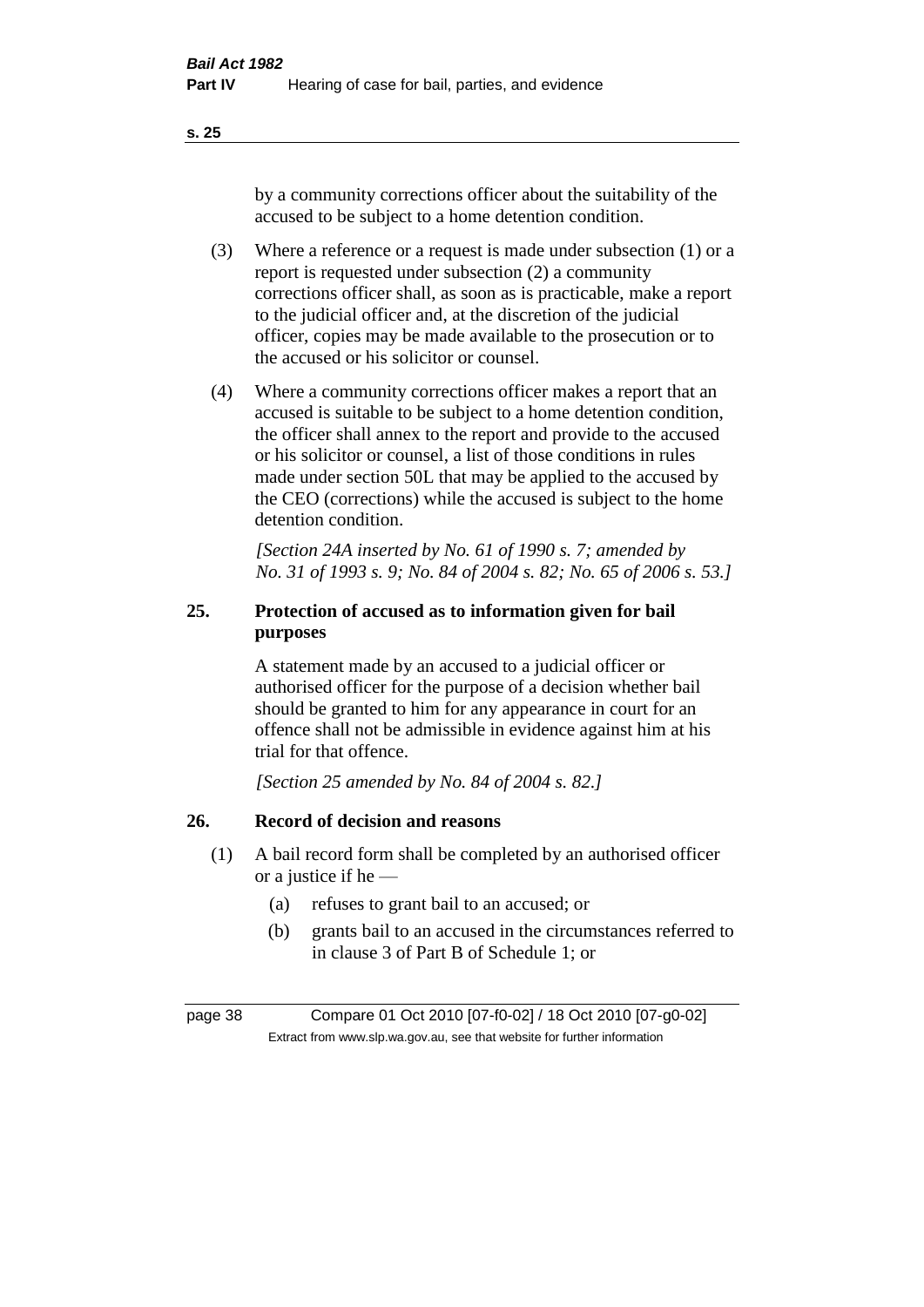by a community corrections officer about the suitability of the accused to be subject to a home detention condition.

(3) Where a reference or a request is made under subsection (1) or a report is requested under subsection (2) a community corrections officer shall, as soon as is practicable, make a report to the judicial officer and, at the discretion of the judicial officer, copies may be made available to the prosecution or to the accused or his solicitor or counsel.

(4) Where a community corrections officer makes a report that an accused is suitable to be subject to a home detention condition, the officer shall annex to the report and provide to the accused or his solicitor or counsel, a list of those conditions in rules made under section 50L that may be applied to the accused by the CEO (corrections) while the accused is subject to the home detention condition.

*[Section 24A inserted by No. 61 of 1990 s. 7; amended by No. 31 of 1993 s. 9; No. 84 of 2004 s. 82; No. 65 of 2006 s. 53.]*

### 25. Protection of accused as to information given for bail purposes

A statement made by an accused to a judicial officer or authorised officer for the purpose of a decision whether bail should be granted to him for any appearance in court for an offence shall not be admissible in evidence against him at his trial for that offence.

*[Section 25 amended by No. 84 of 2004 s. 82.]*

### 26. Record of decision and reasons

(1) A bail record form shall be completed by an authorised officer or a justice if he —

- (a) refuses to grant bail to an accused; or
- (b) grants bail to an accused in the circumstances referred to in clause 3 of Part B of Schedule 1; or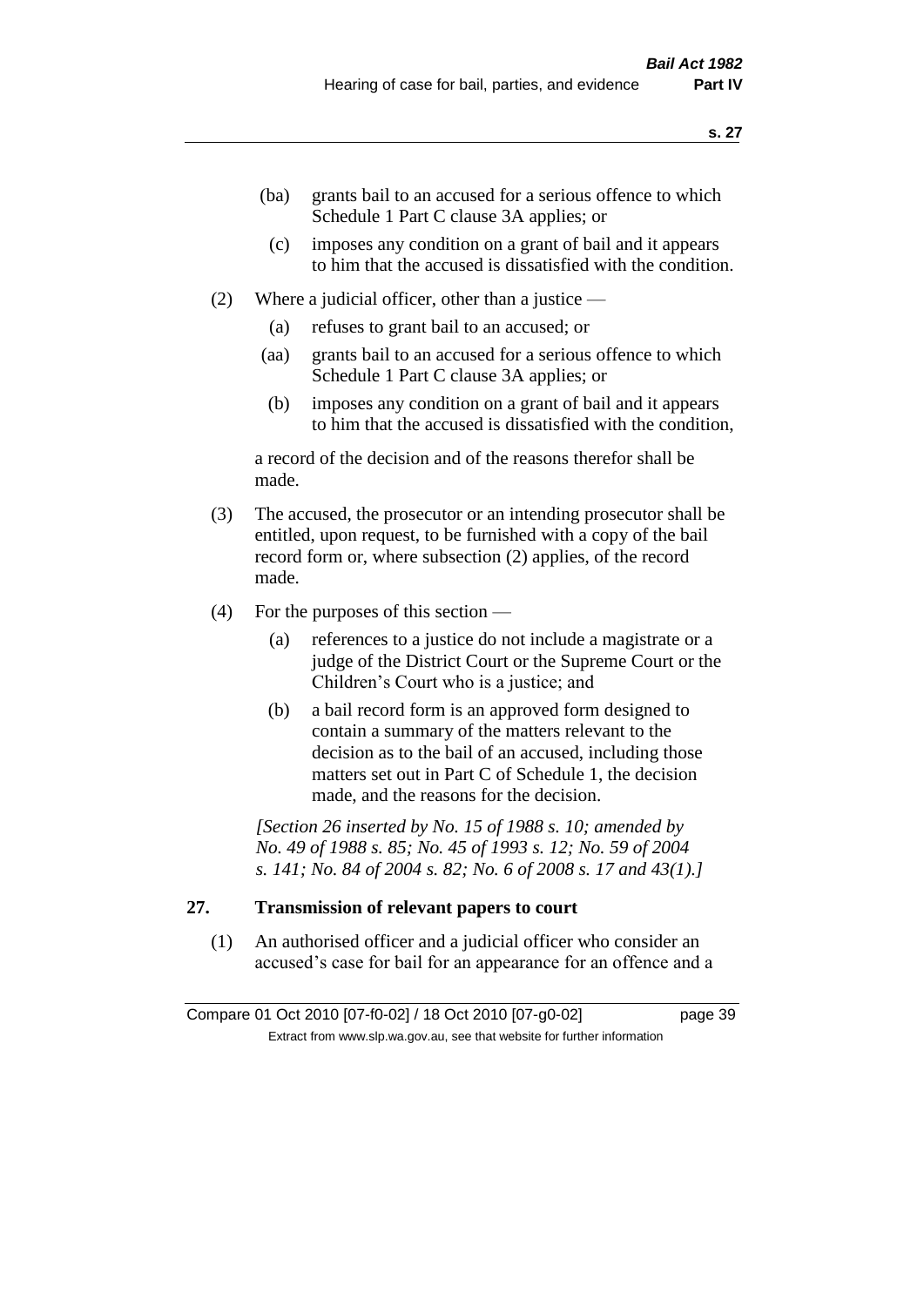(ba) grants bail to an accused for a serious offence to which Schedule 1 Part C clause 3A applies; or

(c) imposes any condition on a grant of bail and it appears to him that the accused is dissatisfied with the condition.

(2) Where a judicial officer, other than a justice —

(a) refuses to grant bail to an accused; or

(aa) grants bail to an accused for a serious offence to which Schedule 1 Part C clause 3A applies; or

(b) imposes any condition on a grant of bail and it appears to him that the accused is dissatisfied with the condition,

a record of the decision and of the reasons therefor shall be made.

(3) The accused, the prosecutor or an intending prosecutor shall be entitled, upon request, to be furnished with a copy of the bail record form or, where subsection (2) applies, of the record made.

(4) For the purposes of this section —

(a) references to a justice do not include a magistrate or a judge of the District Court or the Supreme Court or the Children's Court who is a justice; and

(b) a bail record form is an approved form designed to contain a summary of the matters relevant to the decision as to the bail of an accused, including those matters set out in Part C of Schedule 1, the decision made, and the reasons for the decision.

*[Section 26 inserted by No. 15 of 1988 s. 10; amended by No. 49 of 1988 s. 85; No. 45 of 1993 s. 12; No. 59 of 2004 s. 141; No. 84 of 2004 s. 82; No. 6 of 2008 s. 17 and 43(1).]*

## 27. Transmission of relevant papers to court

(1) An authorised officer and a judicial officer who consider an accused's case for bail for an appearance for an offence and a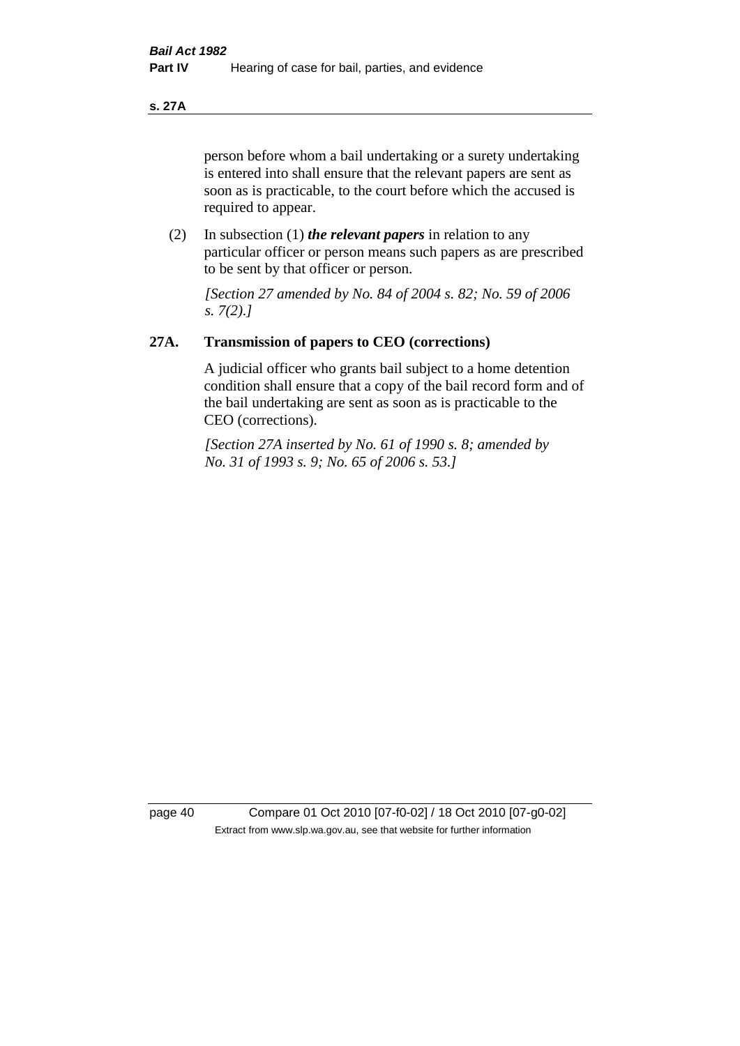person before whom a bail undertaking or a surety undertaking is entered into shall ensure that the relevant papers are sent as soon as is practicable, to the court before which the accused is required to appear.

(2) In subsection (1) ***the relevant papers*** in relation to any particular officer or person means such papers as are prescribed to be sent by that officer or person.

*[Section 27 amended by No. 84 of 2004 s. 82; No. 59 of 2006 s. 7(2).]*

## 27A. Transmission of papers to CEO (corrections)

A judicial officer who grants bail subject to a home detention condition shall ensure that a copy of the bail record form and of the bail undertaking are sent as soon as is practicable to the CEO (corrections).

*[Section 27A inserted by No. 61 of 1990 s. 8; amended by No. 31 of 1993 s. 9; No. 65 of 2006 s. 53.]*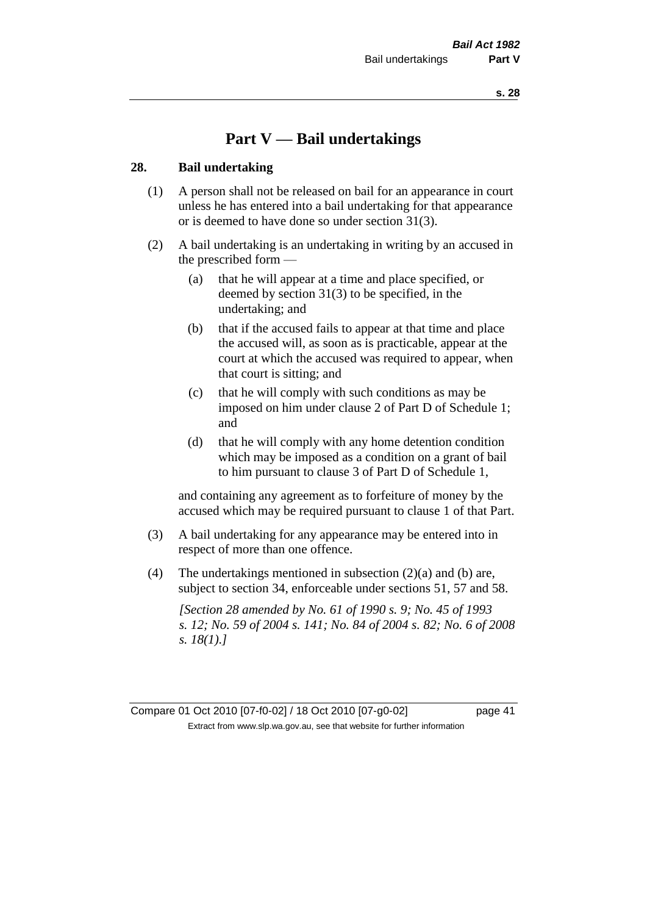# Part V — Bail undertakings

## 28. Bail undertaking

(1) A person shall not be released on bail for an appearance in court unless he has entered into a bail undertaking for that appearance or is deemed to have done so under section 31(3).

(2) A bail undertaking is an undertaking in writing by an accused in the prescribed form —

- (a) that he will appear at a time and place specified, or deemed by section 31(3) to be specified, in the undertaking; and
- (b) that if the accused fails to appear at that time and place the accused will, as soon as is practicable, appear at the court at which the accused was required to appear, when that court is sitting; and
- (c) that he will comply with such conditions as may be imposed on him under clause 2 of Part D of Schedule 1; and
- (d) that he will comply with any home detention condition which may be imposed as a condition on a grant of bail to him pursuant to clause 3 of Part D of Schedule 1,

and containing any agreement as to forfeiture of money by the accused which may be required pursuant to clause 1 of that Part.

(3) A bail undertaking for any appearance may be entered into in respect of more than one offence.

(4) The undertakings mentioned in subsection (2)(a) and (b) are, subject to section 34, enforceable under sections 51, 57 and 58.

*[Section 28 amended by No. 61 of 1990 s. 9; No. 45 of 1993 s. 12; No. 59 of 2004 s. 141; No. 84 of 2004 s. 82; No. 6 of 2008 s. 18(1).]*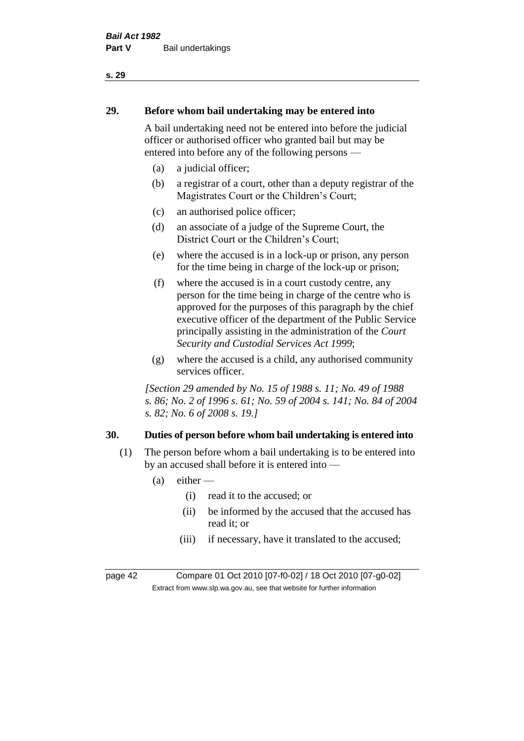## 29. Before whom bail undertaking may be entered into

A bail undertaking need not be entered into before the judicial officer or authorised officer who granted bail but may be entered into before any of the following persons —

(a) a judicial officer;

(b) a registrar of a court, other than a deputy registrar of the Magistrates Court or the Children's Court;

(c) an authorised police officer;

(d) an associate of a judge of the Supreme Court, the District Court or the Children's Court;

(e) where the accused is in a lock-up or prison, any person for the time being in charge of the lock-up or prison;

(f) where the accused is in a court custody centre, any person for the time being in charge of the centre who is approved for the purposes of this paragraph by the chief executive officer of the department of the Public Service principally assisting in the administration of the *Court Security and Custodial Services Act 1999*;

(g) where the accused is a child, any authorised community services officer.

*[Section 29 amended by No. 15 of 1988 s. 11; No. 49 of 1988 s. 86; No. 2 of 1996 s. 61; No. 59 of 2004 s. 141; No. 84 of 2004 s. 82; No. 6 of 2008 s. 19.]*

## 30. Duties of person before whom bail undertaking is entered into

(1) The person before whom a bail undertaking is to be entered into by an accused shall before it is entered into —

(a) either —

(i) read it to the accused; or

(ii) be informed by the accused that the accused has read it; or

(iii) if necessary, have it translated to the accused;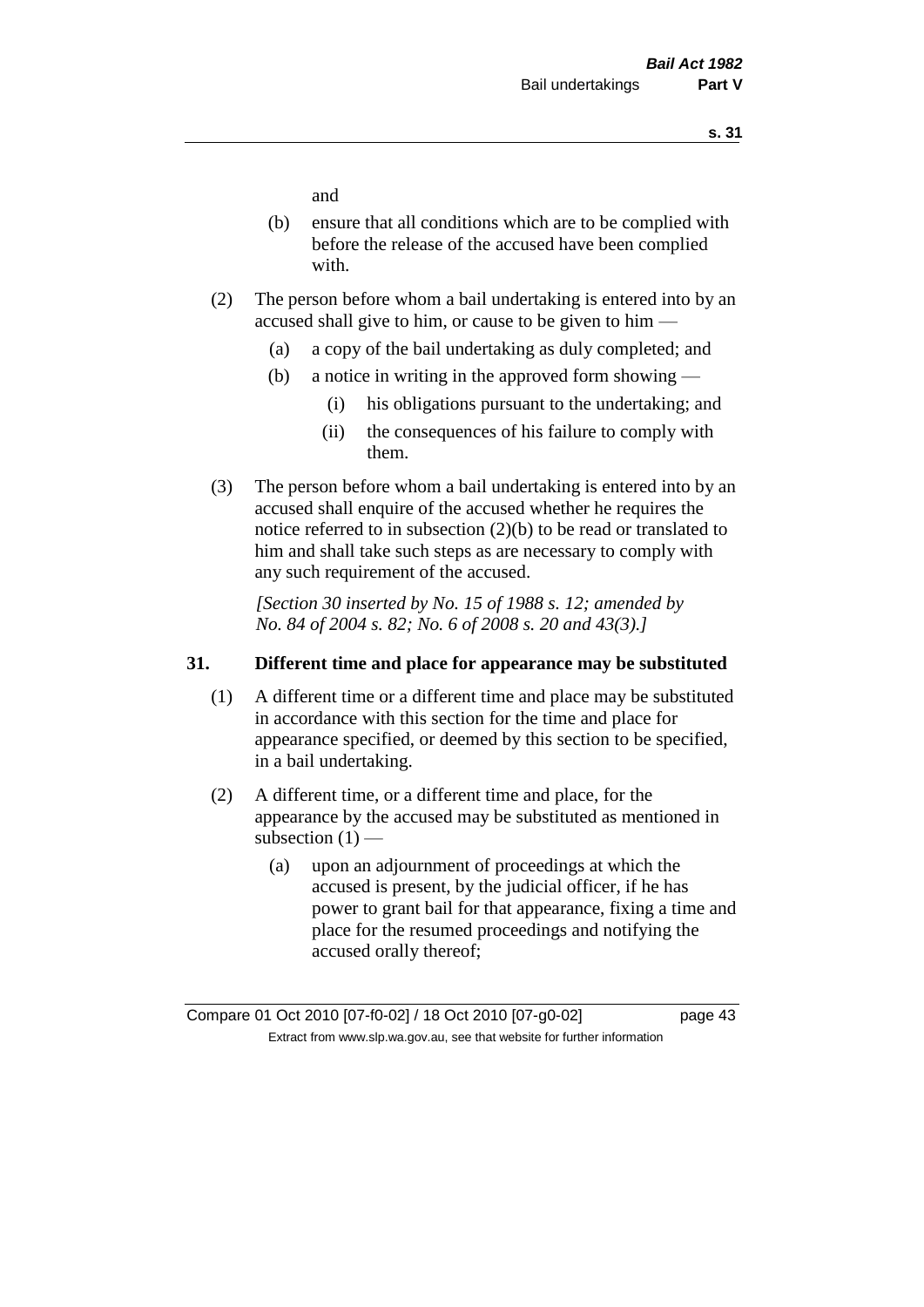and

(b) ensure that all conditions which are to be complied with before the release of the accused have been complied with.

(2) The person before whom a bail undertaking is entered into by an accused shall give to him, or cause to be given to him —

(a) a copy of the bail undertaking as duly completed; and

(b) a notice in writing in the approved form showing —

(i) his obligations pursuant to the undertaking; and

(ii) the consequences of his failure to comply with them.

(3) The person before whom a bail undertaking is entered into by an accused shall enquire of the accused whether he requires the notice referred to in subsection (2)(b) to be read or translated to him and shall take such steps as are necessary to comply with any such requirement of the accused.

*[Section 30 inserted by No. 15 of 1988 s. 12; amended by No. 84 of 2004 s. 82; No. 6 of 2008 s. 20 and 43(3).]*

## 31. Different time and place for appearance may be substituted

(1) A different time or a different time and place may be substituted in accordance with this section for the time and place for appearance specified, or deemed by this section to be specified, in a bail undertaking.

(2) A different time, or a different time and place, for the appearance by the accused may be substituted as mentioned in subsection (1) —

(a) upon an adjournment of proceedings at which the accused is present, by the judicial officer, if he has power to grant bail for that appearance, fixing a time and place for the resumed proceedings and notifying the accused orally thereof;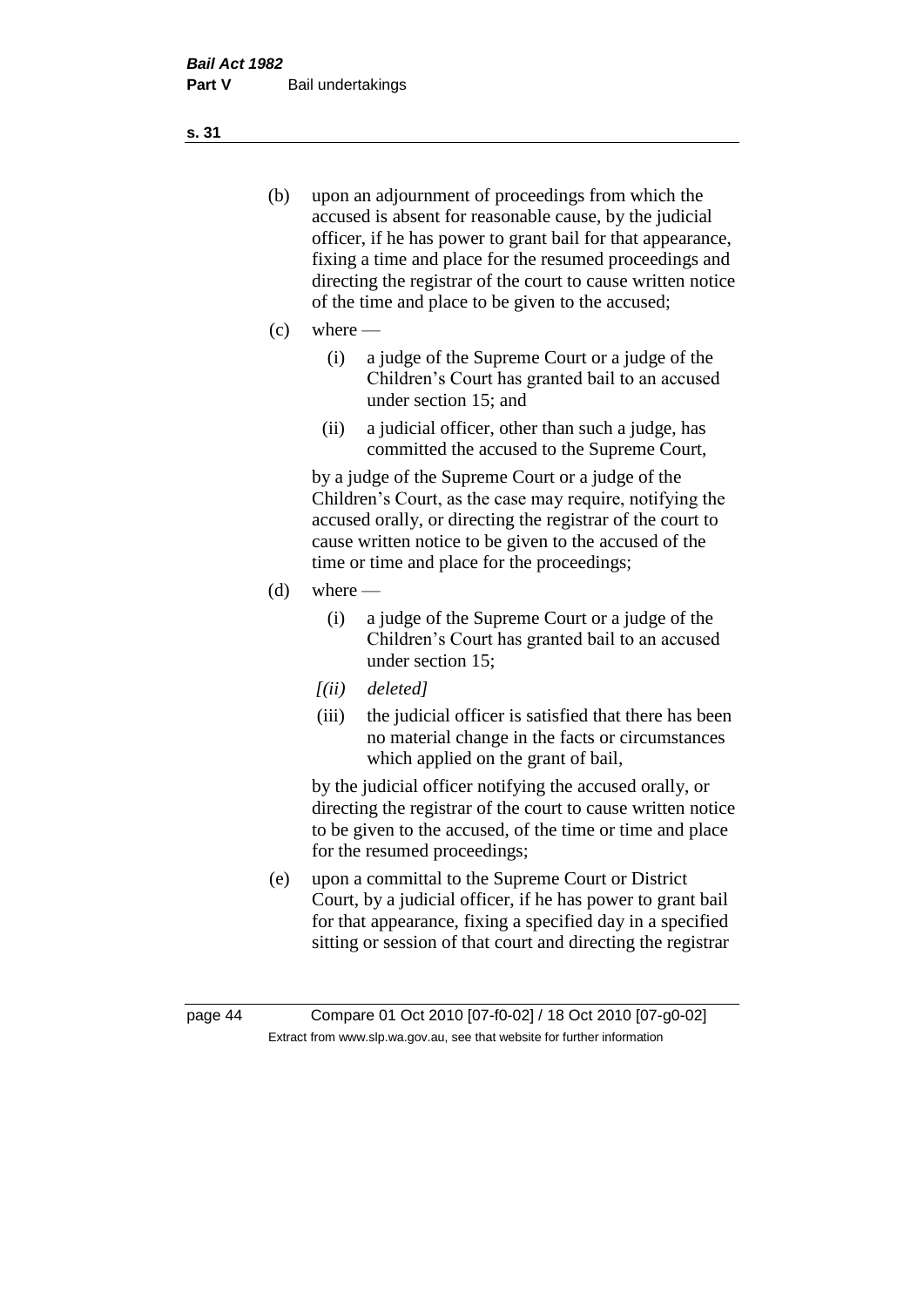(b) upon an adjournment of proceedings from which the accused is absent for reasonable cause, by the judicial officer, if he has power to grant bail for that appearance, fixing a time and place for the resumed proceedings and directing the registrar of the court to cause written notice of the time and place to be given to the accused;

(c) where —

  (i) a judge of the Supreme Court or a judge of the Children's Court has granted bail to an accused under section 15; and

  (ii) a judicial officer, other than such a judge, has committed the accused to the Supreme Court,

  by a judge of the Supreme Court or a judge of the Children's Court, as the case may require, notifying the accused orally, or directing the registrar of the court to cause written notice to be given to the accused of the time or time and place for the proceedings;

(d) where —

  (i) a judge of the Supreme Court or a judge of the Children's Court has granted bail to an accused under section 15;

  *[(ii) deleted]*

  (iii) the judicial officer is satisfied that there has been no material change in the facts or circumstances which applied on the grant of bail,

  by the judicial officer notifying the accused orally, or directing the registrar of the court to cause written notice to be given to the accused, of the time or time and place for the resumed proceedings;

(e) upon a committal to the Supreme Court or District Court, by a judicial officer, if he has power to grant bail for that appearance, fixing a specified day in a specified sitting or session of that court and directing the registrar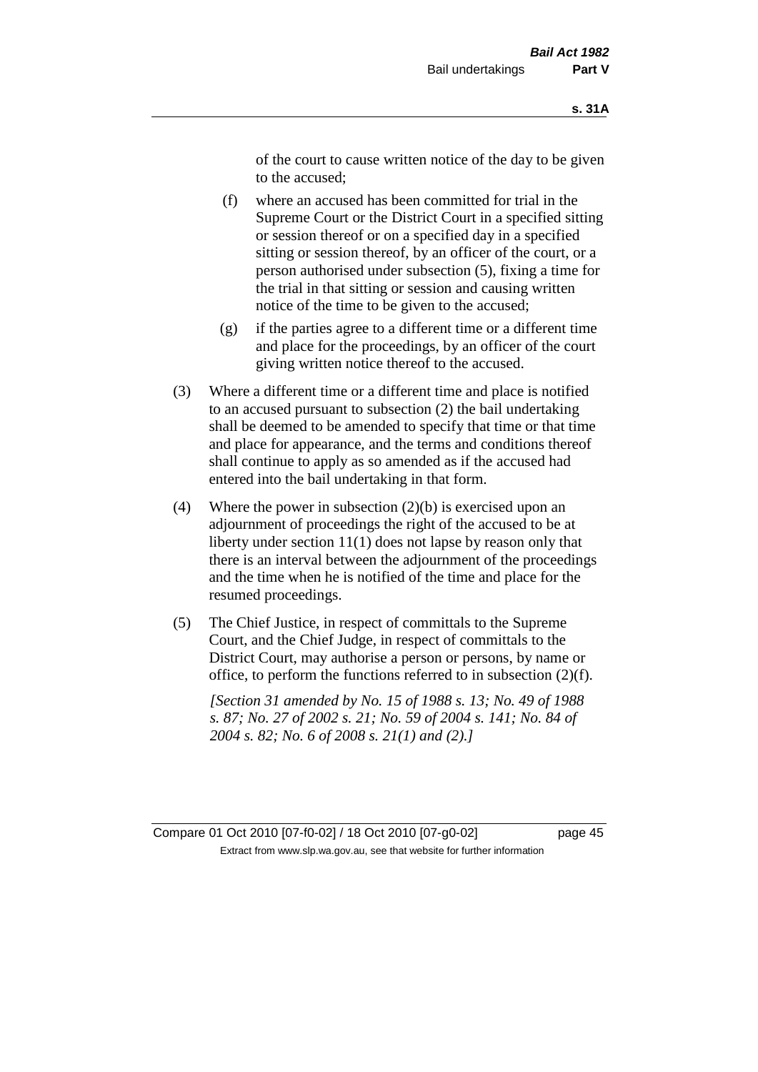of the court to cause written notice of the day to be given to the accused;

(f) where an accused has been committed for trial in the Supreme Court or the District Court in a specified sitting or session thereof or on a specified day in a specified sitting or session thereof, by an officer of the court, or a person authorised under subsection (5), fixing a time for the trial in that sitting or session and causing written notice of the time to be given to the accused;

(g) if the parties agree to a different time or a different time and place for the proceedings, by an officer of the court giving written notice thereof to the accused.

(3) Where a different time or a different time and place is notified to an accused pursuant to subsection (2) the bail undertaking shall be deemed to be amended to specify that time or that time and place for appearance, and the terms and conditions thereof shall continue to apply as so amended as if the accused had entered into the bail undertaking in that form.

(4) Where the power in subsection (2)(b) is exercised upon an adjournment of proceedings the right of the accused to be at liberty under section 11(1) does not lapse by reason only that there is an interval between the adjournment of the proceedings and the time when he is notified of the time and place for the resumed proceedings.

(5) The Chief Justice, in respect of committals to the Supreme Court, and the Chief Judge, in respect of committals to the District Court, may authorise a person or persons, by name or office, to perform the functions referred to in subsection (2)(f).

*[Section 31 amended by No. 15 of 1988 s. 13; No. 49 of 1988 s. 87; No. 27 of 2002 s. 21; No. 59 of 2004 s. 141; No. 84 of 2004 s. 82; No. 6 of 2008 s. 21(1) and (2).]*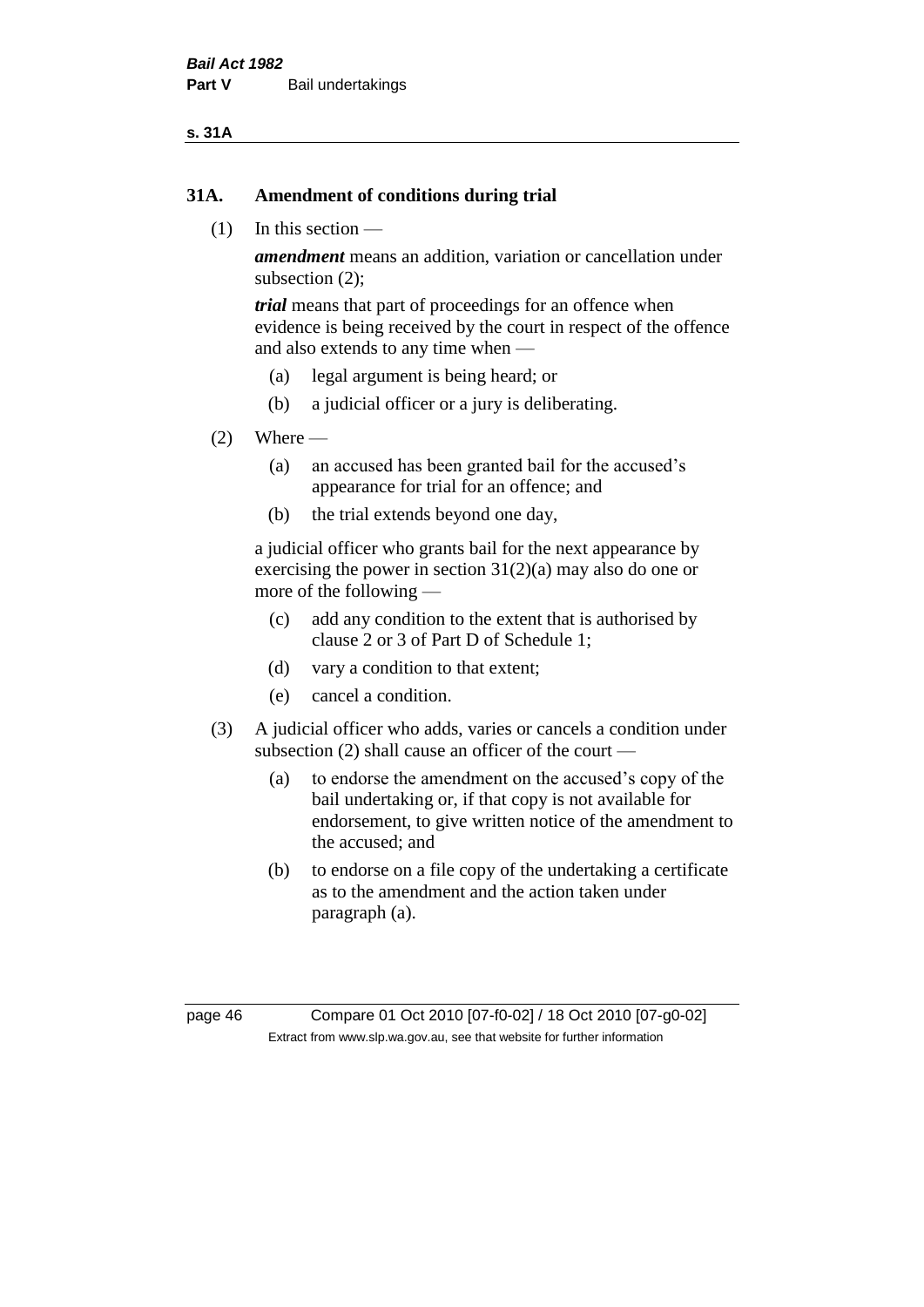## 31A. Amendment of conditions during trial

(1) In this section —

***amendment*** means an addition, variation or cancellation under subsection (2);

***trial*** means that part of proceedings for an offence when evidence is being received by the court in respect of the offence and also extends to any time when —

- (a) legal argument is being heard; or
- (b) a judicial officer or a jury is deliberating.

(2) Where —

- (a) an accused has been granted bail for the accused's appearance for trial for an offence; and
- (b) the trial extends beyond one day,

a judicial officer who grants bail for the next appearance by exercising the power in section 31(2)(a) may also do one or more of the following —

- (c) add any condition to the extent that is authorised by clause 2 or 3 of Part D of Schedule 1;
- (d) vary a condition to that extent;
- (e) cancel a condition.

(3) A judicial officer who adds, varies or cancels a condition under subsection (2) shall cause an officer of the court —

- (a) to endorse the amendment on the accused's copy of the bail undertaking or, if that copy is not available for endorsement, to give written notice of the amendment to the accused; and
- (b) to endorse on a file copy of the undertaking a certificate as to the amendment and the action taken under paragraph (a).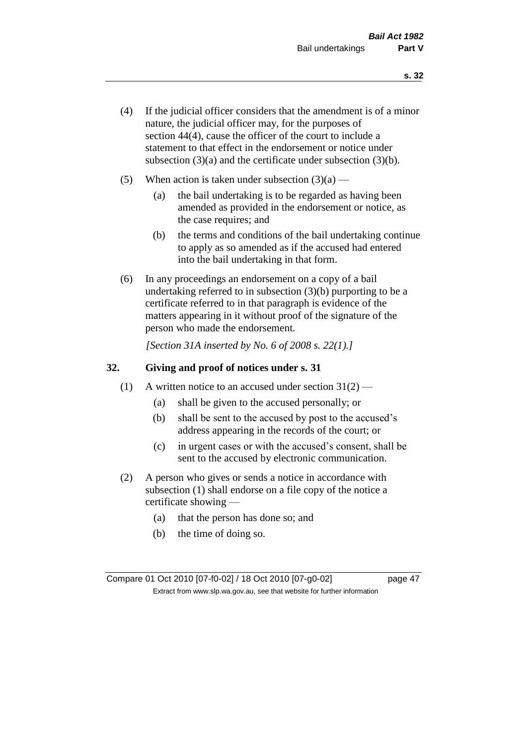(4) If the judicial officer considers that the amendment is of a minor nature, the judicial officer may, for the purposes of section 44(4), cause the officer of the court to include a statement to that effect in the endorsement or notice under subsection (3)(a) and the certificate under subsection (3)(b).

(5) When action is taken under subsection (3)(a) —

  (a) the bail undertaking is to be regarded as having been amended as provided in the endorsement or notice, as the case requires; and

  (b) the terms and conditions of the bail undertaking continue to apply as so amended as if the accused had entered into the bail undertaking in that form.

(6) In any proceedings an endorsement on a copy of a bail undertaking referred to in subsection (3)(b) purporting to be a certificate referred to in that paragraph is evidence of the matters appearing in it without proof of the signature of the person who made the endorsement.

*[Section 31A inserted by No. 6 of 2008 s. 22(1).]*

## 32. Giving and proof of notices under s. 31

(1) A written notice to an accused under section 31(2) —

  (a) shall be given to the accused personally; or

  (b) shall be sent to the accused by post to the accused's address appearing in the records of the court; or

  (c) in urgent cases or with the accused's consent, shall be sent to the accused by electronic communication.

(2) A person who gives or sends a notice in accordance with subsection (1) shall endorse on a file copy of the notice a certificate showing —

  (a) that the person has done so; and

  (b) the time of doing so.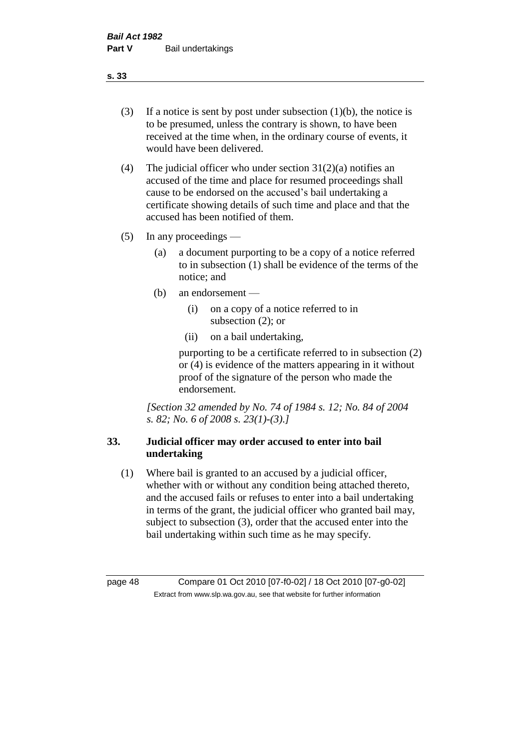(3) If a notice is sent by post under subsection (1)(b), the notice is to be presumed, unless the contrary is shown, to have been received at the time when, in the ordinary course of events, it would have been delivered.

(4) The judicial officer who under section 31(2)(a) notifies an accused of the time and place for resumed proceedings shall cause to be endorsed on the accused's bail undertaking a certificate showing details of such time and place and that the accused has been notified of them.

(5) In any proceedings —

  (a) a document purporting to be a copy of a notice referred to in subsection (1) shall be evidence of the terms of the notice; and

  (b) an endorsement —

    (i) on a copy of a notice referred to in subsection (2); or

    (ii) on a bail undertaking,

  purporting to be a certificate referred to in subsection (2) or (4) is evidence of the matters appearing in it without proof of the signature of the person who made the endorsement.

*[Section 32 amended by No. 74 of 1984 s. 12; No. 84 of 2004 s. 82; No. 6 of 2008 s. 23(1)-(3).]*

## 33. Judicial officer may order accused to enter into bail undertaking

(1) Where bail is granted to an accused by a judicial officer, whether with or without any condition being attached thereto, and the accused fails or refuses to enter into a bail undertaking in terms of the grant, the judicial officer who granted bail may, subject to subsection (3), order that the accused enter into the bail undertaking within such time as he may specify.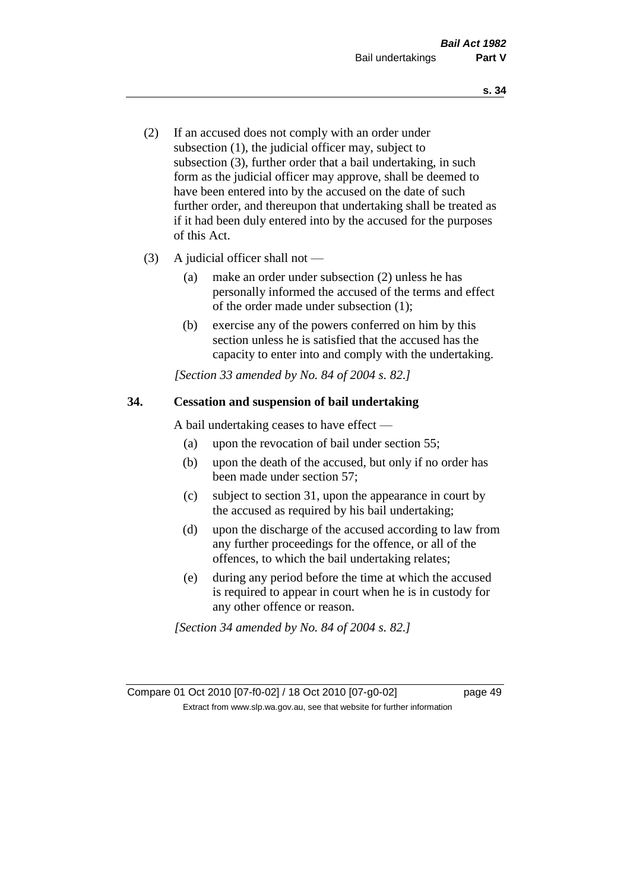(2) If an accused does not comply with an order under subsection (1), the judicial officer may, subject to subsection (3), further order that a bail undertaking, in such form as the judicial officer may approve, shall be deemed to have been entered into by the accused on the date of such further order, and thereupon that undertaking shall be treated as if it had been duly entered into by the accused for the purposes of this Act.

(3) A judicial officer shall not —

  (a) make an order under subsection (2) unless he has personally informed the accused of the terms and effect of the order made under subsection (1);

  (b) exercise any of the powers conferred on him by this section unless he is satisfied that the accused has the capacity to enter into and comply with the undertaking.

*[Section 33 amended by No. 84 of 2004 s. 82.]*

### 34. Cessation and suspension of bail undertaking

A bail undertaking ceases to have effect —

  (a) upon the revocation of bail under section 55;

  (b) upon the death of the accused, but only if no order has been made under section 57;

  (c) subject to section 31, upon the appearance in court by the accused as required by his bail undertaking;

  (d) upon the discharge of the accused according to law from any further proceedings for the offence, or all of the offences, to which the bail undertaking relates;

  (e) during any period before the time at which the accused is required to appear in court when he is in custody for any other offence or reason.

*[Section 34 amended by No. 84 of 2004 s. 82.]*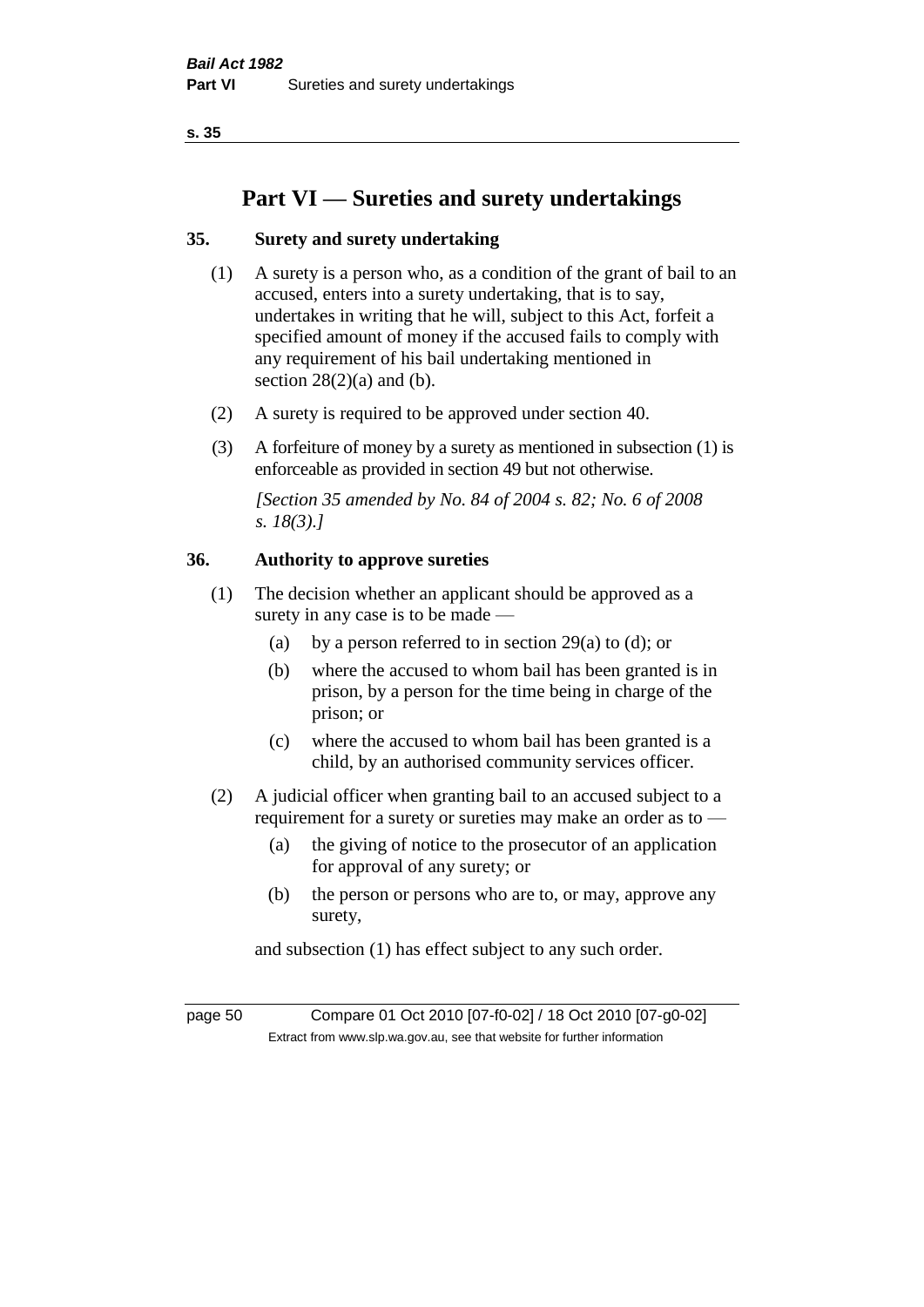# Part VI — Sureties and surety undertakings

## 35. Surety and surety undertaking

(1) A surety is a person who, as a condition of the grant of bail to an accused, enters into a surety undertaking, that is to say, undertakes in writing that he will, subject to this Act, forfeit a specified amount of money if the accused fails to comply with any requirement of his bail undertaking mentioned in section 28(2)(a) and (b).

(2) A surety is required to be approved under section 40.

(3) A forfeiture of money by a surety as mentioned in subsection (1) is enforceable as provided in section 49 but not otherwise.

*[Section 35 amended by No. 84 of 2004 s. 82; No. 6 of 2008 s. 18(3).]*

## 36. Authority to approve sureties

(1) The decision whether an applicant should be approved as a surety in any case is to be made —

- (a) by a person referred to in section 29(a) to (d); or
- (b) where the accused to whom bail has been granted is in prison, by a person for the time being in charge of the prison; or
- (c) where the accused to whom bail has been granted is a child, by an authorised community services officer.

(2) A judicial officer when granting bail to an accused subject to a requirement for a surety or sureties may make an order as to —

- (a) the giving of notice to the prosecutor of an application for approval of any surety; or
- (b) the person or persons who are to, or may, approve any surety,

and subsection (1) has effect subject to any such order.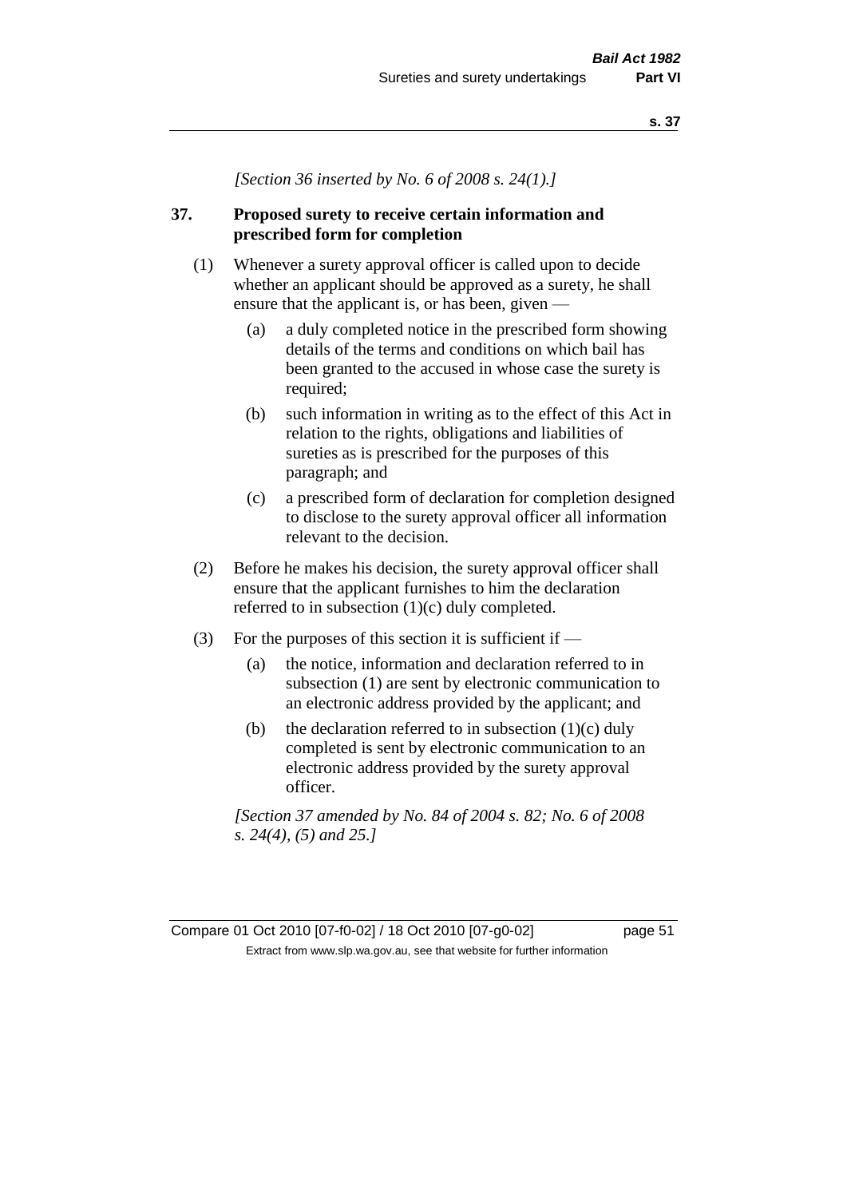*[Section 36 inserted by No. 6 of 2008 s. 24(1).]*

## 37. Proposed surety to receive certain information and prescribed form for completion

(1) Whenever a surety approval officer is called upon to decide whether an applicant should be approved as a surety, he shall ensure that the applicant is, or has been, given —

- (a) a duly completed notice in the prescribed form showing details of the terms and conditions on which bail has been granted to the accused in whose case the surety is required;
- (b) such information in writing as to the effect of this Act in relation to the rights, obligations and liabilities of sureties as is prescribed for the purposes of this paragraph; and
- (c) a prescribed form of declaration for completion designed to disclose to the surety approval officer all information relevant to the decision.

(2) Before he makes his decision, the surety approval officer shall ensure that the applicant furnishes to him the declaration referred to in subsection (1)(c) duly completed.

(3) For the purposes of this section it is sufficient if —

- (a) the notice, information and declaration referred to in subsection (1) are sent by electronic communication to an electronic address provided by the applicant; and
- (b) the declaration referred to in subsection (1)(c) duly completed is sent by electronic communication to an electronic address provided by the surety approval officer.

*[Section 37 amended by No. 84 of 2004 s. 82; No. 6 of 2008 s. 24(4), (5) and 25.]*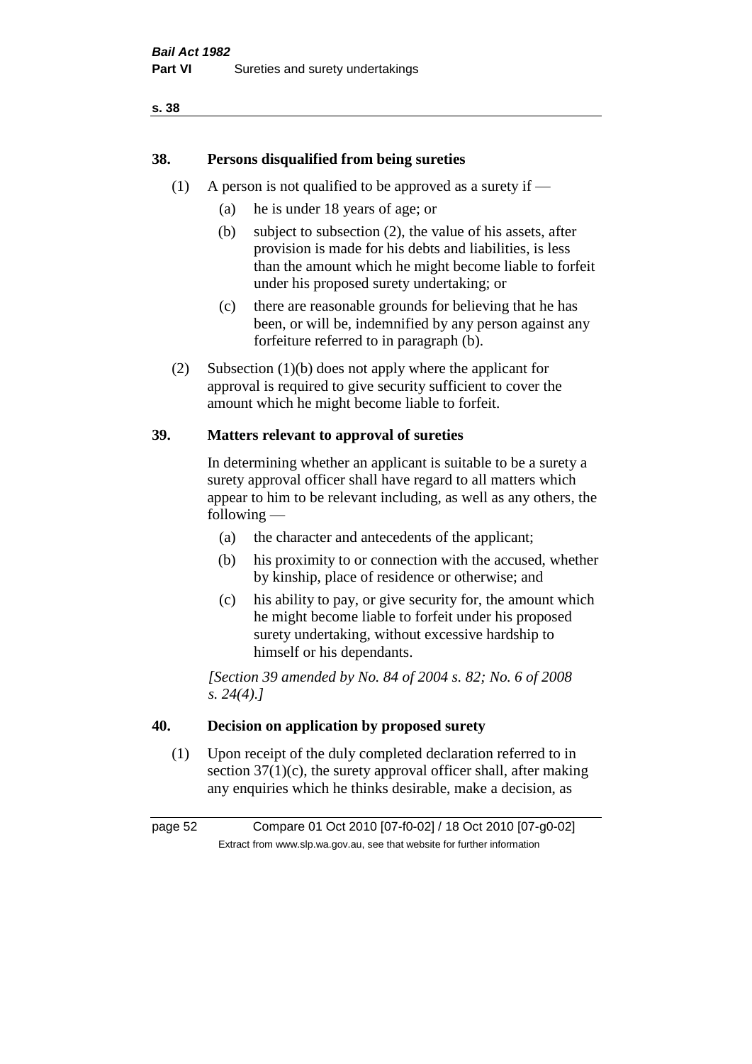## 38. Persons disqualified from being sureties

(1) A person is not qualified to be approved as a surety if —

   (a) he is under 18 years of age; or

   (b) subject to subsection (2), the value of his assets, after provision is made for his debts and liabilities, is less than the amount which he might become liable to forfeit under his proposed surety undertaking; or

   (c) there are reasonable grounds for believing that he has been, or will be, indemnified by any person against any forfeiture referred to in paragraph (b).

(2) Subsection (1)(b) does not apply where the applicant for approval is required to give security sufficient to cover the amount which he might become liable to forfeit.

## 39. Matters relevant to approval of sureties

In determining whether an applicant is suitable to be a surety a surety approval officer shall have regard to all matters which appear to him to be relevant including, as well as any others, the following —

   (a) the character and antecedents of the applicant;

   (b) his proximity to or connection with the accused, whether by kinship, place of residence or otherwise; and

   (c) his ability to pay, or give security for, the amount which he might become liable to forfeit under his proposed surety undertaking, without excessive hardship to himself or his dependants.

*[Section 39 amended by No. 84 of 2004 s. 82; No. 6 of 2008 s. 24(4).]*

## 40. Decision on application by proposed surety

(1) Upon receipt of the duly completed declaration referred to in section 37(1)(c), the surety approval officer shall, after making any enquiries which he thinks desirable, make a decision, as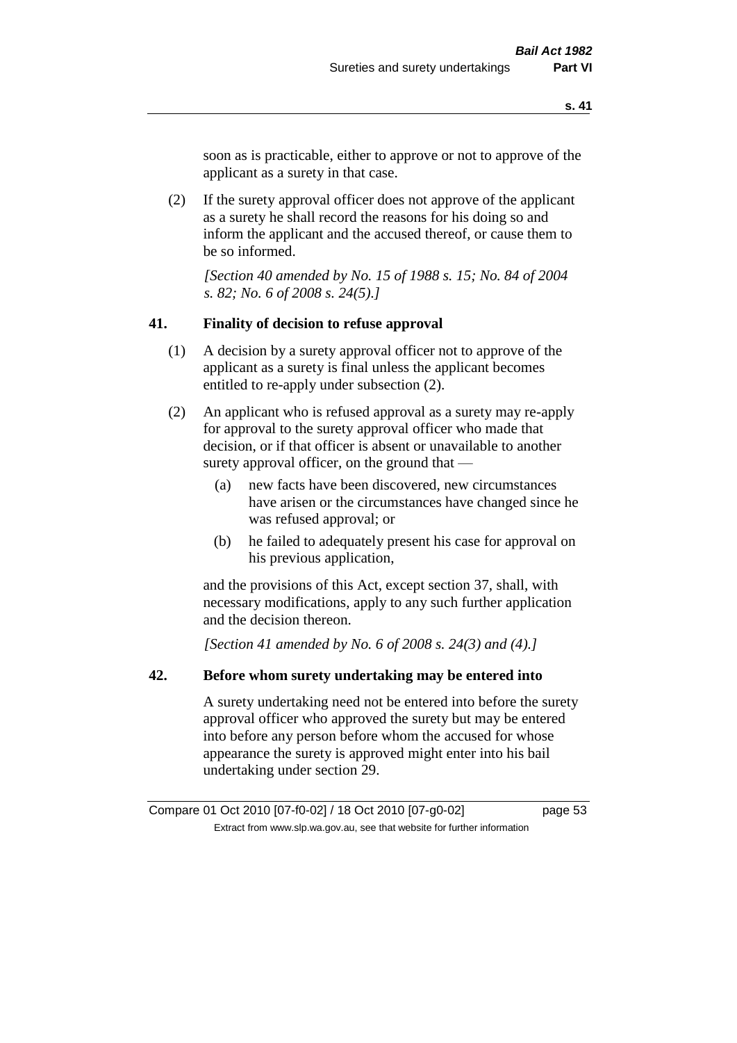soon as is practicable, either to approve or not to approve of the applicant as a surety in that case.

(2) If the surety approval officer does not approve of the applicant as a surety he shall record the reasons for his doing so and inform the applicant and the accused thereof, or cause them to be so informed.

*[Section 40 amended by No. 15 of 1988 s. 15; No. 84 of 2004 s. 82; No. 6 of 2008 s. 24(5).]*

### 41. Finality of decision to refuse approval

(1) A decision by a surety approval officer not to approve of the applicant as a surety is final unless the applicant becomes entitled to re-apply under subsection (2).

(2) An applicant who is refused approval as a surety may re-apply for approval to the surety approval officer who made that decision, or if that officer is absent or unavailable to another surety approval officer, on the ground that —

- (a) new facts have been discovered, new circumstances have arisen or the circumstances have changed since he was refused approval; or
- (b) he failed to adequately present his case for approval on his previous application,

and the provisions of this Act, except section 37, shall, with necessary modifications, apply to any such further application and the decision thereon.

*[Section 41 amended by No. 6 of 2008 s. 24(3) and (4).]*

### 42. Before whom surety undertaking may be entered into

A surety undertaking need not be entered into before the surety approval officer who approved the surety but may be entered into before any person before whom the accused for whose appearance the surety is approved might enter into his bail undertaking under section 29.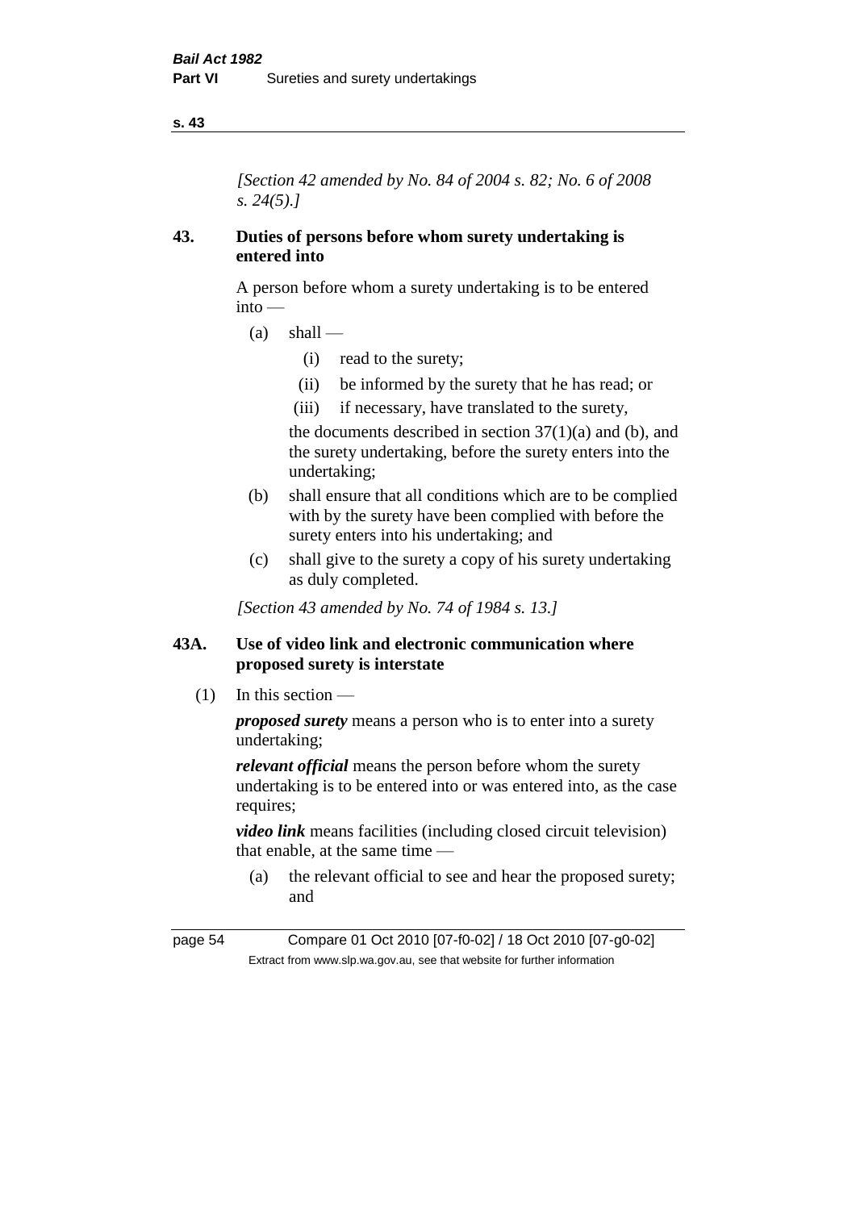*[Section 42 amended by No. 84 of 2004 s. 82; No. 6 of 2008 s. 24(5).]*

### 43. Duties of persons before whom surety undertaking is entered into

A person before whom a surety undertaking is to be entered into —

- (a) shall —
  - (i) read to the surety;
  - (ii) be informed by the surety that he has read; or
  - (iii) if necessary, have translated to the surety,

  the documents described in section 37(1)(a) and (b), and the surety undertaking, before the surety enters into the undertaking;
- (b) shall ensure that all conditions which are to be complied with by the surety have been complied with before the surety enters into his undertaking; and
- (c) shall give to the surety a copy of his surety undertaking as duly completed.

*[Section 43 amended by No. 74 of 1984 s. 13.]*

### 43A. Use of video link and electronic communication where proposed surety is interstate

(1) In this section —

***proposed surety*** means a person who is to enter into a surety undertaking;

***relevant official*** means the person before whom the surety undertaking is to be entered into or was entered into, as the case requires;

***video link*** means facilities (including closed circuit television) that enable, at the same time —

- (a) the relevant official to see and hear the proposed surety; and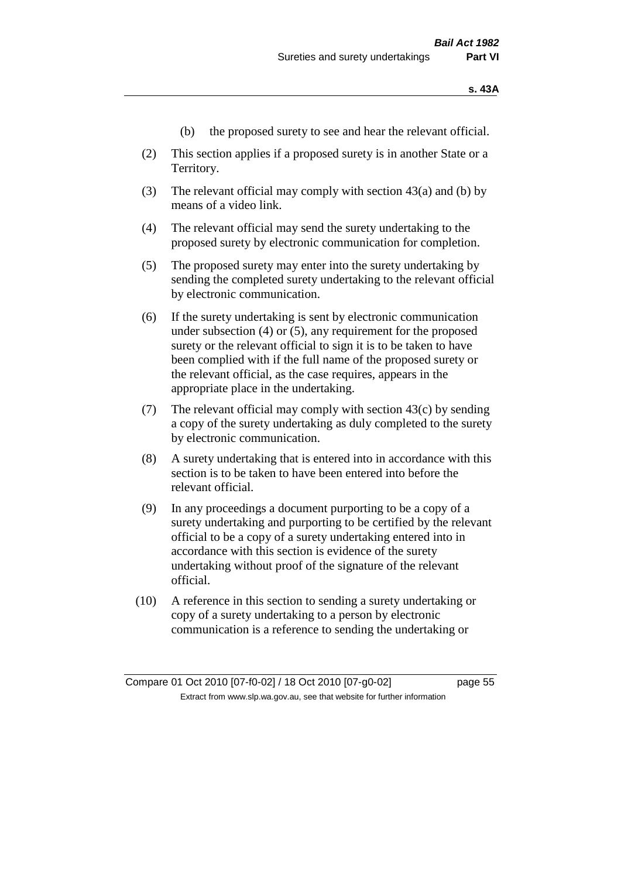(b) the proposed surety to see and hear the relevant official.

(2) This section applies if a proposed surety is in another State or a Territory.

(3) The relevant official may comply with section 43(a) and (b) by means of a video link.

(4) The relevant official may send the surety undertaking to the proposed surety by electronic communication for completion.

(5) The proposed surety may enter into the surety undertaking by sending the completed surety undertaking to the relevant official by electronic communication.

(6) If the surety undertaking is sent by electronic communication under subsection (4) or (5), any requirement for the proposed surety or the relevant official to sign it is to be taken to have been complied with if the full name of the proposed surety or the relevant official, as the case requires, appears in the appropriate place in the undertaking.

(7) The relevant official may comply with section 43(c) by sending a copy of the surety undertaking as duly completed to the surety by electronic communication.

(8) A surety undertaking that is entered into in accordance with this section is to be taken to have been entered into before the relevant official.

(9) In any proceedings a document purporting to be a copy of a surety undertaking and purporting to be certified by the relevant official to be a copy of a surety undertaking entered into in accordance with this section is evidence of the surety undertaking without proof of the signature of the relevant official.

(10) A reference in this section to sending a surety undertaking or copy of a surety undertaking to a person by electronic communication is a reference to sending the undertaking or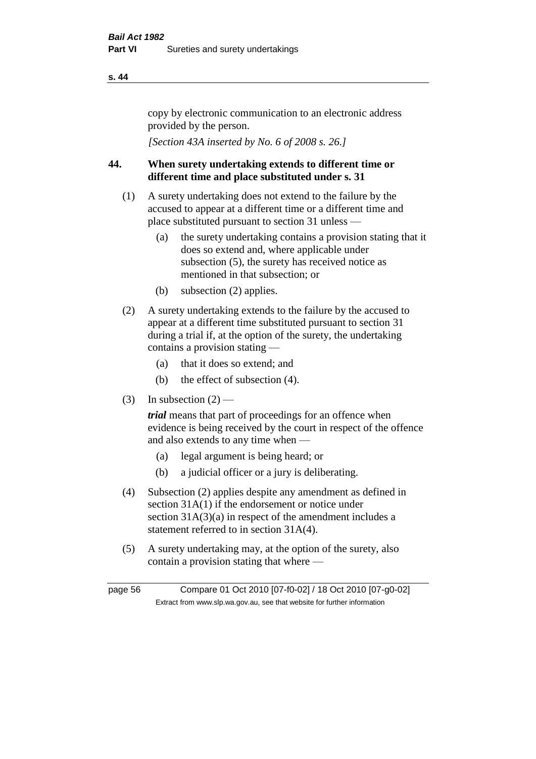copy by electronic communication to an electronic address provided by the person.

*[Section 43A inserted by No. 6 of 2008 s. 26.]*

## 44. When surety undertaking extends to different time or different time and place substituted under s. 31

(1) A surety undertaking does not extend to the failure by the accused to appear at a different time or a different time and place substituted pursuant to section 31 unless —

  (a) the surety undertaking contains a provision stating that it does so extend and, where applicable under subsection (5), the surety has received notice as mentioned in that subsection; or

  (b) subsection (2) applies.

(2) A surety undertaking extends to the failure by the accused to appear at a different time substituted pursuant to section 31 during a trial if, at the option of the surety, the undertaking contains a provision stating —

  (a) that it does so extend; and

  (b) the effect of subsection (4).

(3) In subsection (2) —

***trial*** means that part of proceedings for an offence when evidence is being received by the court in respect of the offence and also extends to any time when —

  (a) legal argument is being heard; or

  (b) a judicial officer or a jury is deliberating.

(4) Subsection (2) applies despite any amendment as defined in section 31A(1) if the endorsement or notice under section 31A(3)(a) in respect of the amendment includes a statement referred to in section 31A(4).

(5) A surety undertaking may, at the option of the surety, also contain a provision stating that where —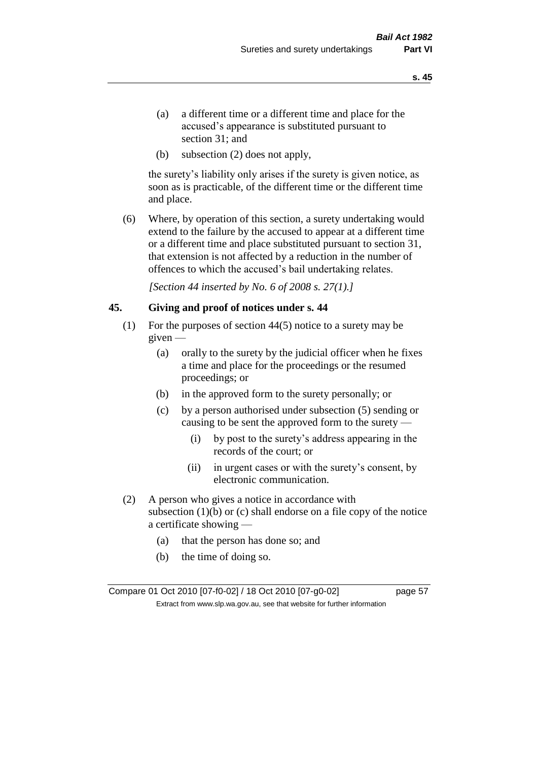(a) a different time or a different time and place for the accused's appearance is substituted pursuant to section 31; and

(b) subsection (2) does not apply,

the surety's liability only arises if the surety is given notice, as soon as is practicable, of the different time or the different time and place.

(6) Where, by operation of this section, a surety undertaking would extend to the failure by the accused to appear at a different time or a different time and place substituted pursuant to section 31, that extension is not affected by a reduction in the number of offences to which the accused's bail undertaking relates.

*[Section 44 inserted by No. 6 of 2008 s. 27(1).]*

## 45. Giving and proof of notices under s. 44

(1) For the purposes of section 44(5) notice to a surety may be given —

(a) orally to the surety by the judicial officer when he fixes a time and place for the proceedings or the resumed proceedings; or

(b) in the approved form to the surety personally; or

(c) by a person authorised under subsection (5) sending or causing to be sent the approved form to the surety —

(i) by post to the surety's address appearing in the records of the court; or

(ii) in urgent cases or with the surety's consent, by electronic communication.

(2) A person who gives a notice in accordance with subsection (1)(b) or (c) shall endorse on a file copy of the notice a certificate showing —

(a) that the person has done so; and

(b) the time of doing so.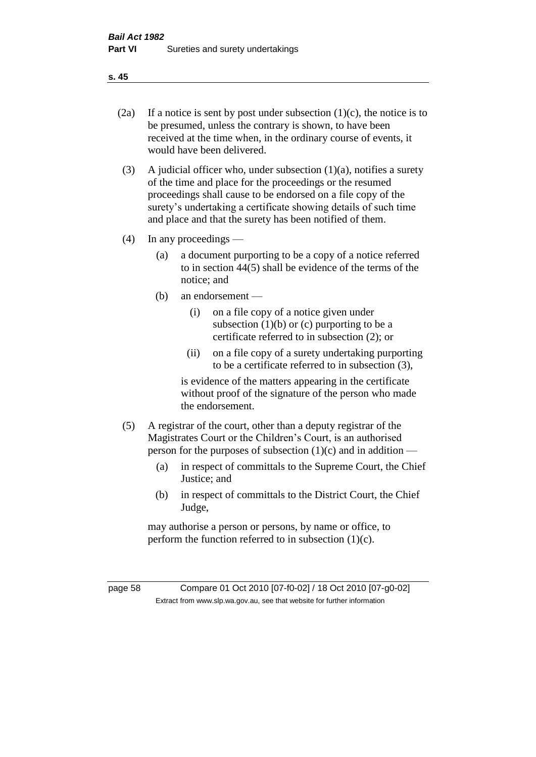(2a) If a notice is sent by post under subsection (1)(c), the notice is to be presumed, unless the contrary is shown, to have been received at the time when, in the ordinary course of events, it would have been delivered.

(3) A judicial officer who, under subsection (1)(a), notifies a surety of the time and place for the proceedings or the resumed proceedings shall cause to be endorsed on a file copy of the surety's undertaking a certificate showing details of such time and place and that the surety has been notified of them.

(4) In any proceedings —

(a) a document purporting to be a copy of a notice referred to in section 44(5) shall be evidence of the terms of the notice; and

(b) an endorsement —

(i) on a file copy of a notice given under subsection (1)(b) or (c) purporting to be a certificate referred to in subsection (2); or

(ii) on a file copy of a surety undertaking purporting to be a certificate referred to in subsection (3),

is evidence of the matters appearing in the certificate without proof of the signature of the person who made the endorsement.

(5) A registrar of the court, other than a deputy registrar of the Magistrates Court or the Children's Court, is an authorised person for the purposes of subsection (1)(c) and in addition —

(a) in respect of committals to the Supreme Court, the Chief Justice; and

(b) in respect of committals to the District Court, the Chief Judge,

may authorise a person or persons, by name or office, to perform the function referred to in subsection (1)(c).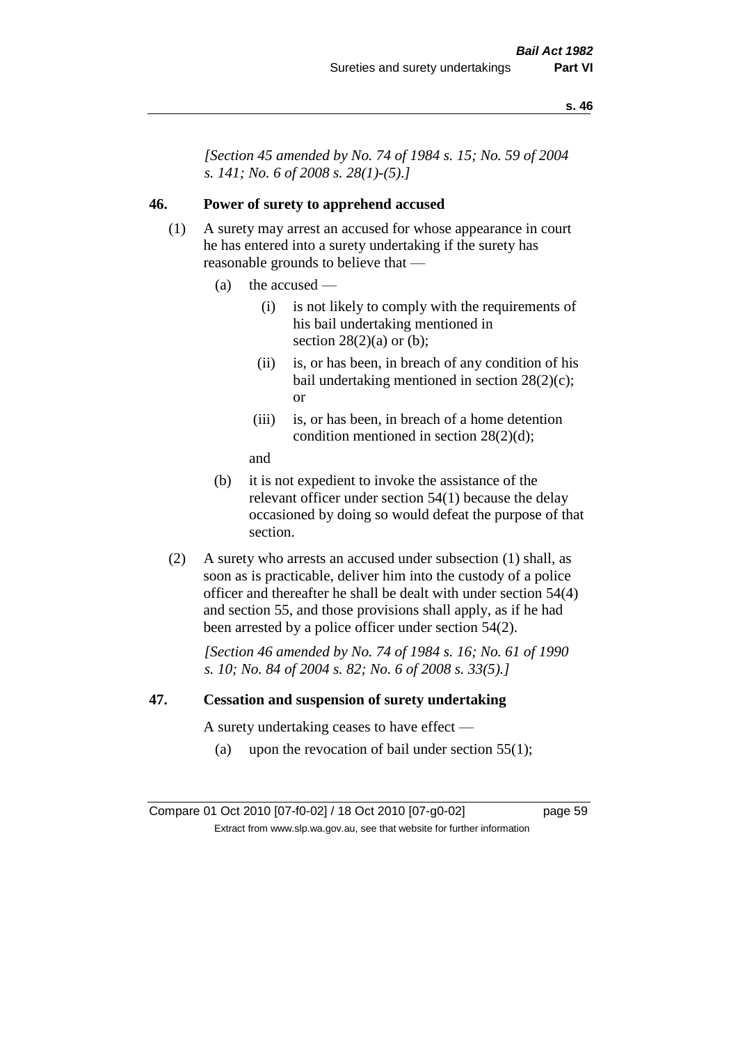*[Section 45 amended by No. 74 of 1984 s. 15; No. 59 of 2004 s. 141; No. 6 of 2008 s. 28(1)-(5).]*

**46. Power of surety to apprehend accused**

(1) A surety may arrest an accused for whose appearance in court he has entered into a surety undertaking if the surety has reasonable grounds to believe that —

(a) the accused —

(i) is not likely to comply with the requirements of his bail undertaking mentioned in section 28(2)(a) or (b);

(ii) is, or has been, in breach of any condition of his bail undertaking mentioned in section 28(2)(c); or

(iii) is, or has been, in breach of a home detention condition mentioned in section 28(2)(d);

and

(b) it is not expedient to invoke the assistance of the relevant officer under section 54(1) because the delay occasioned by doing so would defeat the purpose of that section.

(2) A surety who arrests an accused under subsection (1) shall, as soon as is practicable, deliver him into the custody of a police officer and thereafter he shall be dealt with under section 54(4) and section 55, and those provisions shall apply, as if he had been arrested by a police officer under section 54(2).

*[Section 46 amended by No. 74 of 1984 s. 16; No. 61 of 1990 s. 10; No. 84 of 2004 s. 82; No. 6 of 2008 s. 33(5).]*

**47. Cessation and suspension of surety undertaking**

A surety undertaking ceases to have effect —

(a) upon the revocation of bail under section 55(1);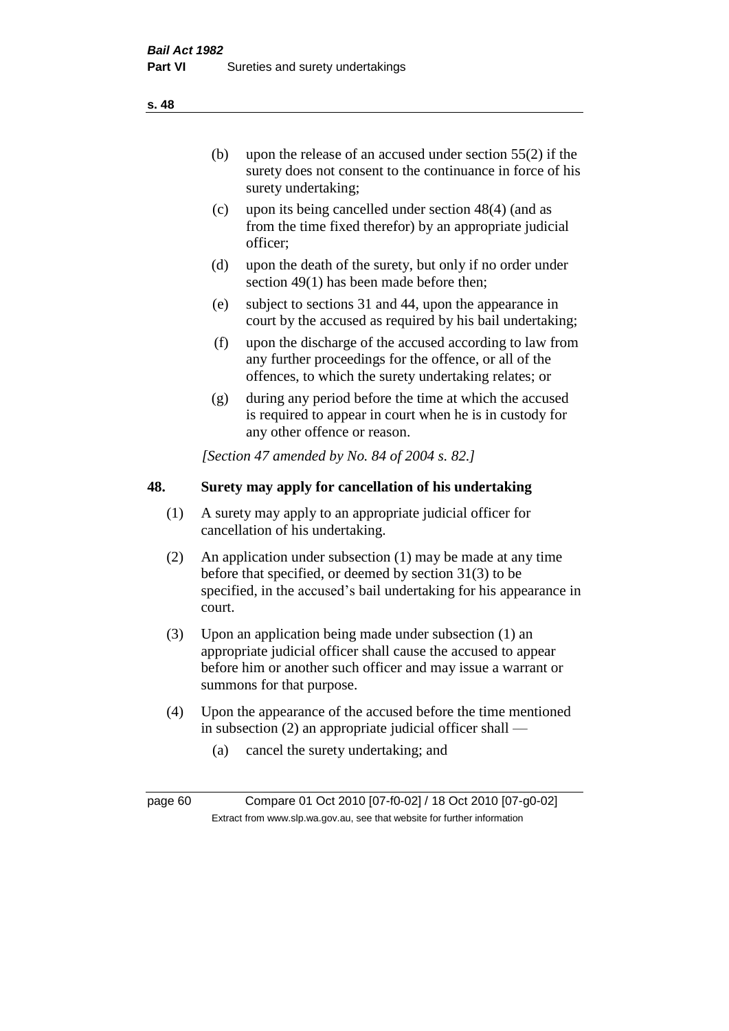(b) upon the release of an accused under section 55(2) if the surety does not consent to the continuance in force of his surety undertaking;

(c) upon its being cancelled under section 48(4) (and as from the time fixed therefor) by an appropriate judicial officer;

(d) upon the death of the surety, but only if no order under section 49(1) has been made before then;

(e) subject to sections 31 and 44, upon the appearance in court by the accused as required by his bail undertaking;

(f) upon the discharge of the accused according to law from any further proceedings for the offence, or all of the offences, to which the surety undertaking relates; or

(g) during any period before the time at which the accused is required to appear in court when he is in custody for any other offence or reason.

*[Section 47 amended by No. 84 of 2004 s. 82.]*

## 48. Surety may apply for cancellation of his undertaking

(1) A surety may apply to an appropriate judicial officer for cancellation of his undertaking.

(2) An application under subsection (1) may be made at any time before that specified, or deemed by section 31(3) to be specified, in the accused's bail undertaking for his appearance in court.

(3) Upon an application being made under subsection (1) an appropriate judicial officer shall cause the accused to appear before him or another such officer and may issue a warrant or summons for that purpose.

(4) Upon the appearance of the accused before the time mentioned in subsection (2) an appropriate judicial officer shall —

(a) cancel the surety undertaking; and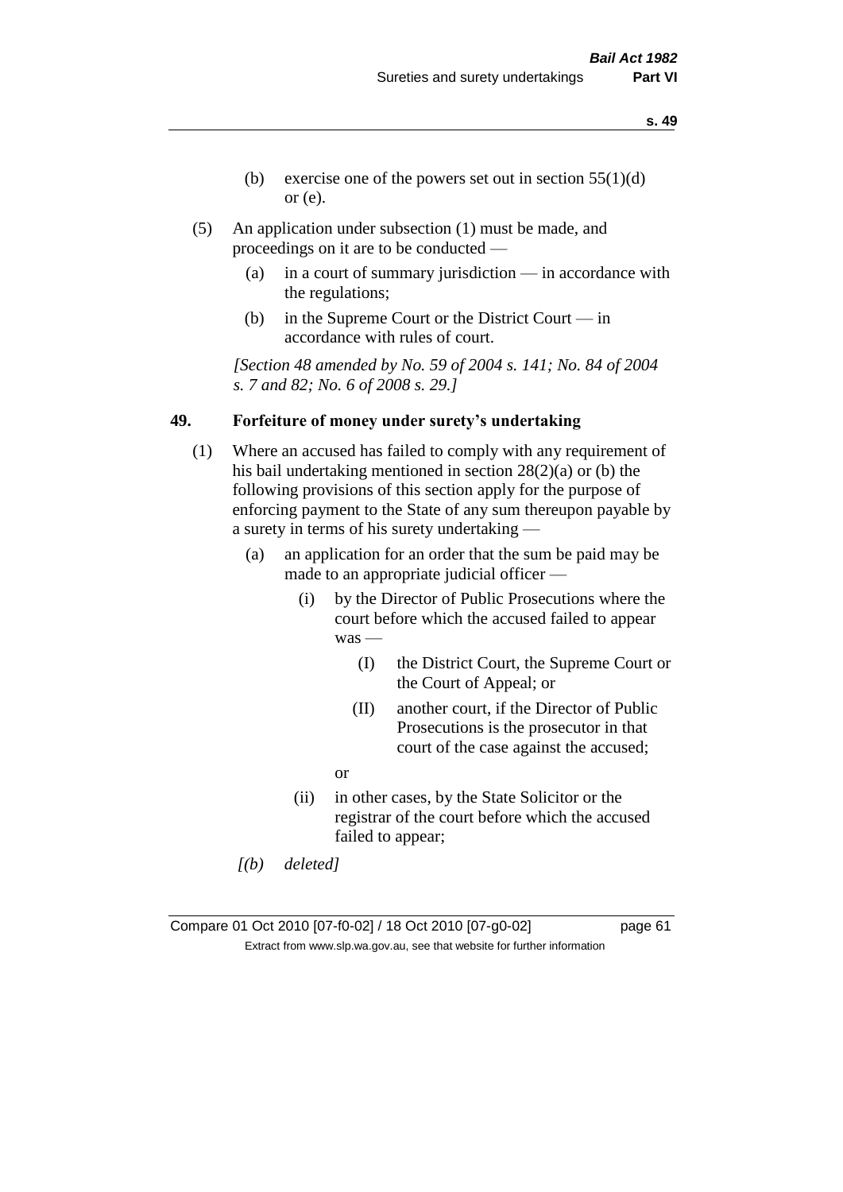(b) exercise one of the powers set out in section 55(1)(d) or (e).

(5) An application under subsection (1) must be made, and proceedings on it are to be conducted —

(a) in a court of summary jurisdiction — in accordance with the regulations;

(b) in the Supreme Court or the District Court — in accordance with rules of court.

*[Section 48 amended by No. 59 of 2004 s. 141; No. 84 of 2004 s. 7 and 82; No. 6 of 2008 s. 29.]*

### 49. Forfeiture of money under surety's undertaking

(1) Where an accused has failed to comply with any requirement of his bail undertaking mentioned in section 28(2)(a) or (b) the following provisions of this section apply for the purpose of enforcing payment to the State of any sum thereupon payable by a surety in terms of his surety undertaking —

(a) an application for an order that the sum be paid may be made to an appropriate judicial officer —

(i) by the Director of Public Prosecutions where the court before which the accused failed to appear was —

(I) the District Court, the Supreme Court or the Court of Appeal; or

(II) another court, if the Director of Public Prosecutions is the prosecutor in that court of the case against the accused;

or

(ii) in other cases, by the State Solicitor or the registrar of the court before which the accused failed to appear;

*[(b) deleted]*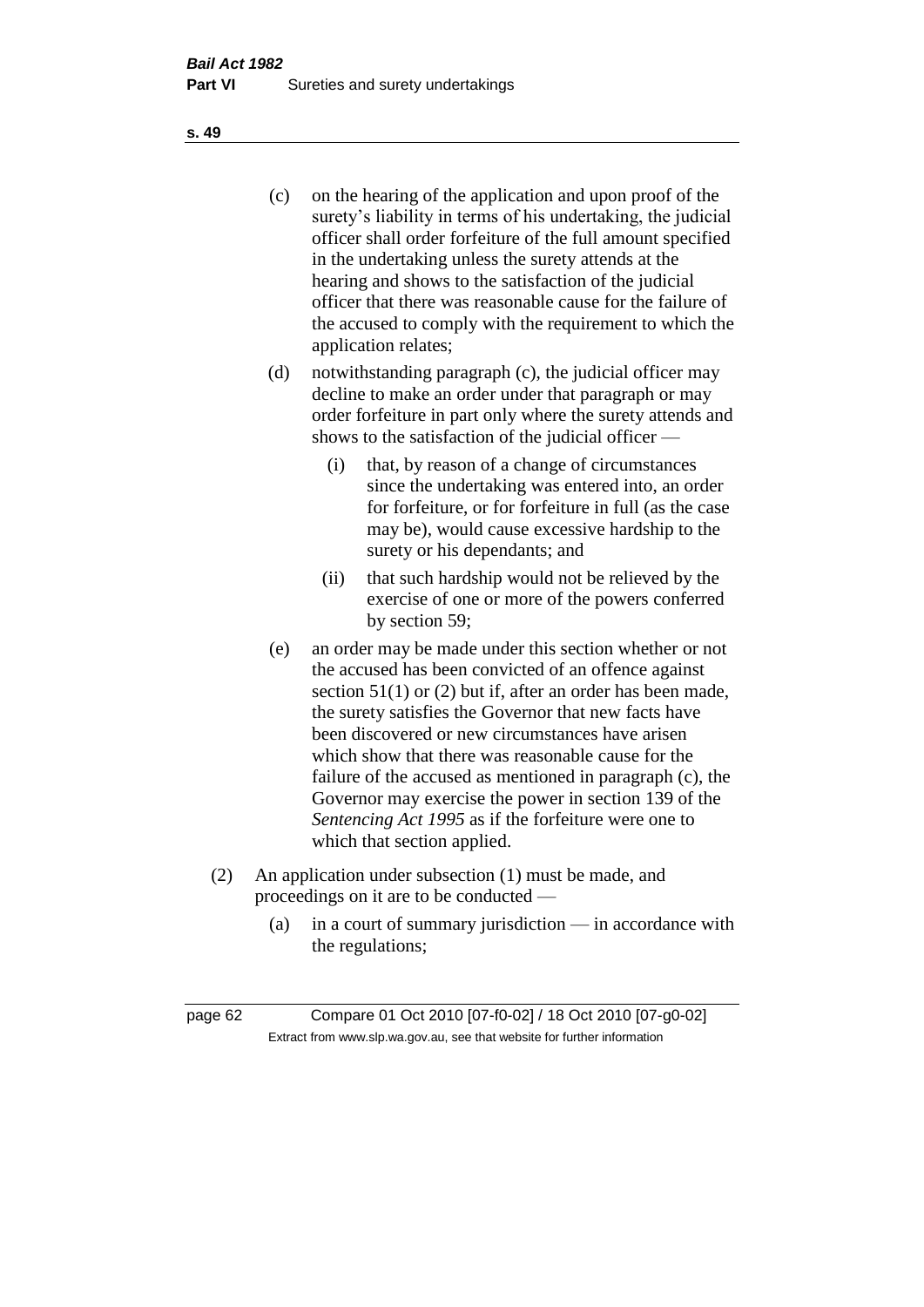(c) on the hearing of the application and upon proof of the surety's liability in terms of his undertaking, the judicial officer shall order forfeiture of the full amount specified in the undertaking unless the surety attends at the hearing and shows to the satisfaction of the judicial officer that there was reasonable cause for the failure of the accused to comply with the requirement to which the application relates;

(d) notwithstanding paragraph (c), the judicial officer may decline to make an order under that paragraph or may order forfeiture in part only where the surety attends and shows to the satisfaction of the judicial officer —

  (i) that, by reason of a change of circumstances since the undertaking was entered into, an order for forfeiture, or for forfeiture in full (as the case may be), would cause excessive hardship to the surety or his dependants; and

  (ii) that such hardship would not be relieved by the exercise of one or more of the powers conferred by section 59;

(e) an order may be made under this section whether or not the accused has been convicted of an offence against section 51(1) or (2) but if, after an order has been made, the surety satisfies the Governor that new facts have been discovered or new circumstances have arisen which show that there was reasonable cause for the failure of the accused as mentioned in paragraph (c), the Governor may exercise the power in section 139 of the *Sentencing Act 1995* as if the forfeiture were one to which that section applied.

(2) An application under subsection (1) must be made, and proceedings on it are to be conducted —

  (a) in a court of summary jurisdiction — in accordance with the regulations;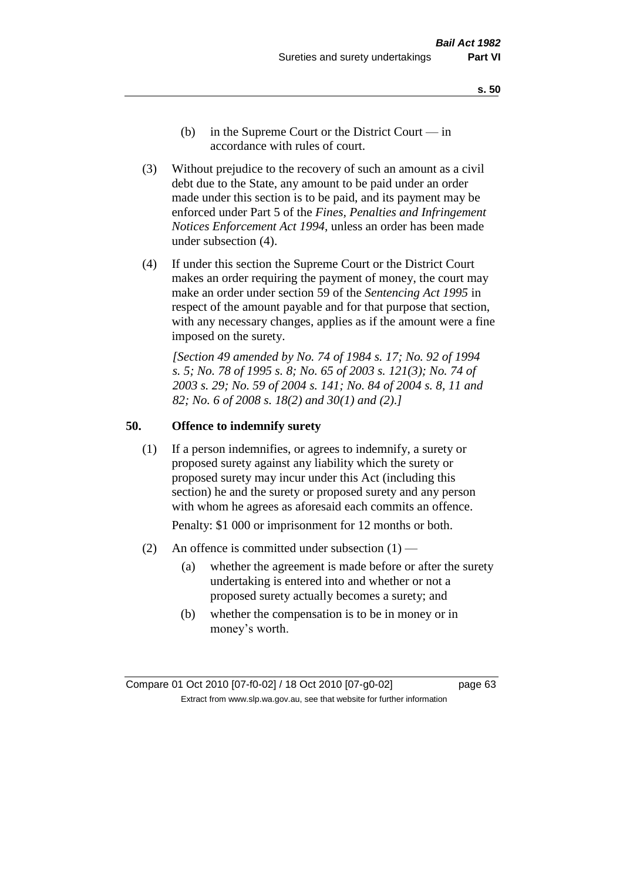(b) in the Supreme Court or the District Court — in accordance with rules of court.

(3) Without prejudice to the recovery of such an amount as a civil debt due to the State, any amount to be paid under an order made under this section is to be paid, and its payment may be enforced under Part 5 of the *Fines, Penalties and Infringement Notices Enforcement Act 1994*, unless an order has been made under subsection (4).

(4) If under this section the Supreme Court or the District Court makes an order requiring the payment of money, the court may make an order under section 59 of the *Sentencing Act 1995* in respect of the amount payable and for that purpose that section, with any necessary changes, applies as if the amount were a fine imposed on the surety.

*[Section 49 amended by No. 74 of 1984 s. 17; No. 92 of 1994 s. 5; No. 78 of 1995 s. 8; No. 65 of 2003 s. 121(3); No. 74 of 2003 s. 29; No. 59 of 2004 s. 141; No. 84 of 2004 s. 8, 11 and 82; No. 6 of 2008 s. 18(2) and 30(1) and (2).]*

## 50. Offence to indemnify surety

(1) If a person indemnifies, or agrees to indemnify, a surety or proposed surety against any liability which the surety or proposed surety may incur under this Act (including this section) he and the surety or proposed surety and any person with whom he agrees as aforesaid each commits an offence.

Penalty: $1 000 or imprisonment for 12 months or both.

(2) An offence is committed under subsection (1) —

(a) whether the agreement is made before or after the surety undertaking is entered into and whether or not a proposed surety actually becomes a surety; and

(b) whether the compensation is to be in money or in money's worth.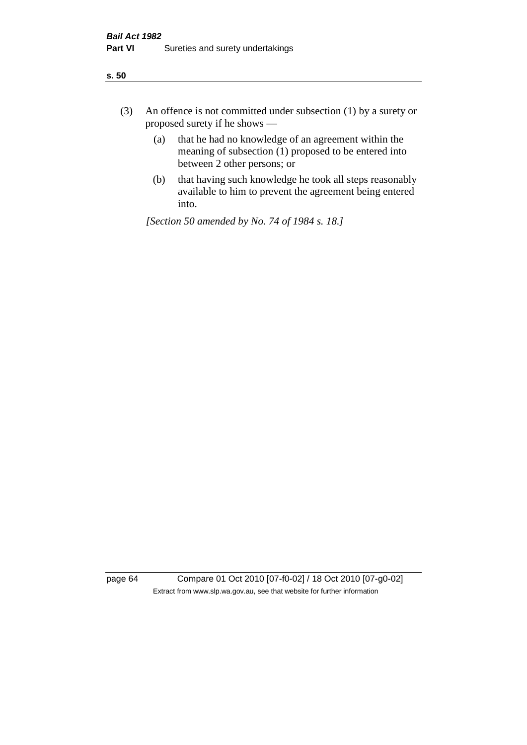(3) An offence is not committed under subsection (1) by a surety or proposed surety if he shows —

(a) that he had no knowledge of an agreement within the meaning of subsection (1) proposed to be entered into between 2 other persons; or

(b) that having such knowledge he took all steps reasonably available to him to prevent the agreement being entered into.

*[Section 50 amended by No. 74 of 1984 s. 18.]*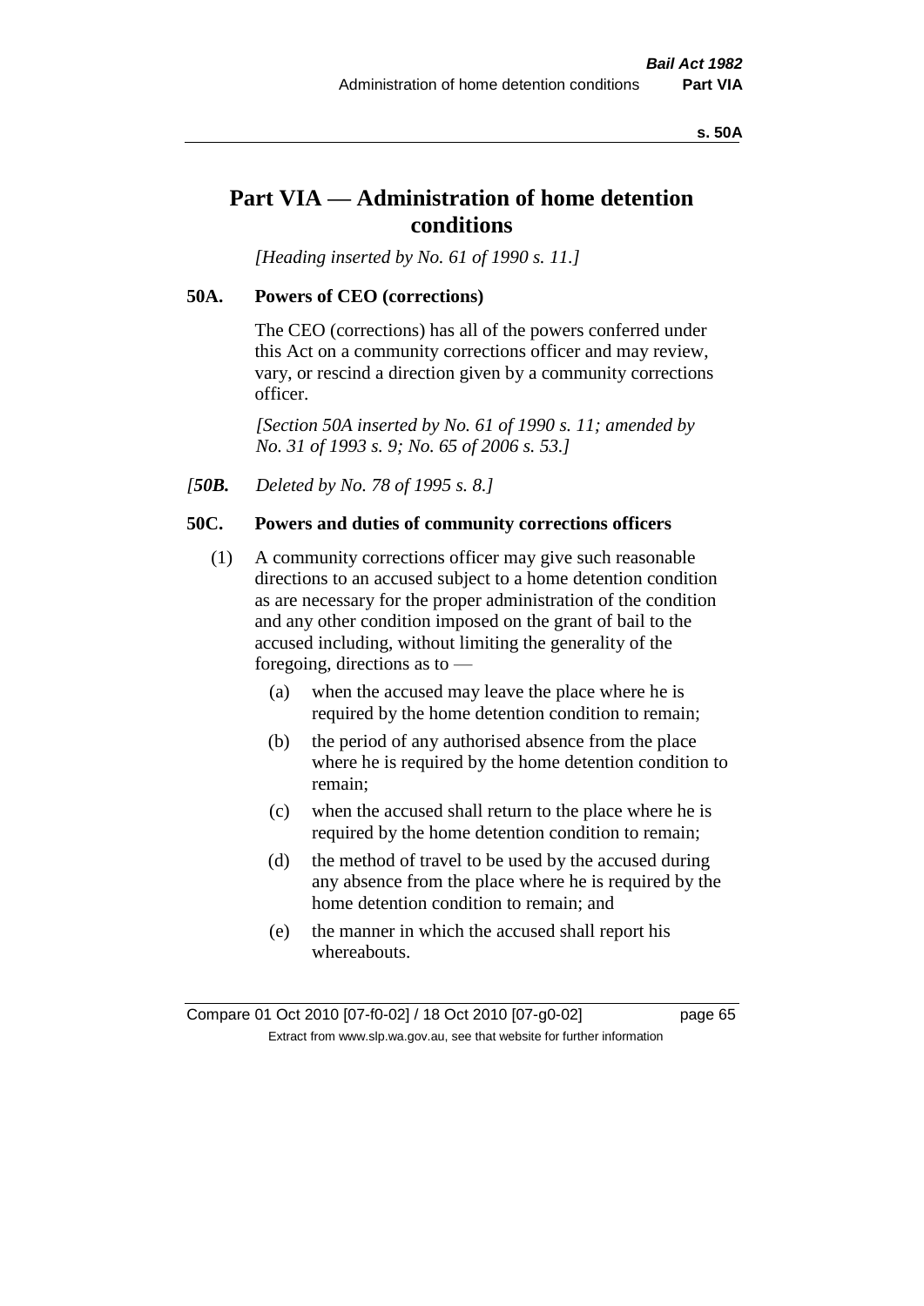# Part VIA — Administration of home detention conditions

*[Heading inserted by No. 61 of 1990 s. 11.]*

### 50A. Powers of CEO (corrections)

The CEO (corrections) has all of the powers conferred under this Act on a community corrections officer and may review, vary, or rescind a direction given by a community corrections officer.

*[Section 50A inserted by No. 61 of 1990 s. 11; amended by No. 31 of 1993 s. 9; No. 65 of 2006 s. 53.]*

*[**50B.** Deleted by No. 78 of 1995 s. 8.]*

### 50C. Powers and duties of community corrections officers

(1) A community corrections officer may give such reasonable directions to an accused subject to a home detention condition as are necessary for the proper administration of the condition and any other condition imposed on the grant of bail to the accused including, without limiting the generality of the foregoing, directions as to —

- (a) when the accused may leave the place where he is required by the home detention condition to remain;
- (b) the period of any authorised absence from the place where he is required by the home detention condition to remain;
- (c) when the accused shall return to the place where he is required by the home detention condition to remain;
- (d) the method of travel to be used by the accused during any absence from the place where he is required by the home detention condition to remain; and
- (e) the manner in which the accused shall report his whereabouts.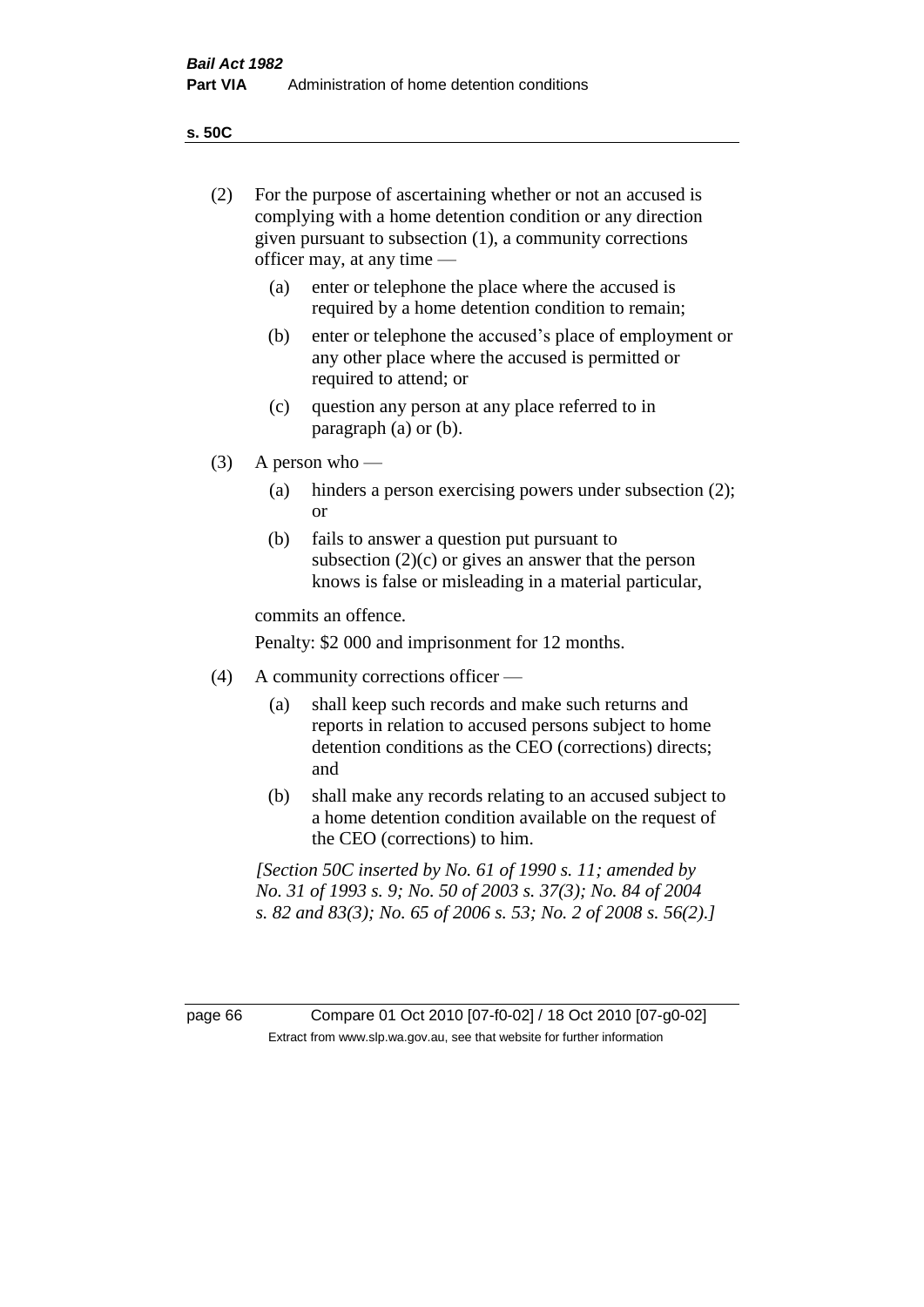(2) For the purpose of ascertaining whether or not an accused is complying with a home detention condition or any direction given pursuant to subsection (1), a community corrections officer may, at any time —

   (a) enter or telephone the place where the accused is required by a home detention condition to remain;

   (b) enter or telephone the accused's place of employment or any other place where the accused is permitted or required to attend; or

   (c) question any person at any place referred to in paragraph (a) or (b).

(3) A person who —

   (a) hinders a person exercising powers under subsection (2); or

   (b) fails to answer a question put pursuant to subsection (2)(c) or gives an answer that the person knows is false or misleading in a material particular,

commits an offence.

Penalty: $2 000 and imprisonment for 12 months.

(4) A community corrections officer —

   (a) shall keep such records and make such returns and reports in relation to accused persons subject to home detention conditions as the CEO (corrections) directs; and

   (b) shall make any records relating to an accused subject to a home detention condition available on the request of the CEO (corrections) to him.

*[Section 50C inserted by No. 61 of 1990 s. 11; amended by No. 31 of 1993 s. 9; No. 50 of 2003 s. 37(3); No. 84 of 2004 s. 82 and 83(3); No. 65 of 2006 s. 53; No. 2 of 2008 s. 56(2).]*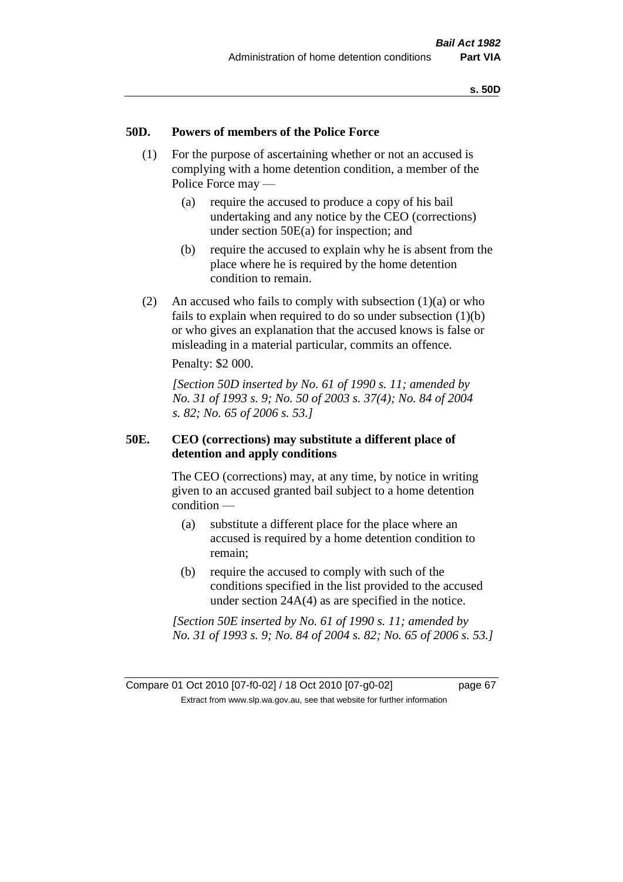## 50D. Powers of members of the Police Force

(1) For the purpose of ascertaining whether or not an accused is complying with a home detention condition, a member of the Police Force may —

(a) require the accused to produce a copy of his bail undertaking and any notice by the CEO (corrections) under section 50E(a) for inspection; and

(b) require the accused to explain why he is absent from the place where he is required by the home detention condition to remain.

(2) An accused who fails to comply with subsection (1)(a) or who fails to explain when required to do so under subsection (1)(b) or who gives an explanation that the accused knows is false or misleading in a material particular, commits an offence.

Penalty: $2 000.

*[Section 50D inserted by No. 61 of 1990 s. 11; amended by No. 31 of 1993 s. 9; No. 50 of 2003 s. 37(4); No. 84 of 2004 s. 82; No. 65 of 2006 s. 53.]*

## 50E. CEO (corrections) may substitute a different place of detention and apply conditions

The CEO (corrections) may, at any time, by notice in writing given to an accused granted bail subject to a home detention condition —

(a) substitute a different place for the place where an accused is required by a home detention condition to remain;

(b) require the accused to comply with such of the conditions specified in the list provided to the accused under section 24A(4) as are specified in the notice.

*[Section 50E inserted by No. 61 of 1990 s. 11; amended by No. 31 of 1993 s. 9; No. 84 of 2004 s. 82; No. 65 of 2006 s. 53.]*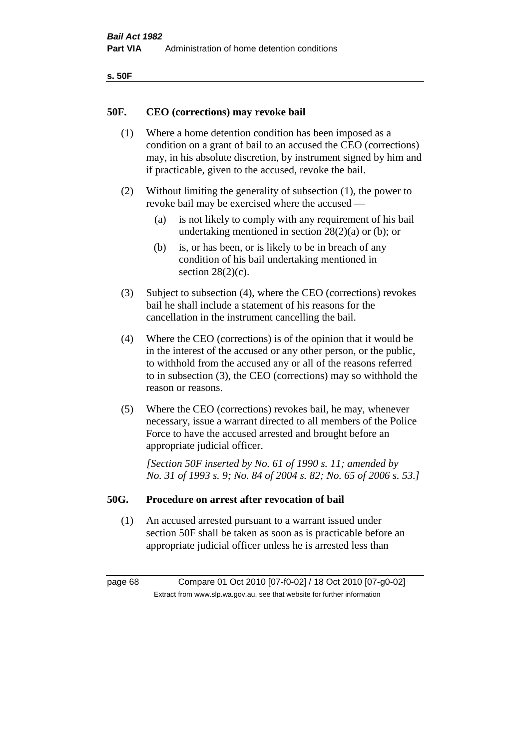## 50F. CEO (corrections) may revoke bail

(1) Where a home detention condition has been imposed as a condition on a grant of bail to an accused the CEO (corrections) may, in his absolute discretion, by instrument signed by him and if practicable, given to the accused, revoke the bail.

(2) Without limiting the generality of subsection (1), the power to revoke bail may be exercised where the accused —

- (a) is not likely to comply with any requirement of his bail undertaking mentioned in section 28(2)(a) or (b); or
- (b) is, or has been, or is likely to be in breach of any condition of his bail undertaking mentioned in section 28(2)(c).

(3) Subject to subsection (4), where the CEO (corrections) revokes bail he shall include a statement of his reasons for the cancellation in the instrument cancelling the bail.

(4) Where the CEO (corrections) is of the opinion that it would be in the interest of the accused or any other person, or the public, to withhold from the accused any or all of the reasons referred to in subsection (3), the CEO (corrections) may so withhold the reason or reasons.

(5) Where the CEO (corrections) revokes bail, he may, whenever necessary, issue a warrant directed to all members of the Police Force to have the accused arrested and brought before an appropriate judicial officer.

*[Section 50F inserted by No. 61 of 1990 s. 11; amended by No. 31 of 1993 s. 9; No. 84 of 2004 s. 82; No. 65 of 2006 s. 53.]*

## 50G. Procedure on arrest after revocation of bail

(1) An accused arrested pursuant to a warrant issued under section 50F shall be taken as soon as is practicable before an appropriate judicial officer unless he is arrested less than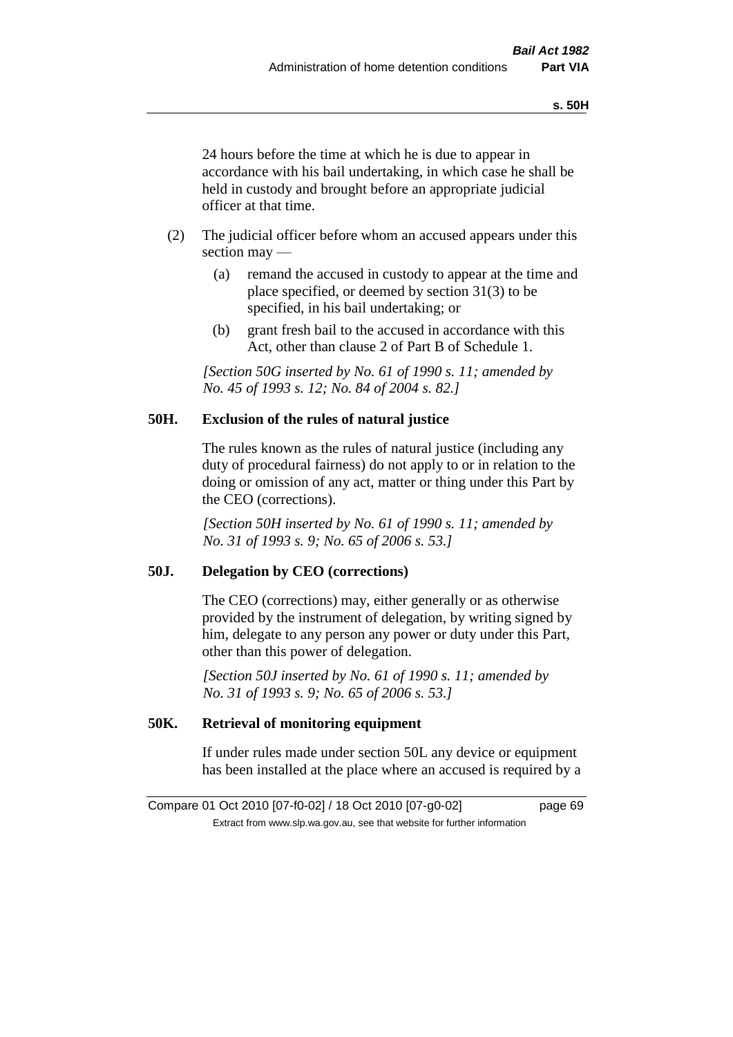24 hours before the time at which he is due to appear in accordance with his bail undertaking, in which case he shall be held in custody and brought before an appropriate judicial officer at that time.

(2) The judicial officer before whom an accused appears under this section may —

(a) remand the accused in custody to appear at the time and place specified, or deemed by section 31(3) to be specified, in his bail undertaking; or

(b) grant fresh bail to the accused in accordance with this Act, other than clause 2 of Part B of Schedule 1.

*[Section 50G inserted by No. 61 of 1990 s. 11; amended by No. 45 of 1993 s. 12; No. 84 of 2004 s. 82.]*

**50H. Exclusion of the rules of natural justice**

The rules known as the rules of natural justice (including any duty of procedural fairness) do not apply to or in relation to the doing or omission of any act, matter or thing under this Part by the CEO (corrections).

*[Section 50H inserted by No. 61 of 1990 s. 11; amended by No. 31 of 1993 s. 9; No. 65 of 2006 s. 53.]*

**50J. Delegation by CEO (corrections)**

The CEO (corrections) may, either generally or as otherwise provided by the instrument of delegation, by writing signed by him, delegate to any person any power or duty under this Part, other than this power of delegation.

*[Section 50J inserted by No. 61 of 1990 s. 11; amended by No. 31 of 1993 s. 9; No. 65 of 2006 s. 53.]*

**50K. Retrieval of monitoring equipment**

If under rules made under section 50L any device or equipment has been installed at the place where an accused is required by a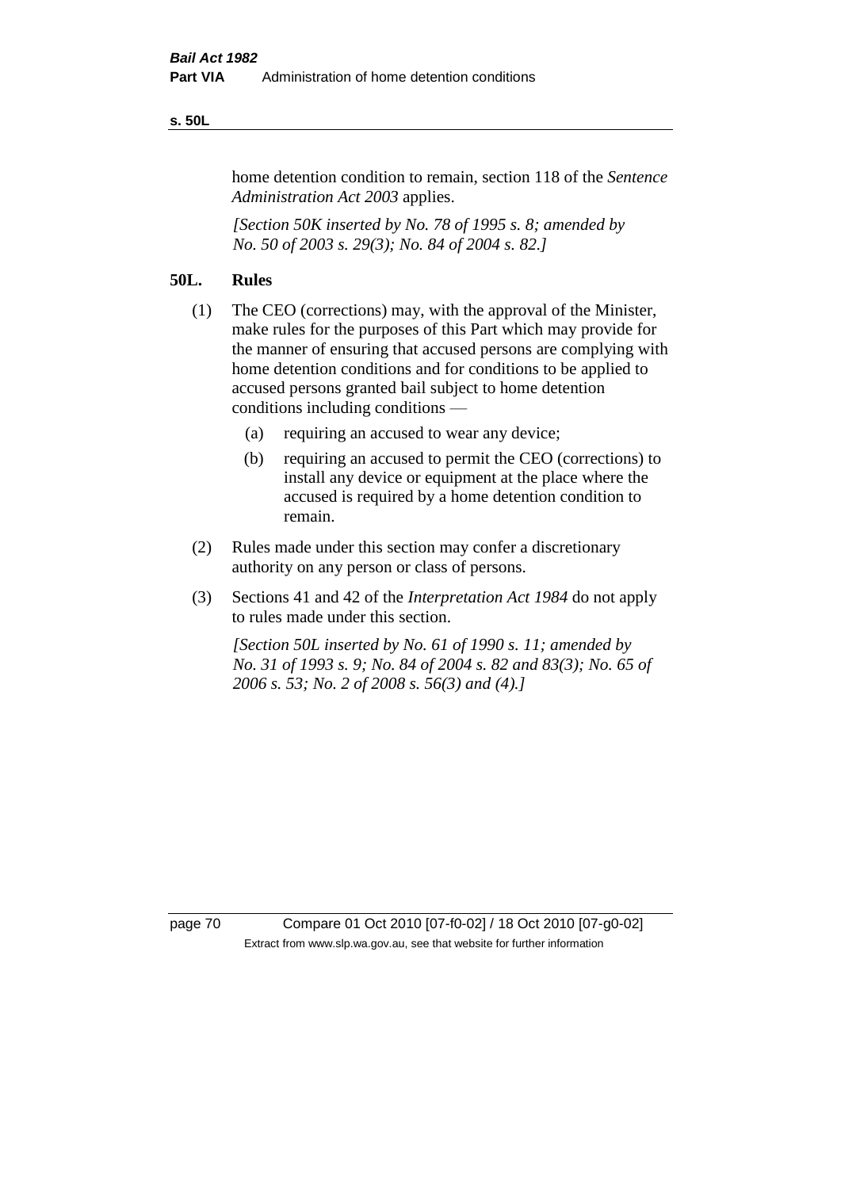home detention condition to remain, section 118 of the *Sentence Administration Act 2003* applies.

*[Section 50K inserted by No. 78 of 1995 s. 8; amended by No. 50 of 2003 s. 29(3); No. 84 of 2004 s. 82.]*

## 50L. Rules

(1) The CEO (corrections) may, with the approval of the Minister, make rules for the purposes of this Part which may provide for the manner of ensuring that accused persons are complying with home detention conditions and for conditions to be applied to accused persons granted bail subject to home detention conditions including conditions —

  (a) requiring an accused to wear any device;

  (b) requiring an accused to permit the CEO (corrections) to install any device or equipment at the place where the accused is required by a home detention condition to remain.

(2) Rules made under this section may confer a discretionary authority on any person or class of persons.

(3) Sections 41 and 42 of the *Interpretation Act 1984* do not apply to rules made under this section.

*[Section 50L inserted by No. 61 of 1990 s. 11; amended by No. 31 of 1993 s. 9; No. 84 of 2004 s. 82 and 83(3); No. 65 of 2006 s. 53; No. 2 of 2008 s. 56(3) and (4).]*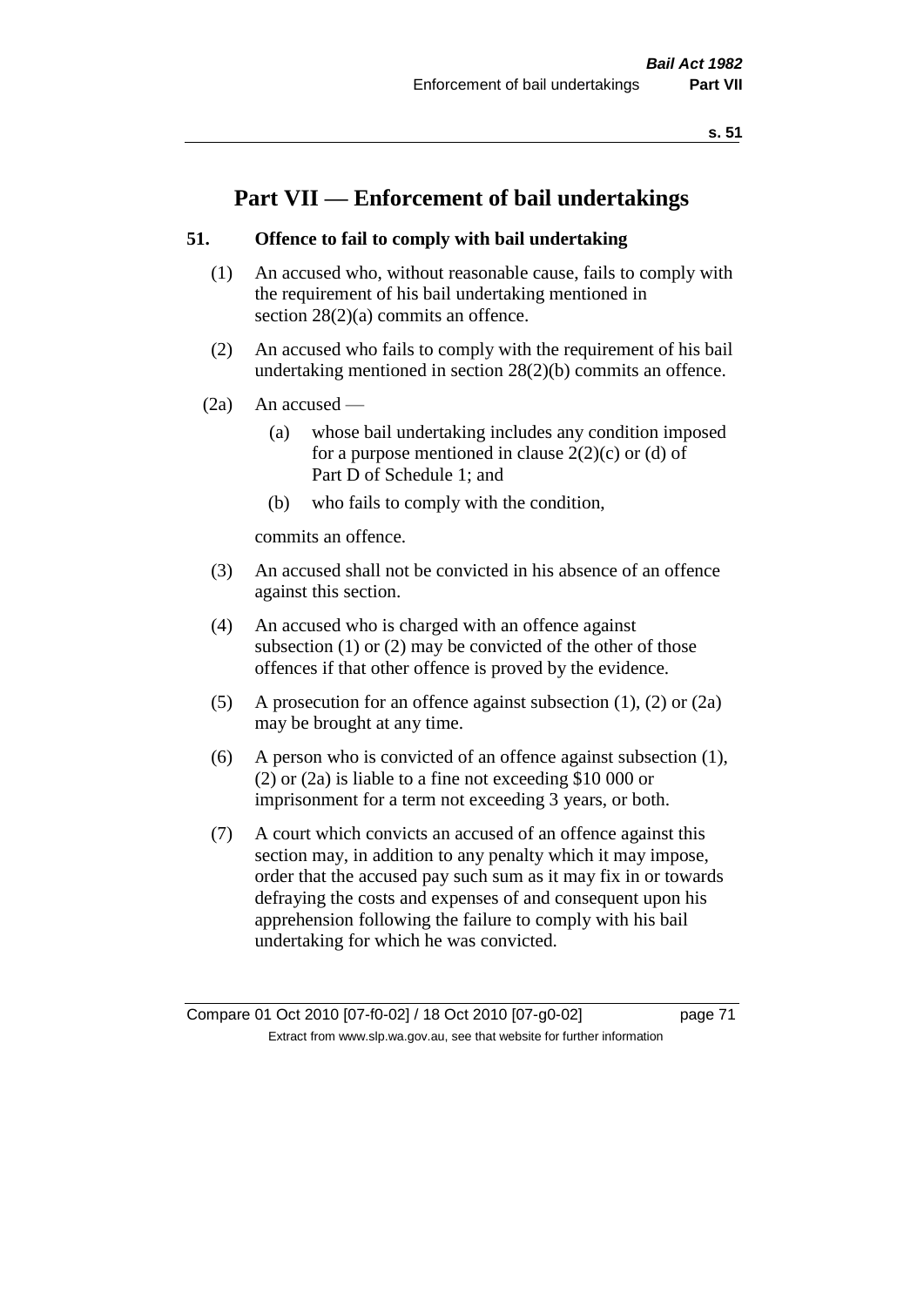# Part VII — Enforcement of bail undertakings

### 51. Offence to fail to comply with bail undertaking

(1) An accused who, without reasonable cause, fails to comply with the requirement of his bail undertaking mentioned in section 28(2)(a) commits an offence.

(2) An accused who fails to comply with the requirement of his bail undertaking mentioned in section 28(2)(b) commits an offence.

(2a) An accused —

(a) whose bail undertaking includes any condition imposed for a purpose mentioned in clause 2(2)(c) or (d) of Part D of Schedule 1; and

(b) who fails to comply with the condition,

commits an offence.

(3) An accused shall not be convicted in his absence of an offence against this section.

(4) An accused who is charged with an offence against subsection (1) or (2) may be convicted of the other of those offences if that other offence is proved by the evidence.

(5) A prosecution for an offence against subsection (1), (2) or (2a) may be brought at any time.

(6) A person who is convicted of an offence against subsection (1), (2) or (2a) is liable to a fine not exceeding $10 000 or imprisonment for a term not exceeding 3 years, or both.

(7) A court which convicts an accused of an offence against this section may, in addition to any penalty which it may impose, order that the accused pay such sum as it may fix in or towards defraying the costs and expenses of and consequent upon his apprehension following the failure to comply with his bail undertaking for which he was convicted.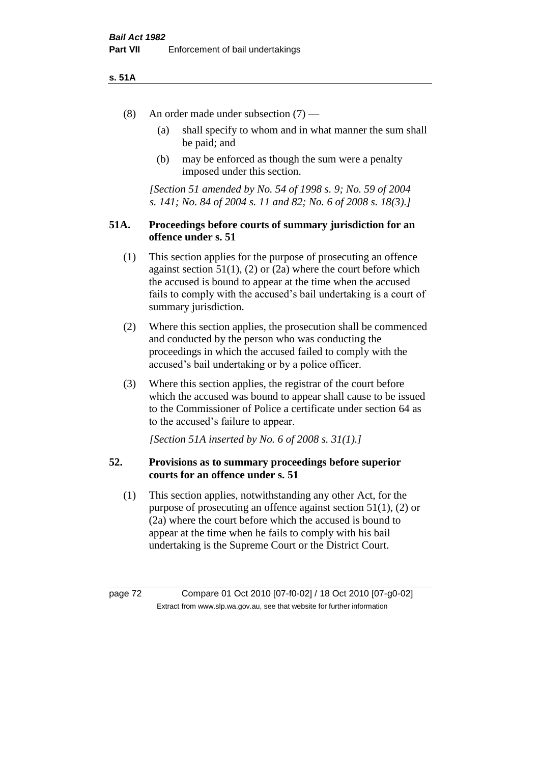(8) An order made under subsection (7) —

  (a) shall specify to whom and in what manner the sum shall be paid; and

  (b) may be enforced as though the sum were a penalty imposed under this section.

*[Section 51 amended by No. 54 of 1998 s. 9; No. 59 of 2004 s. 141; No. 84 of 2004 s. 11 and 82; No. 6 of 2008 s. 18(3).]*

### 51A. Proceedings before courts of summary jurisdiction for an offence under s. 51

(1) This section applies for the purpose of prosecuting an offence against section 51(1), (2) or (2a) where the court before which the accused is bound to appear at the time when the accused fails to comply with the accused's bail undertaking is a court of summary jurisdiction.

(2) Where this section applies, the prosecution shall be commenced and conducted by the person who was conducting the proceedings in which the accused failed to comply with the accused's bail undertaking or by a police officer.

(3) Where this section applies, the registrar of the court before which the accused was bound to appear shall cause to be issued to the Commissioner of Police a certificate under section 64 as to the accused's failure to appear.

*[Section 51A inserted by No. 6 of 2008 s. 31(1).]*

### 52. Provisions as to summary proceedings before superior courts for an offence under s. 51

(1) This section applies, notwithstanding any other Act, for the purpose of prosecuting an offence against section 51(1), (2) or (2a) where the court before which the accused is bound to appear at the time when he fails to comply with his bail undertaking is the Supreme Court or the District Court.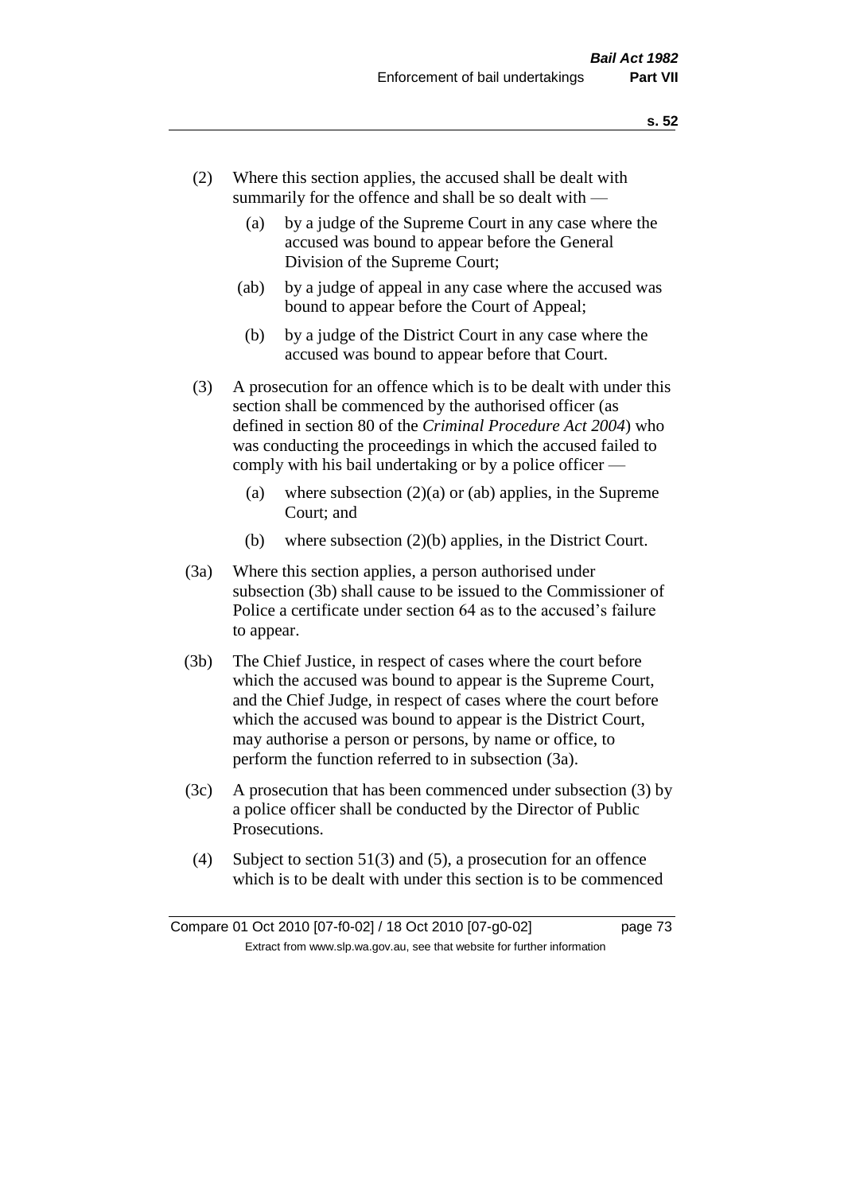(2) Where this section applies, the accused shall be dealt with summarily for the offence and shall be so dealt with —

  (a) by a judge of the Supreme Court in any case where the accused was bound to appear before the General Division of the Supreme Court;

  (ab) by a judge of appeal in any case where the accused was bound to appear before the Court of Appeal;

  (b) by a judge of the District Court in any case where the accused was bound to appear before that Court.

(3) A prosecution for an offence which is to be dealt with under this section shall be commenced by the authorised officer (as defined in section 80 of the *Criminal Procedure Act 2004*) who was conducting the proceedings in which the accused failed to comply with his bail undertaking or by a police officer —

  (a) where subsection (2)(a) or (ab) applies, in the Supreme Court; and

  (b) where subsection (2)(b) applies, in the District Court.

(3a) Where this section applies, a person authorised under subsection (3b) shall cause to be issued to the Commissioner of Police a certificate under section 64 as to the accused's failure to appear.

(3b) The Chief Justice, in respect of cases where the court before which the accused was bound to appear is the Supreme Court, and the Chief Judge, in respect of cases where the court before which the accused was bound to appear is the District Court, may authorise a person or persons, by name or office, to perform the function referred to in subsection (3a).

(3c) A prosecution that has been commenced under subsection (3) by a police officer shall be conducted by the Director of Public Prosecutions.

(4) Subject to section 51(3) and (5), a prosecution for an offence which is to be dealt with under this section is to be commenced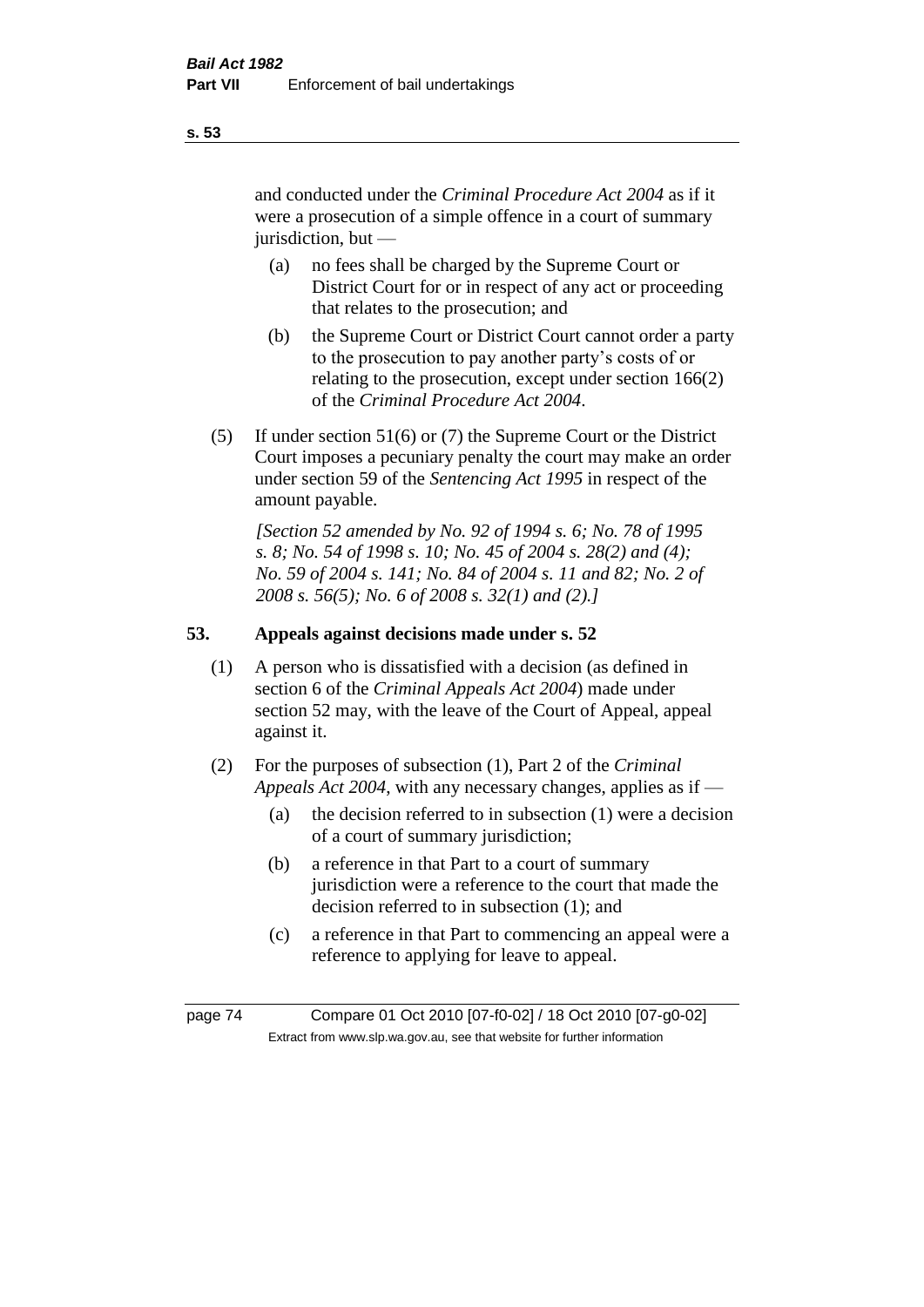and conducted under the *Criminal Procedure Act 2004* as if it were a prosecution of a simple offence in a court of summary jurisdiction, but —

(a) no fees shall be charged by the Supreme Court or District Court for or in respect of any act or proceeding that relates to the prosecution; and

(b) the Supreme Court or District Court cannot order a party to the prosecution to pay another party's costs of or relating to the prosecution, except under section 166(2) of the *Criminal Procedure Act 2004*.

(5) If under section 51(6) or (7) the Supreme Court or the District Court imposes a pecuniary penalty the court may make an order under section 59 of the *Sentencing Act 1995* in respect of the amount payable.

*[Section 52 amended by No. 92 of 1994 s. 6; No. 78 of 1995 s. 8; No. 54 of 1998 s. 10; No. 45 of 2004 s. 28(2) and (4); No. 59 of 2004 s. 141; No. 84 of 2004 s. 11 and 82; No. 2 of 2008 s. 56(5); No. 6 of 2008 s. 32(1) and (2).]*

## 53. Appeals against decisions made under s. 52

(1) A person who is dissatisfied with a decision (as defined in section 6 of the *Criminal Appeals Act 2004*) made under section 52 may, with the leave of the Court of Appeal, appeal against it.

(2) For the purposes of subsection (1), Part 2 of the *Criminal Appeals Act 2004*, with any necessary changes, applies as if —

(a) the decision referred to in subsection (1) were a decision of a court of summary jurisdiction;

(b) a reference in that Part to a court of summary jurisdiction were a reference to the court that made the decision referred to in subsection (1); and

(c) a reference in that Part to commencing an appeal were a reference to applying for leave to appeal.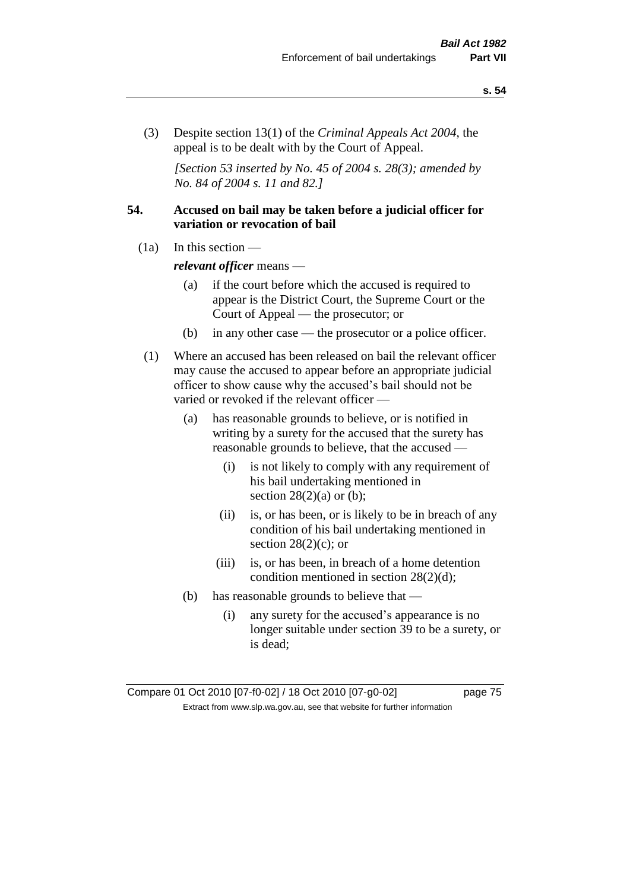(3) Despite section 13(1) of the *Criminal Appeals Act 2004*, the appeal is to be dealt with by the Court of Appeal.

*[Section 53 inserted by No. 45 of 2004 s. 28(3); amended by No. 84 of 2004 s. 11 and 82.]*

### 54. Accused on bail may be taken before a judicial officer for variation or revocation of bail

(1a) In this section —

***relevant officer*** means —

- (a) if the court before which the accused is required to appear is the District Court, the Supreme Court or the Court of Appeal — the prosecutor; or
- (b) in any other case — the prosecutor or a police officer.

(1) Where an accused has been released on bail the relevant officer may cause the accused to appear before an appropriate judicial officer to show cause why the accused's bail should not be varied or revoked if the relevant officer —

- (a) has reasonable grounds to believe, or is notified in writing by a surety for the accused that the surety has reasonable grounds to believe, that the accused —
  - (i) is not likely to comply with any requirement of his bail undertaking mentioned in section 28(2)(a) or (b);
  - (ii) is, or has been, or is likely to be in breach of any condition of his bail undertaking mentioned in section 28(2)(c); or
  - (iii) is, or has been, in breach of a home detention condition mentioned in section 28(2)(d);
- (b) has reasonable grounds to believe that —
  - (i) any surety for the accused's appearance is no longer suitable under section 39 to be a surety, or is dead;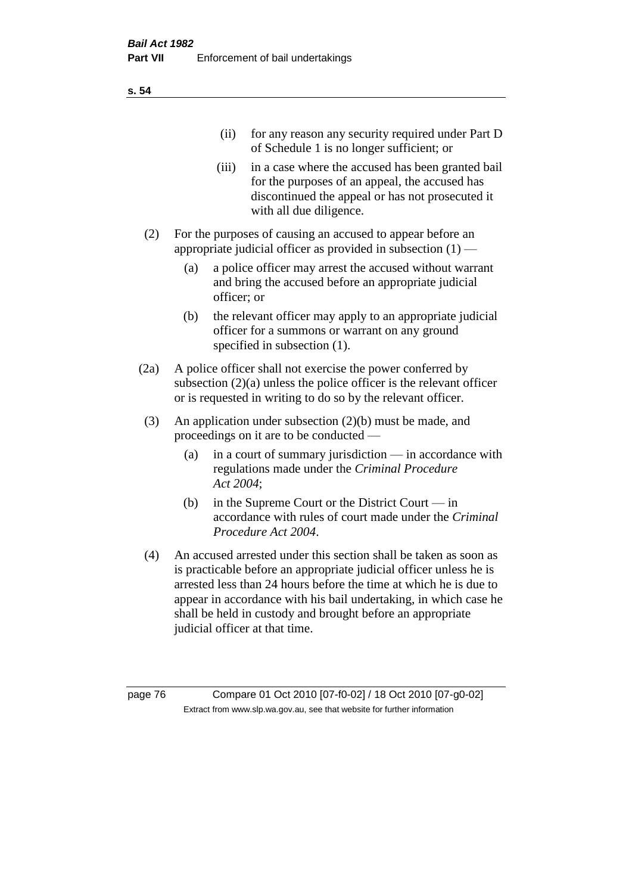(ii) for any reason any security required under Part D of Schedule 1 is no longer sufficient; or

(iii) in a case where the accused has been granted bail for the purposes of an appeal, the accused has discontinued the appeal or has not prosecuted it with all due diligence.

(2) For the purposes of causing an accused to appear before an appropriate judicial officer as provided in subsection (1) —

(a) a police officer may arrest the accused without warrant and bring the accused before an appropriate judicial officer; or

(b) the relevant officer may apply to an appropriate judicial officer for a summons or warrant on any ground specified in subsection (1).

(2a) A police officer shall not exercise the power conferred by subsection (2)(a) unless the police officer is the relevant officer or is requested in writing to do so by the relevant officer.

(3) An application under subsection (2)(b) must be made, and proceedings on it are to be conducted —

(a) in a court of summary jurisdiction — in accordance with regulations made under the *Criminal Procedure Act 2004*;

(b) in the Supreme Court or the District Court — in accordance with rules of court made under the *Criminal Procedure Act 2004*.

(4) An accused arrested under this section shall be taken as soon as is practicable before an appropriate judicial officer unless he is arrested less than 24 hours before the time at which he is due to appear in accordance with his bail undertaking, in which case he shall be held in custody and brought before an appropriate judicial officer at that time.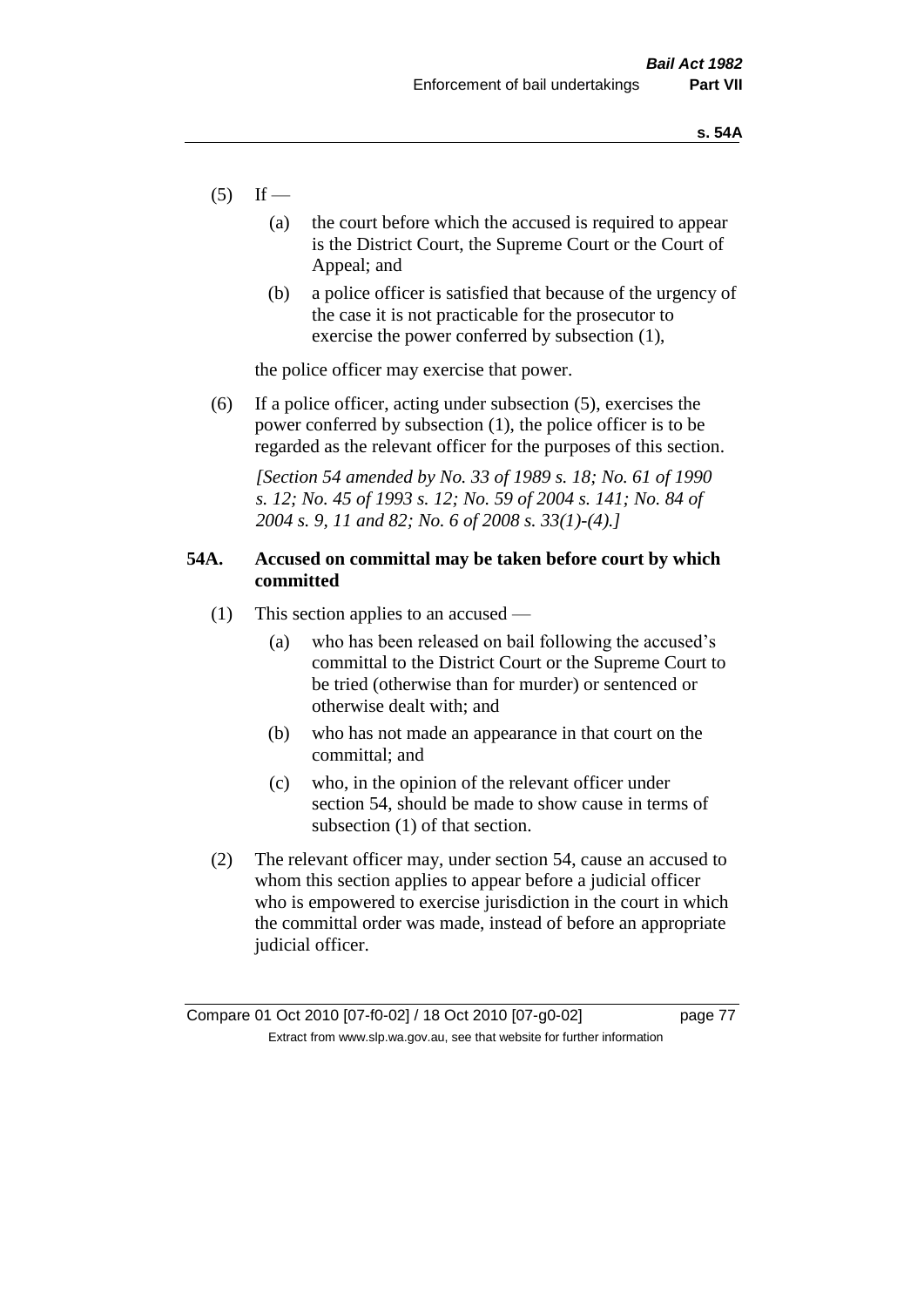(5) If —

(a) the court before which the accused is required to appear is the District Court, the Supreme Court or the Court of Appeal; and

(b) a police officer is satisfied that because of the urgency of the case it is not practicable for the prosecutor to exercise the power conferred by subsection (1),

the police officer may exercise that power.

(6) If a police officer, acting under subsection (5), exercises the power conferred by subsection (1), the police officer is to be regarded as the relevant officer for the purposes of this section.

*[Section 54 amended by No. 33 of 1989 s. 18; No. 61 of 1990 s. 12; No. 45 of 1993 s. 12; No. 59 of 2004 s. 141; No. 84 of 2004 s. 9, 11 and 82; No. 6 of 2008 s. 33(1)-(4).]*

### 54A. Accused on committal may be taken before court by which committed

(1) This section applies to an accused —

(a) who has been released on bail following the accused's committal to the District Court or the Supreme Court to be tried (otherwise than for murder) or sentenced or otherwise dealt with; and

(b) who has not made an appearance in that court on the committal; and

(c) who, in the opinion of the relevant officer under section 54, should be made to show cause in terms of subsection (1) of that section.

(2) The relevant officer may, under section 54, cause an accused to whom this section applies to appear before a judicial officer who is empowered to exercise jurisdiction in the court in which the committal order was made, instead of before an appropriate judicial officer.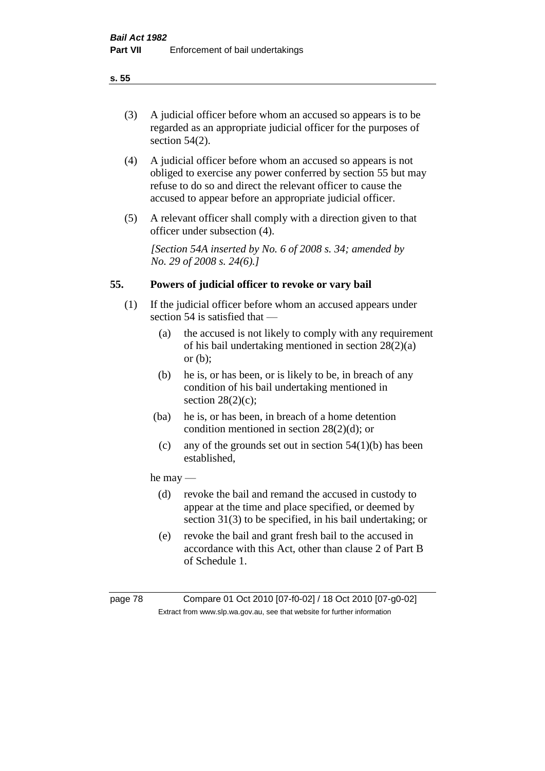(3) A judicial officer before whom an accused so appears is to be regarded as an appropriate judicial officer for the purposes of section 54(2).

(4) A judicial officer before whom an accused so appears is not obliged to exercise any power conferred by section 55 but may refuse to do so and direct the relevant officer to cause the accused to appear before an appropriate judicial officer.

(5) A relevant officer shall comply with a direction given to that officer under subsection (4).

*[Section 54A inserted by No. 6 of 2008 s. 34; amended by No. 29 of 2008 s. 24(6).]*

## 55. Powers of judicial officer to revoke or vary bail

(1) If the judicial officer before whom an accused appears under section 54 is satisfied that —

- (a) the accused is not likely to comply with any requirement of his bail undertaking mentioned in section 28(2)(a) or (b);
- (b) he is, or has been, or is likely to be, in breach of any condition of his bail undertaking mentioned in section 28(2)(c);
- (ba) he is, or has been, in breach of a home detention condition mentioned in section 28(2)(d); or
- (c) any of the grounds set out in section 54(1)(b) has been established,

he may —

- (d) revoke the bail and remand the accused in custody to appear at the time and place specified, or deemed by section 31(3) to be specified, in his bail undertaking; or
- (e) revoke the bail and grant fresh bail to the accused in accordance with this Act, other than clause 2 of Part B of Schedule 1.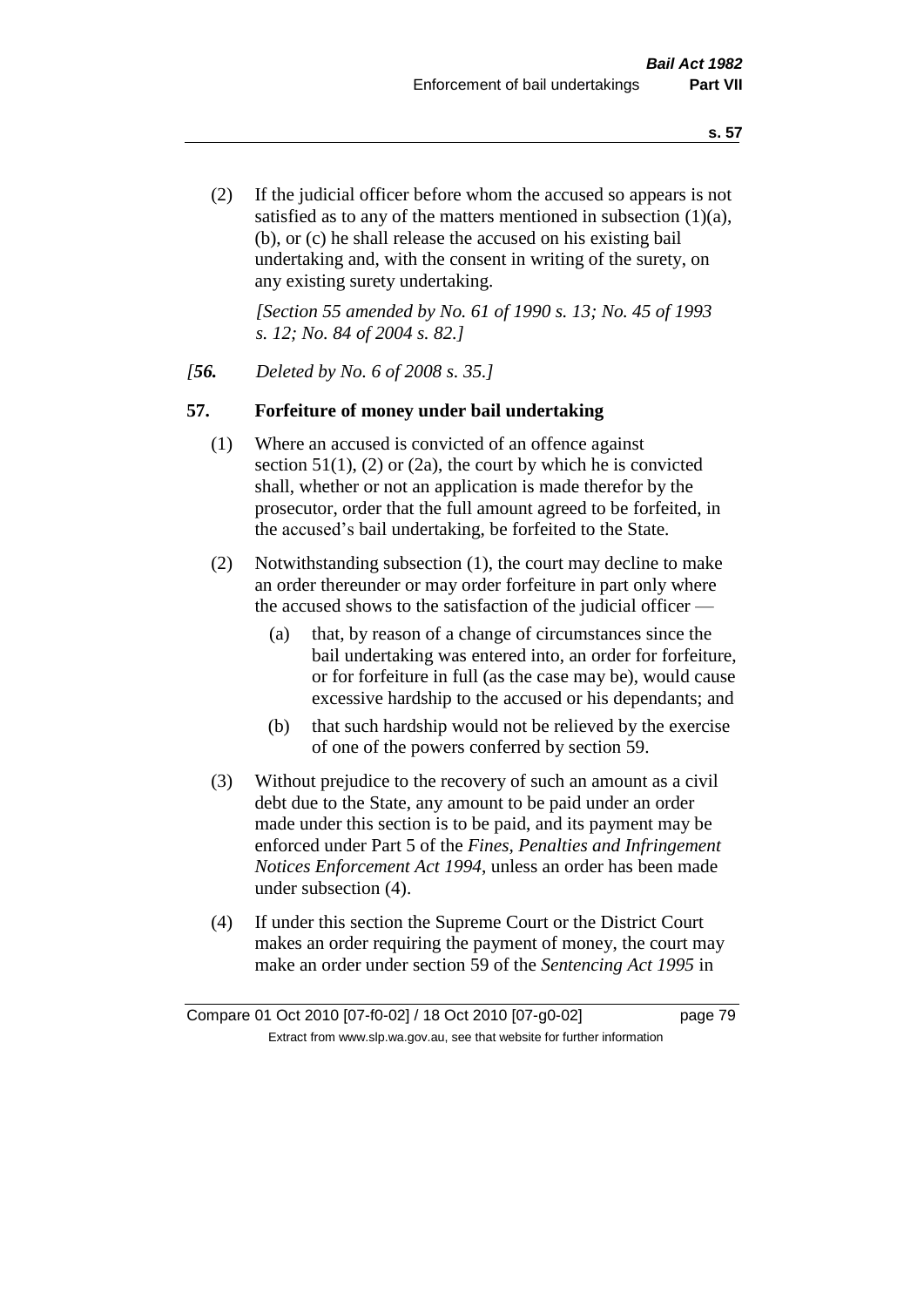(2) If the judicial officer before whom the accused so appears is not satisfied as to any of the matters mentioned in subsection (1)(a), (b), or (c) he shall release the accused on his existing bail undertaking and, with the consent in writing of the surety, on any existing surety undertaking.

*[Section 55 amended by No. 61 of 1990 s. 13; No. 45 of 1993 s. 12; No. 84 of 2004 s. 82.]*

*[**56.** Deleted by No. 6 of 2008 s. 35.]*

## 57. Forfeiture of money under bail undertaking

(1) Where an accused is convicted of an offence against section 51(1), (2) or (2a), the court by which he is convicted shall, whether or not an application is made therefor by the prosecutor, order that the full amount agreed to be forfeited, in the accused's bail undertaking, be forfeited to the State.

(2) Notwithstanding subsection (1), the court may decline to make an order thereunder or may order forfeiture in part only where the accused shows to the satisfaction of the judicial officer —

- (a) that, by reason of a change of circumstances since the bail undertaking was entered into, an order for forfeiture, or for forfeiture in full (as the case may be), would cause excessive hardship to the accused or his dependants; and
- (b) that such hardship would not be relieved by the exercise of one of the powers conferred by section 59.

(3) Without prejudice to the recovery of such an amount as a civil debt due to the State, any amount to be paid under an order made under this section is to be paid, and its payment may be enforced under Part 5 of the *Fines, Penalties and Infringement Notices Enforcement Act 1994*, unless an order has been made under subsection (4).

(4) If under this section the Supreme Court or the District Court makes an order requiring the payment of money, the court may make an order under section 59 of the *Sentencing Act 1995* in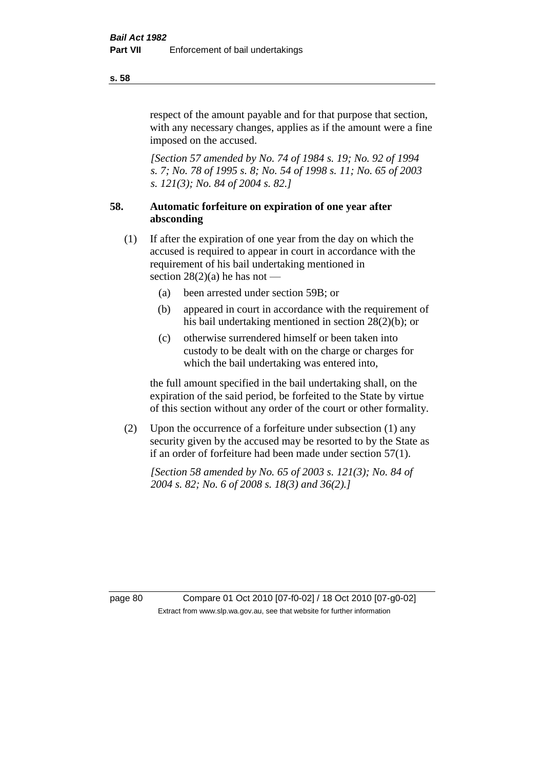respect of the amount payable and for that purpose that section, with any necessary changes, applies as if the amount were a fine imposed on the accused.

*[Section 57 amended by No. 74 of 1984 s. 19; No. 92 of 1994 s. 7; No. 78 of 1995 s. 8; No. 54 of 1998 s. 11; No. 65 of 2003 s. 121(3); No. 84 of 2004 s. 82.]*

### 58. Automatic forfeiture on expiration of one year after absconding

(1) If after the expiration of one year from the day on which the accused is required to appear in court in accordance with the requirement of his bail undertaking mentioned in section 28(2)(a) he has not —

- (a) been arrested under section 59B; or
- (b) appeared in court in accordance with the requirement of his bail undertaking mentioned in section 28(2)(b); or
- (c) otherwise surrendered himself or been taken into custody to be dealt with on the charge or charges for which the bail undertaking was entered into,

the full amount specified in the bail undertaking shall, on the expiration of the said period, be forfeited to the State by virtue of this section without any order of the court or other formality.

(2) Upon the occurrence of a forfeiture under subsection (1) any security given by the accused may be resorted to by the State as if an order of forfeiture had been made under section 57(1).

*[Section 58 amended by No. 65 of 2003 s. 121(3); No. 84 of 2004 s. 82; No. 6 of 2008 s. 18(3) and 36(2).]*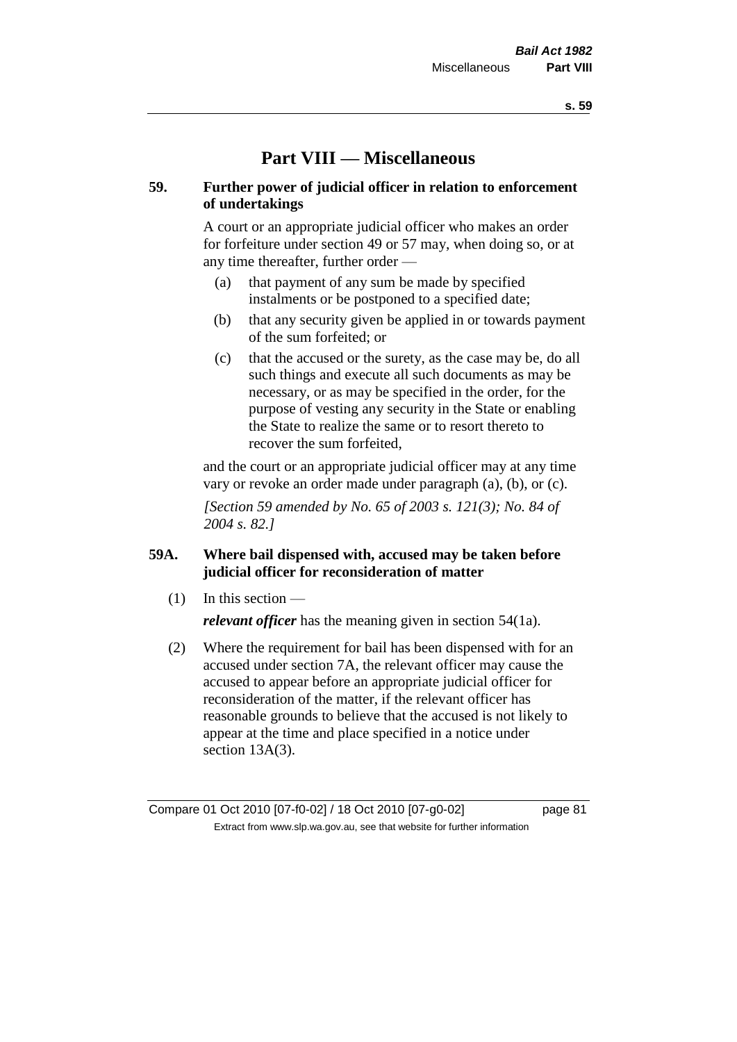# Part VIII — Miscellaneous

## 59. Further power of judicial officer in relation to enforcement of undertakings

A court or an appropriate judicial officer who makes an order for forfeiture under section 49 or 57 may, when doing so, or at any time thereafter, further order —

(a) that payment of any sum be made by specified instalments or be postponed to a specified date;

(b) that any security given be applied in or towards payment of the sum forfeited; or

(c) that the accused or the surety, as the case may be, do all such things and execute all such documents as may be necessary, or as may be specified in the order, for the purpose of vesting any security in the State or enabling the State to realize the same or to resort thereto to recover the sum forfeited,

and the court or an appropriate judicial officer may at any time vary or revoke an order made under paragraph (a), (b), or (c).

*[Section 59 amended by No. 65 of 2003 s. 121(3); No. 84 of 2004 s. 82.]*

## 59A. Where bail dispensed with, accused may be taken before judicial officer for reconsideration of matter

(1) In this section —

***relevant officer*** has the meaning given in section 54(1a).

(2) Where the requirement for bail has been dispensed with for an accused under section 7A, the relevant officer may cause the accused to appear before an appropriate judicial officer for reconsideration of the matter, if the relevant officer has reasonable grounds to believe that the accused is not likely to appear at the time and place specified in a notice under section 13A(3).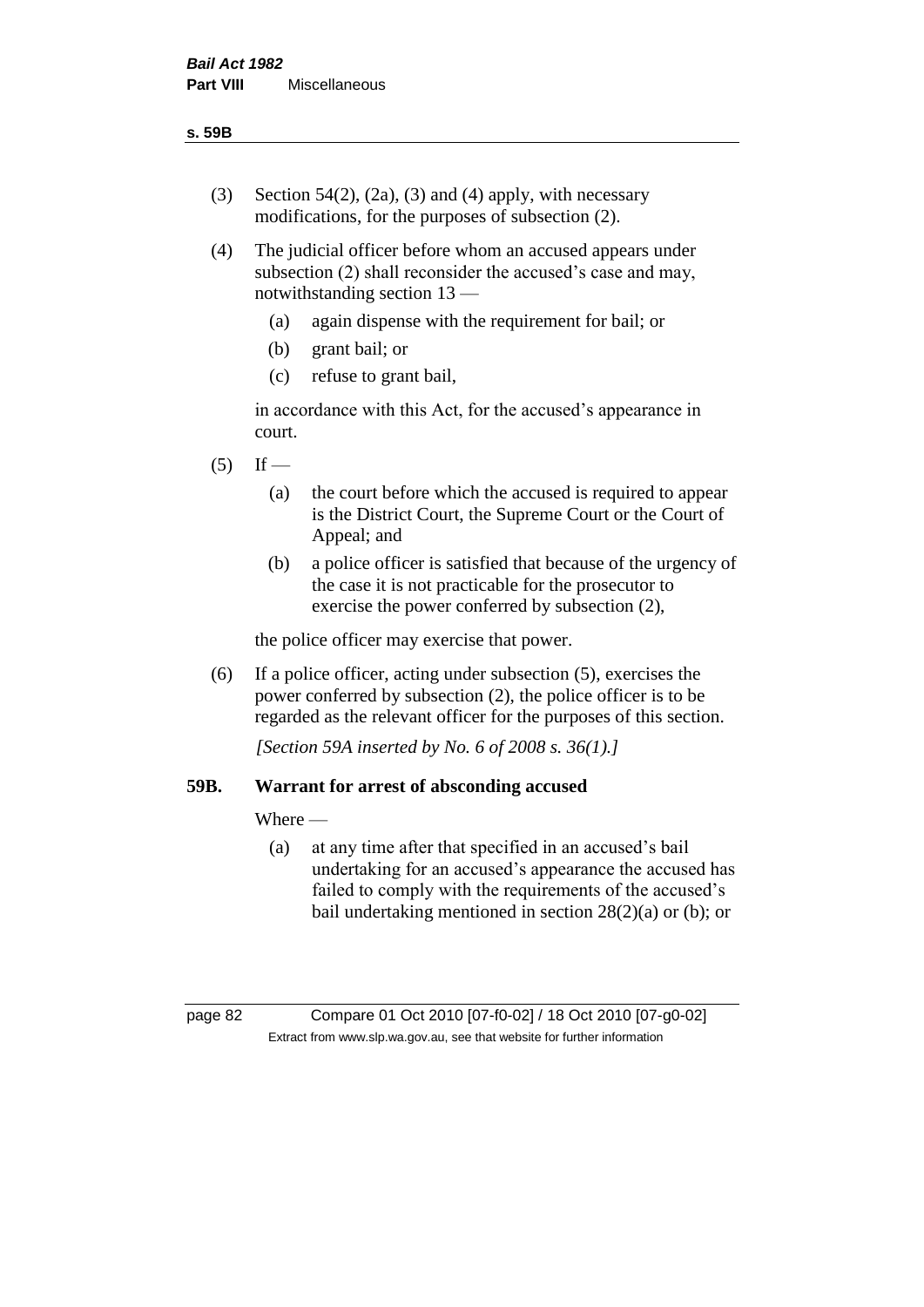(3) Section 54(2), (2a), (3) and (4) apply, with necessary modifications, for the purposes of subsection (2).

(4) The judicial officer before whom an accused appears under subsection (2) shall reconsider the accused's case and may, notwithstanding section 13 —

  (a) again dispense with the requirement for bail; or

  (b) grant bail; or

  (c) refuse to grant bail,

  in accordance with this Act, for the accused's appearance in court.

(5) If —

  (a) the court before which the accused is required to appear is the District Court, the Supreme Court or the Court of Appeal; and

  (b) a police officer is satisfied that because of the urgency of the case it is not practicable for the prosecutor to exercise the power conferred by subsection (2),

  the police officer may exercise that power.

(6) If a police officer, acting under subsection (5), exercises the power conferred by subsection (2), the police officer is to be regarded as the relevant officer for the purposes of this section.

*[Section 59A inserted by No. 6 of 2008 s. 36(1).]*

### 59B. Warrant for arrest of absconding accused

Where —

  (a) at any time after that specified in an accused's bail undertaking for an accused's appearance the accused has failed to comply with the requirements of the accused's bail undertaking mentioned in section 28(2)(a) or (b); or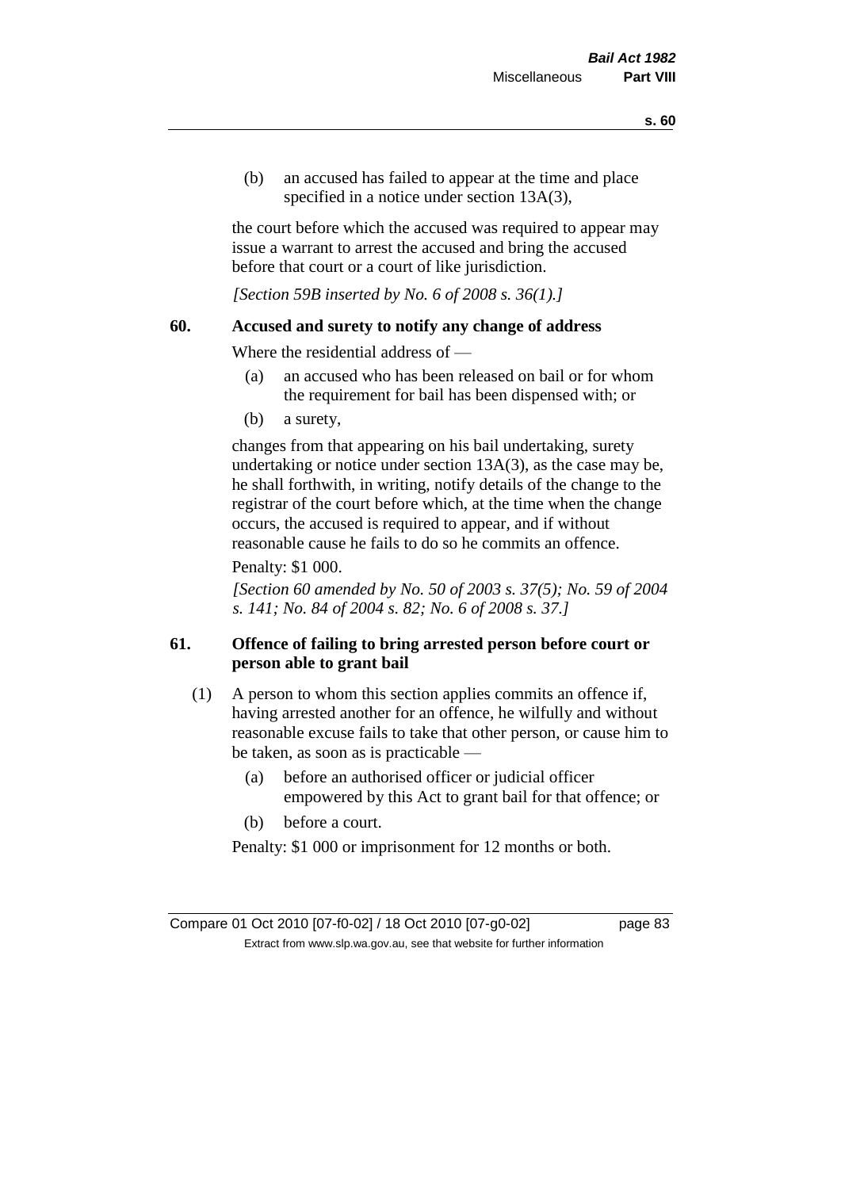(b) an accused has failed to appear at the time and place specified in a notice under section 13A(3),

the court before which the accused was required to appear may issue a warrant to arrest the accused and bring the accused before that court or a court of like jurisdiction.

*[Section 59B inserted by No. 6 of 2008 s. 36(1).]*

## 60. Accused and surety to notify any change of address

Where the residential address of —

(a) an accused who has been released on bail or for whom the requirement for bail has been dispensed with; or

(b) a surety,

changes from that appearing on his bail undertaking, surety undertaking or notice under section 13A(3), as the case may be, he shall forthwith, in writing, notify details of the change to the registrar of the court before which, at the time when the change occurs, the accused is required to appear, and if without reasonable cause he fails to do so he commits an offence.

Penalty: $1 000.

*[Section 60 amended by No. 50 of 2003 s. 37(5); No. 59 of 2004 s. 141; No. 84 of 2004 s. 82; No. 6 of 2008 s. 37.]*

## 61. Offence of failing to bring arrested person before court or person able to grant bail

(1) A person to whom this section applies commits an offence if, having arrested another for an offence, he wilfully and without reasonable excuse fails to take that other person, or cause him to be taken, as soon as is practicable —

(a) before an authorised officer or judicial officer empowered by this Act to grant bail for that offence; or

(b) before a court.

Penalty: $1 000 or imprisonment for 12 months or both.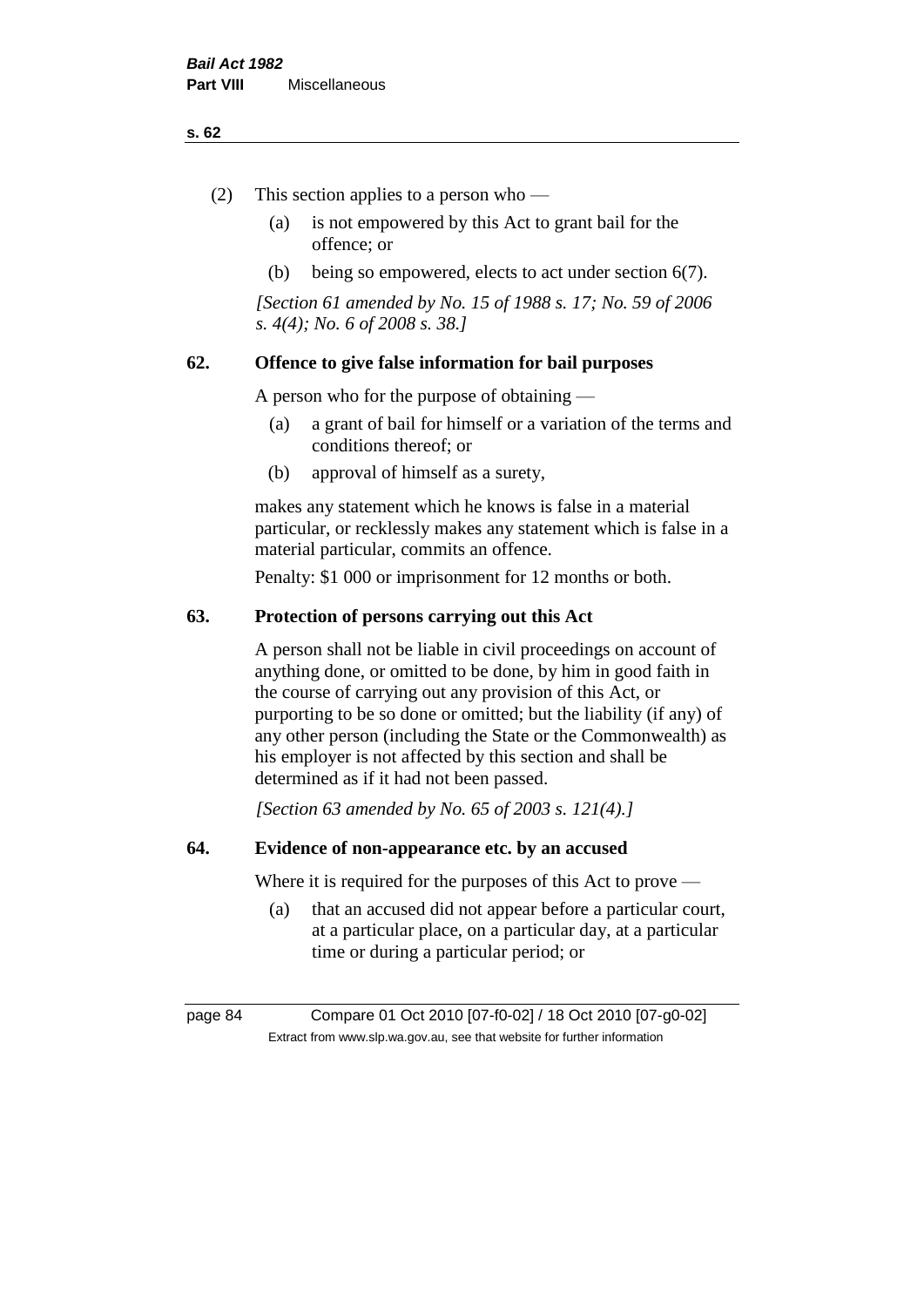(2) This section applies to a person who —

   (a) is not empowered by this Act to grant bail for the offence; or

   (b) being so empowered, elects to act under section 6(7).

*[Section 61 amended by No. 15 of 1988 s. 17; No. 59 of 2006 s. 4(4); No. 6 of 2008 s. 38.]*

## 62. Offence to give false information for bail purposes

A person who for the purpose of obtaining —

   (a) a grant of bail for himself or a variation of the terms and conditions thereof; or

   (b) approval of himself as a surety,

makes any statement which he knows is false in a material particular, or recklessly makes any statement which is false in a material particular, commits an offence.

Penalty: $1 000 or imprisonment for 12 months or both.

## 63. Protection of persons carrying out this Act

A person shall not be liable in civil proceedings on account of anything done, or omitted to be done, by him in good faith in the course of carrying out any provision of this Act, or purporting to be so done or omitted; but the liability (if any) of any other person (including the State or the Commonwealth) as his employer is not affected by this section and shall be determined as if it had not been passed.

*[Section 63 amended by No. 65 of 2003 s. 121(4).]*

## 64. Evidence of non-appearance etc. by an accused

Where it is required for the purposes of this Act to prove —

   (a) that an accused did not appear before a particular court, at a particular place, on a particular day, at a particular time or during a particular period; or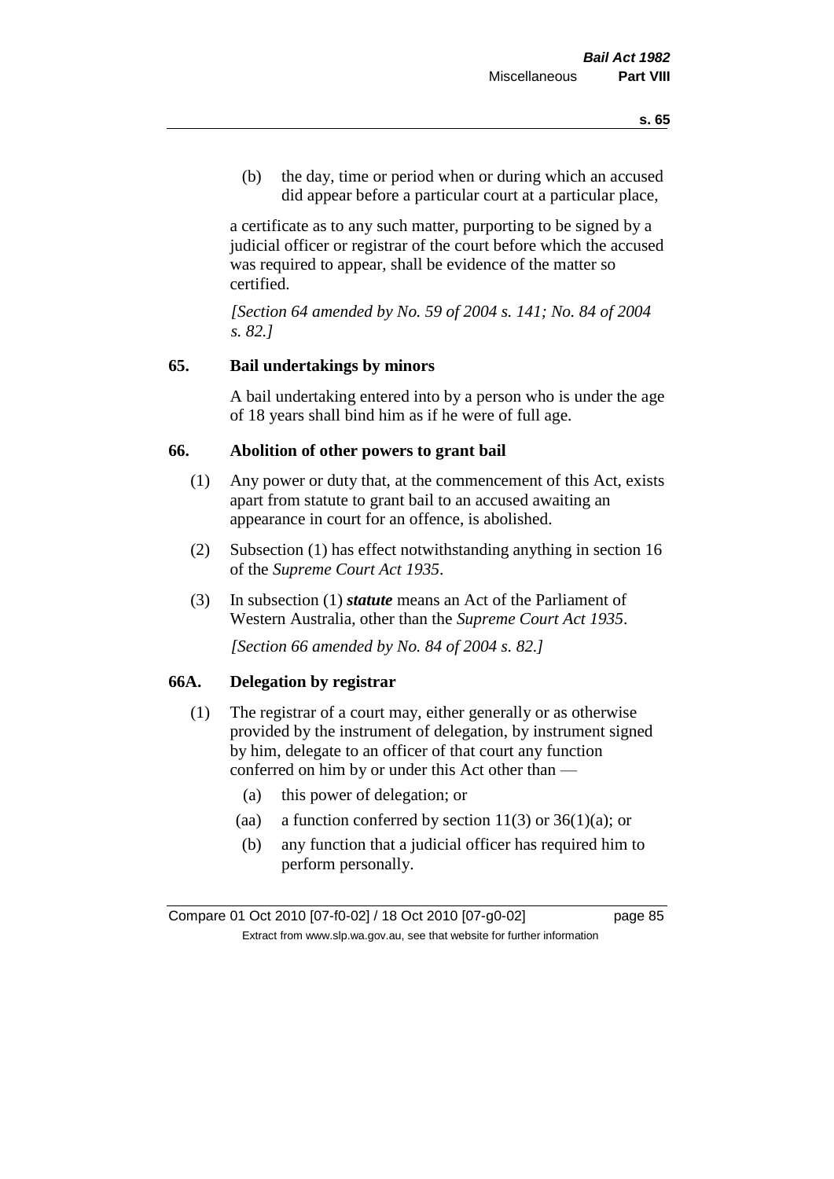(b) the day, time or period when or during which an accused did appear before a particular court at a particular place,

a certificate as to any such matter, purporting to be signed by a judicial officer or registrar of the court before which the accused was required to appear, shall be evidence of the matter so certified.

*[Section 64 amended by No. 59 of 2004 s. 141; No. 84 of 2004 s. 82.]*

## 65. Bail undertakings by minors

A bail undertaking entered into by a person who is under the age of 18 years shall bind him as if he were of full age.

## 66. Abolition of other powers to grant bail

(1) Any power or duty that, at the commencement of this Act, exists apart from statute to grant bail to an accused awaiting an appearance in court for an offence, is abolished.

(2) Subsection (1) has effect notwithstanding anything in section 16 of the *Supreme Court Act 1935*.

(3) In subsection (1) ***statute*** means an Act of the Parliament of Western Australia, other than the *Supreme Court Act 1935*.

*[Section 66 amended by No. 84 of 2004 s. 82.]*

## 66A. Delegation by registrar

(1) The registrar of a court may, either generally or as otherwise provided by the instrument of delegation, by instrument signed by him, delegate to an officer of that court any function conferred on him by or under this Act other than —

- (a) this power of delegation; or
- (aa) a function conferred by section 11(3) or 36(1)(a); or
- (b) any function that a judicial officer has required him to perform personally.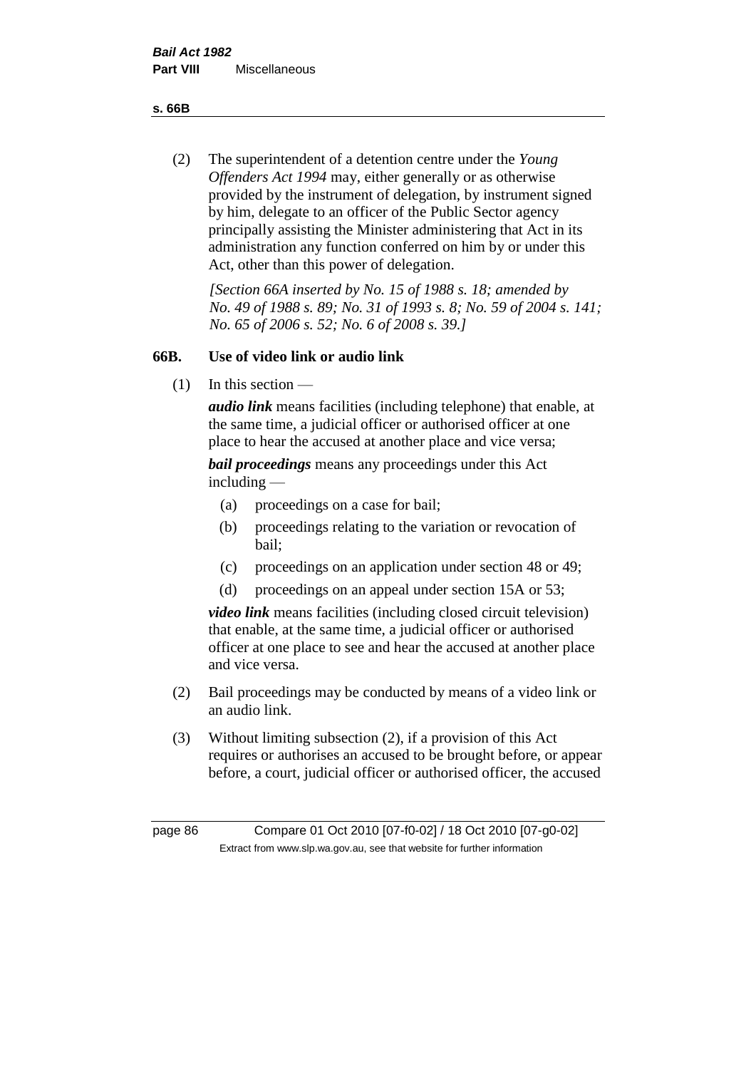(2) The superintendent of a detention centre under the *Young Offenders Act 1994* may, either generally or as otherwise provided by the instrument of delegation, by instrument signed by him, delegate to an officer of the Public Sector agency principally assisting the Minister administering that Act in its administration any function conferred on him by or under this Act, other than this power of delegation.

*[Section 66A inserted by No. 15 of 1988 s. 18; amended by No. 49 of 1988 s. 89; No. 31 of 1993 s. 8; No. 59 of 2004 s. 141; No. 65 of 2006 s. 52; No. 6 of 2008 s. 39.]*

### 66B. Use of video link or audio link

(1) In this section —

***audio link*** means facilities (including telephone) that enable, at the same time, a judicial officer or authorised officer at one place to hear the accused at another place and vice versa;

***bail proceedings*** means any proceedings under this Act including —

- (a) proceedings on a case for bail;
- (b) proceedings relating to the variation or revocation of bail;
- (c) proceedings on an application under section 48 or 49;
- (d) proceedings on an appeal under section 15A or 53;

***video link*** means facilities (including closed circuit television) that enable, at the same time, a judicial officer or authorised officer at one place to see and hear the accused at another place and vice versa.

(2) Bail proceedings may be conducted by means of a video link or an audio link.

(3) Without limiting subsection (2), if a provision of this Act requires or authorises an accused to be brought before, or appear before, a court, judicial officer or authorised officer, the accused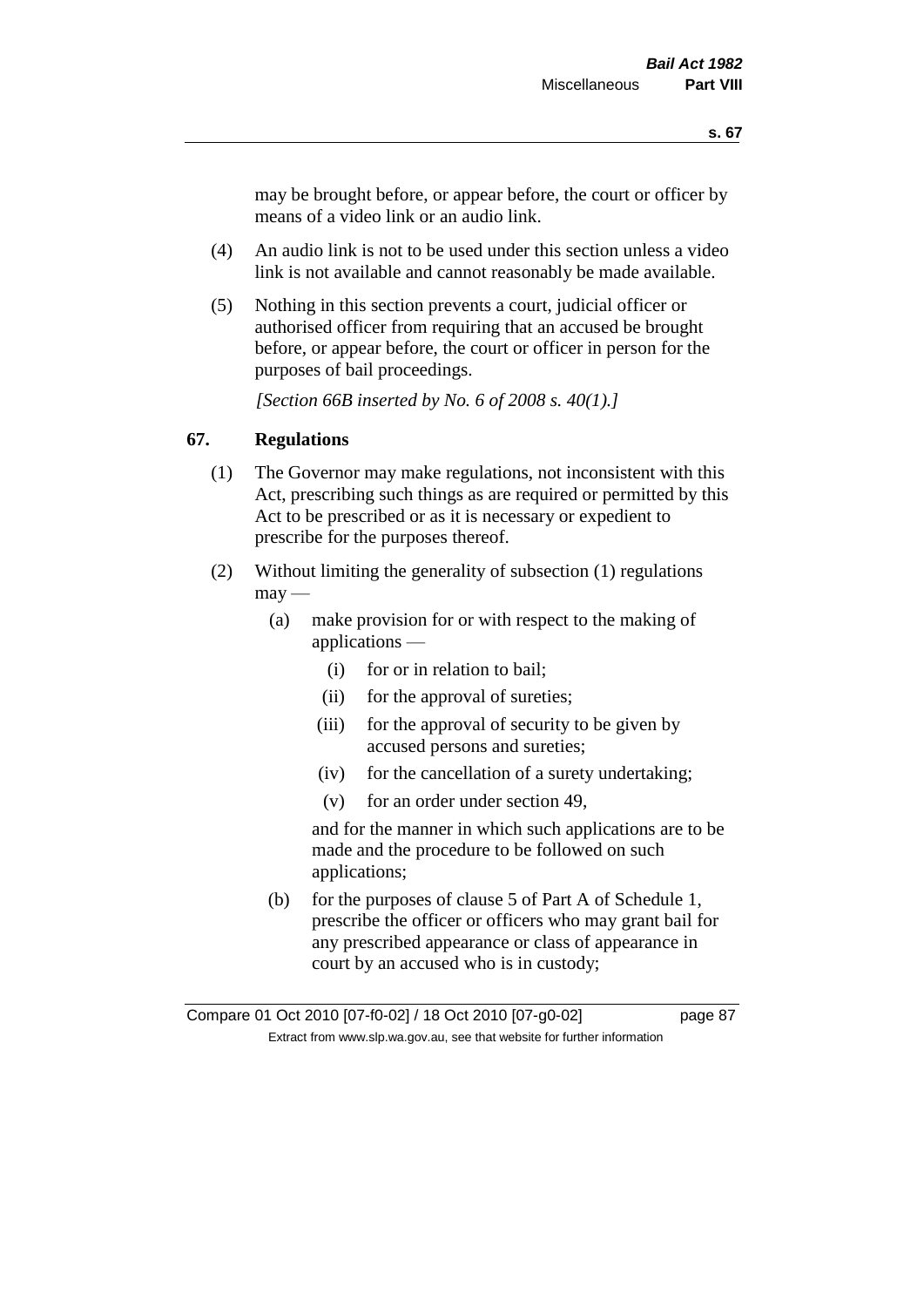may be brought before, or appear before, the court or officer by means of a video link or an audio link.

(4) An audio link is not to be used under this section unless a video link is not available and cannot reasonably be made available.

(5) Nothing in this section prevents a court, judicial officer or authorised officer from requiring that an accused be brought before, or appear before, the court or officer in person for the purposes of bail proceedings.

*[Section 66B inserted by No. 6 of 2008 s. 40(1).]*

## 67. Regulations

(1) The Governor may make regulations, not inconsistent with this Act, prescribing such things as are required or permitted by this Act to be prescribed or as it is necessary or expedient to prescribe for the purposes thereof.

(2) Without limiting the generality of subsection (1) regulations may —

(a) make provision for or with respect to the making of applications —

(i) for or in relation to bail;

(ii) for the approval of sureties;

(iii) for the approval of security to be given by accused persons and sureties;

(iv) for the cancellation of a surety undertaking;

(v) for an order under section 49,

and for the manner in which such applications are to be made and the procedure to be followed on such applications;

(b) for the purposes of clause 5 of Part A of Schedule 1, prescribe the officer or officers who may grant bail for any prescribed appearance or class of appearance in court by an accused who is in custody;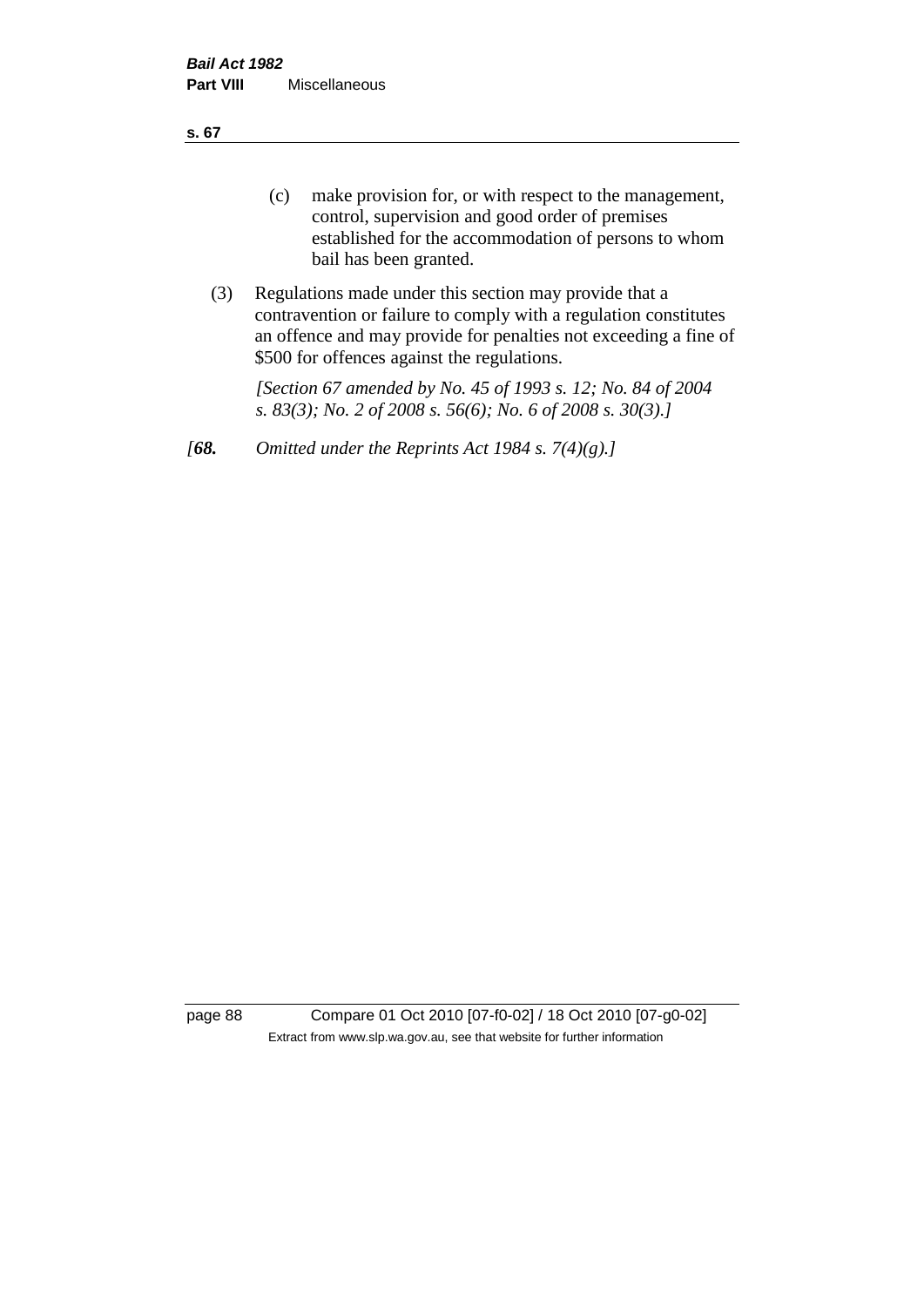(c) make provision for, or with respect to the management, control, supervision and good order of premises established for the accommodation of persons to whom bail has been granted.

(3) Regulations made under this section may provide that a contravention or failure to comply with a regulation constitutes an offence and may provide for penalties not exceeding a fine of $500 for offences against the regulations.

*[Section 67 amended by No. 45 of 1993 s. 12; No. 84 of 2004 s. 83(3); No. 2 of 2008 s. 56(6); No. 6 of 2008 s. 30(3).]*

*[**68.** Omitted under the Reprints Act 1984 s. 7(4)(g).]*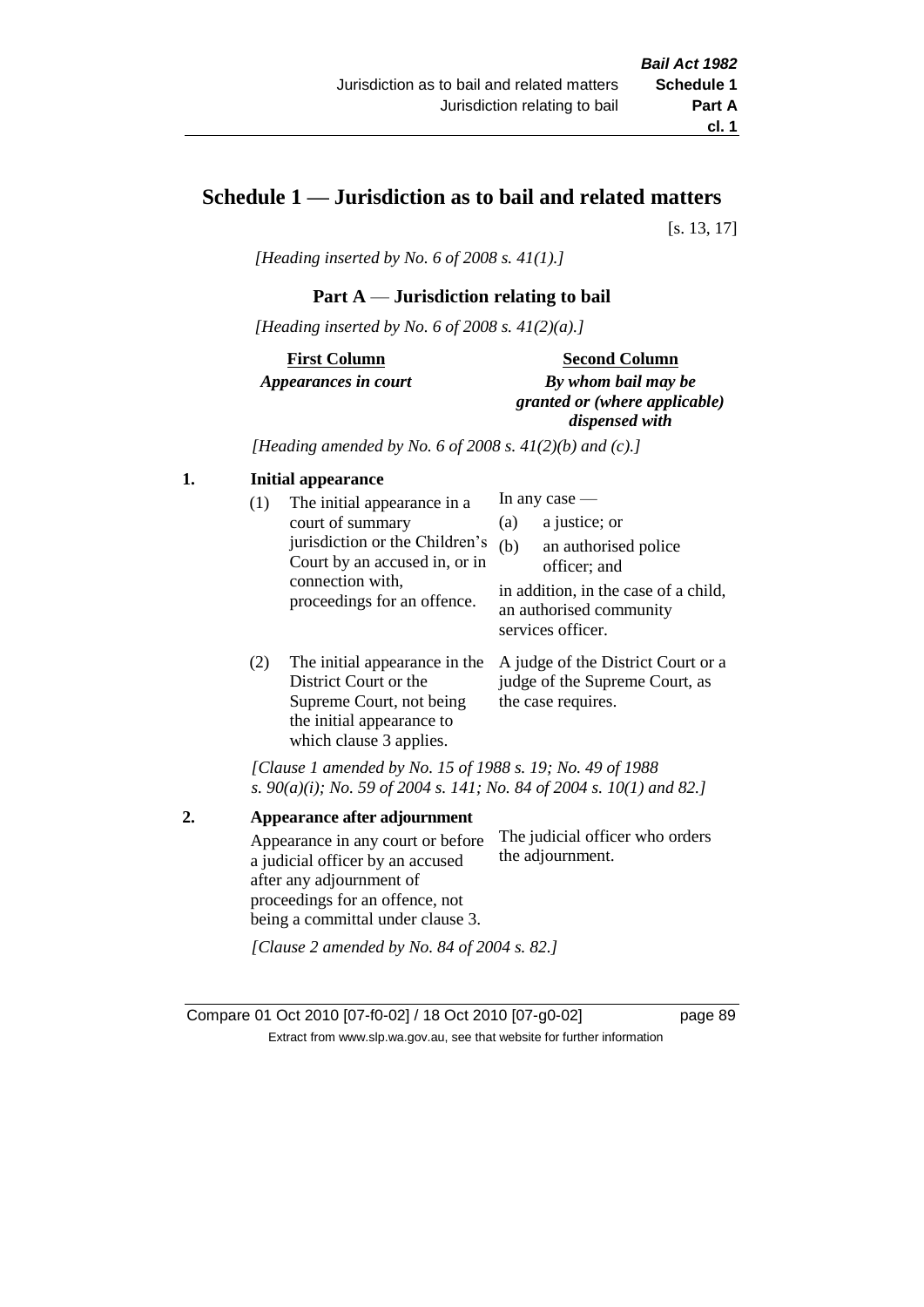# Schedule 1 — Jurisdiction as to bail and related matters

[s. 13, 17]

*[Heading inserted by No. 6 of 2008 s. 41(1).]*

## Part A — Jurisdiction relating to bail

*[Heading inserted by No. 6 of 2008 s. 41(2)(a).]*

| **First Column** *Appearances in court* | **Second Column** *By whom bail may be granted or (where applicable) dispensed with* |
|---|---|

*[Heading amended by No. 6 of 2008 s. 41(2)(b) and (c).]*

**1. Initial appearance**

| | |
|---|---|
| (1) The initial appearance in a court of summary jurisdiction or the Children's Court by an accused in, or in connection with, proceedings for an offence. | In any case — (a) a justice; or (b) an authorised police officer; and in addition, in the case of a child, an authorised community services officer. |
| (2) The initial appearance in the District Court or the Supreme Court, not being the initial appearance to which clause 3 applies. | A judge of the District Court or a judge of the Supreme Court, as the case requires. |

*[Clause 1 amended by No. 15 of 1988 s. 19; No. 49 of 1988 s. 90(a)(i); No. 59 of 2004 s. 141; No. 84 of 2004 s. 10(1) and 82.]*

**2. Appearance after adjournment**

| | |
|---|---|
| Appearance in any court or before a judicial officer by an accused after any adjournment of proceedings for an offence, not being a committal under clause 3. | The judicial officer who orders the adjournment. |

*[Clause 2 amended by No. 84 of 2004 s. 82.]*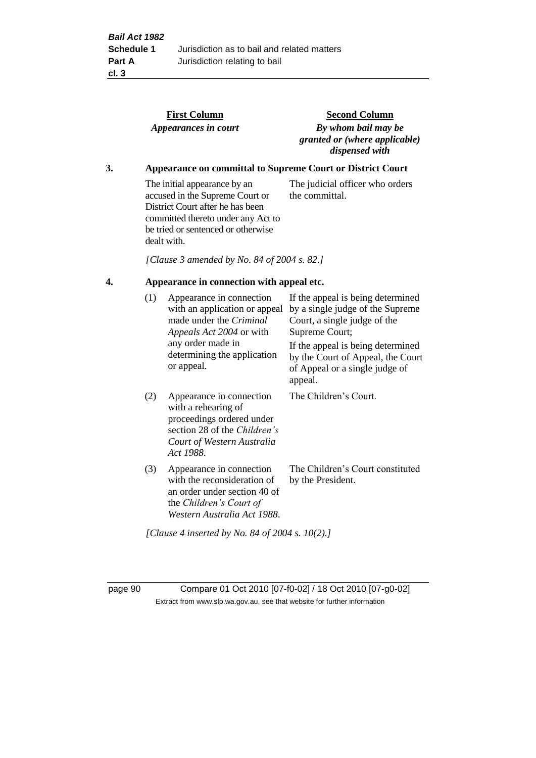| First Column<br>*Appearances in court* | Second Column<br>*By whom bail may be granted or (where applicable) dispensed with* |
|---|---|

**3. Appearance on committal to Supreme Court or District Court**

| | |
|---|---|
| The initial appearance by an accused in the Supreme Court or District Court after he has been committed thereto under any Act to be tried or sentenced or otherwise dealt with. | The judicial officer who orders the committal. |

*[Clause 3 amended by No. 84 of 2004 s. 82.]*

**4. Appearance in connection with appeal etc.**

| | | |
|---|---|---|
| (1) | Appearance in connection with an application or appeal made under the *Criminal Appeals Act 2004* or with any order made in determining the application or appeal. | If the appeal is being determined by a single judge of the Supreme Court, a single judge of the Supreme Court;<br>If the appeal is being determined by the Court of Appeal, the Court of Appeal or a single judge of appeal. |
| (2) | Appearance in connection with a rehearing of proceedings ordered under section 28 of the *Children's Court of Western Australia Act 1988*. | The Children's Court. |
| (3) | Appearance in connection with the reconsideration of an order under section 40 of the *Children's Court of Western Australia Act 1988*. | The Children's Court constituted by the President. |

*[Clause 4 inserted by No. 84 of 2004 s. 10(2).]*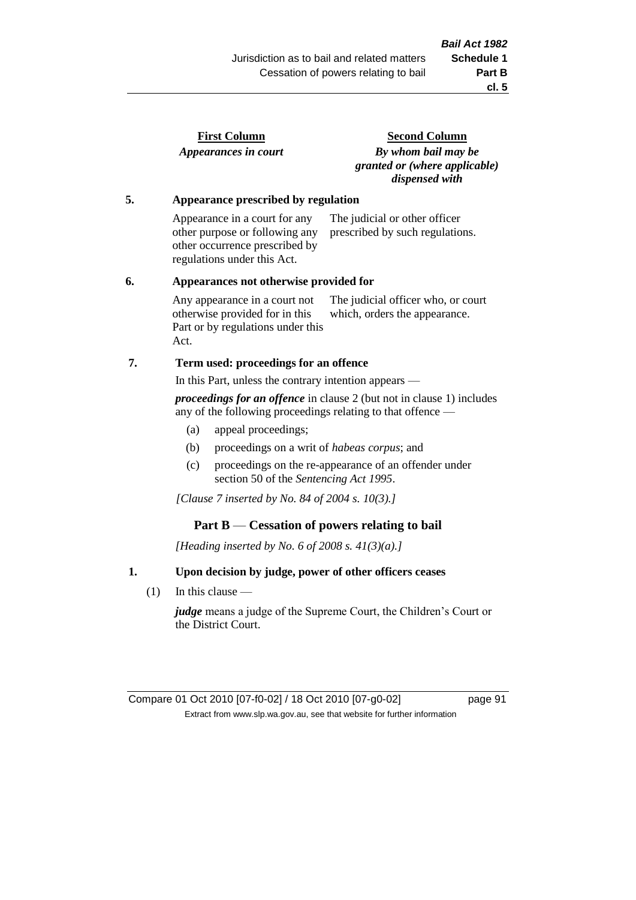| First Column | Second Column |
|---|---|
| *Appearances in court* | *By whom bail may be granted or (where applicable) dispensed with* |

**5. Appearance prescribed by regulation**

| | |
|---|---|
| Appearance in a court for any other purpose or following any other occurrence prescribed by regulations under this Act. | The judicial or other officer prescribed by such regulations. |

**6. Appearances not otherwise provided for**

| | |
|---|---|
| Any appearance in a court not otherwise provided for in this Part or by regulations under this Act. | The judicial officer who, or court which, orders the appearance. |

**7. Term used: proceedings for an offence**

In this Part, unless the contrary intention appears —

***proceedings for an offence*** in clause 2 (but not in clause 1) includes any of the following proceedings relating to that offence —

- (a) appeal proceedings;
- (b) proceedings on a writ of *habeas corpus*; and
- (c) proceedings on the re-appearance of an offender under section 50 of the *Sentencing Act 1995*.

*[Clause 7 inserted by No. 84 of 2004 s. 10(3).]*

## Part B — Cessation of powers relating to bail

*[Heading inserted by No. 6 of 2008 s. 41(3)(a).]*

**1. Upon decision by judge, power of other officers ceases**

(1) In this clause —

***judge*** means a judge of the Supreme Court, the Children's Court or the District Court.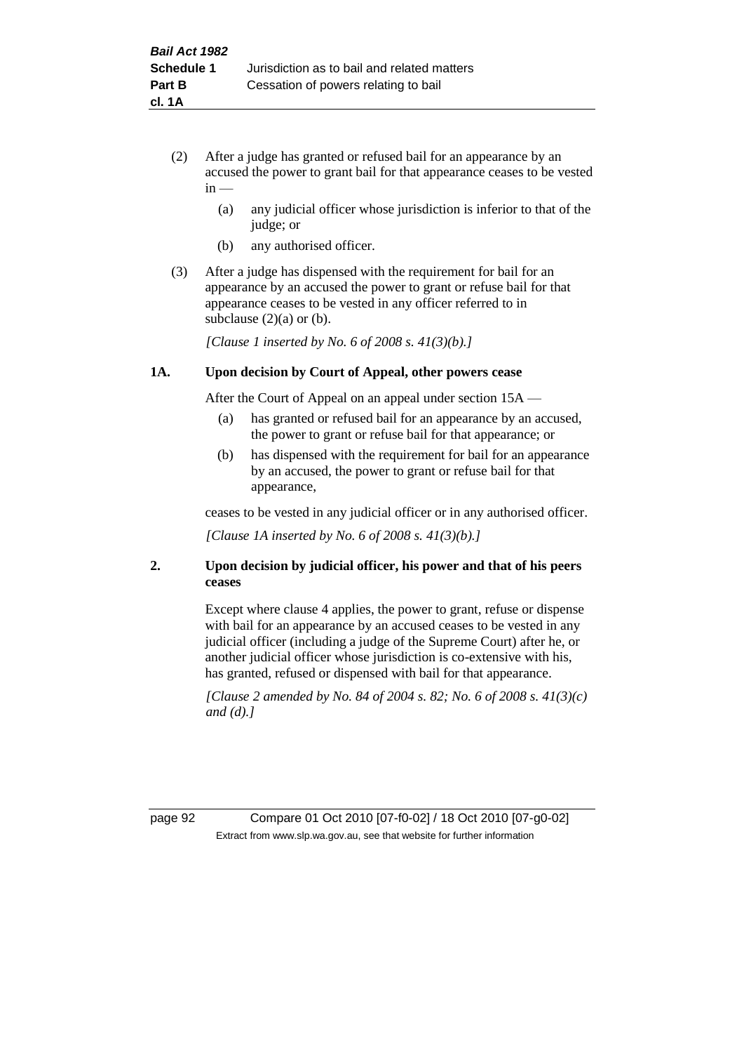(2) After a judge has granted or refused bail for an appearance by an accused the power to grant bail for that appearance ceases to be vested in —

  (a) any judicial officer whose jurisdiction is inferior to that of the judge; or

  (b) any authorised officer.

(3) After a judge has dispensed with the requirement for bail for an appearance by an accused the power to grant or refuse bail for that appearance ceases to be vested in any officer referred to in subclause (2)(a) or (b).

*[Clause 1 inserted by No. 6 of 2008 s. 41(3)(b).]*

### 1A. Upon decision by Court of Appeal, other powers cease

After the Court of Appeal on an appeal under section 15A —

  (a) has granted or refused bail for an appearance by an accused, the power to grant or refuse bail for that appearance; or

  (b) has dispensed with the requirement for bail for an appearance by an accused, the power to grant or refuse bail for that appearance,

ceases to be vested in any judicial officer or in any authorised officer.

*[Clause 1A inserted by No. 6 of 2008 s. 41(3)(b).]*

### 2. Upon decision by judicial officer, his power and that of his peers ceases

Except where clause 4 applies, the power to grant, refuse or dispense with bail for an appearance by an accused ceases to be vested in any judicial officer (including a judge of the Supreme Court) after he, or another judicial officer whose jurisdiction is co-extensive with his, has granted, refused or dispensed with bail for that appearance.

*[Clause 2 amended by No. 84 of 2004 s. 82; No. 6 of 2008 s. 41(3)(c) and (d).]*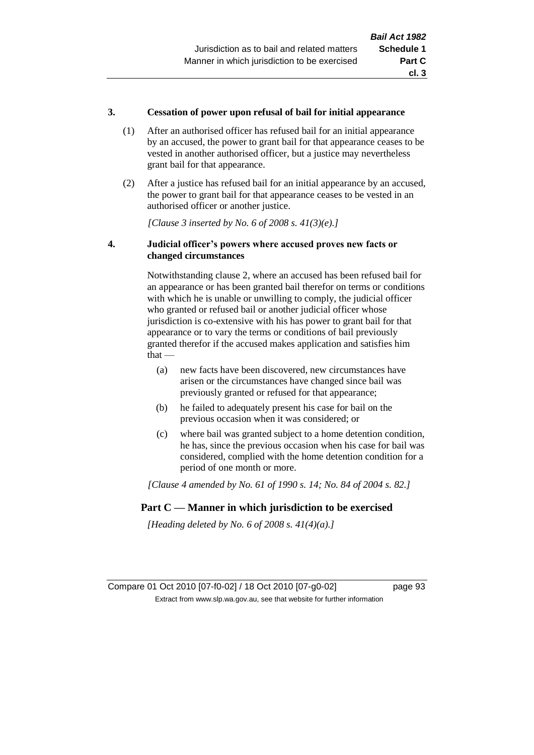### 3. Cessation of power upon refusal of bail for initial appearance

(1) After an authorised officer has refused bail for an initial appearance by an accused, the power to grant bail for that appearance ceases to be vested in another authorised officer, but a justice may nevertheless grant bail for that appearance.

(2) After a justice has refused bail for an initial appearance by an accused, the power to grant bail for that appearance ceases to be vested in an authorised officer or another justice.

*[Clause 3 inserted by No. 6 of 2008 s. 41(3)(e).]*

### 4. Judicial officer's powers where accused proves new facts or changed circumstances

Notwithstanding clause 2, where an accused has been refused bail for an appearance or has been granted bail therefor on terms or conditions with which he is unable or unwilling to comply, the judicial officer who granted or refused bail or another judicial officer whose jurisdiction is co-extensive with his has power to grant bail for that appearance or to vary the terms or conditions of bail previously granted therefor if the accused makes application and satisfies him that —

(a) new facts have been discovered, new circumstances have arisen or the circumstances have changed since bail was previously granted or refused for that appearance;

(b) he failed to adequately present his case for bail on the previous occasion when it was considered; or

(c) where bail was granted subject to a home detention condition, he has, since the previous occasion when his case for bail was considered, complied with the home detention condition for a period of one month or more.

*[Clause 4 amended by No. 61 of 1990 s. 14; No. 84 of 2004 s. 82.]*

## Part C — Manner in which jurisdiction to be exercised

*[Heading deleted by No. 6 of 2008 s. 41(4)(a).]*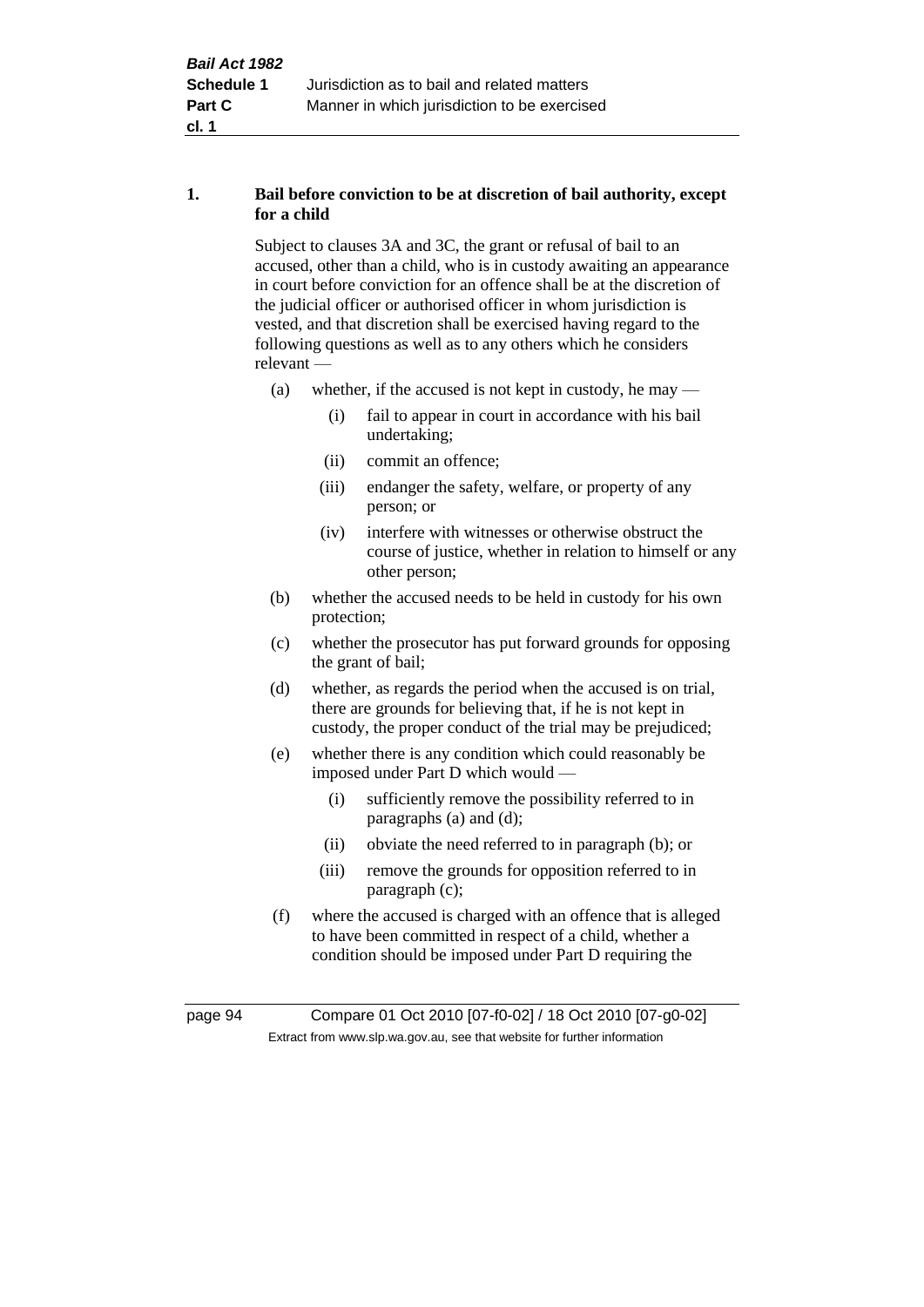### 1. Bail before conviction to be at discretion of bail authority, except for a child

Subject to clauses 3A and 3C, the grant or refusal of bail to an accused, other than a child, who is in custody awaiting an appearance in court before conviction for an offence shall be at the discretion of the judicial officer or authorised officer in whom jurisdiction is vested, and that discretion shall be exercised having regard to the following questions as well as to any others which he considers relevant —

- (a) whether, if the accused is not kept in custody, he may —
  - (i) fail to appear in court in accordance with his bail undertaking;
  - (ii) commit an offence;
  - (iii) endanger the safety, welfare, or property of any person; or
  - (iv) interfere with witnesses or otherwise obstruct the course of justice, whether in relation to himself or any other person;
- (b) whether the accused needs to be held in custody for his own protection;
- (c) whether the prosecutor has put forward grounds for opposing the grant of bail;
- (d) whether, as regards the period when the accused is on trial, there are grounds for believing that, if he is not kept in custody, the proper conduct of the trial may be prejudiced;
- (e) whether there is any condition which could reasonably be imposed under Part D which would —
  - (i) sufficiently remove the possibility referred to in paragraphs (a) and (d);
  - (ii) obviate the need referred to in paragraph (b); or
  - (iii) remove the grounds for opposition referred to in paragraph (c);
- (f) where the accused is charged with an offence that is alleged to have been committed in respect of a child, whether a condition should be imposed under Part D requiring the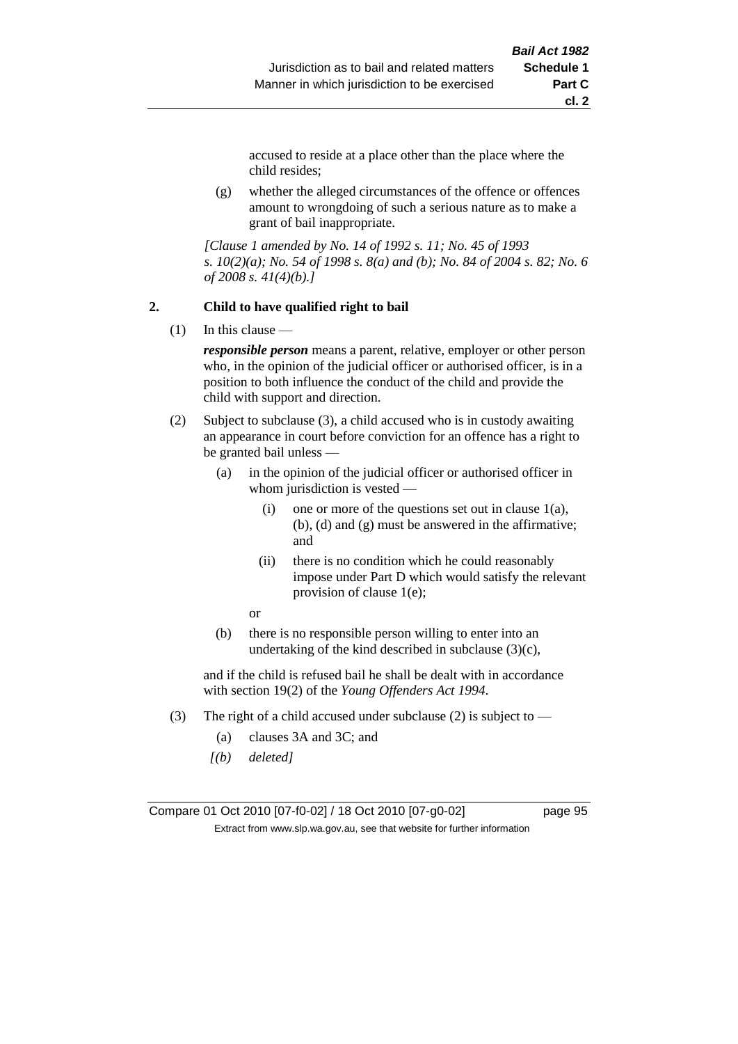accused to reside at a place other than the place where the child resides;

(g) whether the alleged circumstances of the offence or offences amount to wrongdoing of such a serious nature as to make a grant of bail inappropriate.

*[Clause 1 amended by No. 14 of 1992 s. 11; No. 45 of 1993 s. 10(2)(a); No. 54 of 1998 s. 8(a) and (b); No. 84 of 2004 s. 82; No. 6 of 2008 s. 41(4)(b).]*

## 2. Child to have qualified right to bail

(1) In this clause —

***responsible person*** means a parent, relative, employer or other person who, in the opinion of the judicial officer or authorised officer, is in a position to both influence the conduct of the child and provide the child with support and direction.

(2) Subject to subclause (3), a child accused who is in custody awaiting an appearance in court before conviction for an offence has a right to be granted bail unless —

(a) in the opinion of the judicial officer or authorised officer in whom jurisdiction is vested —

(i) one or more of the questions set out in clause 1(a), (b), (d) and (g) must be answered in the affirmative; and

(ii) there is no condition which he could reasonably impose under Part D which would satisfy the relevant provision of clause 1(e);

or

(b) there is no responsible person willing to enter into an undertaking of the kind described in subclause (3)(c),

and if the child is refused bail he shall be dealt with in accordance with section 19(2) of the *Young Offenders Act 1994*.

(3) The right of a child accused under subclause (2) is subject to —

(a) clauses 3A and 3C; and

*[(b) deleted]*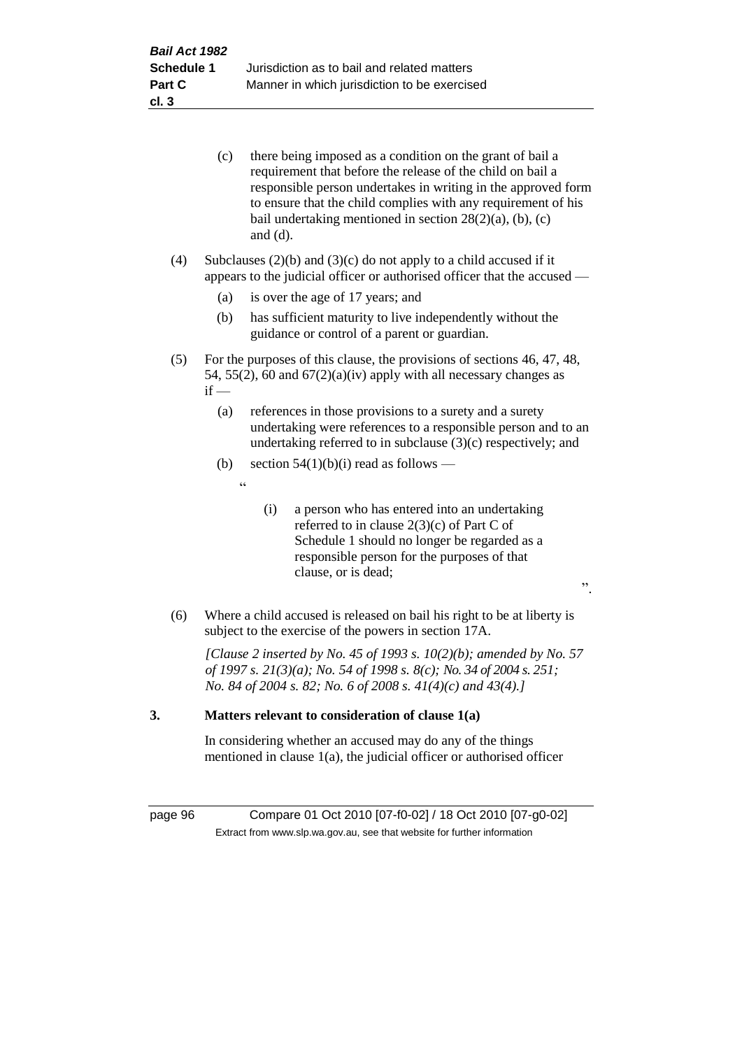(c) there being imposed as a condition on the grant of bail a requirement that before the release of the child on bail a responsible person undertakes in writing in the approved form to ensure that the child complies with any requirement of his bail undertaking mentioned in section 28(2)(a), (b), (c) and (d).

(4) Subclauses (2)(b) and (3)(c) do not apply to a child accused if it appears to the judicial officer or authorised officer that the accused —

(a) is over the age of 17 years; and

(b) has sufficient maturity to live independently without the guidance or control of a parent or guardian.

(5) For the purposes of this clause, the provisions of sections 46, 47, 48, 54, 55(2), 60 and 67(2)(a)(iv) apply with all necessary changes as if —

(a) references in those provisions to a surety and a surety undertaking were references to a responsible person and to an undertaking referred to in subclause (3)(c) respectively; and

(b) section 54(1)(b)(i) read as follows —

"

(i) a person who has entered into an undertaking referred to in clause 2(3)(c) of Part C of Schedule 1 should no longer be regarded as a responsible person for the purposes of that clause, or is dead;

".

(6) Where a child accused is released on bail his right to be at liberty is subject to the exercise of the powers in section 17A.

*[Clause 2 inserted by No. 45 of 1993 s. 10(2)(b); amended by No. 57 of 1997 s. 21(3)(a); No. 54 of 1998 s. 8(c); No. 34 of 2004 s. 251; No. 84 of 2004 s. 82; No. 6 of 2008 s. 41(4)(c) and 43(4).]*

**3. Matters relevant to consideration of clause 1(a)**

In considering whether an accused may do any of the things mentioned in clause 1(a), the judicial officer or authorised officer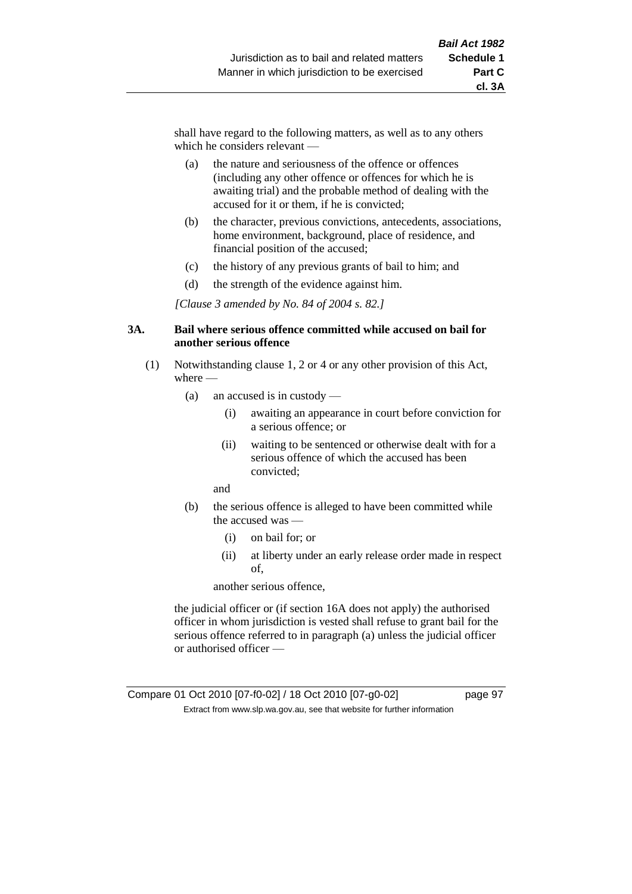shall have regard to the following matters, as well as to any others which he considers relevant —

(a) the nature and seriousness of the offence or offences (including any other offence or offences for which he is awaiting trial) and the probable method of dealing with the accused for it or them, if he is convicted;

(b) the character, previous convictions, antecedents, associations, home environment, background, place of residence, and financial position of the accused;

(c) the history of any previous grants of bail to him; and

(d) the strength of the evidence against him.

*[Clause 3 amended by No. 84 of 2004 s. 82.]*

**3A. Bail where serious offence committed while accused on bail for another serious offence**

(1) Notwithstanding clause 1, 2 or 4 or any other provision of this Act, where —

(a) an accused is in custody —

(i) awaiting an appearance in court before conviction for a serious offence; or

(ii) waiting to be sentenced or otherwise dealt with for a serious offence of which the accused has been convicted;

and

(b) the serious offence is alleged to have been committed while the accused was —

(i) on bail for; or

(ii) at liberty under an early release order made in respect of,

another serious offence,

the judicial officer or (if section 16A does not apply) the authorised officer in whom jurisdiction is vested shall refuse to grant bail for the serious offence referred to in paragraph (a) unless the judicial officer or authorised officer —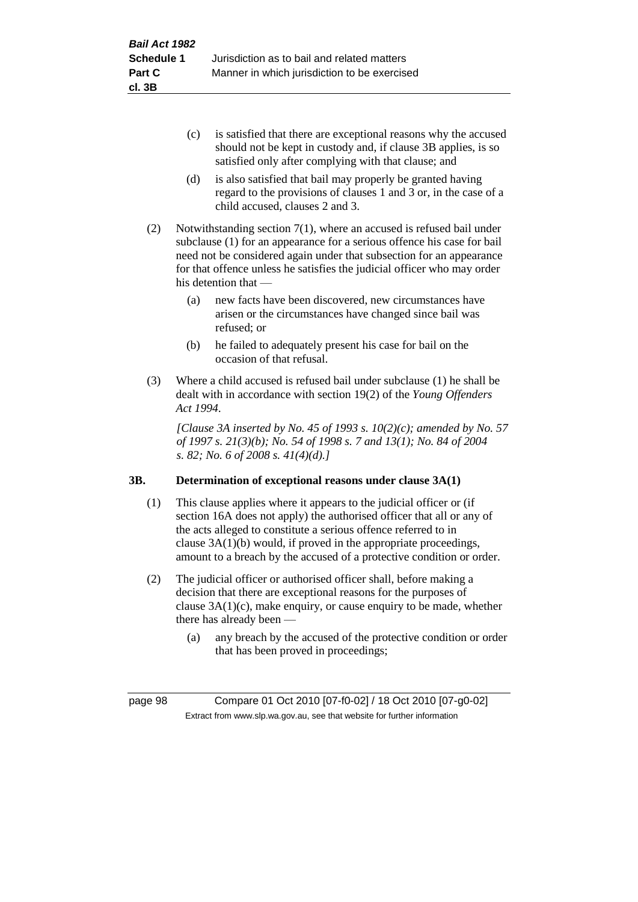(c) is satisfied that there are exceptional reasons why the accused should not be kept in custody and, if clause 3B applies, is so satisfied only after complying with that clause; and

(d) is also satisfied that bail may properly be granted having regard to the provisions of clauses 1 and 3 or, in the case of a child accused, clauses 2 and 3.

(2) Notwithstanding section 7(1), where an accused is refused bail under subclause (1) for an appearance for a serious offence his case for bail need not be considered again under that subsection for an appearance for that offence unless he satisfies the judicial officer who may order his detention that —

(a) new facts have been discovered, new circumstances have arisen or the circumstances have changed since bail was refused; or

(b) he failed to adequately present his case for bail on the occasion of that refusal.

(3) Where a child accused is refused bail under subclause (1) he shall be dealt with in accordance with section 19(2) of the *Young Offenders Act 1994*.

*[Clause 3A inserted by No. 45 of 1993 s. 10(2)(c); amended by No. 57 of 1997 s. 21(3)(b); No. 54 of 1998 s. 7 and 13(1); No. 84 of 2004 s. 82; No. 6 of 2008 s. 41(4)(d).]*

### 3B. Determination of exceptional reasons under clause 3A(1)

(1) This clause applies where it appears to the judicial officer or (if section 16A does not apply) the authorised officer that all or any of the acts alleged to constitute a serious offence referred to in clause 3A(1)(b) would, if proved in the appropriate proceedings, amount to a breach by the accused of a protective condition or order.

(2) The judicial officer or authorised officer shall, before making a decision that there are exceptional reasons for the purposes of clause 3A(1)(c), make enquiry, or cause enquiry to be made, whether there has already been —

(a) any breach by the accused of the protective condition or order that has been proved in proceedings;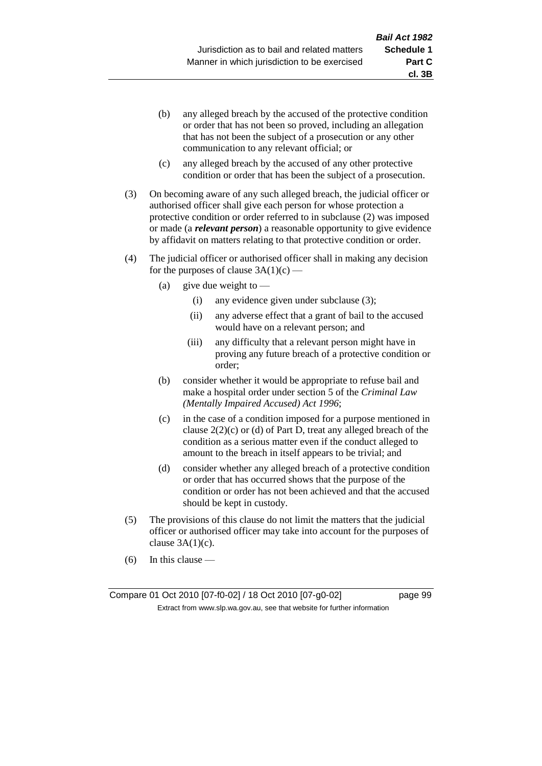(b) any alleged breach by the accused of the protective condition or order that has not been so proved, including an allegation that has not been the subject of a prosecution or any other communication to any relevant official; or

(c) any alleged breach by the accused of any other protective condition or order that has been the subject of a prosecution.

(3) On becoming aware of any such alleged breach, the judicial officer or authorised officer shall give each person for whose protection a protective condition or order referred to in subclause (2) was imposed or made (a ***relevant person***) a reasonable opportunity to give evidence by affidavit on matters relating to that protective condition or order.

(4) The judicial officer or authorised officer shall in making any decision for the purposes of clause 3A(1)(c) —

(a) give due weight to —

(i) any evidence given under subclause (3);

(ii) any adverse effect that a grant of bail to the accused would have on a relevant person; and

(iii) any difficulty that a relevant person might have in proving any future breach of a protective condition or order;

(b) consider whether it would be appropriate to refuse bail and make a hospital order under section 5 of the *Criminal Law (Mentally Impaired Accused) Act 1996*;

(c) in the case of a condition imposed for a purpose mentioned in clause 2(2)(c) or (d) of Part D, treat any alleged breach of the condition as a serious matter even if the conduct alleged to amount to the breach in itself appears to be trivial; and

(d) consider whether any alleged breach of a protective condition or order that has occurred shows that the purpose of the condition or order has not been achieved and that the accused should be kept in custody.

(5) The provisions of this clause do not limit the matters that the judicial officer or authorised officer may take into account for the purposes of clause 3A(1)(c).

(6) In this clause —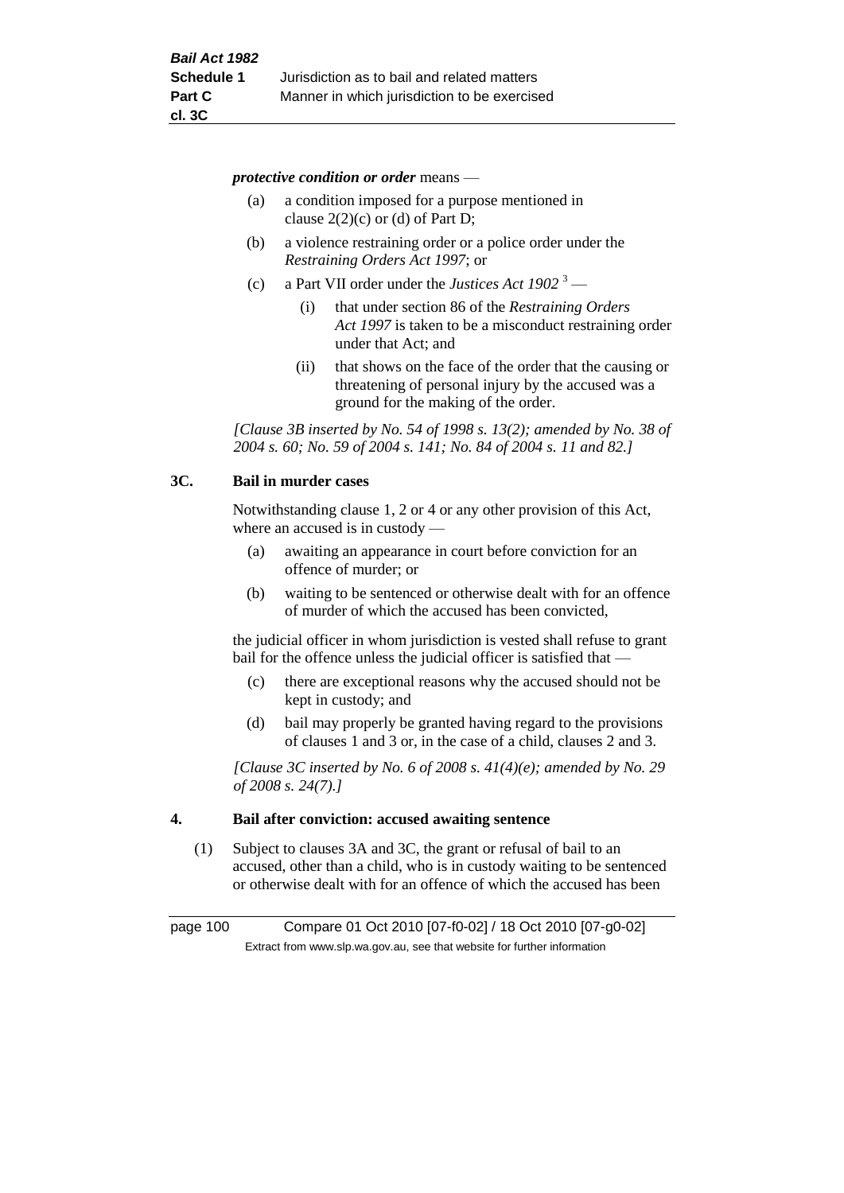***protective condition or order*** means —

(a) a condition imposed for a purpose mentioned in clause 2(2)(c) or (d) of Part D;

(b) a violence restraining order or a police order under the *Restraining Orders Act 1997*; or

(c) a Part VII order under the *Justices Act 1902* [3] —

  (i) that under section 86 of the *Restraining Orders Act 1997* is taken to be a misconduct restraining order under that Act; and

  (ii) that shows on the face of the order that the causing or threatening of personal injury by the accused was a ground for the making of the order.

*[Clause 3B inserted by No. 54 of 1998 s. 13(2); amended by No. 38 of 2004 s. 60; No. 59 of 2004 s. 141; No. 84 of 2004 s. 11 and 82.]*

## 3C. Bail in murder cases

Notwithstanding clause 1, 2 or 4 or any other provision of this Act, where an accused is in custody —

(a) awaiting an appearance in court before conviction for an offence of murder; or

(b) waiting to be sentenced or otherwise dealt with for an offence of murder of which the accused has been convicted,

the judicial officer in whom jurisdiction is vested shall refuse to grant bail for the offence unless the judicial officer is satisfied that —

(c) there are exceptional reasons why the accused should not be kept in custody; and

(d) bail may properly be granted having regard to the provisions of clauses 1 and 3 or, in the case of a child, clauses 2 and 3.

*[Clause 3C inserted by No. 6 of 2008 s. 41(4)(e); amended by No. 29 of 2008 s. 24(7).]*

## 4. Bail after conviction: accused awaiting sentence

(1) Subject to clauses 3A and 3C, the grant or refusal of bail to an accused, other than a child, who is in custody waiting to be sentenced or otherwise dealt with for an offence of which the accused has been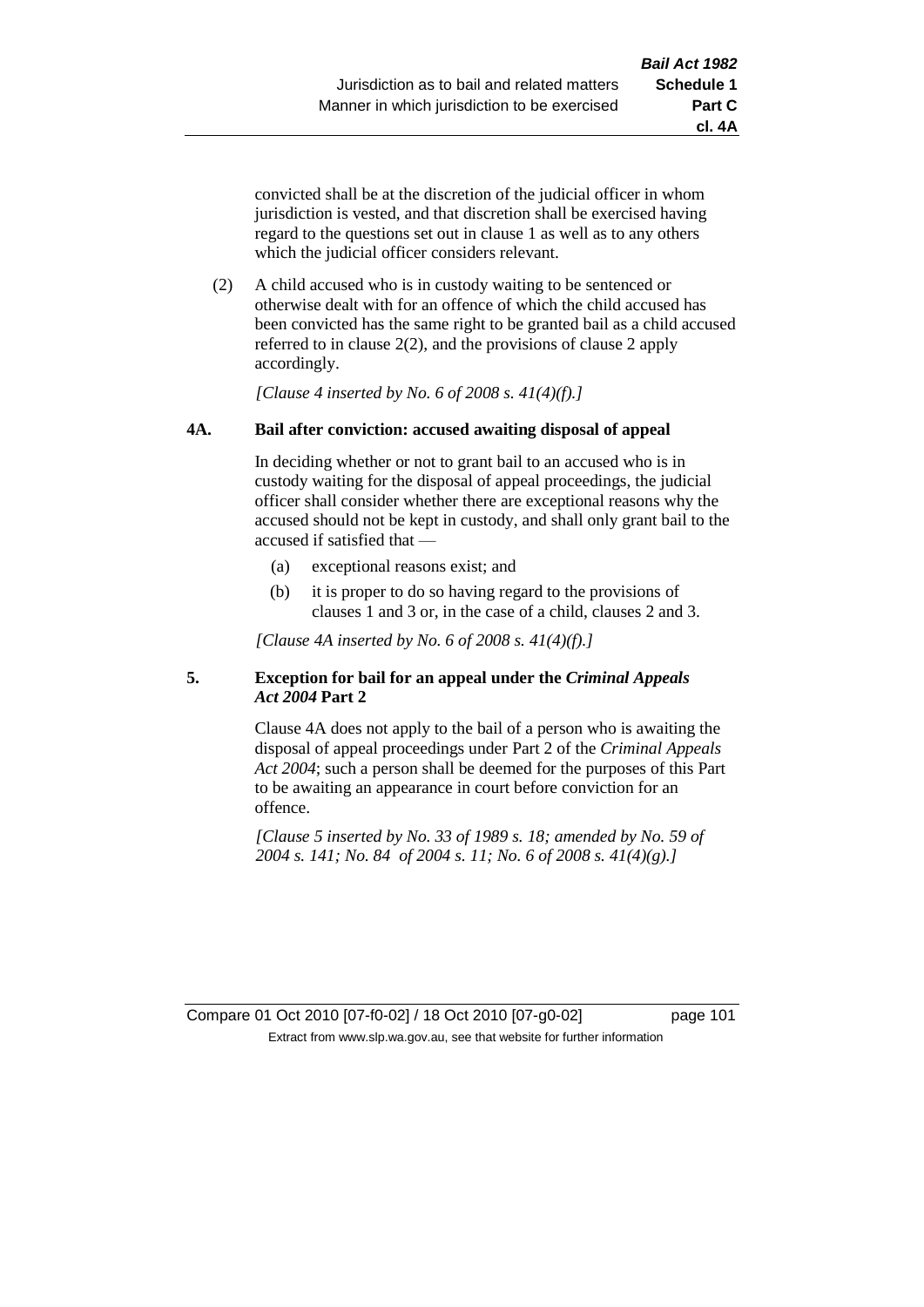convicted shall be at the discretion of the judicial officer in whom jurisdiction is vested, and that discretion shall be exercised having regard to the questions set out in clause 1 as well as to any others which the judicial officer considers relevant.

(2) A child accused who is in custody waiting to be sentenced or otherwise dealt with for an offence of which the child accused has been convicted has the same right to be granted bail as a child accused referred to in clause 2(2), and the provisions of clause 2 apply accordingly.

*[Clause 4 inserted by No. 6 of 2008 s. 41(4)(f).]*

### 4A. Bail after conviction: accused awaiting disposal of appeal

In deciding whether or not to grant bail to an accused who is in custody waiting for the disposal of appeal proceedings, the judicial officer shall consider whether there are exceptional reasons why the accused should not be kept in custody, and shall only grant bail to the accused if satisfied that —

(a) exceptional reasons exist; and

(b) it is proper to do so having regard to the provisions of clauses 1 and 3 or, in the case of a child, clauses 2 and 3.

*[Clause 4A inserted by No. 6 of 2008 s. 41(4)(f).]*

### 5. Exception for bail for an appeal under the *Criminal Appeals Act 2004* Part 2

Clause 4A does not apply to the bail of a person who is awaiting the disposal of appeal proceedings under Part 2 of the *Criminal Appeals Act 2004*; such a person shall be deemed for the purposes of this Part to be awaiting an appearance in court before conviction for an offence.

*[Clause 5 inserted by No. 33 of 1989 s. 18; amended by No. 59 of 2004 s. 141; No. 84 of 2004 s. 11; No. 6 of 2008 s. 41(4)(g).]*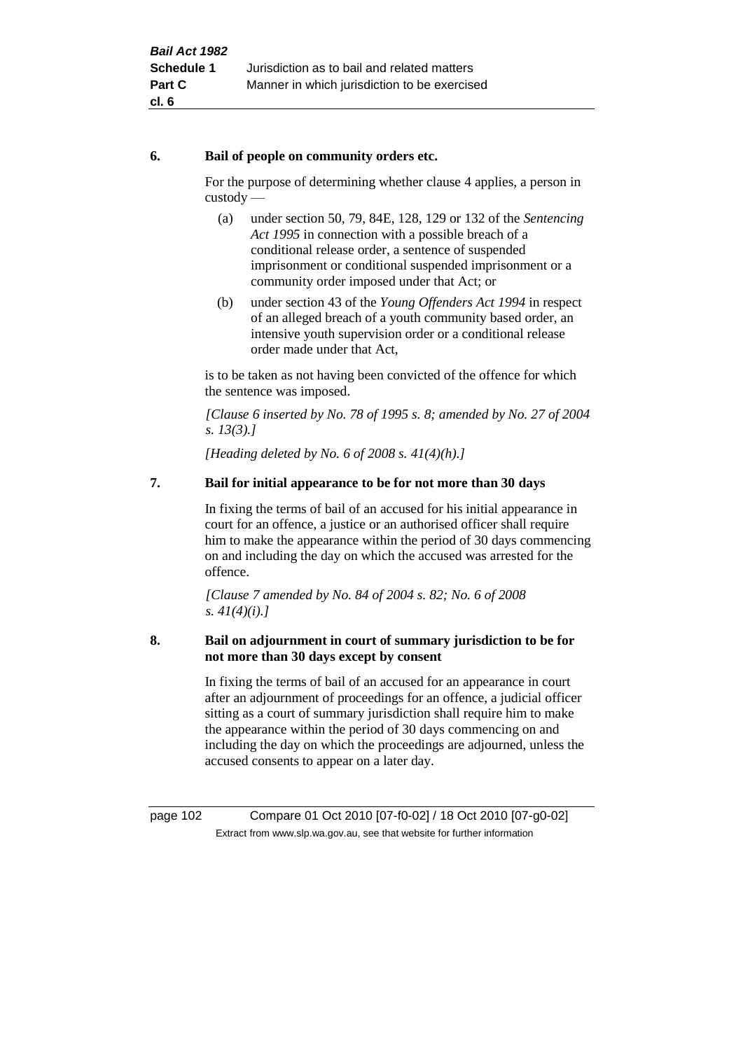### 6. Bail of people on community orders etc.

For the purpose of determining whether clause 4 applies, a person in custody —

(a) under section 50, 79, 84E, 128, 129 or 132 of the *Sentencing Act 1995* in connection with a possible breach of a conditional release order, a sentence of suspended imprisonment or conditional suspended imprisonment or a community order imposed under that Act; or

(b) under section 43 of the *Young Offenders Act 1994* in respect of an alleged breach of a youth community based order, an intensive youth supervision order or a conditional release order made under that Act,

is to be taken as not having been convicted of the offence for which the sentence was imposed.

*[Clause 6 inserted by No. 78 of 1995 s. 8; amended by No. 27 of 2004 s. 13(3).]*

*[Heading deleted by No. 6 of 2008 s. 41(4)(h).]*

### 7. Bail for initial appearance to be for not more than 30 days

In fixing the terms of bail of an accused for his initial appearance in court for an offence, a justice or an authorised officer shall require him to make the appearance within the period of 30 days commencing on and including the day on which the accused was arrested for the offence.

*[Clause 7 amended by No. 84 of 2004 s. 82; No. 6 of 2008 s. 41(4)(i).]*

### 8. Bail on adjournment in court of summary jurisdiction to be for not more than 30 days except by consent

In fixing the terms of bail of an accused for an appearance in court after an adjournment of proceedings for an offence, a judicial officer sitting as a court of summary jurisdiction shall require him to make the appearance within the period of 30 days commencing on and including the day on which the proceedings are adjourned, unless the accused consents to appear on a later day.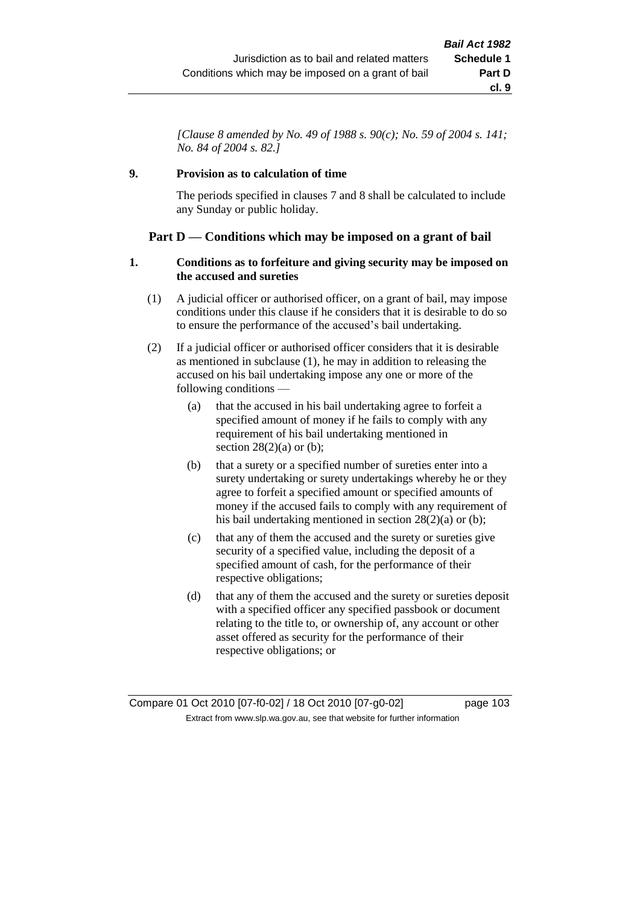*[Clause 8 amended by No. 49 of 1988 s. 90(c); No. 59 of 2004 s. 141; No. 84 of 2004 s. 82.]*

**9. Provision as to calculation of time**

The periods specified in clauses 7 and 8 shall be calculated to include any Sunday or public holiday.

## Part D — Conditions which may be imposed on a grant of bail

**1. Conditions as to forfeiture and giving security may be imposed on the accused and sureties**

(1) A judicial officer or authorised officer, on a grant of bail, may impose conditions under this clause if he considers that it is desirable to do so to ensure the performance of the accused's bail undertaking.

(2) If a judicial officer or authorised officer considers that it is desirable as mentioned in subclause (1), he may in addition to releasing the accused on his bail undertaking impose any one or more of the following conditions —

(a) that the accused in his bail undertaking agree to forfeit a specified amount of money if he fails to comply with any requirement of his bail undertaking mentioned in section 28(2)(a) or (b);

(b) that a surety or a specified number of sureties enter into a surety undertaking or surety undertakings whereby he or they agree to forfeit a specified amount or specified amounts of money if the accused fails to comply with any requirement of his bail undertaking mentioned in section 28(2)(a) or (b);

(c) that any of them the accused and the surety or sureties give security of a specified value, including the deposit of a specified amount of cash, for the performance of their respective obligations;

(d) that any of them the accused and the surety or sureties deposit with a specified officer any specified passbook or document relating to the title to, or ownership of, any account or other asset offered as security for the performance of their respective obligations; or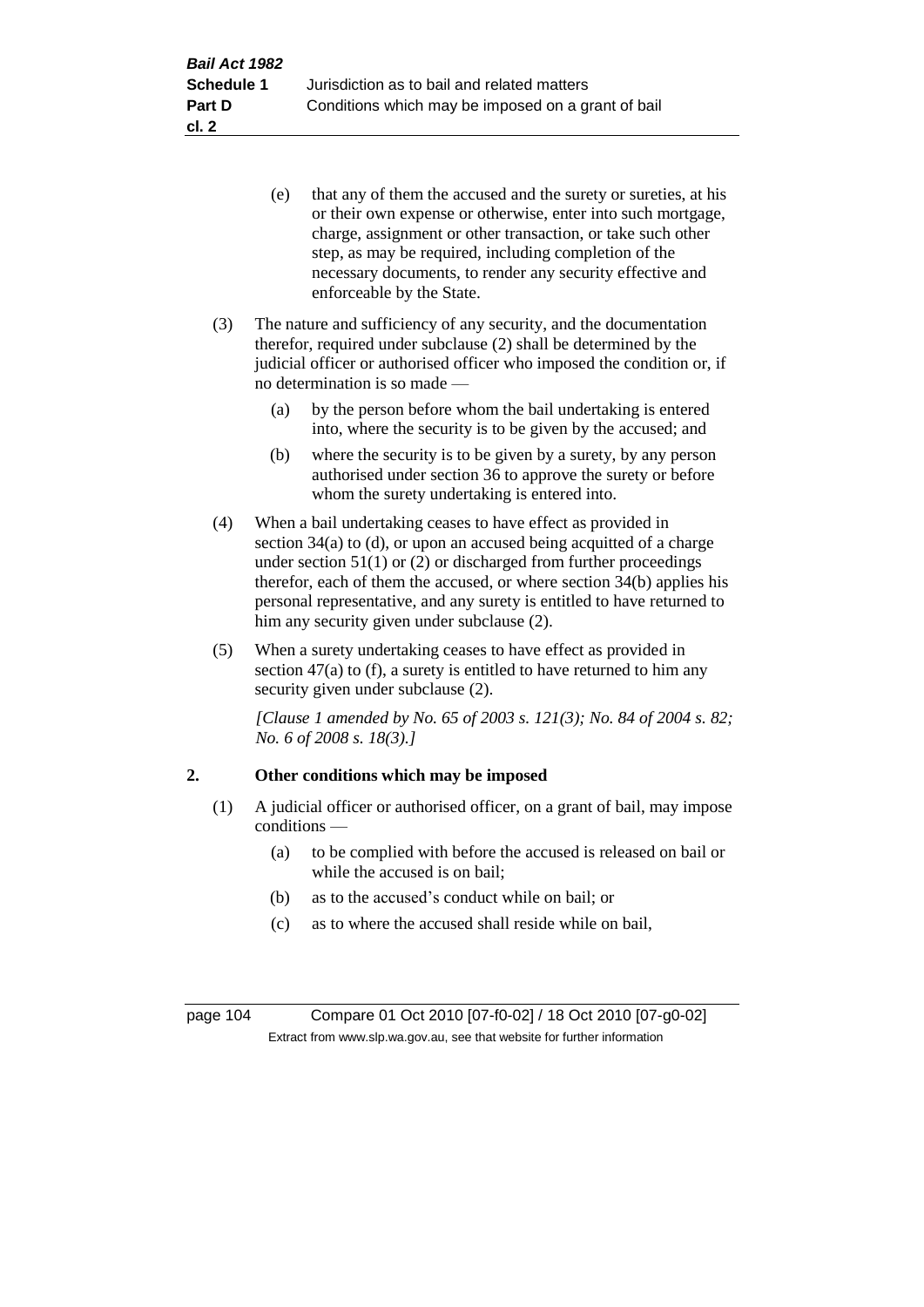(e) that any of them the accused and the surety or sureties, at his or their own expense or otherwise, enter into such mortgage, charge, assignment or other transaction, or take such other step, as may be required, including completion of the necessary documents, to render any security effective and enforceable by the State.

(3) The nature and sufficiency of any security, and the documentation therefor, required under subclause (2) shall be determined by the judicial officer or authorised officer who imposed the condition or, if no determination is so made —

(a) by the person before whom the bail undertaking is entered into, where the security is to be given by the accused; and

(b) where the security is to be given by a surety, by any person authorised under section 36 to approve the surety or before whom the surety undertaking is entered into.

(4) When a bail undertaking ceases to have effect as provided in section 34(a) to (d), or upon an accused being acquitted of a charge under section 51(1) or (2) or discharged from further proceedings therefor, each of them the accused, or where section 34(b) applies his personal representative, and any surety is entitled to have returned to him any security given under subclause (2).

(5) When a surety undertaking ceases to have effect as provided in section 47(a) to (f), a surety is entitled to have returned to him any security given under subclause (2).

*[Clause 1 amended by No. 65 of 2003 s. 121(3); No. 84 of 2004 s. 82; No. 6 of 2008 s. 18(3).]*

## 2. Other conditions which may be imposed

(1) A judicial officer or authorised officer, on a grant of bail, may impose conditions —

(a) to be complied with before the accused is released on bail or while the accused is on bail;

(b) as to the accused's conduct while on bail; or

(c) as to where the accused shall reside while on bail,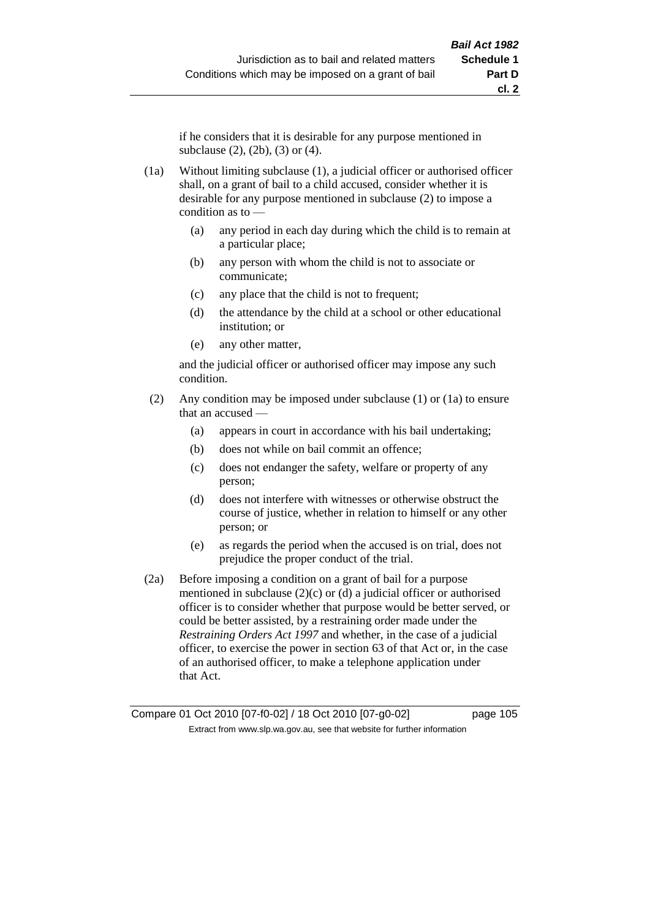if he considers that it is desirable for any purpose mentioned in subclause (2), (2b), (3) or (4).

(1a) Without limiting subclause (1), a judicial officer or authorised officer shall, on a grant of bail to a child accused, consider whether it is desirable for any purpose mentioned in subclause (2) to impose a condition as to —

  (a) any period in each day during which the child is to remain at a particular place;

  (b) any person with whom the child is not to associate or communicate;

  (c) any place that the child is not to frequent;

  (d) the attendance by the child at a school or other educational institution; or

  (e) any other matter,

and the judicial officer or authorised officer may impose any such condition.

(2) Any condition may be imposed under subclause (1) or (1a) to ensure that an accused —

  (a) appears in court in accordance with his bail undertaking;

  (b) does not while on bail commit an offence;

  (c) does not endanger the safety, welfare or property of any person;

  (d) does not interfere with witnesses or otherwise obstruct the course of justice, whether in relation to himself or any other person; or

  (e) as regards the period when the accused is on trial, does not prejudice the proper conduct of the trial.

(2a) Before imposing a condition on a grant of bail for a purpose mentioned in subclause (2)(c) or (d) a judicial officer or authorised officer is to consider whether that purpose would be better served, or could be better assisted, by a restraining order made under the *Restraining Orders Act 1997* and whether, in the case of a judicial officer, to exercise the power in section 63 of that Act or, in the case of an authorised officer, to make a telephone application under that Act.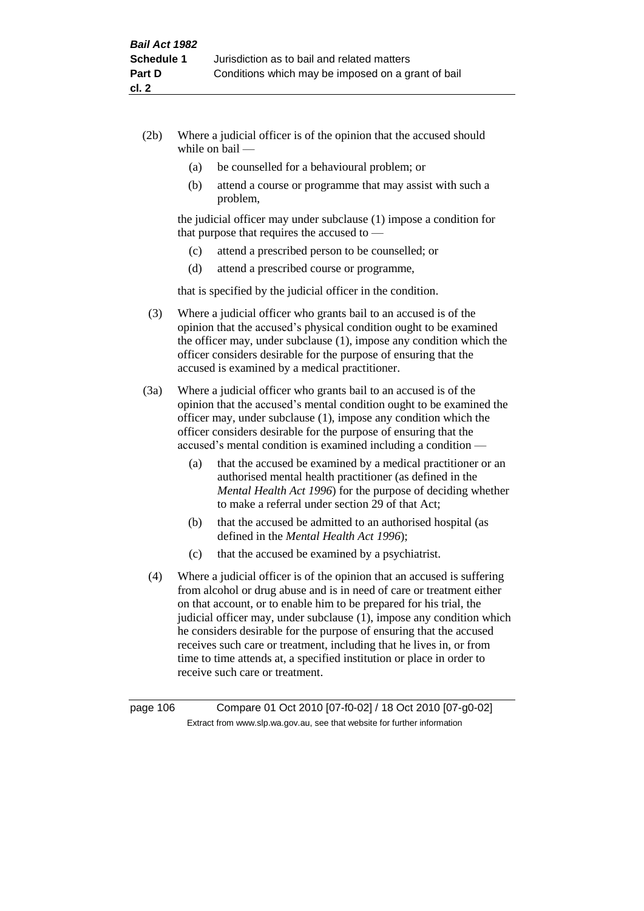(2b) Where a judicial officer is of the opinion that the accused should while on bail —

(a) be counselled for a behavioural problem; or

(b) attend a course or programme that may assist with such a problem,

the judicial officer may under subclause (1) impose a condition for that purpose that requires the accused to —

(c) attend a prescribed person to be counselled; or

(d) attend a prescribed course or programme,

that is specified by the judicial officer in the condition.

(3) Where a judicial officer who grants bail to an accused is of the opinion that the accused's physical condition ought to be examined the officer may, under subclause (1), impose any condition which the officer considers desirable for the purpose of ensuring that the accused is examined by a medical practitioner.

(3a) Where a judicial officer who grants bail to an accused is of the opinion that the accused's mental condition ought to be examined the officer may, under subclause (1), impose any condition which the officer considers desirable for the purpose of ensuring that the accused's mental condition is examined including a condition —

(a) that the accused be examined by a medical practitioner or an authorised mental health practitioner (as defined in the *Mental Health Act 1996*) for the purpose of deciding whether to make a referral under section 29 of that Act;

(b) that the accused be admitted to an authorised hospital (as defined in the *Mental Health Act 1996*);

(c) that the accused be examined by a psychiatrist.

(4) Where a judicial officer is of the opinion that an accused is suffering from alcohol or drug abuse and is in need of care or treatment either on that account, or to enable him to be prepared for his trial, the judicial officer may, under subclause (1), impose any condition which he considers desirable for the purpose of ensuring that the accused receives such care or treatment, including that he lives in, or from time to time attends at, a specified institution or place in order to receive such care or treatment.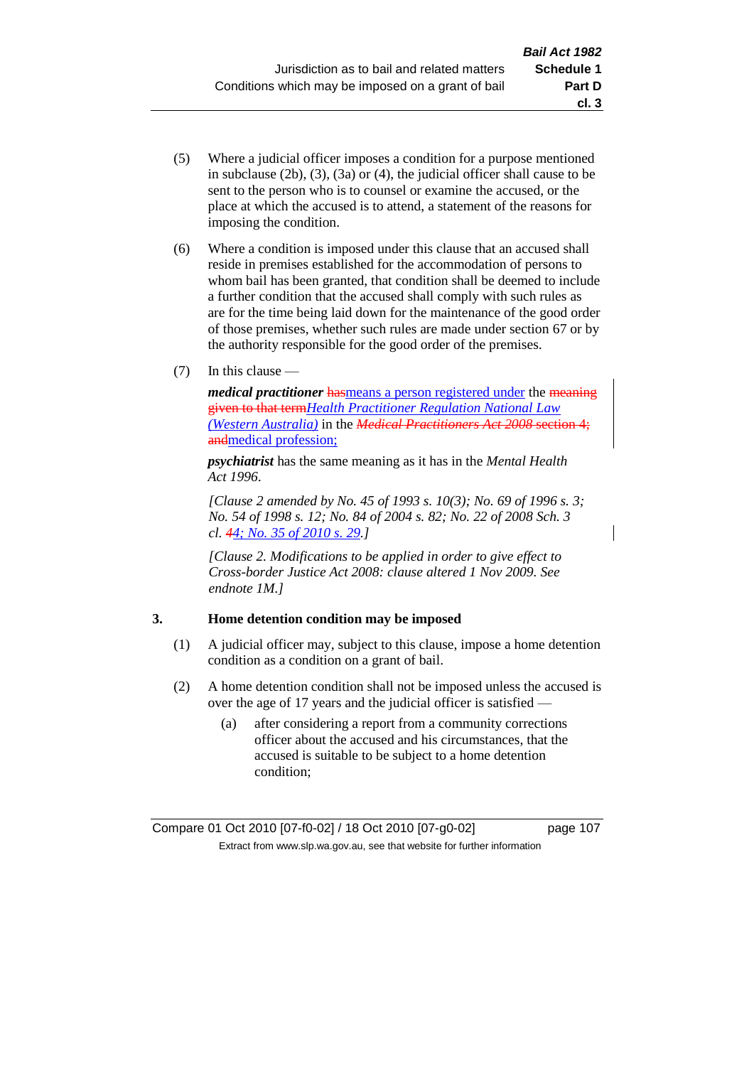(5) Where a judicial officer imposes a condition for a purpose mentioned in subclause (2b), (3), (3a) or (4), the judicial officer shall cause to be sent to the person who is to counsel or examine the accused, or the place at which the accused is to attend, a statement of the reasons for imposing the condition.

(6) Where a condition is imposed under this clause that an accused shall reside in premises established for the accommodation of persons to whom bail has been granted, that condition shall be deemed to include a further condition that the accused shall comply with such rules as are for the time being laid down for the maintenance of the good order of those premises, whether such rules are made under section 67 or by the authority responsible for the good order of the premises.

(7) In this clause —

***medical practitioner*** ~~has~~means a person registered under the ~~meaning given to that term~~*Health Practitioner Regulation National Law (Western Australia)* in the ~~*Medical Practitioners Act 2008* section 4; and~~medical profession;

***psychiatrist*** has the same meaning as it has in the *Mental Health Act 1996*.

*[Clause 2 amended by No. 45 of 1993 s. 10(3); No. 69 of 1996 s. 3; No. 54 of 1998 s. 12; No. 84 of 2004 s. 82; No. 22 of 2008 Sch. 3 cl. ~~4~~4; No. 35 of 2010 s. 29.]*

*[Clause 2. Modifications to be applied in order to give effect to Cross-border Justice Act 2008: clause altered 1 Nov 2009. See endnote 1M.]*

**3. Home detention condition may be imposed**

(1) A judicial officer may, subject to this clause, impose a home detention condition as a condition on a grant of bail.

(2) A home detention condition shall not be imposed unless the accused is over the age of 17 years and the judicial officer is satisfied —

(a) after considering a report from a community corrections officer about the accused and his circumstances, that the accused is suitable to be subject to a home detention condition;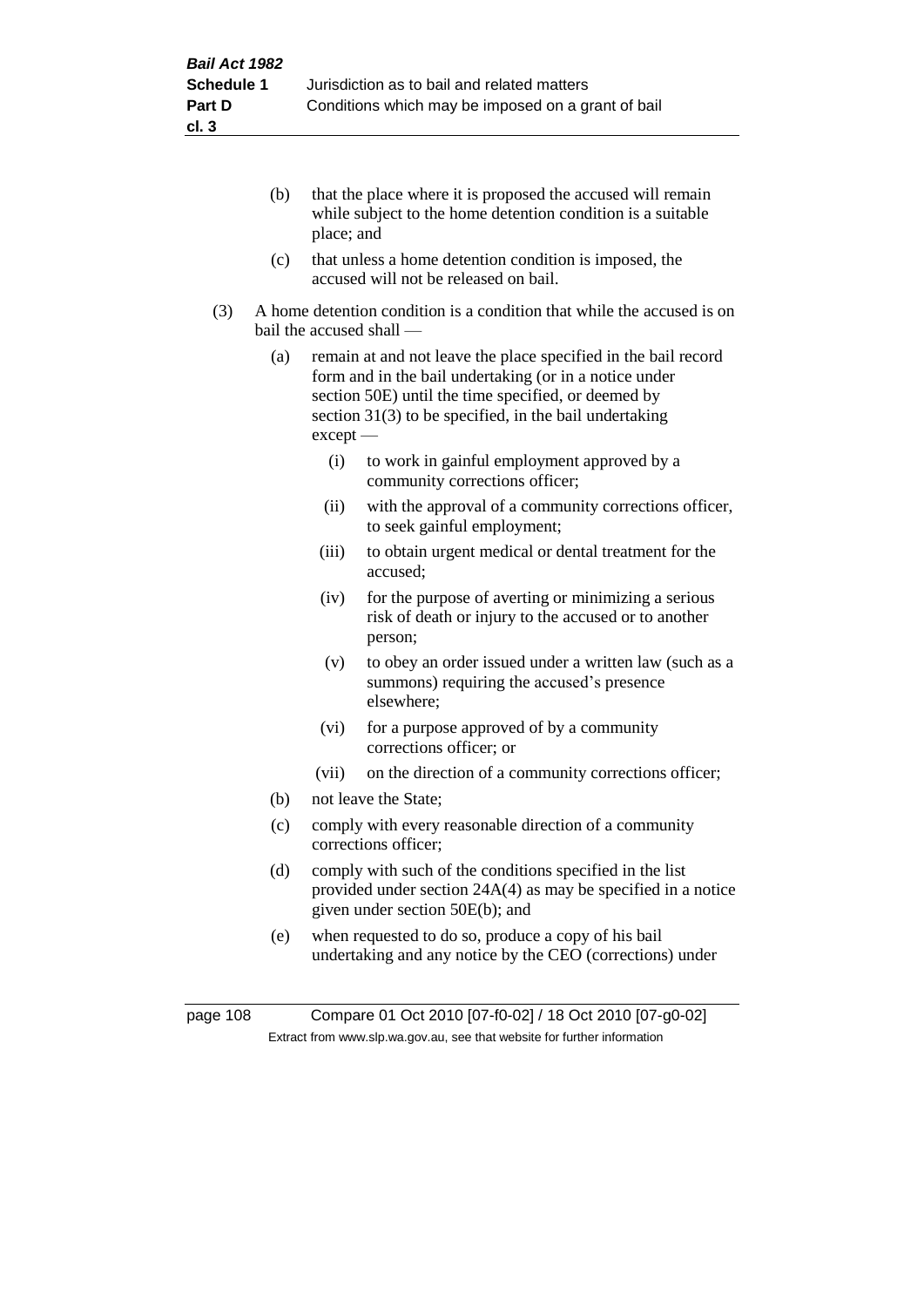(b) that the place where it is proposed the accused will remain while subject to the home detention condition is a suitable place; and

(c) that unless a home detention condition is imposed, the accused will not be released on bail.

(3) A home detention condition is a condition that while the accused is on bail the accused shall —

(a) remain at and not leave the place specified in the bail record form and in the bail undertaking (or in a notice under section 50E) until the time specified, or deemed by section 31(3) to be specified, in the bail undertaking except —

(i) to work in gainful employment approved by a community corrections officer;

(ii) with the approval of a community corrections officer, to seek gainful employment;

(iii) to obtain urgent medical or dental treatment for the accused;

(iv) for the purpose of averting or minimizing a serious risk of death or injury to the accused or to another person;

(v) to obey an order issued under a written law (such as a summons) requiring the accused's presence elsewhere;

(vi) for a purpose approved of by a community corrections officer; or

(vii) on the direction of a community corrections officer;

(b) not leave the State;

(c) comply with every reasonable direction of a community corrections officer;

(d) comply with such of the conditions specified in the list provided under section 24A(4) as may be specified in a notice given under section 50E(b); and

(e) when requested to do so, produce a copy of his bail undertaking and any notice by the CEO (corrections) under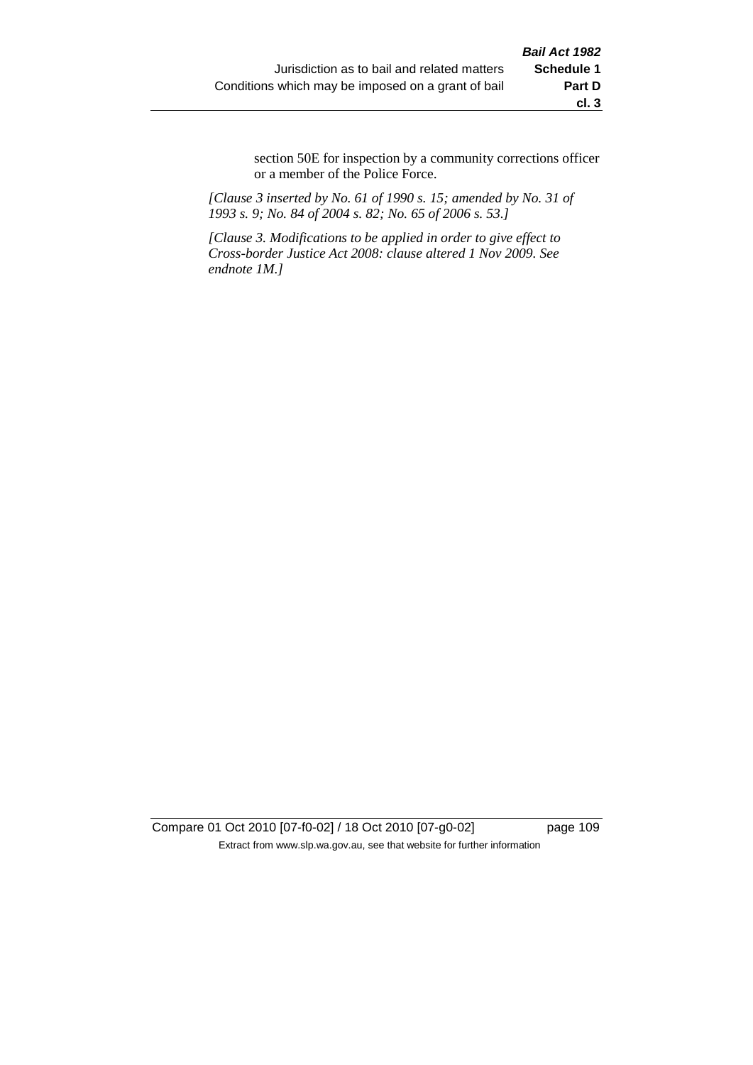section 50E for inspection by a community corrections officer or a member of the Police Force.

*[Clause 3 inserted by No. 61 of 1990 s. 15; amended by No. 31 of 1993 s. 9; No. 84 of 2004 s. 82; No. 65 of 2006 s. 53.]*

*[Clause 3. Modifications to be applied in order to give effect to Cross-border Justice Act 2008: clause altered 1 Nov 2009. See endnote 1M.]*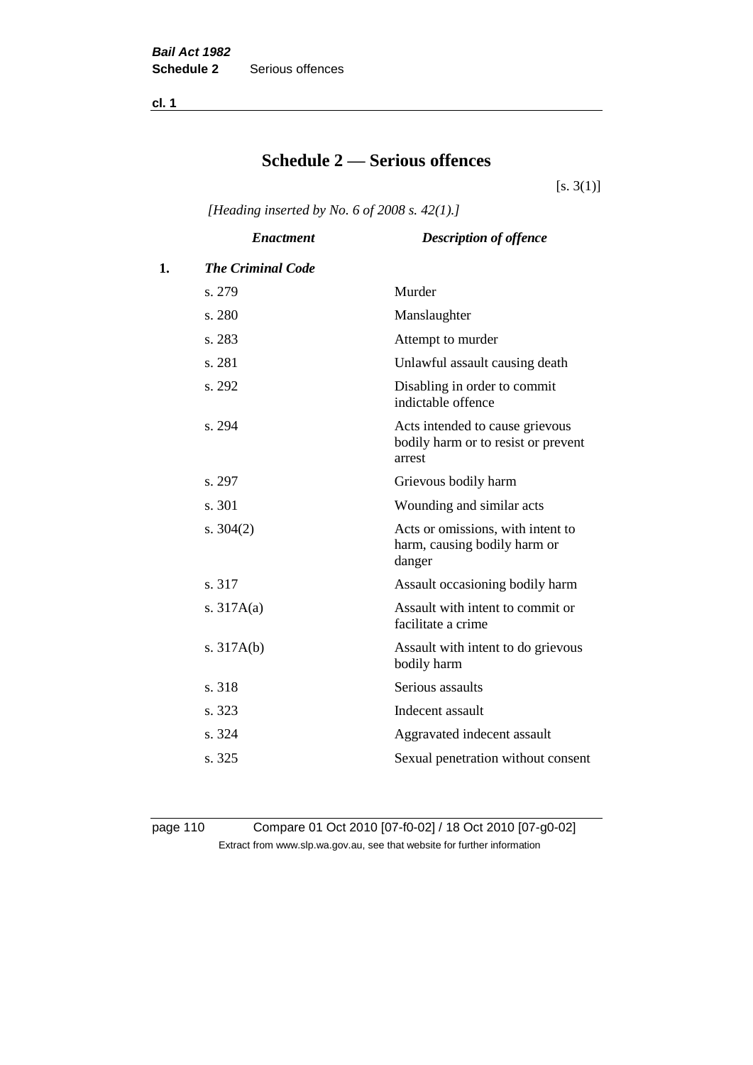# Schedule 2 — Serious offences

[s. 3(1)]

*[Heading inserted by No. 6 of 2008 s. 42(1).]*

| | *Enactment* | *Description of offence* |
|---|---|---|
| **1.** | ***The Criminal Code*** | |
| | s. 279 | Murder |
| | s. 280 | Manslaughter |
| | s. 283 | Attempt to murder |
| | s. 281 | Unlawful assault causing death |
| | s. 292 | Disabling in order to commit indictable offence |
| | s. 294 | Acts intended to cause grievous bodily harm or to resist or prevent arrest |
| | s. 297 | Grievous bodily harm |
| | s. 301 | Wounding and similar acts |
| | s. 304(2) | Acts or omissions, with intent to harm, causing bodily harm or danger |
| | s. 317 | Assault occasioning bodily harm |
| | s. 317A(a) | Assault with intent to commit or facilitate a crime |
| | s. 317A(b) | Assault with intent to do grievous bodily harm |
| | s. 318 | Serious assaults |
| | s. 323 | Indecent assault |
| | s. 324 | Aggravated indecent assault |
| | s. 325 | Sexual penetration without consent |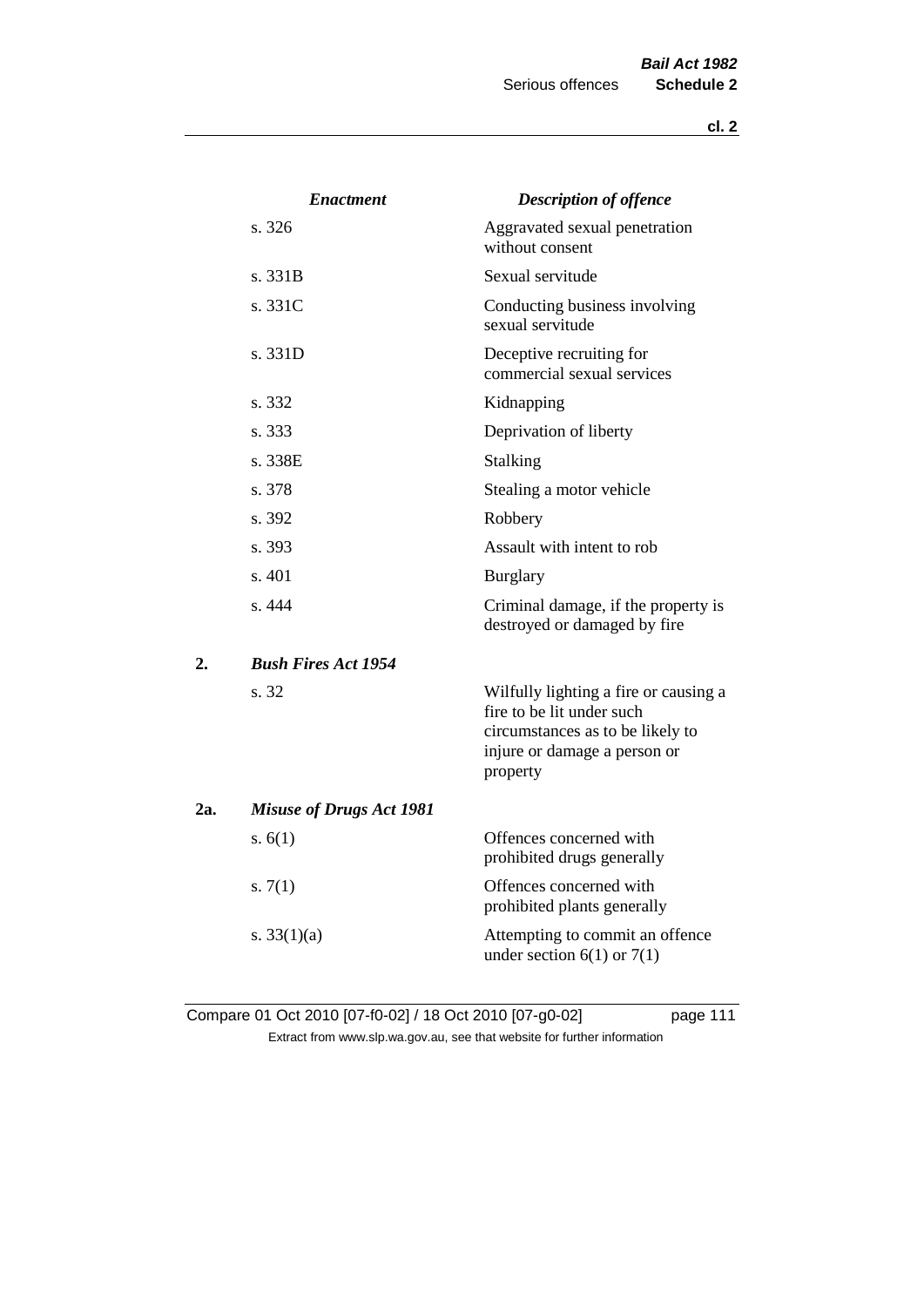| Enactment | Description of offence |
|---|---|
| s. 326 | Aggravated sexual penetration without consent |
| s. 331B | Sexual servitude |
| s. 331C | Conducting business involving sexual servitude |
| s. 331D | Deceptive recruiting for commercial sexual services |
| s. 332 | Kidnapping |
| s. 333 | Deprivation of liberty |
| s. 338E | Stalking |
| s. 378 | Stealing a motor vehicle |
| s. 392 | Robbery |
| s. 393 | Assault with intent to rob |
| s. 401 | Burglary |
| s. 444 | Criminal damage, if the property is destroyed or damaged by fire |

**2.** ***Bush Fires Act 1954***

| | |
|---|---|
| s. 32 | Wilfully lighting a fire or causing a fire to be lit under such circumstances as to be likely to injure or damage a person or property |

**2a.** ***Misuse of Drugs Act 1981***

| | |
|---|---|
| s. 6(1) | Offences concerned with prohibited drugs generally |
| s. 7(1) | Offences concerned with prohibited plants generally |
| s. 33(1)(a) | Attempting to commit an offence under section 6(1) or 7(1) |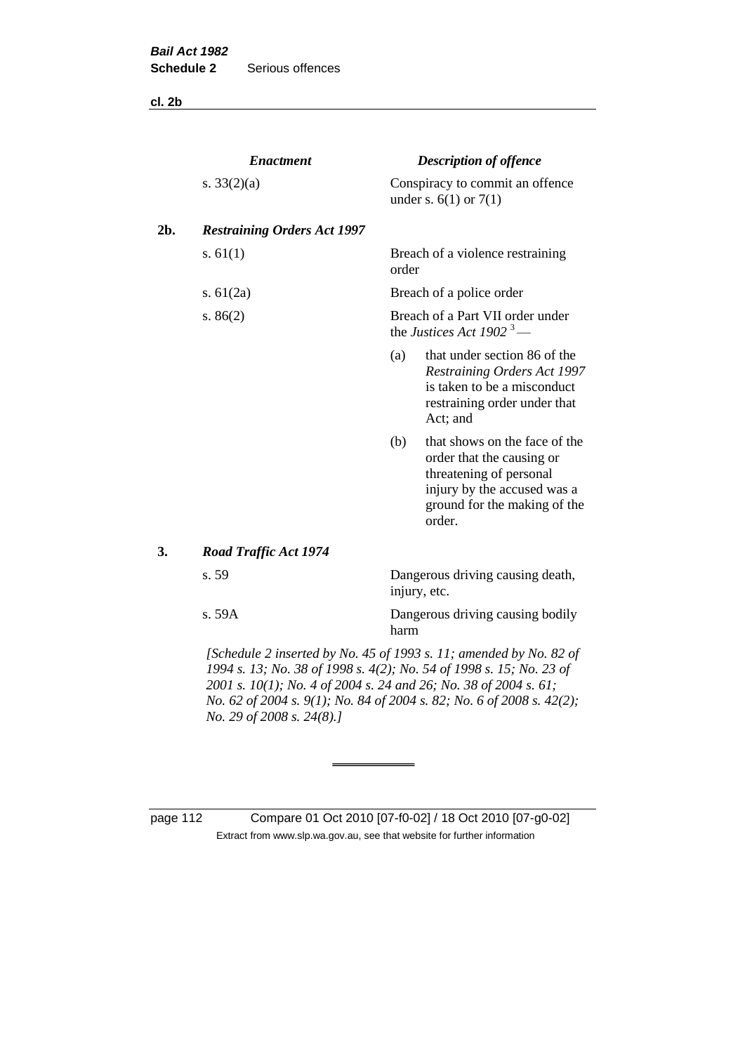| | *Enactment* | *Description of offence* |
|---|---|---|
| | s. 33(2)(a) | Conspiracy to commit an offence under s. 6(1) or 7(1) |
| **2b.** | ***Restraining Orders Act 1997*** | |
| | s. 61(1) | Breach of a violence restraining order |
| | s. 61(2a) | Breach of a police order |
| | s. 86(2) | Breach of a Part VII order under the *Justices Act 1902* [3] — (a) that under section 86 of the *Restraining Orders Act 1997* is taken to be a misconduct restraining order under that Act; and (b) that shows on the face of the order that the causing or threatening of personal injury by the accused was a ground for the making of the order. |
| **3.** | ***Road Traffic Act 1974*** | |
| | s. 59 | Dangerous driving causing death, injury, etc. |
| | s. 59A | Dangerous driving causing bodily harm |

*[Schedule 2 inserted by No. 45 of 1993 s. 11; amended by No. 82 of 1994 s. 13; No. 38 of 1998 s. 4(2); No. 54 of 1998 s. 15; No. 23 of 2001 s. 10(1); No. 4 of 2004 s. 24 and 26; No. 38 of 2004 s. 61; No. 62 of 2004 s. 9(1); No. 84 of 2004 s. 82; No. 6 of 2008 s. 42(2); No. 29 of 2008 s. 24(8).]*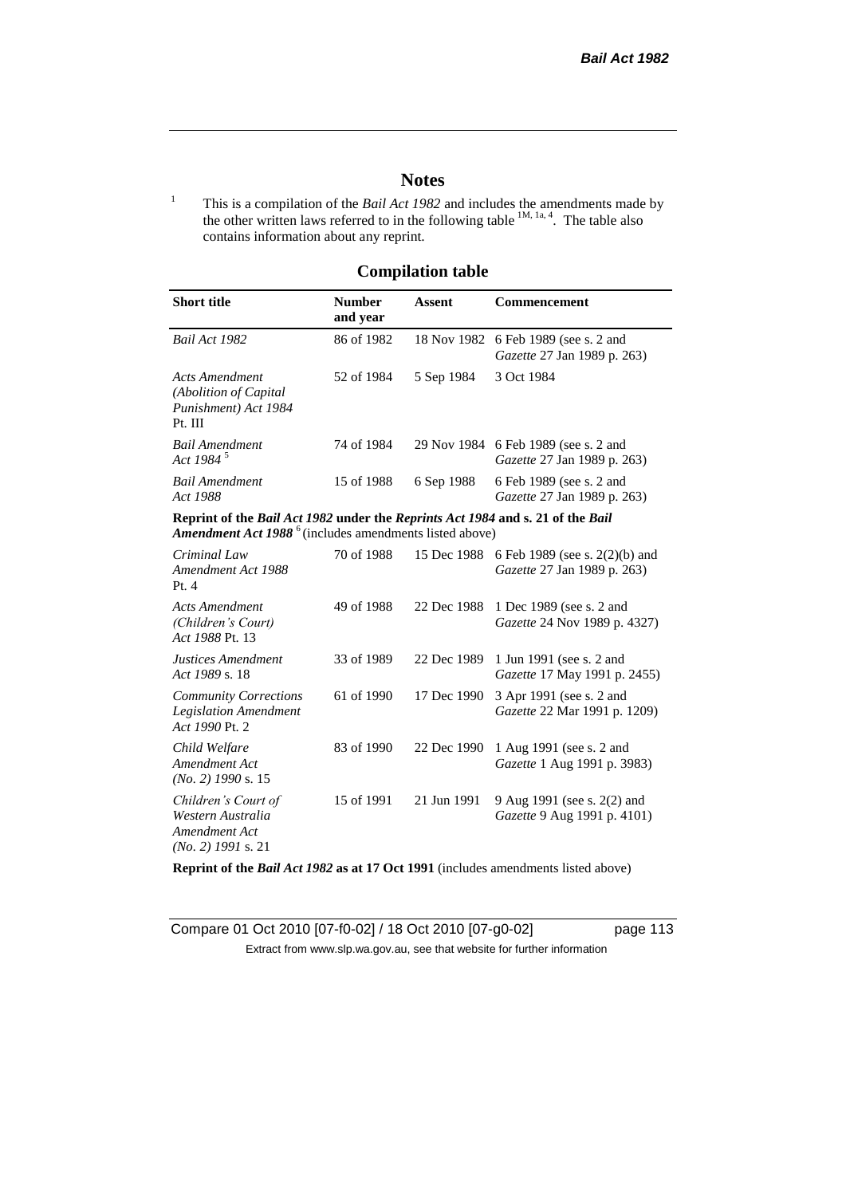# Notes

[1] This is a compilation of the *Bail Act 1982* and includes the amendments made by the other written laws referred to in the following table [1M, 1a, 4]. The table also contains information about any reprint.

## Compilation table

| Short title | Number and year | Assent | Commencement |
|---|---|---|---|
| *Bail Act 1982* | 86 of 1982 | 18 Nov 1982 | 6 Feb 1989 (see s. 2 and *Gazette* 27 Jan 1989 p. 263) |
| *Acts Amendment (Abolition of Capital Punishment) Act 1984* Pt. III | 52 of 1984 | 5 Sep 1984 | 3 Oct 1984 |
| *Bail Amendment Act 1984* [5] | 74 of 1984 | 29 Nov 1984 | 6 Feb 1989 (see s. 2 and *Gazette* 27 Jan 1989 p. 263) |
| *Bail Amendment Act 1988* | 15 of 1988 | 6 Sep 1988 | 6 Feb 1989 (see s. 2 and *Gazette* 27 Jan 1989 p. 263) |
| **Reprint of the *Bail Act 1982* under the *Reprints Act 1984* and s. 21 of the *Bail Amendment Act 1988*** [6] (includes amendments listed above) | | | |
| *Criminal Law Amendment Act 1988* Pt. 4 | 70 of 1988 | 15 Dec 1988 | 6 Feb 1989 (see s. 2(2)(b) and *Gazette* 27 Jan 1989 p. 263) |
| *Acts Amendment (Children's Court) Act 1988* Pt. 13 | 49 of 1988 | 22 Dec 1988 | 1 Dec 1989 (see s. 2 and *Gazette* 24 Nov 1989 p. 4327) |
| *Justices Amendment Act 1989* s. 18 | 33 of 1989 | 22 Dec 1989 | 1 Jun 1991 (see s. 2 and *Gazette* 17 May 1991 p. 2455) |
| *Community Corrections Legislation Amendment Act 1990* Pt. 2 | 61 of 1990 | 17 Dec 1990 | 3 Apr 1991 (see s. 2 and *Gazette* 22 Mar 1991 p. 1209) |
| *Child Welfare Amendment Act (No. 2) 1990* s. 15 | 83 of 1990 | 22 Dec 1990 | 1 Aug 1991 (see s. 2 and *Gazette* 1 Aug 1991 p. 3983) |
| *Children's Court of Western Australia Amendment Act (No. 2) 1991* s. 21 | 15 of 1991 | 21 Jun 1991 | 9 Aug 1991 (see s. 2(2) and *Gazette* 9 Aug 1991 p. 4101) |
| **Reprint of the *Bail Act 1982* as at 17 Oct 1991** (includes amendments listed above) | | | |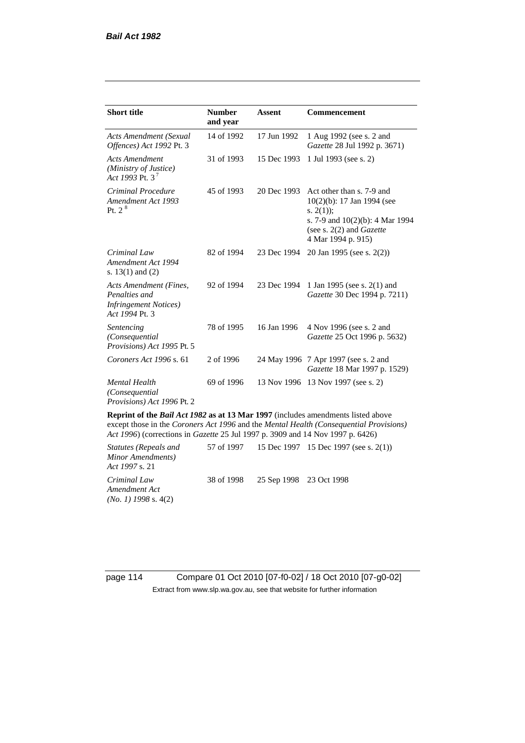| Short title | Number and year | Assent | Commencement |
|---|---|---|---|
| *Acts Amendment (Sexual Offences) Act 1992* Pt. 3 | 14 of 1992 | 17 Jun 1992 | 1 Aug 1992 (see s. 2 and *Gazette* 28 Jul 1992 p. 3671) |
| *Acts Amendment (Ministry of Justice) Act 1993* Pt. 3 [7] | 31 of 1993 | 15 Dec 1993 | 1 Jul 1993 (see s. 2) |
| *Criminal Procedure Amendment Act 1993* Pt. 2 [8] | 45 of 1993 | 20 Dec 1993 | Act other than s. 7-9 and 10(2)(b): 17 Jan 1994 (see s. 2(1)); s. 7-9 and 10(2)(b): 4 Mar 1994 (see s. 2(2) and *Gazette* 4 Mar 1994 p. 915) |
| *Criminal Law Amendment Act 1994* s. 13(1) and (2) | 82 of 1994 | 23 Dec 1994 | 20 Jan 1995 (see s. 2(2)) |
| *Acts Amendment (Fines, Penalties and Infringement Notices) Act 1994* Pt. 3 | 92 of 1994 | 23 Dec 1994 | 1 Jan 1995 (see s. 2(1) and *Gazette* 30 Dec 1994 p. 7211) |
| *Sentencing (Consequential Provisions) Act 1995* Pt. 5 | 78 of 1995 | 16 Jan 1996 | 4 Nov 1996 (see s. 2 and *Gazette* 25 Oct 1996 p. 5632) |
| *Coroners Act 1996* s. 61 | 2 of 1996 | 24 May 1996 | 7 Apr 1997 (see s. 2 and *Gazette* 18 Mar 1997 p. 1529) |
| *Mental Health (Consequential Provisions) Act 1996* Pt. 2 | 69 of 1996 | 13 Nov 1996 | 13 Nov 1997 (see s. 2) |
| **Reprint of the *Bail Act 1982* as at 13 Mar 1997** (includes amendments listed above except those in the *Coroners Act 1996* and the *Mental Health (Consequential Provisions) Act 1996*) (corrections in *Gazette* 25 Jul 1997 p. 3909 and 14 Nov 1997 p. 6426) | | | |
| *Statutes (Repeals and Minor Amendments) Act 1997* s. 21 | 57 of 1997 | 15 Dec 1997 | 15 Dec 1997 (see s. 2(1)) |
| *Criminal Law Amendment Act (No. 1) 1998* s. 4(2) | 38 of 1998 | 25 Sep 1998 | 23 Oct 1998 |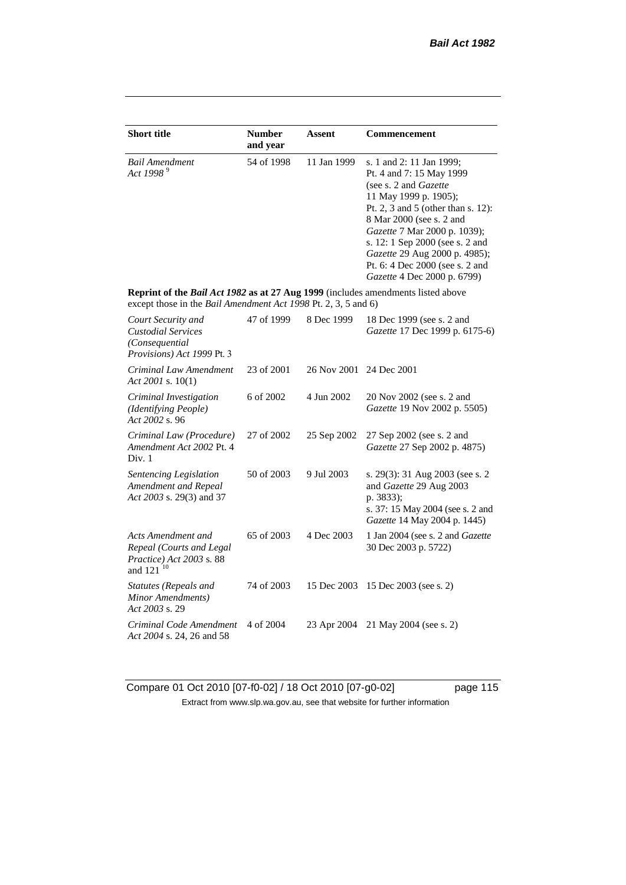| Short title | Number and year | Assent | Commencement |
|---|---|---|---|
| *Bail Amendment Act 1998* [9] | 54 of 1998 | 11 Jan 1999 | s. 1 and 2: 11 Jan 1999; Pt. 4 and 7: 15 May 1999 (see s. 2 and *Gazette* 11 May 1999 p. 1905); Pt. 2, 3 and 5 (other than s. 12): 8 Mar 2000 (see s. 2 and *Gazette* 7 Mar 2000 p. 1039); s. 12: 1 Sep 2000 (see s. 2 and *Gazette* 29 Aug 2000 p. 4985); Pt. 6: 4 Dec 2000 (see s. 2 and *Gazette* 4 Dec 2000 p. 6799) |
| **Reprint of the *Bail Act 1982* as at 27 Aug 1999** (includes amendments listed above except those in the *Bail Amendment Act 1998* Pt. 2, 3, 5 and 6) | | | |
| *Court Security and Custodial Services (Consequential Provisions) Act 1999* Pt. 3 | 47 of 1999 | 8 Dec 1999 | 18 Dec 1999 (see s. 2 and *Gazette* 17 Dec 1999 p. 6175-6) |
| *Criminal Law Amendment Act 2001* s. 10(1) | 23 of 2001 | 26 Nov 2001 | 24 Dec 2001 |
| *Criminal Investigation (Identifying People) Act 2002* s. 96 | 6 of 2002 | 4 Jun 2002 | 20 Nov 2002 (see s. 2 and *Gazette* 19 Nov 2002 p. 5505) |
| *Criminal Law (Procedure) Amendment Act 2002* Pt. 4 Div. 1 | 27 of 2002 | 25 Sep 2002 | 27 Sep 2002 (see s. 2 and *Gazette* 27 Sep 2002 p. 4875) |
| *Sentencing Legislation Amendment and Repeal Act 2003* s. 29(3) and 37 | 50 of 2003 | 9 Jul 2003 | s. 29(3): 31 Aug 2003 (see s. 2 and *Gazette* 29 Aug 2003 p. 3833); s. 37: 15 May 2004 (see s. 2 and *Gazette* 14 May 2004 p. 1445) |
| *Acts Amendment and Repeal (Courts and Legal Practice) Act 2003* s. 88 and 121 [10] | 65 of 2003 | 4 Dec 2003 | 1 Jan 2004 (see s. 2 and *Gazette* 30 Dec 2003 p. 5722) |
| *Statutes (Repeals and Minor Amendments) Act 2003* s. 29 | 74 of 2003 | 15 Dec 2003 | 15 Dec 2003 (see s. 2) |
| *Criminal Code Amendment Act 2004* s. 24, 26 and 58 | 4 of 2004 | 23 Apr 2004 | 21 May 2004 (see s. 2) |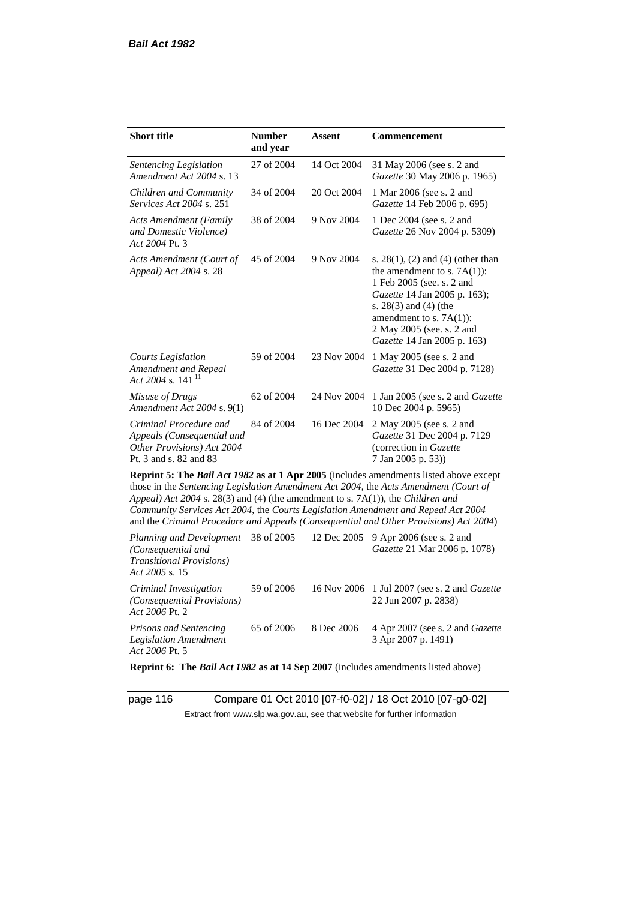| Short title | Number and year | Assent | Commencement |
|---|---|---|---|
| *Sentencing Legislation Amendment Act 2004* s. 13 | 27 of 2004 | 14 Oct 2004 | 31 May 2006 (see s. 2 and *Gazette* 30 May 2006 p. 1965) |
| *Children and Community Services Act 2004* s. 251 | 34 of 2004 | 20 Oct 2004 | 1 Mar 2006 (see s. 2 and *Gazette* 14 Feb 2006 p. 695) |
| *Acts Amendment (Family and Domestic Violence) Act 2004* Pt. 3 | 38 of 2004 | 9 Nov 2004 | 1 Dec 2004 (see s. 2 and *Gazette* 26 Nov 2004 p. 5309) |
| *Acts Amendment (Court of Appeal) Act 2004* s. 28 | 45 of 2004 | 9 Nov 2004 | s. 28(1), (2) and (4) (other than the amendment to s. 7A(1)): 1 Feb 2005 (see. s. 2 and *Gazette* 14 Jan 2005 p. 163); s. 28(3) and (4) (the amendment to s. 7A(1)): 2 May 2005 (see. s. 2 and *Gazette* 14 Jan 2005 p. 163) |
| *Courts Legislation Amendment and Repeal Act 2004* s. 141 [11] | 59 of 2004 | 23 Nov 2004 | 1 May 2005 (see s. 2 and *Gazette* 31 Dec 2004 p. 7128) |
| *Misuse of Drugs Amendment Act 2004* s. 9(1) | 62 of 2004 | 24 Nov 2004 | 1 Jan 2005 (see s. 2 and *Gazette* 10 Dec 2004 p. 5965) |
| *Criminal Procedure and Appeals (Consequential and Other Provisions) Act 2004* Pt. 3 and s. 82 and 83 | 84 of 2004 | 16 Dec 2004 | 2 May 2005 (see s. 2 and *Gazette* 31 Dec 2004 p. 7129 (correction in *Gazette* 7 Jan 2005 p. 53)) |
| **Reprint 5: The *Bail Act 1982* as at 1 Apr 2005** (includes amendments listed above except those in the *Sentencing Legislation Amendment Act 2004*, the *Acts Amendment (Court of Appeal) Act 2004* s. 28(3) and (4) (the amendment to s. 7A(1)), the *Children and Community Services Act 2004*, the *Courts Legislation Amendment and Repeal Act 2004* and the *Criminal Procedure and Appeals (Consequential and Other Provisions) Act 2004*) | | | |
| *Planning and Development (Consequential and Transitional Provisions) Act 2005* s. 15 | 38 of 2005 | 12 Dec 2005 | 9 Apr 2006 (see s. 2 and *Gazette* 21 Mar 2006 p. 1078) |
| *Criminal Investigation (Consequential Provisions) Act 2006* Pt. 2 | 59 of 2006 | 16 Nov 2006 | 1 Jul 2007 (see s. 2 and *Gazette* 22 Jun 2007 p. 2838) |
| *Prisons and Sentencing Legislation Amendment Act 2006* Pt. 5 | 65 of 2006 | 8 Dec 2006 | 4 Apr 2007 (see s. 2 and *Gazette* 3 Apr 2007 p. 1491) |
| **Reprint 6: The *Bail Act 1982* as at 14 Sep 2007** (includes amendments listed above) | | | |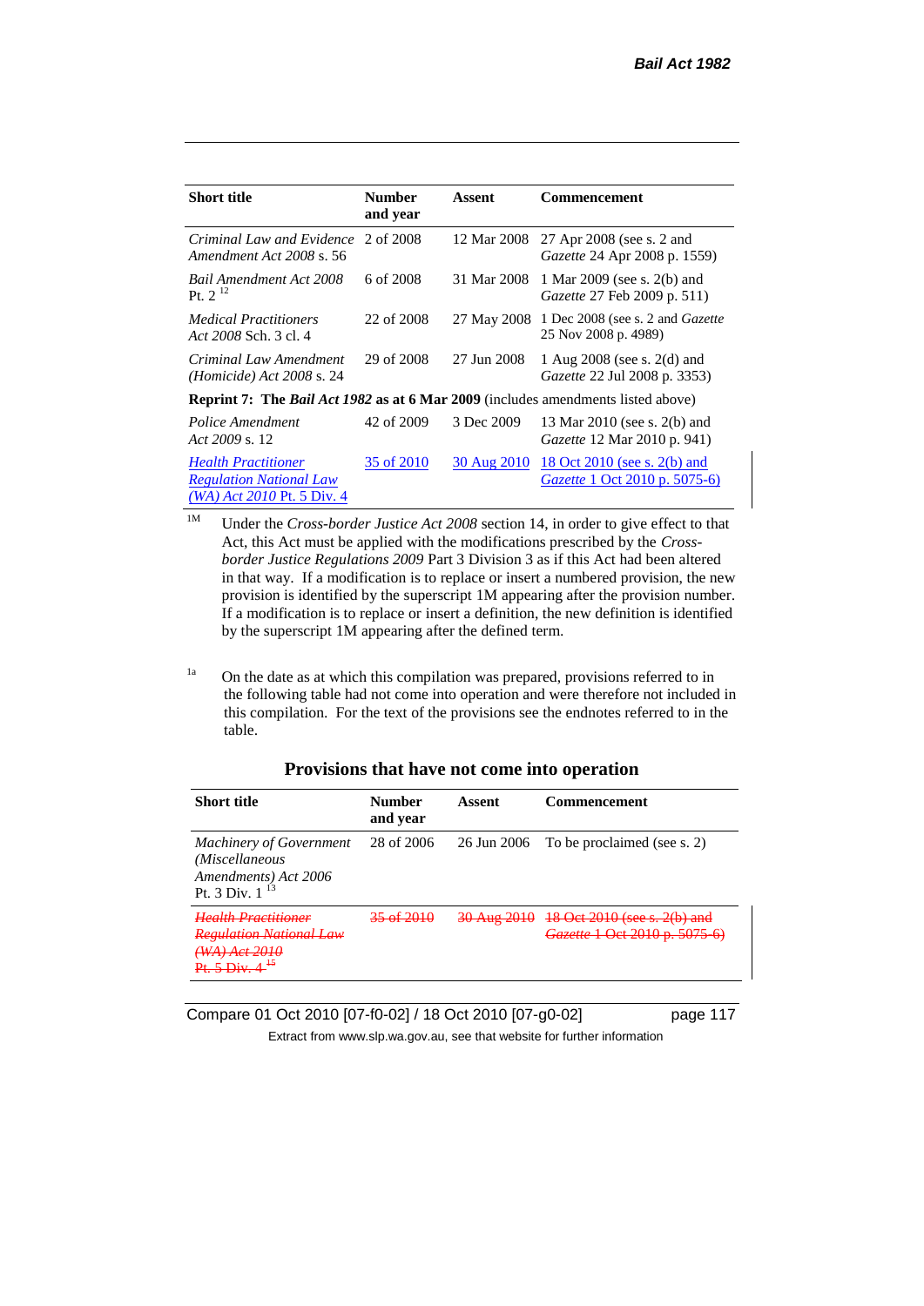| Short title | Number and year | Assent | Commencement |
|---|---|---|---|
| *Criminal Law and Evidence Amendment Act 2008* s. 56 | 2 of 2008 | 12 Mar 2008 | 27 Apr 2008 (see s. 2 and *Gazette* 24 Apr 2008 p. 1559) |
| *Bail Amendment Act 2008* Pt. 2 [12] | 6 of 2008 | 31 Mar 2008 | 1 Mar 2009 (see s. 2(b) and *Gazette* 27 Feb 2009 p. 511) |
| *Medical Practitioners Act 2008* Sch. 3 cl. 4 | 22 of 2008 | 27 May 2008 | 1 Dec 2008 (see s. 2 and *Gazette* 25 Nov 2008 p. 4989) |
| *Criminal Law Amendment (Homicide) Act 2008* s. 24 | 29 of 2008 | 27 Jun 2008 | 1 Aug 2008 (see s. 2(d) and *Gazette* 22 Jul 2008 p. 3353) |
| **Reprint 7: The *Bail Act 1982* as at 6 Mar 2009** (includes amendments listed above) | | | |
| *Police Amendment Act 2009* s. 12 | 42 of 2009 | 3 Dec 2009 | 13 Mar 2010 (see s. 2(b) and *Gazette* 12 Mar 2010 p. 941) |
| *Health Practitioner Regulation National Law (WA) Act 2010* Pt. 5 Div. 4 | 35 of 2010 | 30 Aug 2010 | 18 Oct 2010 (see s. 2(b) and *Gazette* 1 Oct 2010 p. 5075-6) |

[1M] Under the *Cross-border Justice Act 2008* section 14, in order to give effect to that Act, this Act must be applied with the modifications prescribed by the *Cross-border Justice Regulations 2009* Part 3 Division 3 as if this Act had been altered in that way. If a modification is to replace or insert a numbered provision, the new provision is identified by the superscript 1M appearing after the provision number. If a modification is to replace or insert a definition, the new definition is identified by the superscript 1M appearing after the defined term.

[1a] On the date as at which this compilation was prepared, provisions referred to in the following table had not come into operation and were therefore not included in this compilation. For the text of the provisions see the endnotes referred to in the table.

### Provisions that have not come into operation

| Short title | Number and year | Assent | Commencement |
|---|---|---|---|
| *Machinery of Government (Miscellaneous Amendments) Act 2006* Pt. 3 Div. 1 [13] | 28 of 2006 | 26 Jun 2006 | To be proclaimed (see s. 2) |
| ~~*Health Practitioner Regulation National Law (WA) Act 2010* Pt. 5 Div. 4~~ [15] | ~~35 of 2010~~ | ~~30 Aug 2010~~ | ~~18 Oct 2010 (see s. 2(b) and *Gazette* 1 Oct 2010 p. 5075-6)~~ |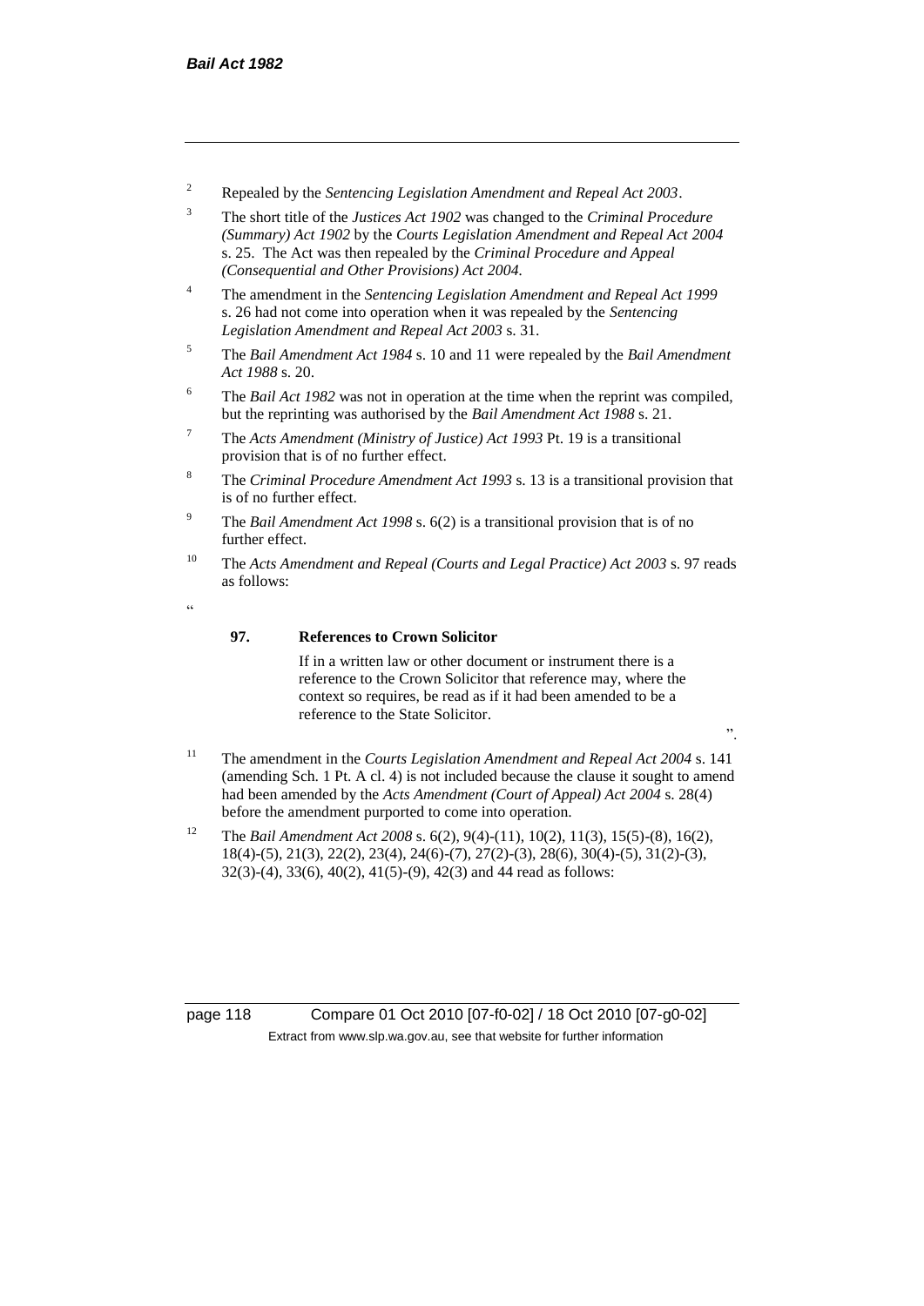[2] Repealed by the *Sentencing Legislation Amendment and Repeal Act 2003*.

[3] The short title of the *Justices Act 1902* was changed to the *Criminal Procedure (Summary) Act 1902* by the *Courts Legislation Amendment and Repeal Act 2004* s. 25. The Act was then repealed by the *Criminal Procedure and Appeal (Consequential and Other Provisions) Act 2004*.

[4] The amendment in the *Sentencing Legislation Amendment and Repeal Act 1999* s. 26 had not come into operation when it was repealed by the *Sentencing Legislation Amendment and Repeal Act 2003* s. 31.

[5] The *Bail Amendment Act 1984* s. 10 and 11 were repealed by the *Bail Amendment Act 1988* s. 20.

[6] The *Bail Act 1982* was not in operation at the time when the reprint was compiled, but the reprinting was authorised by the *Bail Amendment Act 1988* s. 21.

[7] The *Acts Amendment (Ministry of Justice) Act 1993* Pt. 19 is a transitional provision that is of no further effect.

[8] The *Criminal Procedure Amendment Act 1993* s. 13 is a transitional provision that is of no further effect.

[9] The *Bail Amendment Act 1998* s. 6(2) is a transitional provision that is of no further effect.

[10] The *Acts Amendment and Repeal (Courts and Legal Practice) Act 2003* s. 97 reads as follows:

"

**97. References to Crown Solicitor**

If in a written law or other document or instrument there is a reference to the Crown Solicitor that reference may, where the context so requires, be read as if it had been amended to be a reference to the State Solicitor.

".

[11] The amendment in the *Courts Legislation Amendment and Repeal Act 2004* s. 141 (amending Sch. 1 Pt. A cl. 4) is not included because the clause it sought to amend had been amended by the *Acts Amendment (Court of Appeal) Act 2004* s. 28(4) before the amendment purported to come into operation.

[12] The *Bail Amendment Act 2008* s. 6(2), 9(4)-(11), 10(2), 11(3), 15(5)-(8), 16(2), 18(4)-(5), 21(3), 22(2), 23(4), 24(6)-(7), 27(2)-(3), 28(6), 30(4)-(5), 31(2)-(3), 32(3)-(4), 33(6), 40(2), 41(5)-(9), 42(3) and 44 read as follows: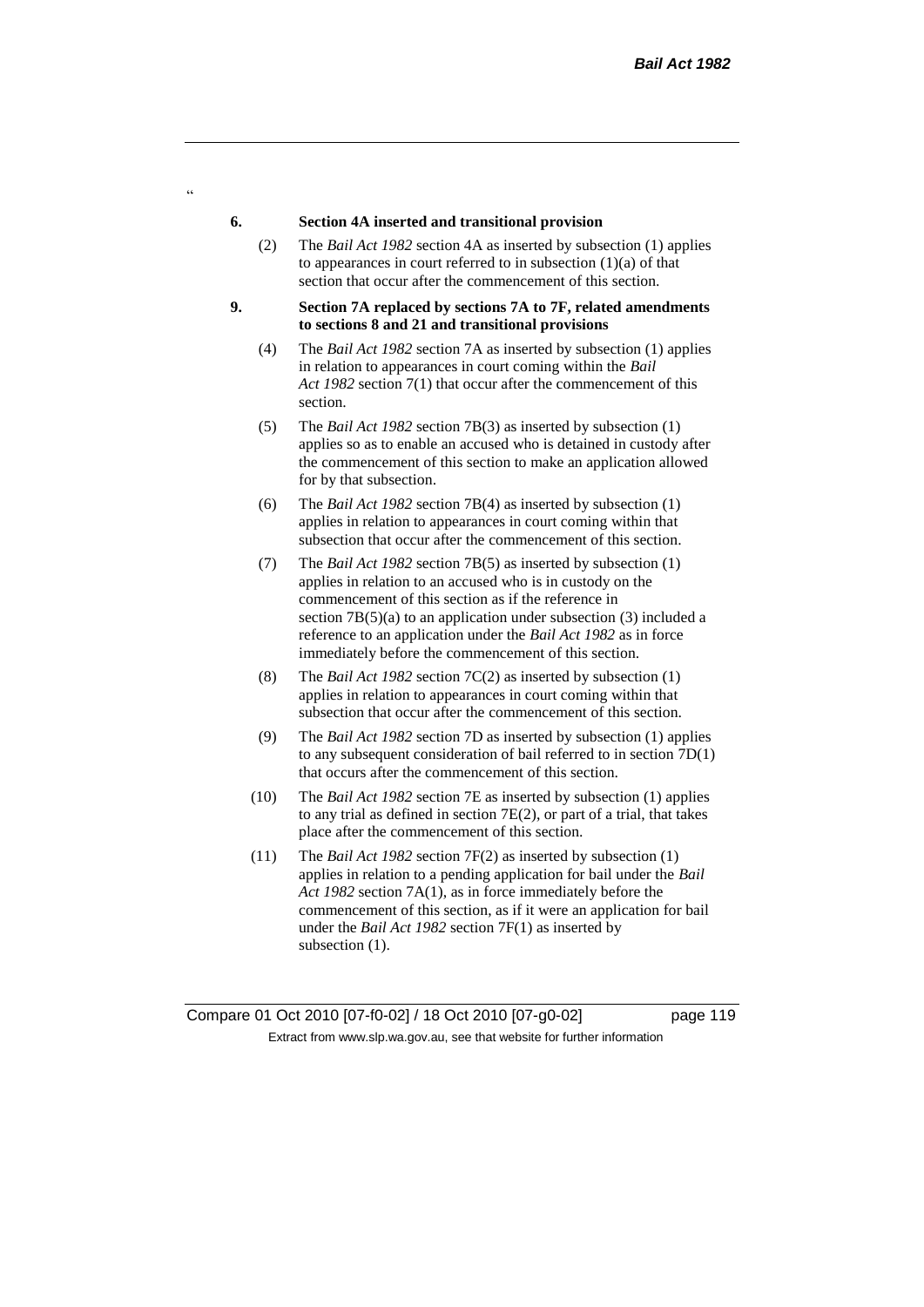"

**6. Section 4A inserted and transitional provision**

(2) The *Bail Act 1982* section 4A as inserted by subsection (1) applies to appearances in court referred to in subsection (1)(a) of that section that occur after the commencement of this section.

**9. Section 7A replaced by sections 7A to 7F, related amendments to sections 8 and 21 and transitional provisions**

(4) The *Bail Act 1982* section 7A as inserted by subsection (1) applies in relation to appearances in court coming within the *Bail Act 1982* section 7(1) that occur after the commencement of this section.

(5) The *Bail Act 1982* section 7B(3) as inserted by subsection (1) applies so as to enable an accused who is detained in custody after the commencement of this section to make an application allowed for by that subsection.

(6) The *Bail Act 1982* section 7B(4) as inserted by subsection (1) applies in relation to appearances in court coming within that subsection that occur after the commencement of this section.

(7) The *Bail Act 1982* section 7B(5) as inserted by subsection (1) applies in relation to an accused who is in custody on the commencement of this section as if the reference in section 7B(5)(a) to an application under subsection (3) included a reference to an application under the *Bail Act 1982* as in force immediately before the commencement of this section.

(8) The *Bail Act 1982* section 7C(2) as inserted by subsection (1) applies in relation to appearances in court coming within that subsection that occur after the commencement of this section.

(9) The *Bail Act 1982* section 7D as inserted by subsection (1) applies to any subsequent consideration of bail referred to in section 7D(1) that occurs after the commencement of this section.

(10) The *Bail Act 1982* section 7E as inserted by subsection (1) applies to any trial as defined in section 7E(2), or part of a trial, that takes place after the commencement of this section.

(11) The *Bail Act 1982* section 7F(2) as inserted by subsection (1) applies in relation to a pending application for bail under the *Bail Act 1982* section 7A(1), as in force immediately before the commencement of this section, as if it were an application for bail under the *Bail Act 1982* section 7F(1) as inserted by subsection (1).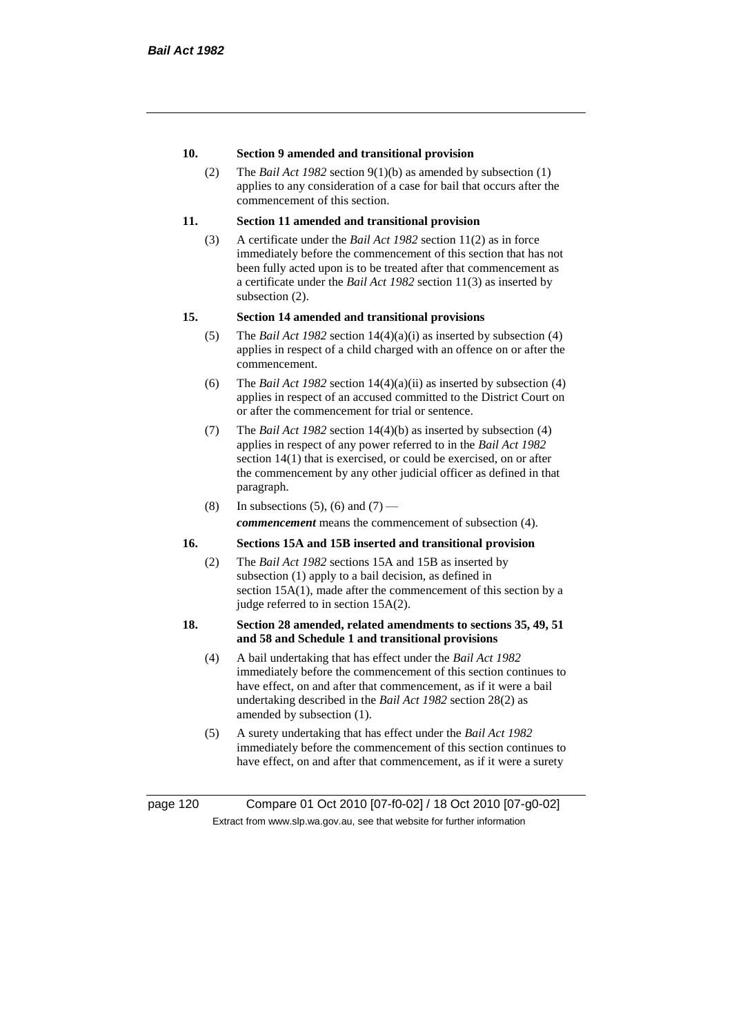**10. Section 9 amended and transitional provision**

(2) The *Bail Act 1982* section 9(1)(b) as amended by subsection (1) applies to any consideration of a case for bail that occurs after the commencement of this section.

**11. Section 11 amended and transitional provision**

(3) A certificate under the *Bail Act 1982* section 11(2) as in force immediately before the commencement of this section that has not been fully acted upon is to be treated after that commencement as a certificate under the *Bail Act 1982* section 11(3) as inserted by subsection (2).

**15. Section 14 amended and transitional provisions**

(5) The *Bail Act 1982* section 14(4)(a)(i) as inserted by subsection (4) applies in respect of a child charged with an offence on or after the commencement.

(6) The *Bail Act 1982* section 14(4)(a)(ii) as inserted by subsection (4) applies in respect of an accused committed to the District Court on or after the commencement for trial or sentence.

(7) The *Bail Act 1982* section 14(4)(b) as inserted by subsection (4) applies in respect of any power referred to in the *Bail Act 1982* section 14(1) that is exercised, or could be exercised, on or after the commencement by any other judicial officer as defined in that paragraph.

(8) In subsections (5), (6) and (7) —

***commencement*** means the commencement of subsection (4).

**16. Sections 15A and 15B inserted and transitional provision**

(2) The *Bail Act 1982* sections 15A and 15B as inserted by subsection (1) apply to a bail decision, as defined in section 15A(1), made after the commencement of this section by a judge referred to in section 15A(2).

**18. Section 28 amended, related amendments to sections 35, 49, 51 and 58 and Schedule 1 and transitional provisions**

(4) A bail undertaking that has effect under the *Bail Act 1982* immediately before the commencement of this section continues to have effect, on and after that commencement, as if it were a bail undertaking described in the *Bail Act 1982* section 28(2) as amended by subsection (1).

(5) A surety undertaking that has effect under the *Bail Act 1982* immediately before the commencement of this section continues to have effect, on and after that commencement, as if it were a surety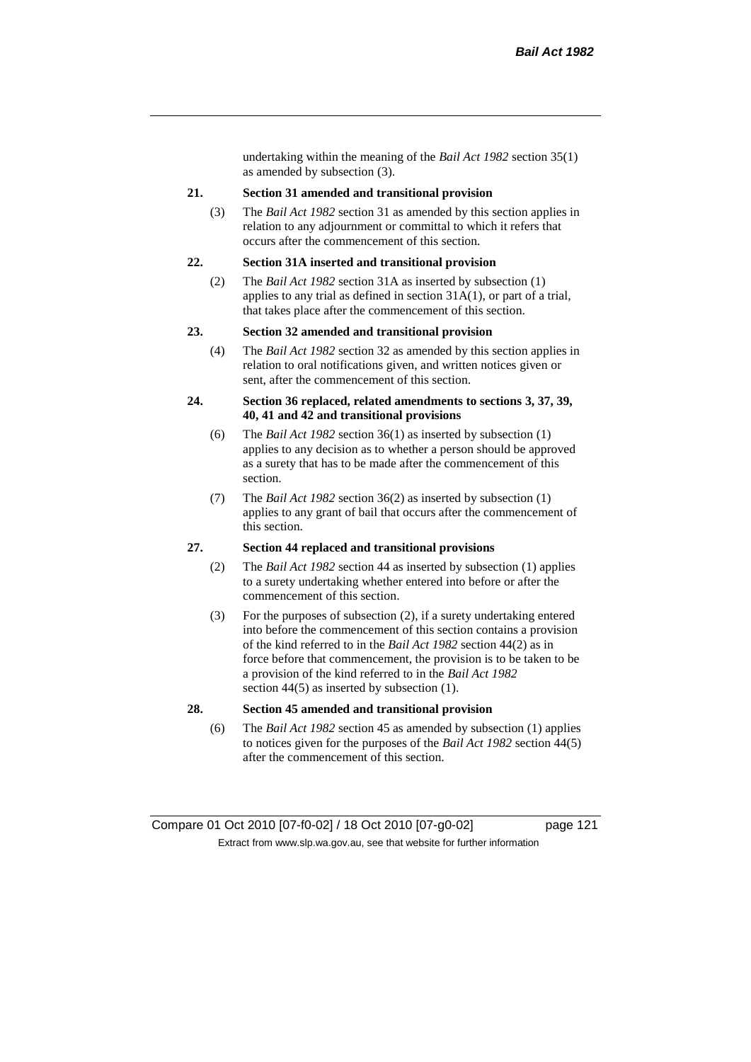undertaking within the meaning of the *Bail Act 1982* section 35(1) as amended by subsection (3).

**21. Section 31 amended and transitional provision**

(3) The *Bail Act 1982* section 31 as amended by this section applies in relation to any adjournment or committal to which it refers that occurs after the commencement of this section.

**22. Section 31A inserted and transitional provision**

(2) The *Bail Act 1982* section 31A as inserted by subsection (1) applies to any trial as defined in section 31A(1), or part of a trial, that takes place after the commencement of this section.

**23. Section 32 amended and transitional provision**

(4) The *Bail Act 1982* section 32 as amended by this section applies in relation to oral notifications given, and written notices given or sent, after the commencement of this section.

**24. Section 36 replaced, related amendments to sections 3, 37, 39, 40, 41 and 42 and transitional provisions**

(6) The *Bail Act 1982* section 36(1) as inserted by subsection (1) applies to any decision as to whether a person should be approved as a surety that has to be made after the commencement of this section.

(7) The *Bail Act 1982* section 36(2) as inserted by subsection (1) applies to any grant of bail that occurs after the commencement of this section.

**27. Section 44 replaced and transitional provisions**

(2) The *Bail Act 1982* section 44 as inserted by subsection (1) applies to a surety undertaking whether entered into before or after the commencement of this section.

(3) For the purposes of subsection (2), if a surety undertaking entered into before the commencement of this section contains a provision of the kind referred to in the *Bail Act 1982* section 44(2) as in force before that commencement, the provision is to be taken to be a provision of the kind referred to in the *Bail Act 1982* section 44(5) as inserted by subsection (1).

**28. Section 45 amended and transitional provision**

(6) The *Bail Act 1982* section 45 as amended by subsection (1) applies to notices given for the purposes of the *Bail Act 1982* section 44(5) after the commencement of this section.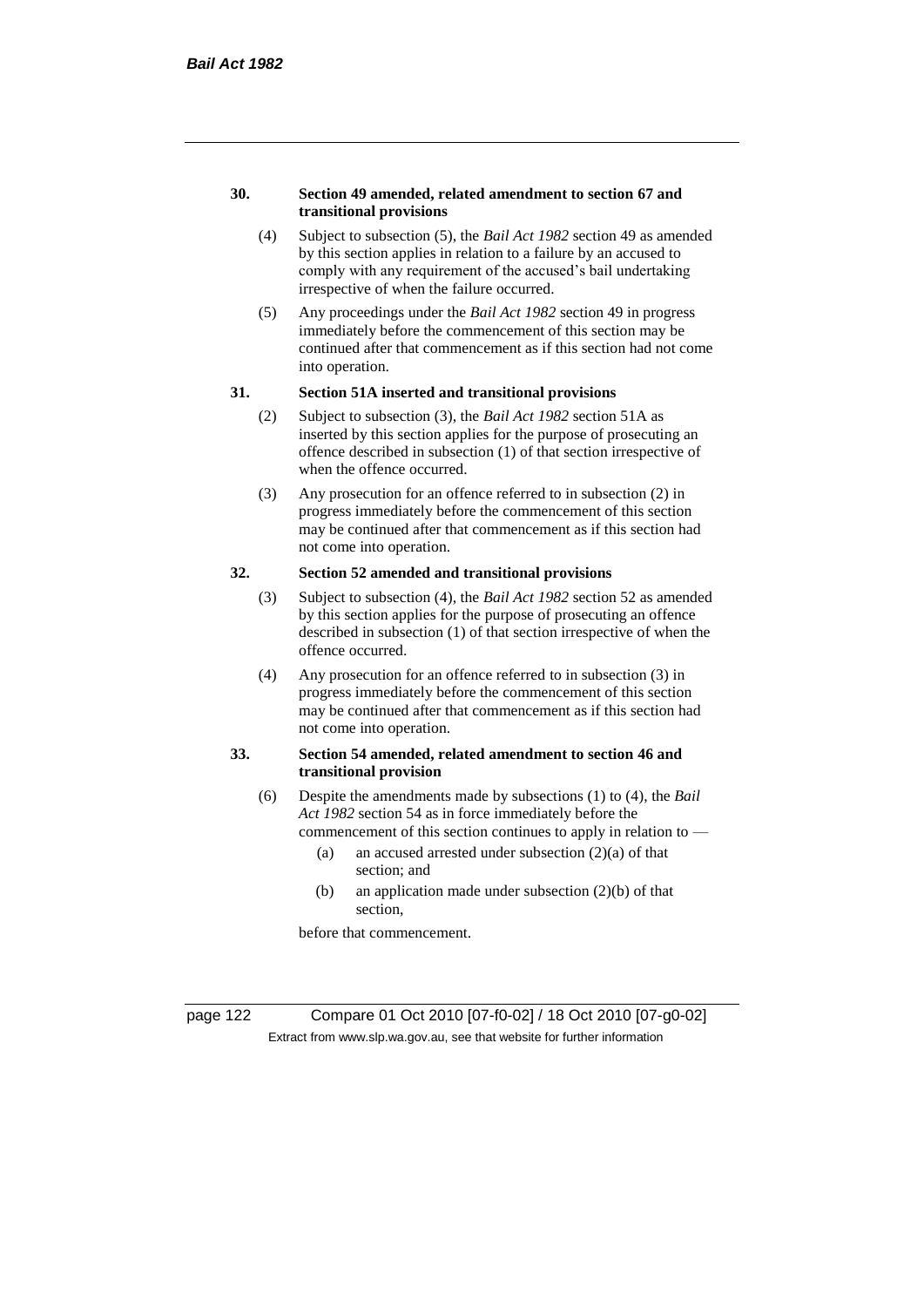**30. Section 49 amended, related amendment to section 67 and transitional provisions**

(4) Subject to subsection (5), the *Bail Act 1982* section 49 as amended by this section applies in relation to a failure by an accused to comply with any requirement of the accused's bail undertaking irrespective of when the failure occurred.

(5) Any proceedings under the *Bail Act 1982* section 49 in progress immediately before the commencement of this section may be continued after that commencement as if this section had not come into operation.

**31. Section 51A inserted and transitional provisions**

(2) Subject to subsection (3), the *Bail Act 1982* section 51A as inserted by this section applies for the purpose of prosecuting an offence described in subsection (1) of that section irrespective of when the offence occurred.

(3) Any prosecution for an offence referred to in subsection (2) in progress immediately before the commencement of this section may be continued after that commencement as if this section had not come into operation.

**32. Section 52 amended and transitional provisions**

(3) Subject to subsection (4), the *Bail Act 1982* section 52 as amended by this section applies for the purpose of prosecuting an offence described in subsection (1) of that section irrespective of when the offence occurred.

(4) Any prosecution for an offence referred to in subsection (3) in progress immediately before the commencement of this section may be continued after that commencement as if this section had not come into operation.

**33. Section 54 amended, related amendment to section 46 and transitional provision**

(6) Despite the amendments made by subsections (1) to (4), the *Bail Act 1982* section 54 as in force immediately before the commencement of this section continues to apply in relation to —

(a) an accused arrested under subsection (2)(a) of that section; and

(b) an application made under subsection (2)(b) of that section,

before that commencement.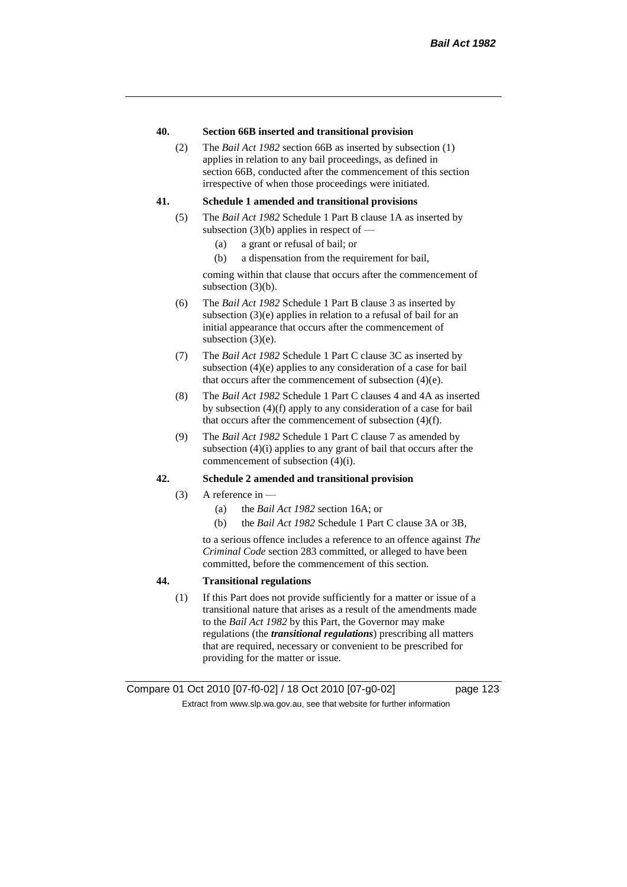**40. Section 66B inserted and transitional provision**

(2) The *Bail Act 1982* section 66B as inserted by subsection (1) applies in relation to any bail proceedings, as defined in section 66B, conducted after the commencement of this section irrespective of when those proceedings were initiated.

**41. Schedule 1 amended and transitional provisions**

(5) The *Bail Act 1982* Schedule 1 Part B clause 1A as inserted by subsection (3)(b) applies in respect of —

- (a) a grant or refusal of bail; or
- (b) a dispensation from the requirement for bail,

coming within that clause that occurs after the commencement of subsection (3)(b).

(6) The *Bail Act 1982* Schedule 1 Part B clause 3 as inserted by subsection (3)(e) applies in relation to a refusal of bail for an initial appearance that occurs after the commencement of subsection (3)(e).

(7) The *Bail Act 1982* Schedule 1 Part C clause 3C as inserted by subsection (4)(e) applies to any consideration of a case for bail that occurs after the commencement of subsection (4)(e).

(8) The *Bail Act 1982* Schedule 1 Part C clauses 4 and 4A as inserted by subsection (4)(f) apply to any consideration of a case for bail that occurs after the commencement of subsection (4)(f).

(9) The *Bail Act 1982* Schedule 1 Part C clause 7 as amended by subsection (4)(i) applies to any grant of bail that occurs after the commencement of subsection (4)(i).

**42. Schedule 2 amended and transitional provision**

(3) A reference in —

- (a) the *Bail Act 1982* section 16A; or
- (b) the *Bail Act 1982* Schedule 1 Part C clause 3A or 3B,

to a serious offence includes a reference to an offence against *The Criminal Code* section 283 committed, or alleged to have been committed, before the commencement of this section.

**44. Transitional regulations**

(1) If this Part does not provide sufficiently for a matter or issue of a transitional nature that arises as a result of the amendments made to the *Bail Act 1982* by this Part, the Governor may make regulations (the ***transitional regulations***) prescribing all matters that are required, necessary or convenient to be prescribed for providing for the matter or issue.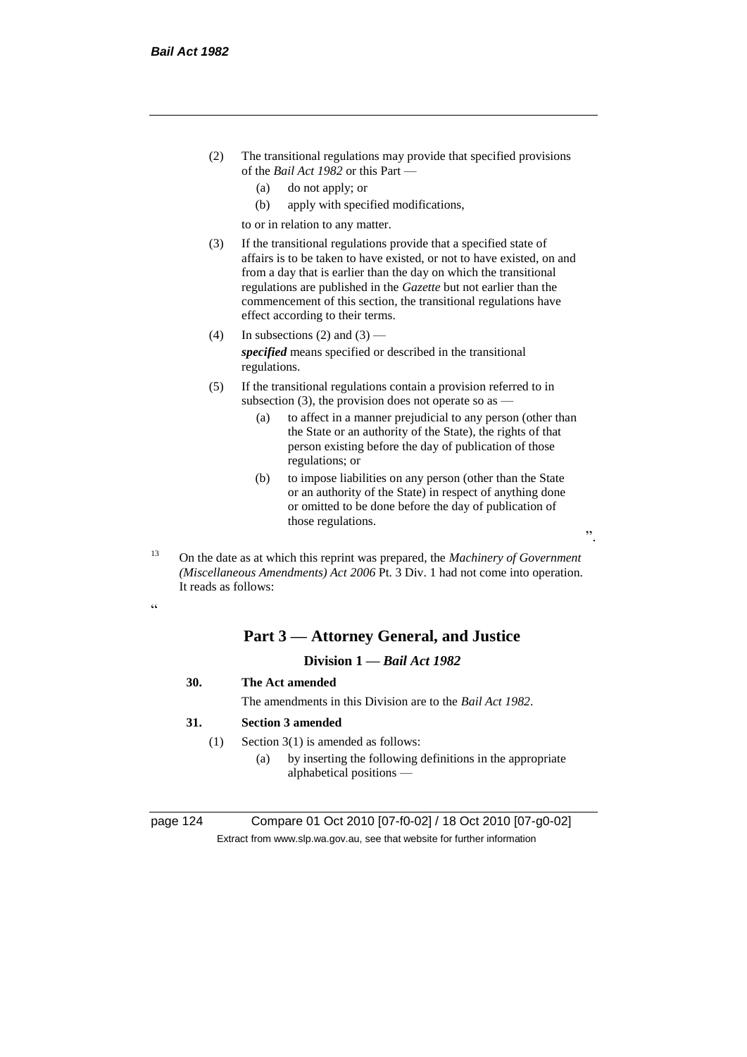(2) The transitional regulations may provide that specified provisions of the *Bail Act 1982* or this Part —

(a) do not apply; or

(b) apply with specified modifications,

to or in relation to any matter.

(3) If the transitional regulations provide that a specified state of affairs is to be taken to have existed, or not to have existed, on and from a day that is earlier than the day on which the transitional regulations are published in the *Gazette* but not earlier than the commencement of this section, the transitional regulations have effect according to their terms.

(4) In subsections (2) and (3) —

***specified*** means specified or described in the transitional regulations.

(5) If the transitional regulations contain a provision referred to in subsection (3), the provision does not operate so as —

(a) to affect in a manner prejudicial to any person (other than the State or an authority of the State), the rights of that person existing before the day of publication of those regulations; or

(b) to impose liabilities on any person (other than the State or an authority of the State) in respect of anything done or omitted to be done before the day of publication of those regulations.

".

[13] On the date as at which this reprint was prepared, the *Machinery of Government (Miscellaneous Amendments) Act 2006* Pt. 3 Div. 1 had not come into operation. It reads as follows:

"

## Part 3 — Attorney General, and Justice

### Division 1 — *Bail Act 1982*

**30. The Act amended**

The amendments in this Division are to the *Bail Act 1982*.

**31. Section 3 amended**

(1) Section 3(1) is amended as follows:

(a) by inserting the following definitions in the appropriate alphabetical positions —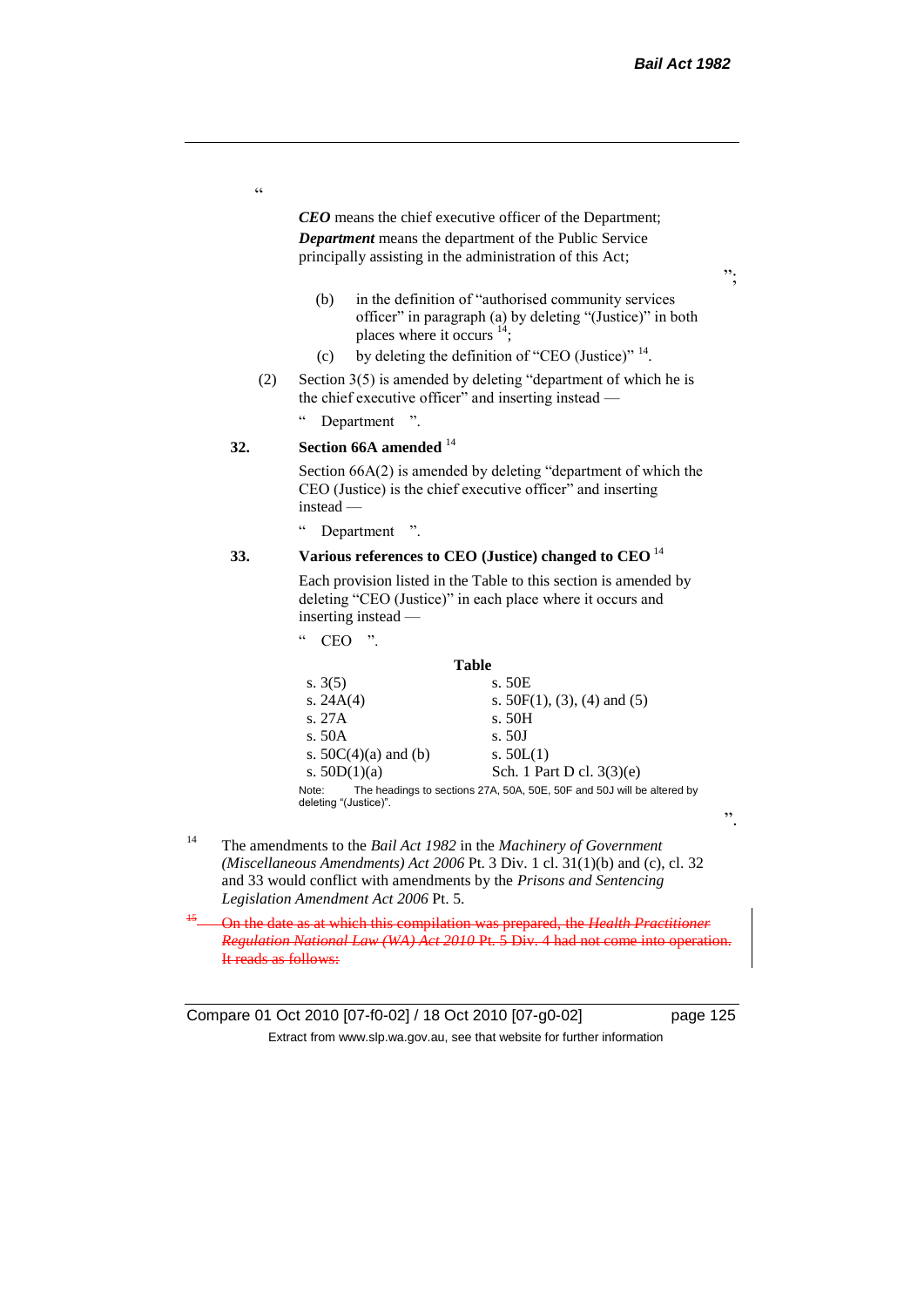"

*CEO* means the chief executive officer of the Department;

***Department*** means the department of the Public Service principally assisting in the administration of this Act;

";

(b) in the definition of "authorised community services officer" in paragraph (a) by deleting "(Justice)" in both places where it occurs [14];

(c) by deleting the definition of "CEO (Justice)" [14].

(2) Section 3(5) is amended by deleting "department of which he is the chief executive officer" and inserting instead —

" Department ".

**32. Section 66A amended** [14]

Section 66A(2) is amended by deleting "department of which the CEO (Justice) is the chief executive officer" and inserting instead —

" Department ".

**33. Various references to CEO (Justice) changed to CEO** [14]

Each provision listed in the Table to this section is amended by deleting "CEO (Justice)" in each place where it occurs and inserting instead —

" CEO ".

**Table**

| | |
|---|---|
| s. 3(5) | s. 50E |
| s. 24A(4) | s. 50F(1), (3), (4) and (5) |
| s. 27A | s. 50H |
| s. 50A | s. 50J |
| s. 50C(4)(a) and (b) | s. 50L(1) |
| s. 50D(1)(a) | Sch. 1 Part D cl. 3(3)(e) |

Note: The headings to sections 27A, 50A, 50E, 50F and 50J will be altered by deleting "(Justice)".

".

[14] The amendments to the *Bail Act 1982* in the *Machinery of Government (Miscellaneous Amendments) Act 2006* Pt. 3 Div. 1 cl. 31(1)(b) and (c), cl. 32 and 33 would conflict with amendments by the *Prisons and Sentencing Legislation Amendment Act 2006* Pt. 5.

[15] ~~On the date as at which this compilation was prepared, the *Health Practitioner Regulation National Law (WA) Act 2010* Pt. 5 Div. 4 had not come into operation. It reads as follows:~~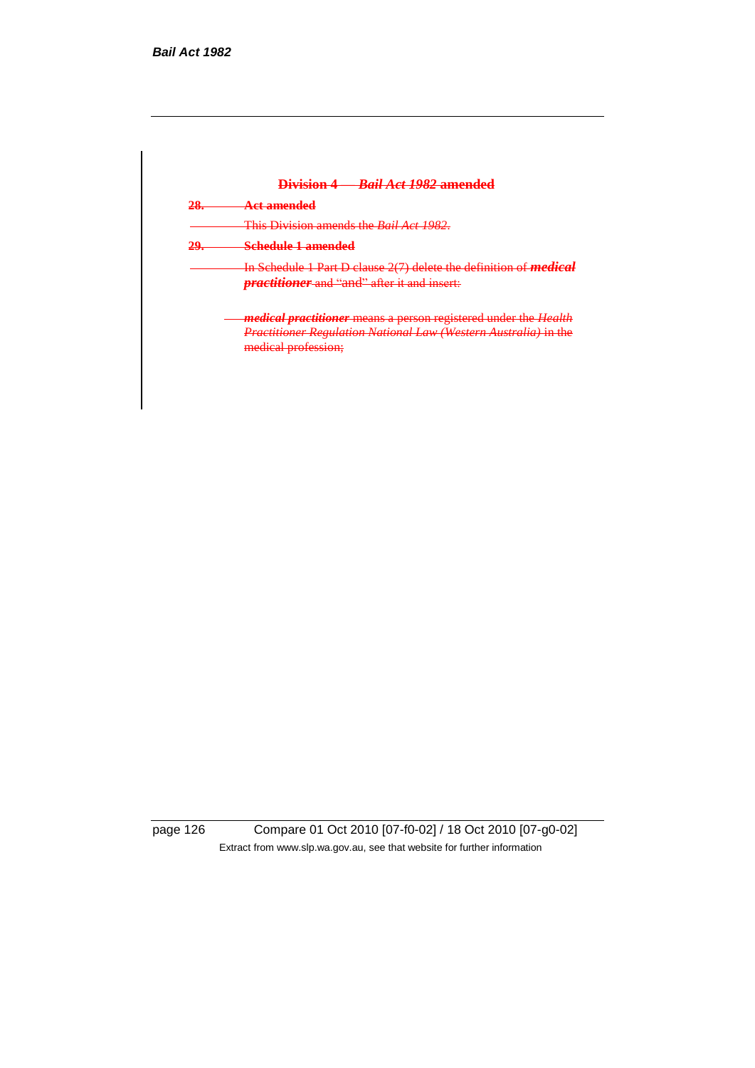## Division 4 — *Bail Act 1982* amended

**28. Act amended**

This Division amends the *Bail Act 1982*.

**29. Schedule 1 amended**

In Schedule 1 Part D clause 2(7) delete the definition of ***medical practitioner*** and "and" after it and insert:

> ***medical practitioner*** means a person registered under the *Health Practitioner Regulation National Law (Western Australia)* in the medical profession;